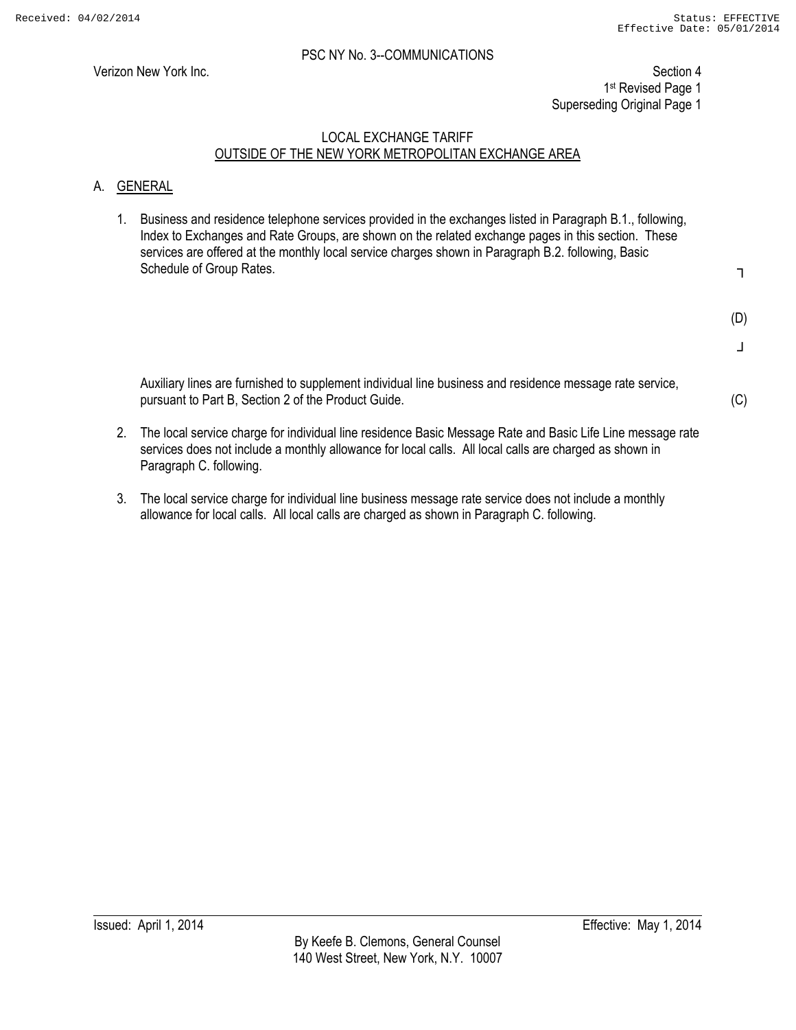PSC NY No. 3--COMMUNICATIONS

Verizon New York Inc.

Section 4
1st Revised Page 1
Superseding Original Page 1

## LOCAL EXCHANGE TARIFF
## OUTSIDE OF THE NEW YORK METROPOLITAN EXCHANGE AREA

### A. GENERAL

1. Business and residence telephone services provided in the exchanges listed in Paragraph B.1., following, Index to Exchanges and Rate Groups, are shown on the related exchange pages in this section. These services are offered at the monthly local service charges shown in Paragraph B.2. following, Basic Schedule of Group Rates.

   (D)

   Auxiliary lines are furnished to supplement individual line business and residence message rate service, pursuant to Part B, Section 2 of the Product Guide. (C)

2. The local service charge for individual line residence Basic Message Rate and Basic Life Line message rate services does not include a monthly allowance for local calls. All local calls are charged as shown in Paragraph C. following.

3. The local service charge for individual line business message rate service does not include a monthly allowance for local calls. All local calls are charged as shown in Paragraph C. following.

Issued: April 1, 2014

Effective: May 1, 2014

By Keefe B. Clemons, General Counsel
140 West Street, New York, N.Y. 10007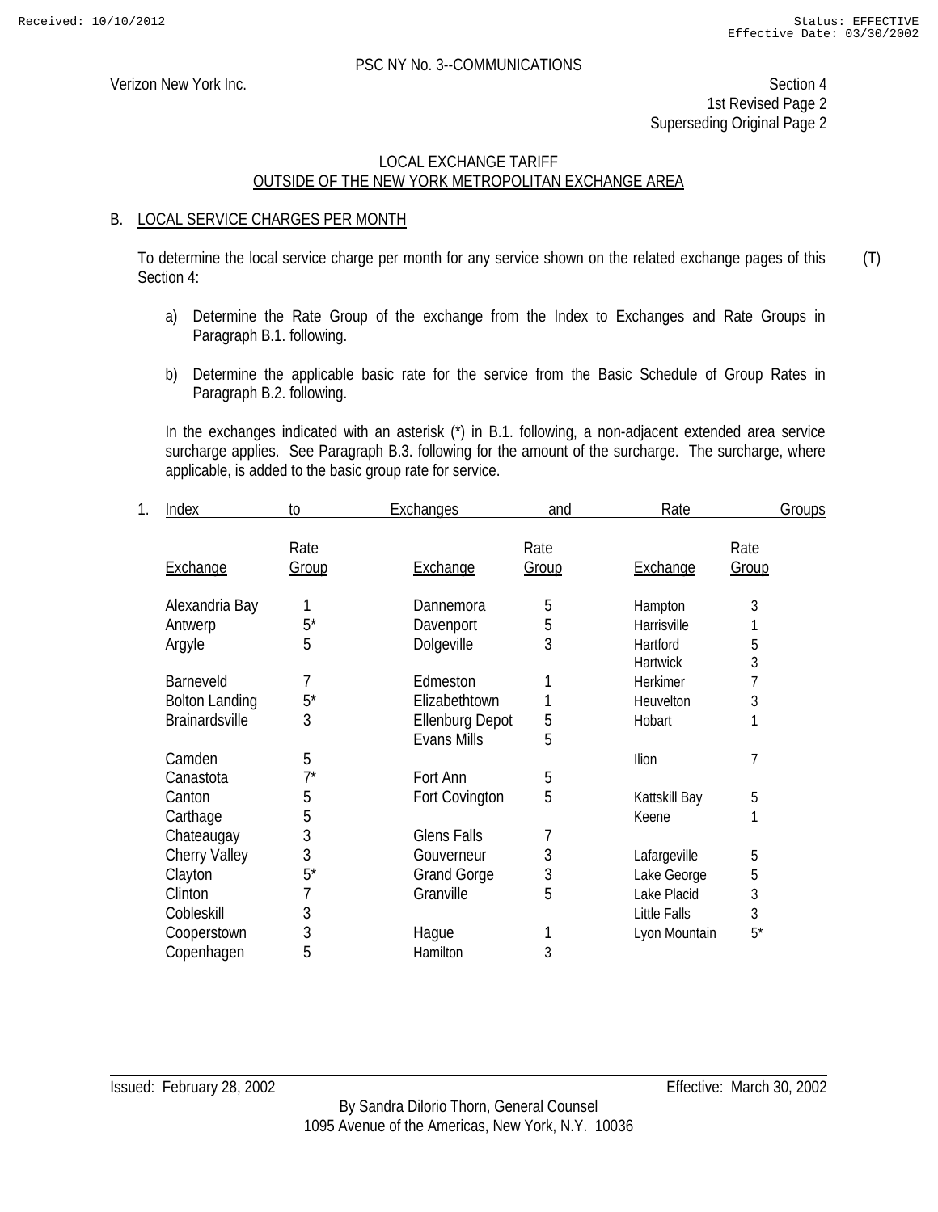PSC NY No. 3--COMMUNICATIONS

Verizon New York Inc.

Section 4
1st Revised Page 2
Superseding Original Page 2

LOCAL EXCHANGE TARIFF
OUTSIDE OF THE NEW YORK METROPOLITAN EXCHANGE AREA

B. LOCAL SERVICE CHARGES PER MONTH

To determine the local service charge per month for any service shown on the related exchange pages of this Section 4: (T)

a) Determine the Rate Group of the exchange from the Index to Exchanges and Rate Groups in Paragraph B.1. following.

b) Determine the applicable basic rate for the service from the Basic Schedule of Group Rates in Paragraph B.2. following.

In the exchanges indicated with an asterisk (*) in B.1. following, a non-adjacent extended area service surcharge applies. See Paragraph B.3. following for the amount of the surcharge. The surcharge, where applicable, is added to the basic group rate for service.

1. Index to Exchanges and Rate Groups

| Exchange | Rate Group | Exchange | Rate Group | Exchange | Rate Group |
|---|---|---|---|---|---|
| Alexandria Bay | 1 | Dannemora | 5 | Hampton | 3 |
| Antwerp | 5* | Davenport | 5 | Harrisville | 1 |
| Argyle | 5 | Dolgeville | 3 | Hartford | 5 |
| | | | | Hartwick | 3 |
| Barneveld | 7 | Edmeston | 1 | Herkimer | 7 |
| Bolton Landing | 5* | Elizabethtown | 1 | Heuvelton | 3 |
| Brainardsville | 3 | Ellenburg Depot | 5 | Hobart | 1 |
| | | Evans Mills | 5 | | |
| Camden | 5 | | | Ilion | 7 |
| Canastota | 7* | Fort Ann | 5 | | |
| Canton | 5 | Fort Covington | 5 | Kattskill Bay | 5 |
| Carthage | 5 | | | Keene | 1 |
| Chateaugay | 3 | Glens Falls | 7 | | |
| Cherry Valley | 3 | Gouverneur | 3 | Lafargeville | 5 |
| Clayton | 5* | Grand Gorge | 3 | Lake George | 5 |
| Clinton | 7 | Granville | 5 | Lake Placid | 3 |
| Cobleskill | 3 | | | Little Falls | 3 |
| Cooperstown | 3 | Hague | 1 | Lyon Mountain | 5* |
| Copenhagen | 5 | Hamilton | 3 | | |

Issued: February 28, 2002 Effective: March 30, 2002

By Sandra Dilorio Thorn, General Counsel
1095 Avenue of the Americas, New York, N.Y. 10036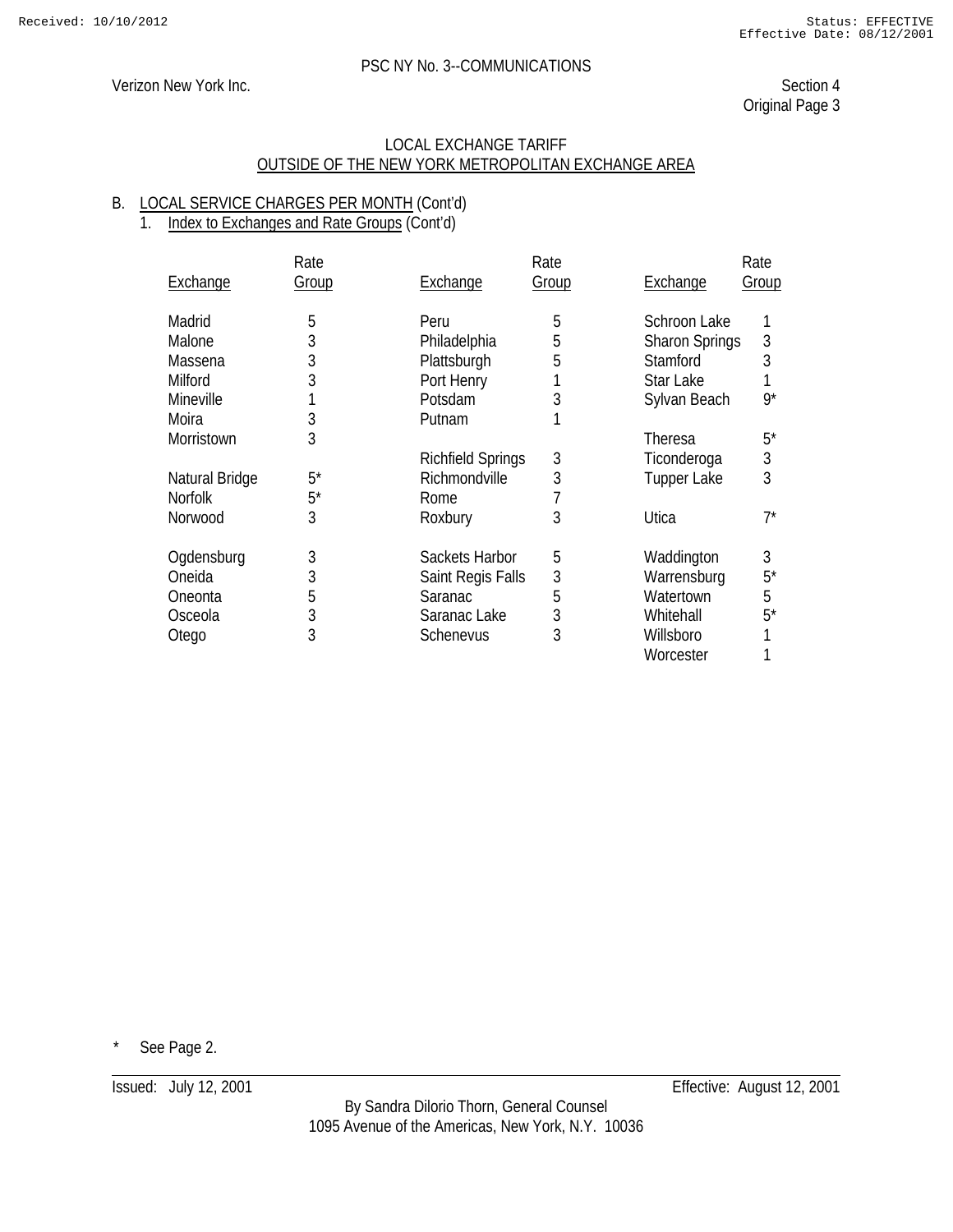PSC NY No. 3--COMMUNICATIONS

Verizon New York Inc.

Section 4
Original Page 3

LOCAL EXCHANGE TARIFF
OUTSIDE OF THE NEW YORK METROPOLITAN EXCHANGE AREA

B. LOCAL SERVICE CHARGES PER MONTH (Cont'd)

1. Index to Exchanges and Rate Groups (Cont'd)

| Exchange | Rate Group | Exchange | Rate Group | Exchange | Rate Group |
|---|---|---|---|---|---|
| Madrid | 5 | Peru | 5 | Schroon Lake | 1 |
| Malone | 3 | Philadelphia | 5 | Sharon Springs | 3 |
| Massena | 3 | Plattsburgh | 5 | Stamford | 3 |
| Milford | 3 | Port Henry | 1 | Star Lake | 1 |
| Mineville | 1 | Potsdam | 3 | Sylvan Beach | 9* |
| Moira | 3 | Putnam | 1 | | |
| Morristown | 3 | | | Theresa | 5* |
| | | Richfield Springs | 3 | Ticonderoga | 3 |
| Natural Bridge | 5* | Richmondville | 3 | Tupper Lake | 3 |
| Norfolk | 5* | Rome | 7 | | |
| Norwood | 3 | Roxbury | 3 | Utica | 7* |
| | | | | | |
| Ogdensburg | 3 | Sackets Harbor | 5 | Waddington | 3 |
| Oneida | 3 | Saint Regis Falls | 3 | Warrensburg | 5* |
| Oneonta | 5 | Saranac | 5 | Watertown | 5 |
| Osceola | 3 | Saranac Lake | 3 | Whitehall | 5* |
| Otego | 3 | Schenevus | 3 | Willsboro | 1 |
| | | | | Worcester | 1 |

\* See Page 2.

Issued: July 12, 2001 Effective: August 12, 2001

By Sandra Dilorio Thorn, General Counsel
1095 Avenue of the Americas, New York, N.Y. 10036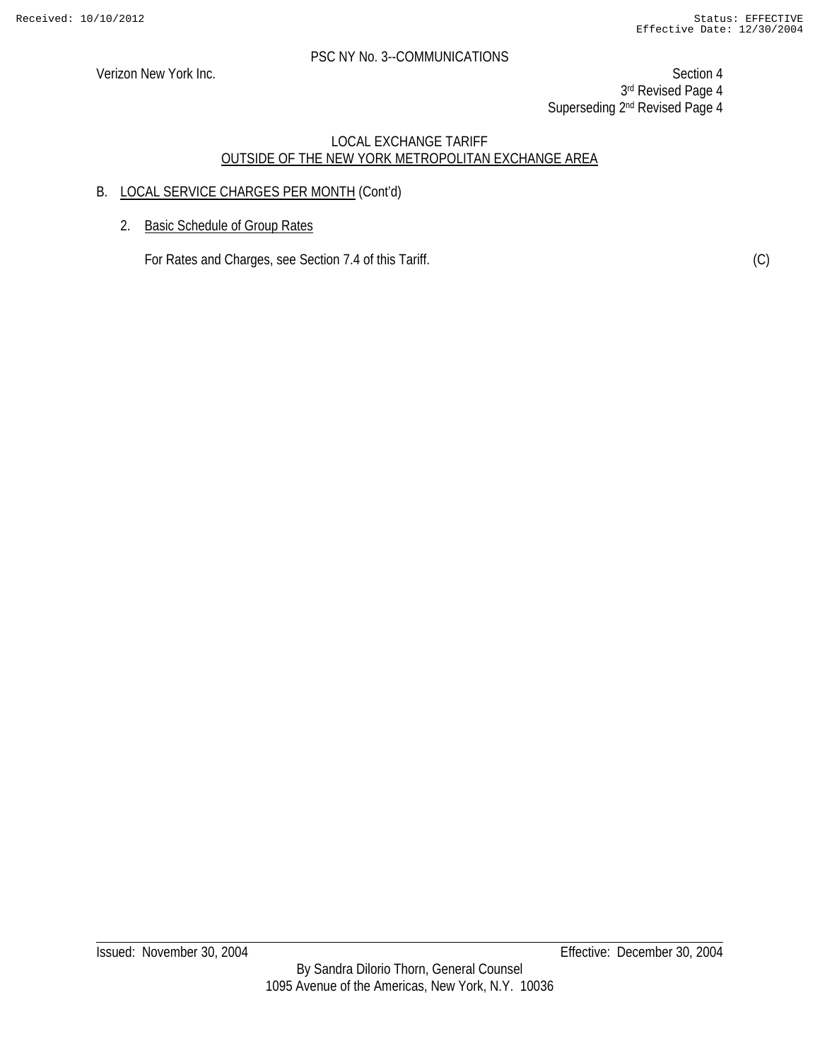PSC NY No. 3--COMMUNICATIONS

Verizon New York Inc.

Section 4
3rd Revised Page 4
Superseding 2nd Revised Page 4

LOCAL EXCHANGE TARIFF
OUTSIDE OF THE NEW YORK METROPOLITAN EXCHANGE AREA

B. LOCAL SERVICE CHARGES PER MONTH (Cont'd)

2. Basic Schedule of Group Rates

For Rates and Charges, see Section 7.4 of this Tariff. (C)

Issued: November 30, 2004

Effective: December 30, 2004

By Sandra Dilorio Thorn, General Counsel
1095 Avenue of the Americas, New York, N.Y. 10036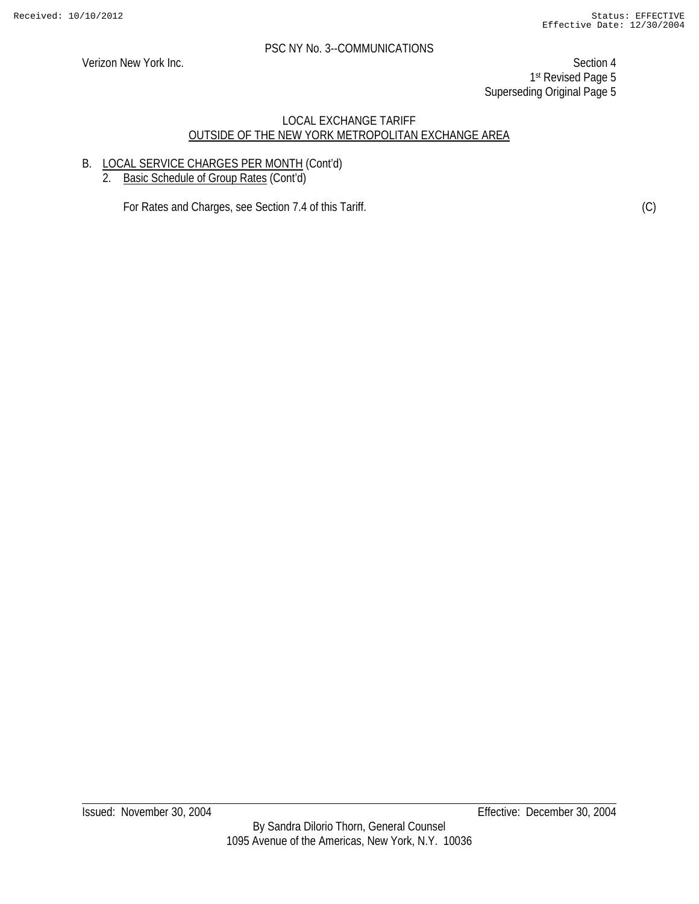PSC NY No. 3--COMMUNICATIONS

Verizon New York Inc.

Section 4
1st Revised Page 5
Superseding Original Page 5

LOCAL EXCHANGE TARIFF
OUTSIDE OF THE NEW YORK METROPOLITAN EXCHANGE AREA

B. LOCAL SERVICE CHARGES PER MONTH (Cont'd)

2. Basic Schedule of Group Rates (Cont'd)

For Rates and Charges, see Section 7.4 of this Tariff. (C)

Issued: November 30, 2004 Effective: December 30, 2004

By Sandra Dilorio Thorn, General Counsel
1095 Avenue of the Americas, New York, N.Y. 10036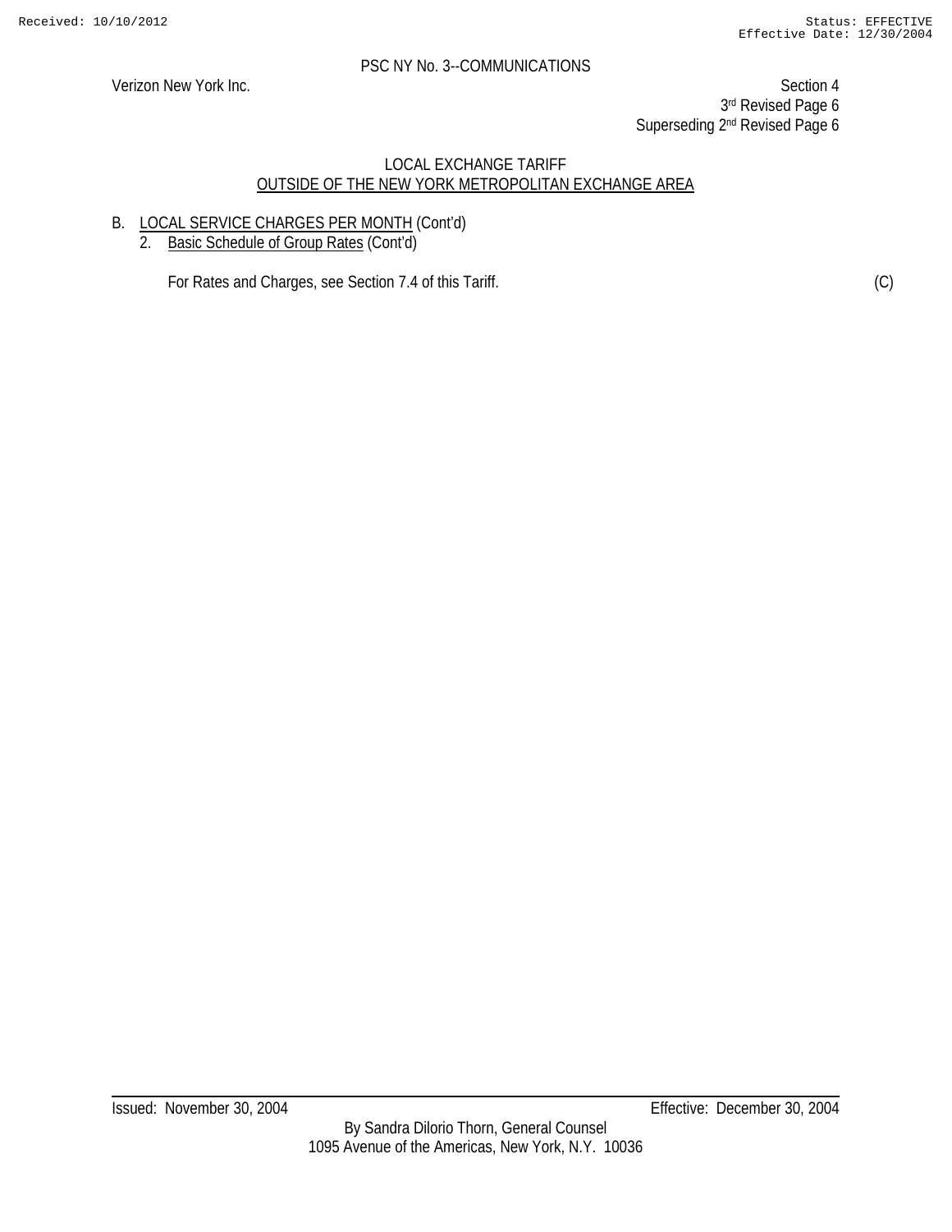PSC NY No. 3--COMMUNICATIONS

Verizon New York Inc.

Section 4
3rd Revised Page 6
Superseding 2nd Revised Page 6

LOCAL EXCHANGE TARIFF
OUTSIDE OF THE NEW YORK METROPOLITAN EXCHANGE AREA

B. LOCAL SERVICE CHARGES PER MONTH (Cont'd)

2. Basic Schedule of Group Rates (Cont'd)

For Rates and Charges, see Section 7.4 of this Tariff. (C)

Issued: November 30, 2004 Effective: December 30, 2004

By Sandra Dilorio Thorn, General Counsel
1095 Avenue of the Americas, New York, N.Y. 10036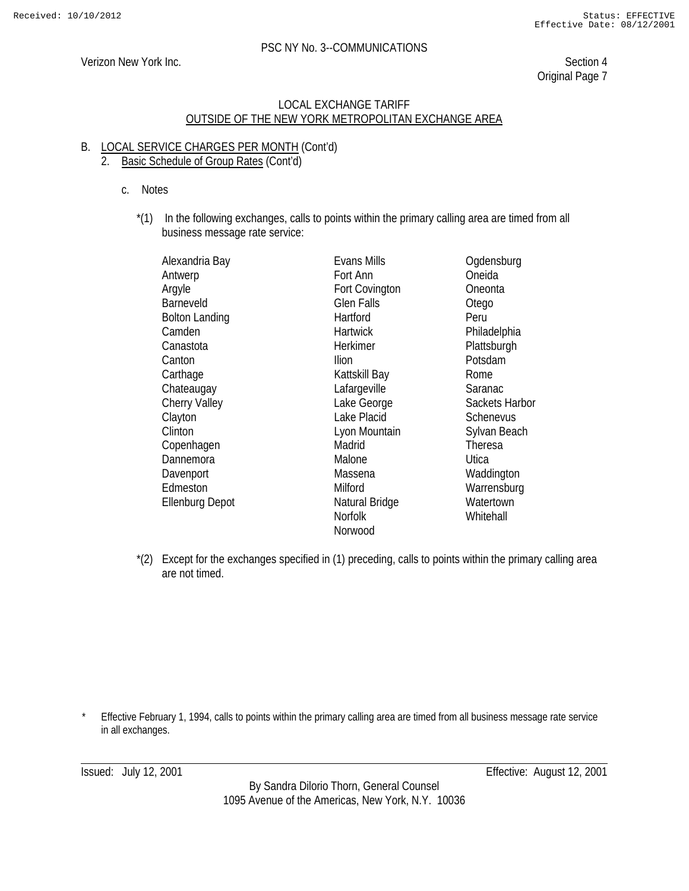PSC NY No. 3--COMMUNICATIONS

Verizon New York Inc.

Section 4
Original Page 7

## LOCAL EXCHANGE TARIFF
## OUTSIDE OF THE NEW YORK METROPOLITAN EXCHANGE AREA

B. LOCAL SERVICE CHARGES PER MONTH (Cont'd)

2. Basic Schedule of Group Rates (Cont'd)

c. Notes

*(1) In the following exchanges, calls to points within the primary calling area are timed from all business message rate service:

Alexandria Bay
Antwerp
Argyle
Barneveld
Bolton Landing
Camden
Canastota
Canton
Carthage
Chateaugay
Cherry Valley
Clayton
Clinton
Copenhagen
Dannemora
Davenport
Edmeston
Ellenburg Depot
Evans Mills
Fort Ann
Fort Covington
Glen Falls
Hartford
Hartwick
Herkimer
Ilion
Kattskill Bay
Lafargeville
Lake George
Lake Placid
Lyon Mountain
Madrid
Malone
Massena
Milford
Natural Bridge
Norfolk
Norwood
Ogdensburg
Oneida
Oneonta
Otego
Peru
Philadelphia
Plattsburgh
Potsdam
Rome
Saranac
Sackets Harbor
Schenevus
Sylvan Beach
Theresa
Utica
Waddington
Warrensburg
Watertown
Whitehall

*(2) Except for the exchanges specified in (1) preceding, calls to points within the primary calling area are not timed.

\* Effective February 1, 1994, calls to points within the primary calling area are timed from all business message rate service in all exchanges.

Issued: July 12, 2001

Effective: August 12, 2001

By Sandra Dilorio Thorn, General Counsel
1095 Avenue of the Americas, New York, N.Y. 10036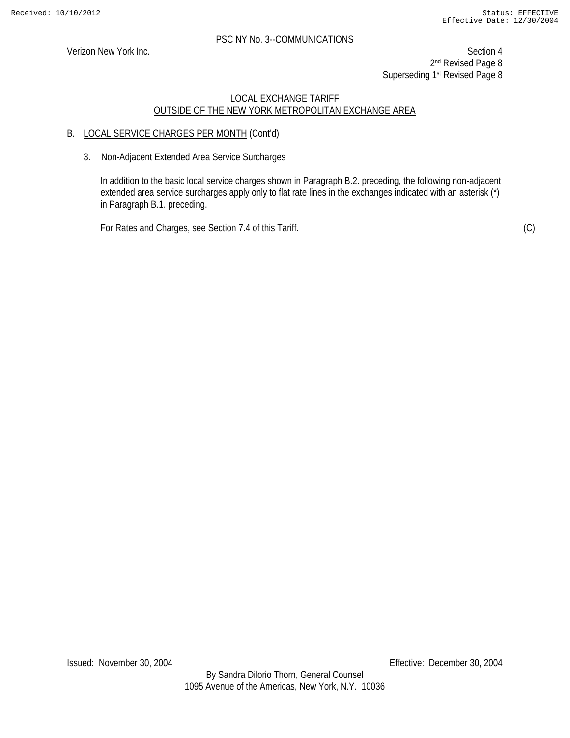PSC NY No. 3--COMMUNICATIONS

Verizon New York Inc.

Section 4
2nd Revised Page 8
Superseding 1st Revised Page 8

LOCAL EXCHANGE TARIFF
OUTSIDE OF THE NEW YORK METROPOLITAN EXCHANGE AREA

B. LOCAL SERVICE CHARGES PER MONTH (Cont'd)

3. Non-Adjacent Extended Area Service Surcharges

In addition to the basic local service charges shown in Paragraph B.2. preceding, the following non-adjacent extended area service surcharges apply only to flat rate lines in the exchanges indicated with an asterisk (*) in Paragraph B.1. preceding.

For Rates and Charges, see Section 7.4 of this Tariff. (C)

Issued: November 30, 2004

Effective: December 30, 2004

By Sandra Dilorio Thorn, General Counsel
1095 Avenue of the Americas, New York, N.Y. 10036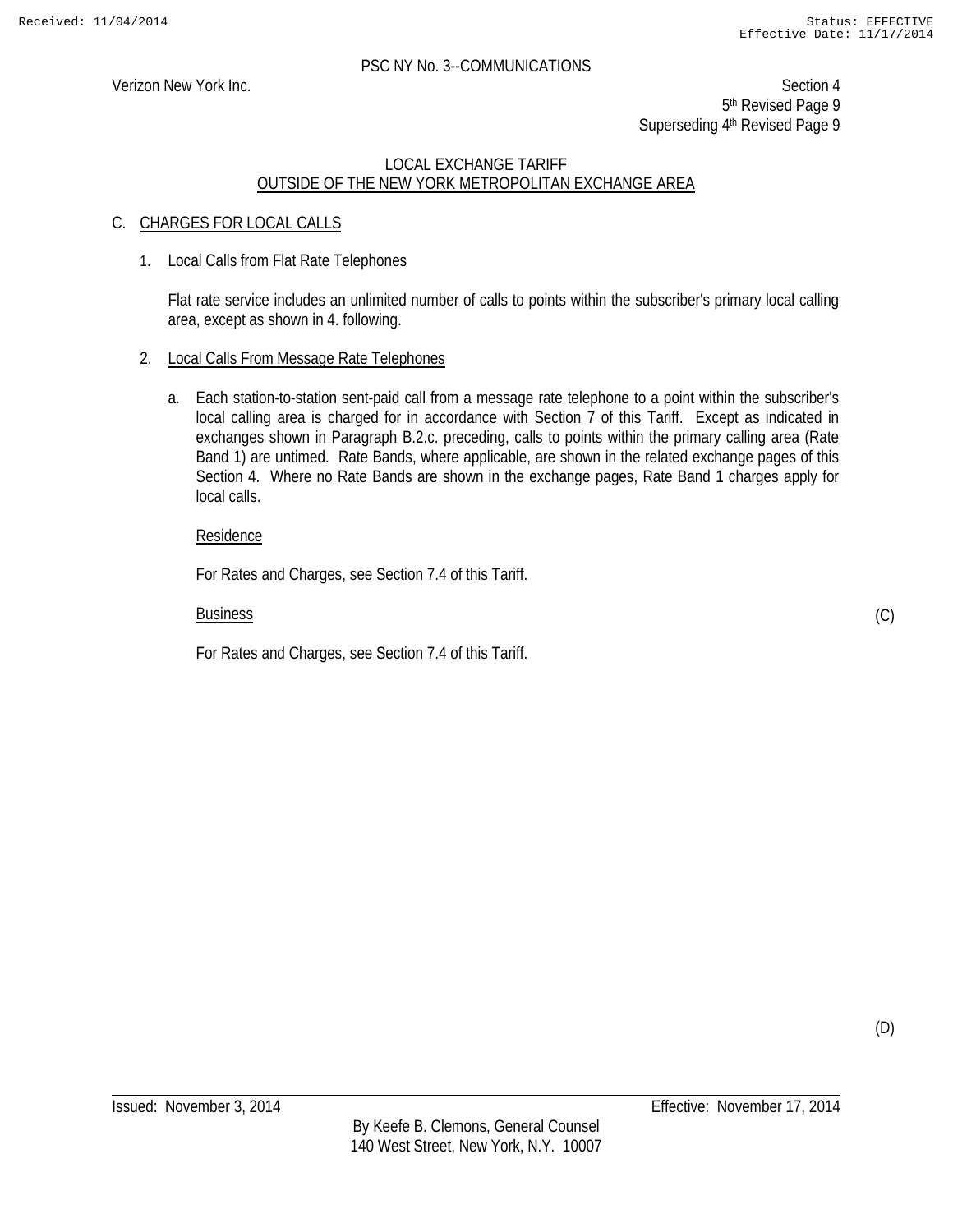PSC NY No. 3--COMMUNICATIONS

Verizon New York Inc.

Section 4
5th Revised Page 9
Superseding 4th Revised Page 9

LOCAL EXCHANGE TARIFF
OUTSIDE OF THE NEW YORK METROPOLITAN EXCHANGE AREA

## C. CHARGES FOR LOCAL CALLS

### 1. Local Calls from Flat Rate Telephones

Flat rate service includes an unlimited number of calls to points within the subscriber's primary local calling area, except as shown in 4. following.

### 2. Local Calls From Message Rate Telephones

a. Each station-to-station sent-paid call from a message rate telephone to a point within the subscriber's local calling area is charged for in accordance with Section 7 of this Tariff. Except as indicated in exchanges shown in Paragraph B.2.c. preceding, calls to points within the primary calling area (Rate Band 1) are untimed. Rate Bands, where applicable, are shown in the related exchange pages of this Section 4. Where no Rate Bands are shown in the exchange pages, Rate Band 1 charges apply for local calls.

Residence

For Rates and Charges, see Section 7.4 of this Tariff.

Business (C)

For Rates and Charges, see Section 7.4 of this Tariff.

(D)

Issued: November 3, 2014

Effective: November 17, 2014

By Keefe B. Clemons, General Counsel
140 West Street, New York, N.Y. 10007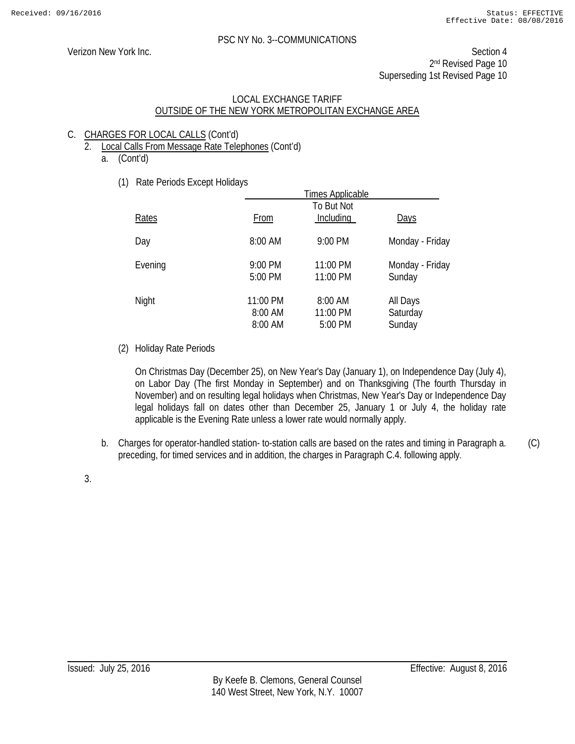PSC NY No. 3--COMMUNICATIONS

Verizon New York Inc.

Section 4
2nd Revised Page 10
Superseding 1st Revised Page 10

LOCAL EXCHANGE TARIFF
OUTSIDE OF THE NEW YORK METROPOLITAN EXCHANGE AREA

C. CHARGES FOR LOCAL CALLS (Cont'd)

2. Local Calls From Message Rate Telephones (Cont'd)

a. (Cont'd)

(1) Rate Periods Except Holidays

| Rates | Times Applicable | | |
|---|---|---|---|
| | From | To But Not Including | Days |
| Day | 8:00 AM | 9:00 PM | Monday - Friday |
| Evening | 9:00 PM | 11:00 PM | Monday - Friday |
| | 5:00 PM | 11:00 PM | Sunday |
| Night | 11:00 PM | 8:00 AM | All Days |
| | 8:00 AM | 11:00 PM | Saturday |
| | 8:00 AM | 5:00 PM | Sunday |

(2) Holiday Rate Periods

On Christmas Day (December 25), on New Year's Day (January 1), on Independence Day (July 4), on Labor Day (The first Monday in September) and on Thanksgiving (The fourth Thursday in November) and on resulting legal holidays when Christmas, New Year's Day or Independence Day legal holidays fall on dates other than December 25, January 1 or July 4, the holiday rate applicable is the Evening Rate unless a lower rate would normally apply.

b. Charges for operator-handled station- to-station calls are based on the rates and timing in Paragraph a. preceding, for timed services and in addition, the charges in Paragraph C.4. following apply. (C)

3.

Issued: July 25, 2016

Effective: August 8, 2016

By Keefe B. Clemons, General Counsel
140 West Street, New York, N.Y. 10007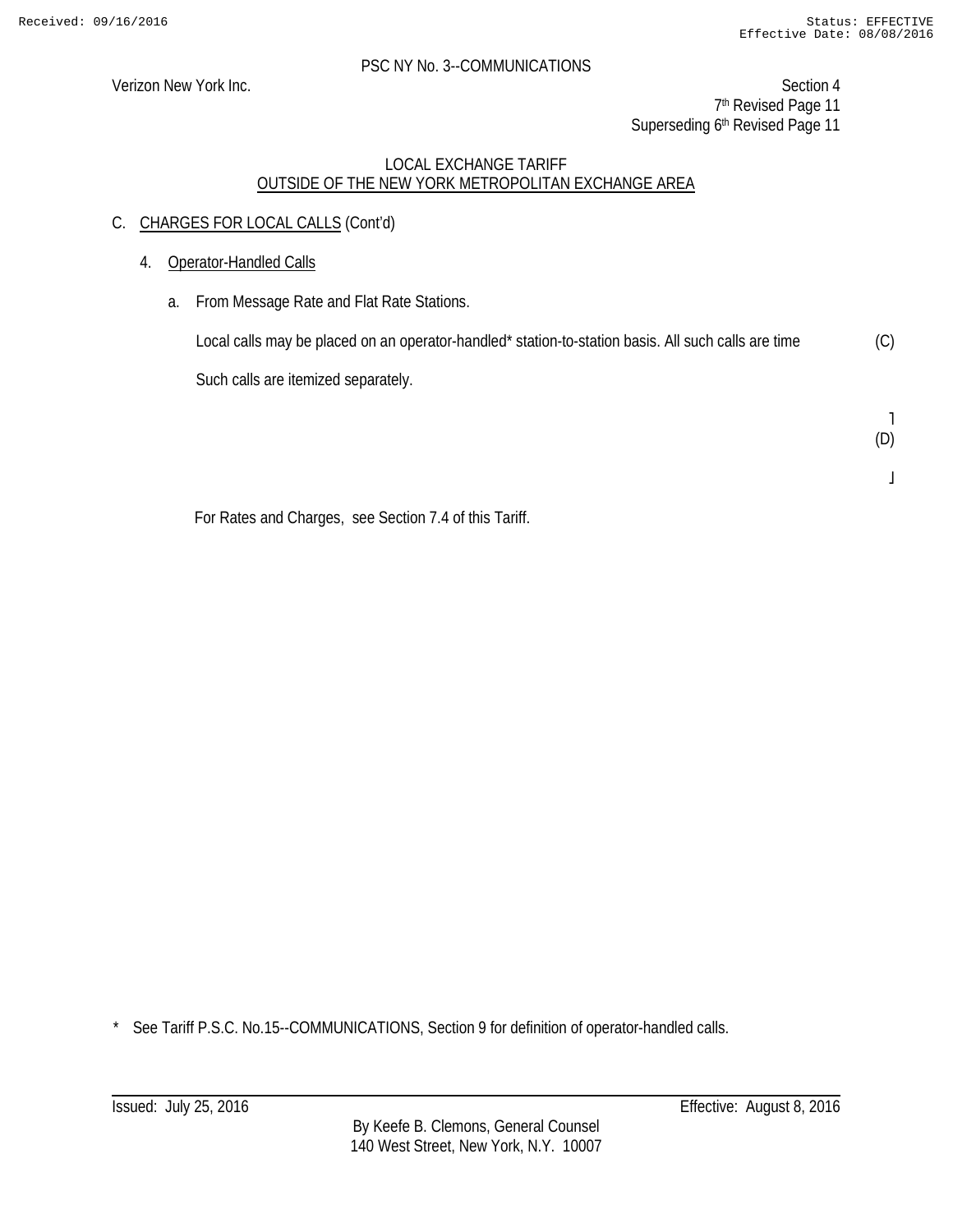PSC NY No. 3--COMMUNICATIONS

Verizon New York Inc.

Section 4
7th Revised Page 11
Superseding 6th Revised Page 11

LOCAL EXCHANGE TARIFF
OUTSIDE OF THE NEW YORK METROPOLITAN EXCHANGE AREA

C. CHARGES FOR LOCAL CALLS (Cont'd)

4. Operator-Handled Calls

a. From Message Rate and Flat Rate Stations.

Local calls may be placed on an operator-handled* station-to-station basis. All such calls are time (C)

Such calls are itemized separately.

(D)

For Rates and Charges, see Section 7.4 of this Tariff.

\* See Tariff P.S.C. No.15--COMMUNICATIONS, Section 9 for definition of operator-handled calls.

Issued: July 25, 2016

Effective: August 8, 2016

By Keefe B. Clemons, General Counsel
140 West Street, New York, N.Y. 10007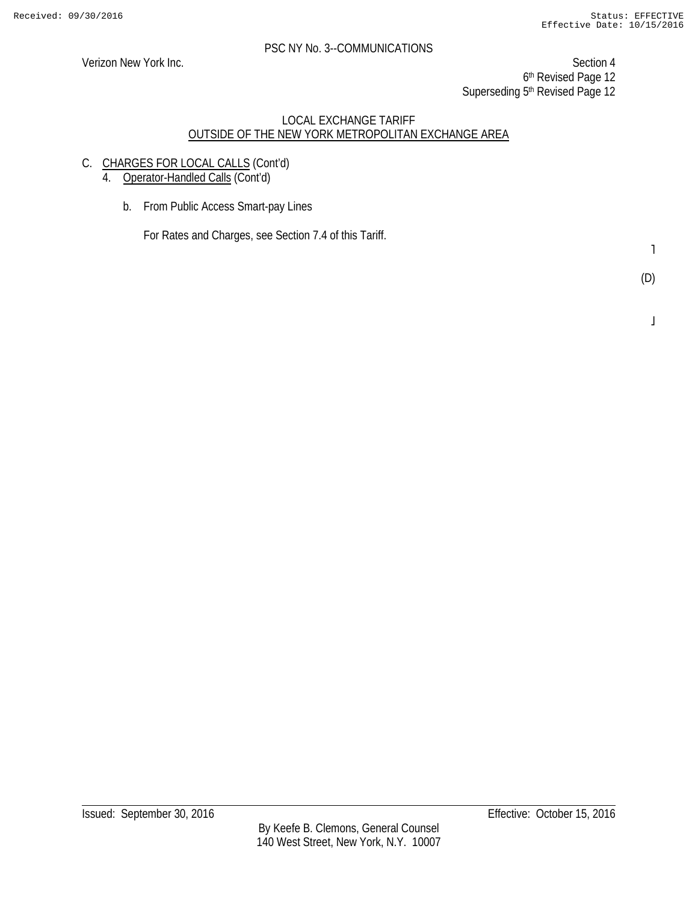PSC NY No. 3--COMMUNICATIONS

Verizon New York Inc.

Section 4
6th Revised Page 12
Superseding 5th Revised Page 12

LOCAL EXCHANGE TARIFF
OUTSIDE OF THE NEW YORK METROPOLITAN EXCHANGE AREA

C. CHARGES FOR LOCAL CALLS (Cont'd)

4. Operator-Handled Calls (Cont'd)

b. From Public Access Smart-pay Lines

For Rates and Charges, see Section 7.4 of this Tariff.

(D)

Issued: September 30, 2016

Effective: October 15, 2016

By Keefe B. Clemons, General Counsel
140 West Street, New York, N.Y. 10007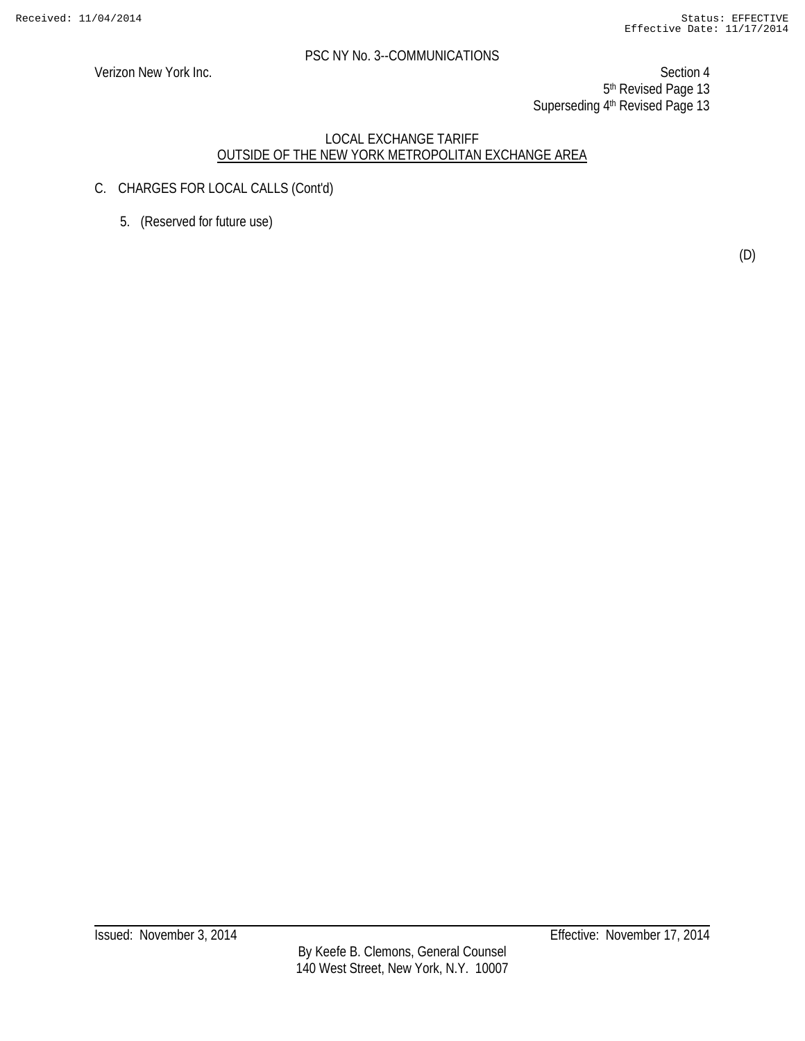PSC NY No. 3--COMMUNICATIONS

Verizon New York Inc.

Section 4
5th Revised Page 13
Superseding 4th Revised Page 13

LOCAL EXCHANGE TARIFF
OUTSIDE OF THE NEW YORK METROPOLITAN EXCHANGE AREA

C. CHARGES FOR LOCAL CALLS (Cont'd)

5. (Reserved for future use)

(D)

Issued: November 3, 2014

Effective: November 17, 2014

By Keefe B. Clemons, General Counsel
140 West Street, New York, N.Y. 10007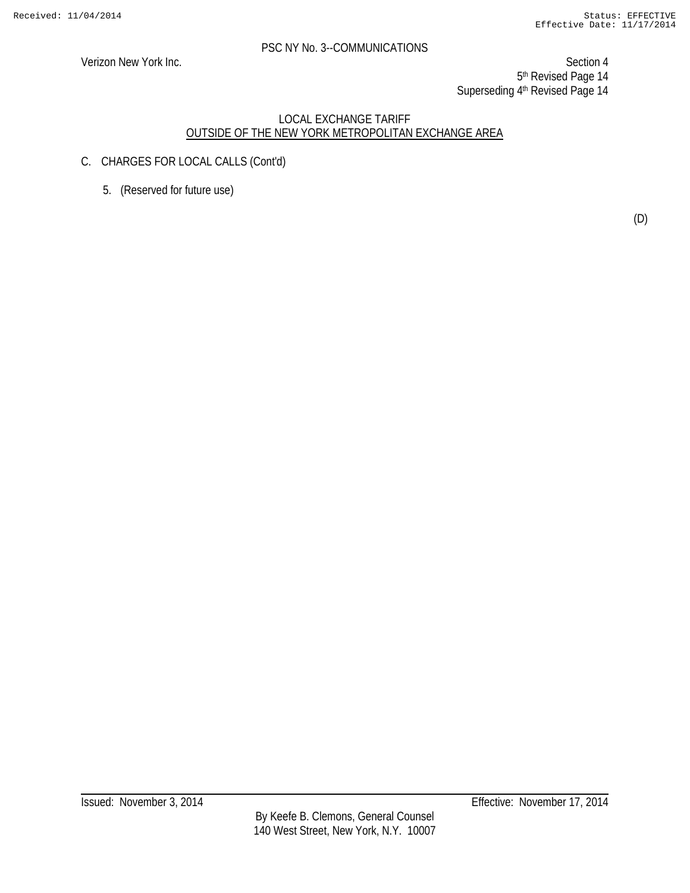PSC NY No. 3--COMMUNICATIONS

Verizon New York Inc.

Section 4
5th Revised Page 14
Superseding 4th Revised Page 14

LOCAL EXCHANGE TARIFF
OUTSIDE OF THE NEW YORK METROPOLITAN EXCHANGE AREA

C. CHARGES FOR LOCAL CALLS (Cont'd)

5. (Reserved for future use)

(D)

Issued: November 3, 2014

Effective: November 17, 2014

By Keefe B. Clemons, General Counsel
140 West Street, New York, N.Y. 10007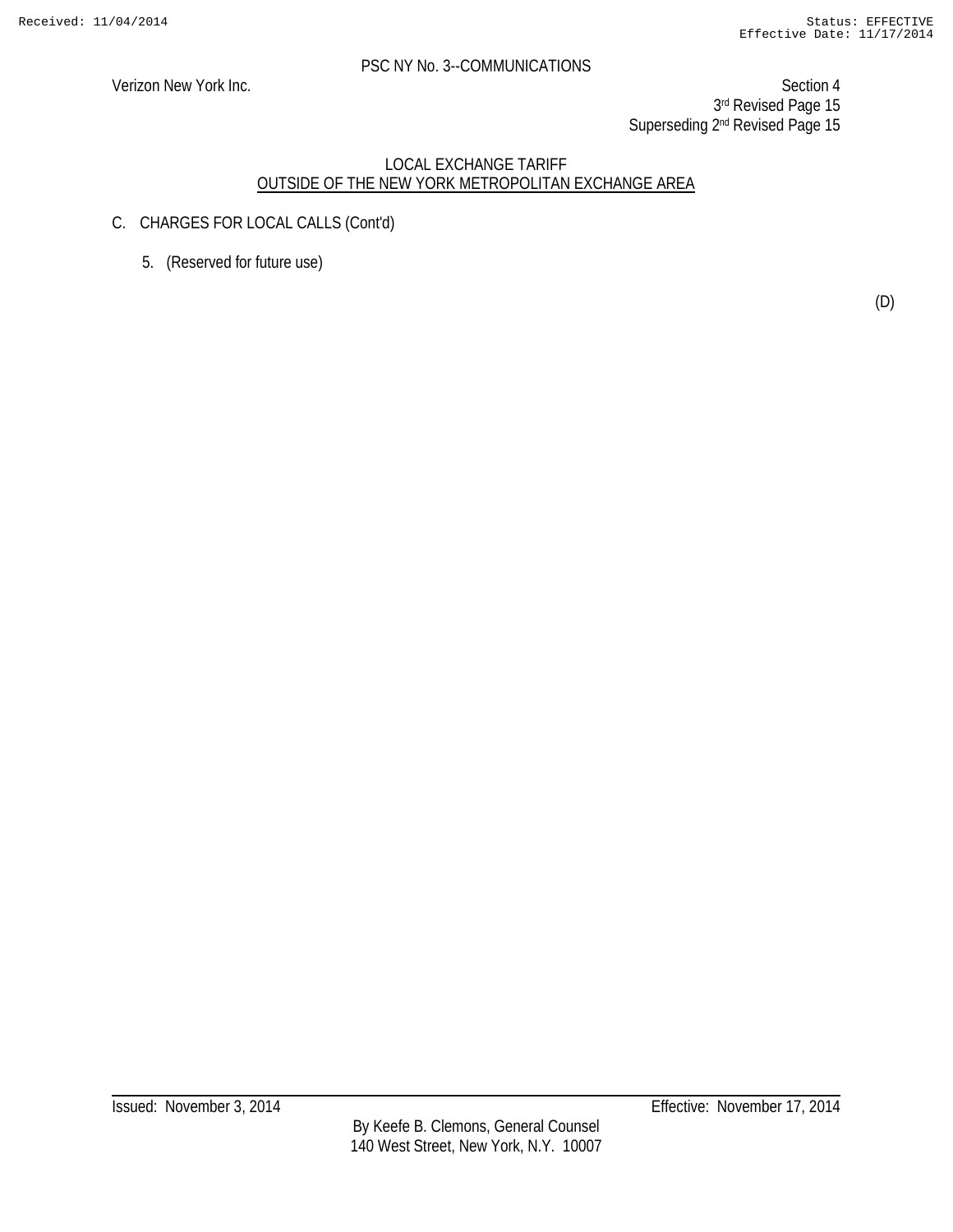PSC NY No. 3--COMMUNICATIONS

Verizon New York Inc.

Section 4
3rd Revised Page 15
Superseding 2nd Revised Page 15

LOCAL EXCHANGE TARIFF
OUTSIDE OF THE NEW YORK METROPOLITAN EXCHANGE AREA

C. CHARGES FOR LOCAL CALLS (Cont'd)

5. (Reserved for future use)

(D)

Issued: November 3, 2014

Effective: November 17, 2014

By Keefe B. Clemons, General Counsel
140 West Street, New York, N.Y. 10007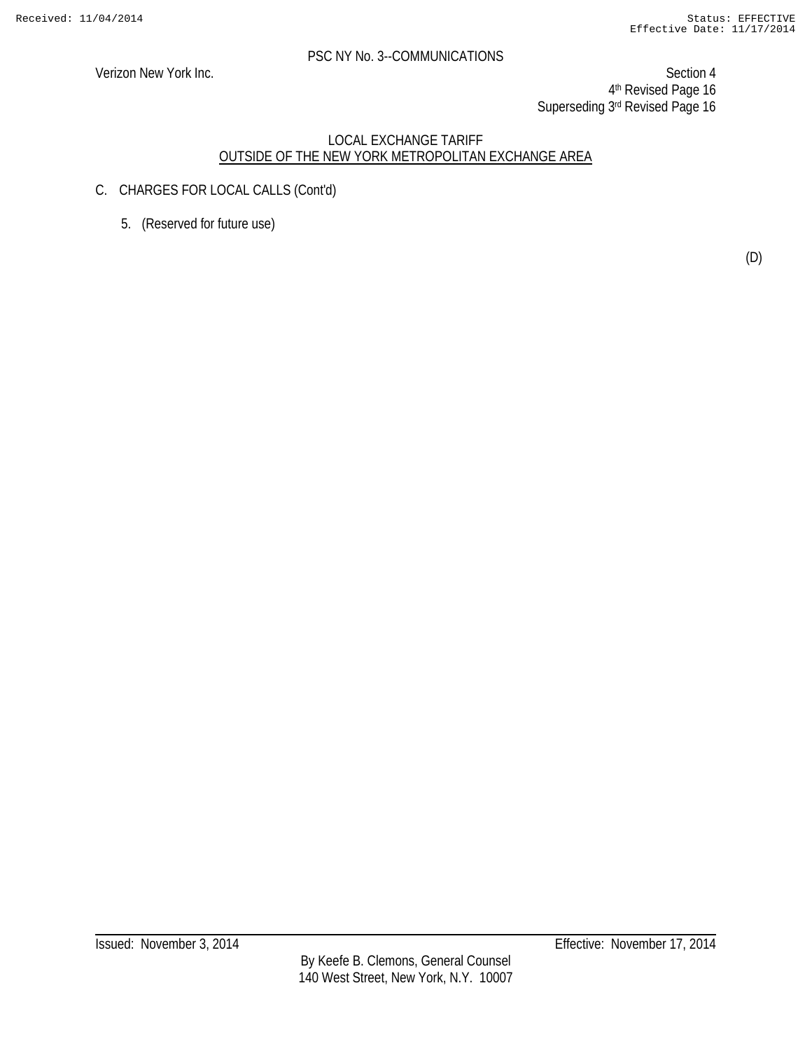PSC NY No. 3--COMMUNICATIONS

Verizon New York Inc.

Section 4
4th Revised Page 16
Superseding 3rd Revised Page 16

LOCAL EXCHANGE TARIFF
OUTSIDE OF THE NEW YORK METROPOLITAN EXCHANGE AREA

C. CHARGES FOR LOCAL CALLS (Cont'd)

5. (Reserved for future use)

(D)

Issued: November 3, 2014

Effective: November 17, 2014

By Keefe B. Clemons, General Counsel
140 West Street, New York, N.Y. 10007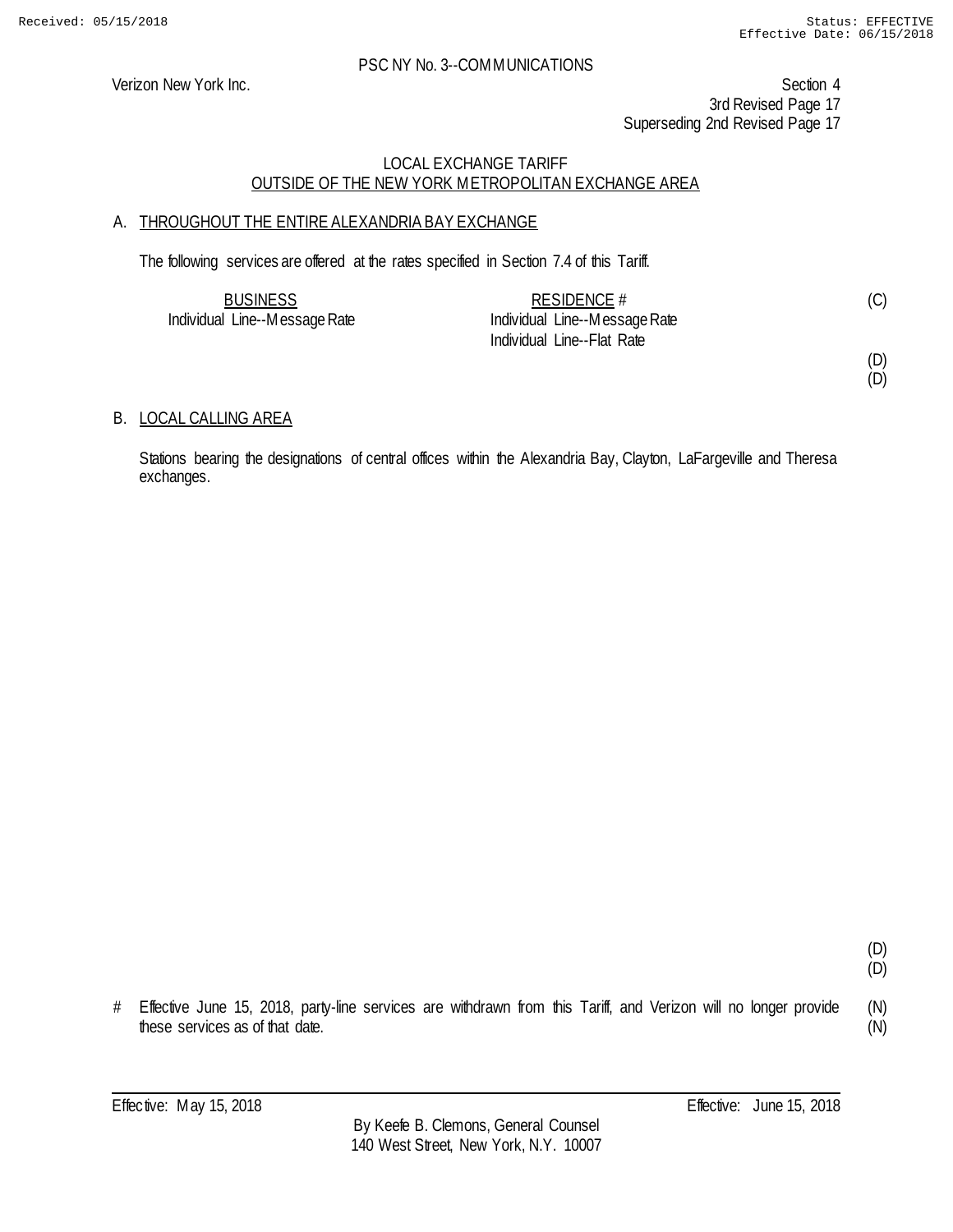PSC NY No. 3--COMMUNICATIONS

Verizon New York Inc.

Section 4
3rd Revised Page 17
Superseding 2nd Revised Page 17

## LOCAL EXCHANGE TARIFF
## OUTSIDE OF THE NEW YORK METROPOLITAN EXCHANGE AREA

### A. THROUGHOUT THE ENTIRE ALEXANDRIA BAY EXCHANGE

The following services are offered at the rates specified in Section 7.4 of this Tariff.

| BUSINESS | RESIDENCE # | |
|---|---|---|
| Individual Line--Message Rate | Individual Line--Message Rate | (C) |
| | Individual Line--Flat Rate | |
| | | (D) |
| | | (D) |

### B. LOCAL CALLING AREA

Stations bearing the designations of central offices within the Alexandria Bay, Clayton, LaFargeville and Theresa exchanges.

(D)
(D)

# Effective June 15, 2018, party-line services are withdrawn from this Tariff, and Verizon will no longer provide these services as of that date. (N)
(N)

Effective: May 15, 2018 Effective: June 15, 2018

By Keefe B. Clemons, General Counsel
140 West Street, New York, N.Y. 10007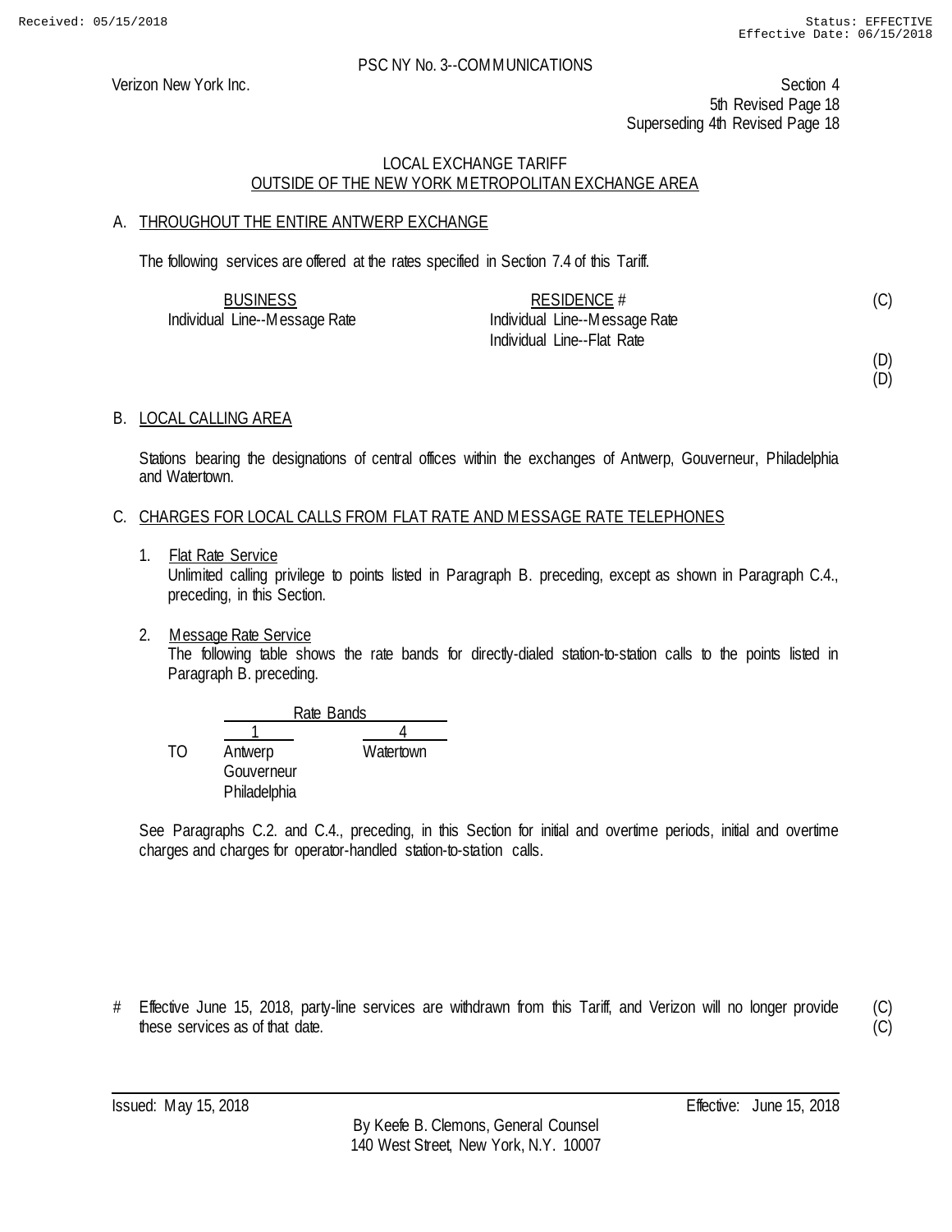PSC NY No. 3--COMMUNICATIONS

Verizon New York Inc.

Section 4
5th Revised Page 18
Superseding 4th Revised Page 18

LOCAL EXCHANGE TARIFF
OUTSIDE OF THE NEW YORK METROPOLITAN EXCHANGE AREA

A. THROUGHOUT THE ENTIRE ANTWERP EXCHANGE

The following services are offered at the rates specified in Section 7.4 of this Tariff.

| BUSINESS | RESIDENCE # | |
|---|---|---|
| Individual Line--Message Rate | Individual Line--Message Rate | (C) |
| | Individual Line--Flat Rate | |
| | | (D) |
| | | (D) |

B. LOCAL CALLING AREA

Stations bearing the designations of central offices within the exchanges of Antwerp, Gouverneur, Philadelphia and Watertown.

C. CHARGES FOR LOCAL CALLS FROM FLAT RATE AND MESSAGE RATE TELEPHONES

1. Flat Rate Service
   Unlimited calling privilege to points listed in Paragraph B. preceding, except as shown in Paragraph C.4., preceding, in this Section.

2. Message Rate Service
   The following table shows the rate bands for directly-dialed station-to-station calls to the points listed in Paragraph B. preceding.

| | Rate Bands | |
|---|---|---|
| | 1 | 4 |
| TO | Antwerp | Watertown |
| | Gouverneur | |
| | Philadelphia | |

See Paragraphs C.2. and C.4., preceding, in this Section for initial and overtime periods, initial and overtime charges and charges for operator-handled station-to-station calls.

# Effective June 15, 2018, party-line services are withdrawn from this Tariff, and Verizon will no longer provide these services as of that date. (C)

Issued: May 15, 2018

Effective: June 15, 2018

By Keefe B. Clemons, General Counsel
140 West Street, New York, N.Y. 10007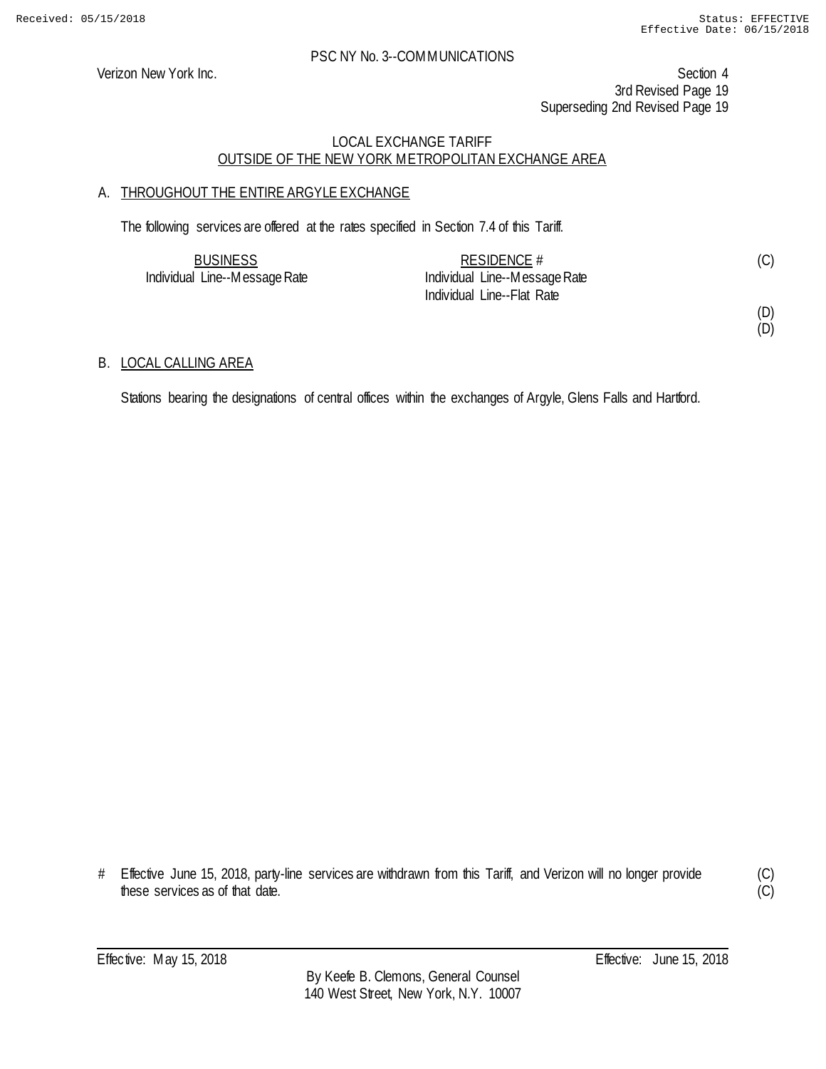PSC NY No. 3--COMMUNICATIONS

Verizon New York Inc.

Section 4
3rd Revised Page 19
Superseding 2nd Revised Page 19

LOCAL EXCHANGE TARIFF
OUTSIDE OF THE NEW YORK METROPOLITAN EXCHANGE AREA

## A. THROUGHOUT THE ENTIRE ARGYLE EXCHANGE

The following services are offered at the rates specified in Section 7.4 of this Tariff.

| BUSINESS | RESIDENCE # | |
|---|---|---|
| Individual Line--Message Rate | Individual Line--Message Rate | (C) |
| | Individual Line--Flat Rate | |
| | | (D) |
| | | (D) |

## B. LOCAL CALLING AREA

Stations bearing the designations of central offices within the exchanges of Argyle, Glens Falls and Hartford.

# Effective June 15, 2018, party-line services are withdrawn from this Tariff, and Verizon will no longer provide these services as of that date. (C)(C)

Effective: May 15, 2018 Effective: June 15, 2018

By Keefe B. Clemons, General Counsel
140 West Street, New York, N.Y. 10007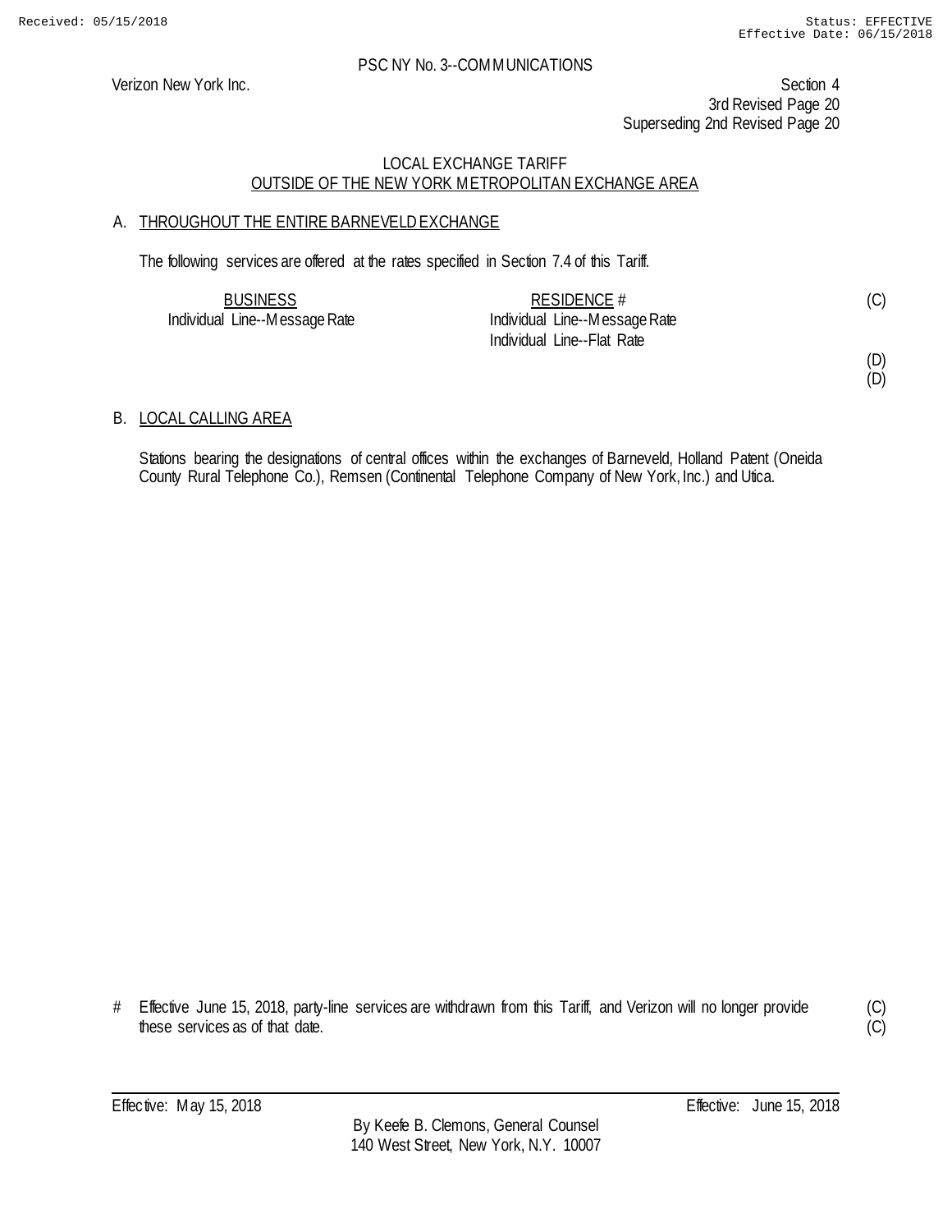PSC NY No. 3--COMMUNICATIONS

Verizon New York Inc.

Section 4
3rd Revised Page 20
Superseding 2nd Revised Page 20

LOCAL EXCHANGE TARIFF
OUTSIDE OF THE NEW YORK METROPOLITAN EXCHANGE AREA

A. THROUGHOUT THE ENTIRE BARNEVELD EXCHANGE

The following services are offered at the rates specified in Section 7.4 of this Tariff.

| BUSINESS | RESIDENCE # | |
|---|---|---|
| Individual Line--Message Rate | Individual Line--Message Rate | (C) |
| | Individual Line--Flat Rate | |
| | | (D) |
| | | (D) |

B. LOCAL CALLING AREA

Stations bearing the designations of central offices within the exchanges of Barneveld, Holland Patent (Oneida County Rural Telephone Co.), Remsen (Continental Telephone Company of New York, Inc.) and Utica.

# Effective June 15, 2018, party-line services are withdrawn from this Tariff, and Verizon will no longer provide these services as of that date. (C)
(C)

Effective: May 15, 2018 Effective: June 15, 2018

By Keefe B. Clemons, General Counsel
140 West Street, New York, N.Y. 10007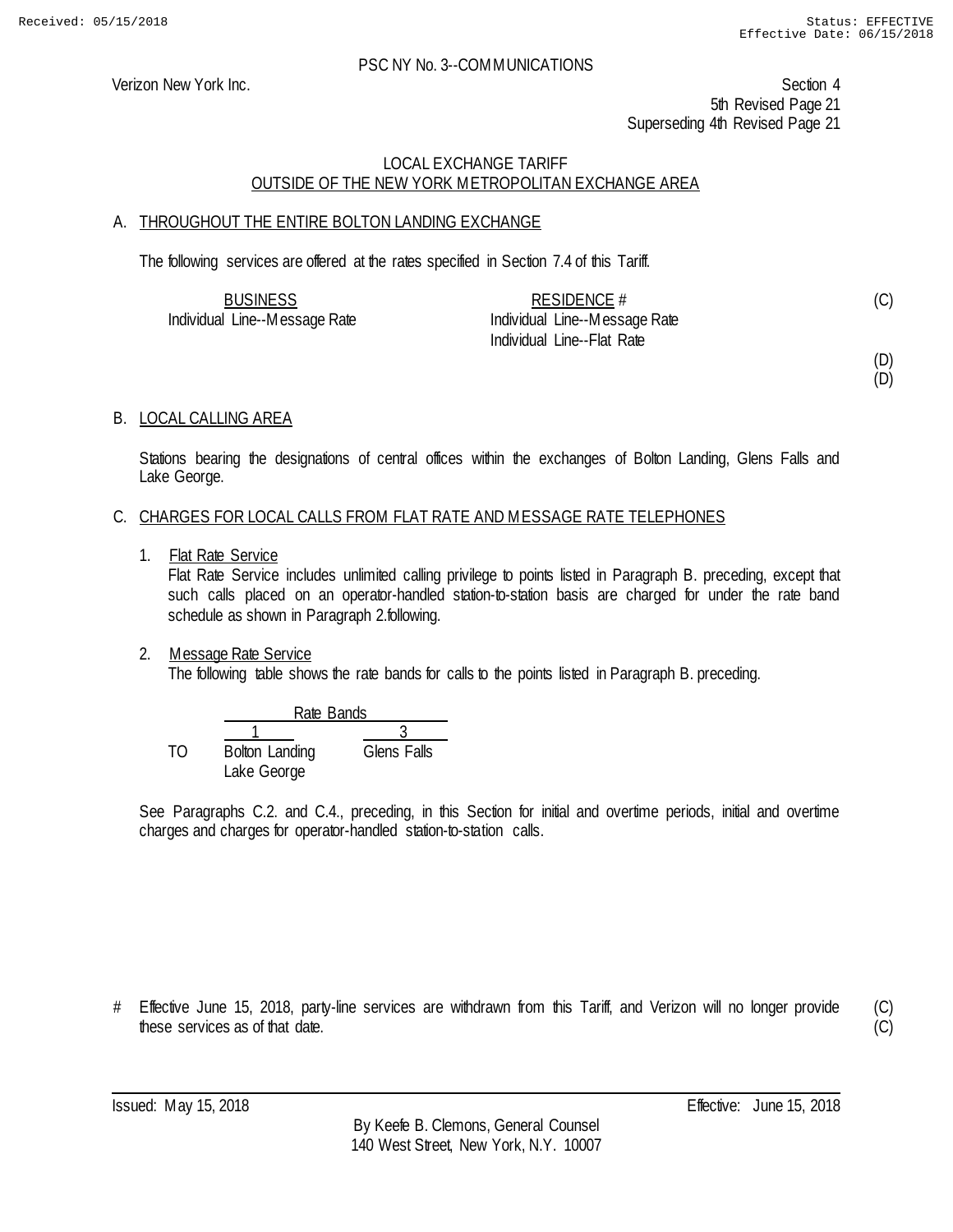PSC NY No. 3--COMMUNICATIONS

Verizon New York Inc.

Section 4
5th Revised Page 21
Superseding 4th Revised Page 21

LOCAL EXCHANGE TARIFF
OUTSIDE OF THE NEW YORK METROPOLITAN EXCHANGE AREA

## A. THROUGHOUT THE ENTIRE BOLTON LANDING EXCHANGE

The following services are offered at the rates specified in Section 7.4 of this Tariff.

| BUSINESS | RESIDENCE # | |
|---|---|---|
| Individual Line--Message Rate | Individual Line--Message Rate | (C) |
| | Individual Line--Flat Rate | |
| | | (D) |
| | | (D) |

## B. LOCAL CALLING AREA

Stations bearing the designations of central offices within the exchanges of Bolton Landing, Glens Falls and Lake George.

## C. CHARGES FOR LOCAL CALLS FROM FLAT RATE AND MESSAGE RATE TELEPHONES

1. Flat Rate Service
   Flat Rate Service includes unlimited calling privilege to points listed in Paragraph B. preceding, except that such calls placed on an operator-handled station-to-station basis are charged for under the rate band schedule as shown in Paragraph 2.following.

2. Message Rate Service
   The following table shows the rate bands for calls to the points listed in Paragraph B. preceding.

| | Rate Bands | |
|---|---|---|
| | 1 | 3 |
| TO | Bolton Landing | Glens Falls |
| | Lake George | |

See Paragraphs C.2. and C.4., preceding, in this Section for initial and overtime periods, initial and overtime charges and charges for operator-handled station-to-station calls.

# Effective June 15, 2018, party-line services are withdrawn from this Tariff, and Verizon will no longer provide these services as of that date. (C)
(C)

Issued: May 15, 2018
Effective: June 15, 2018

By Keefe B. Clemons, General Counsel
140 West Street, New York, N.Y. 10007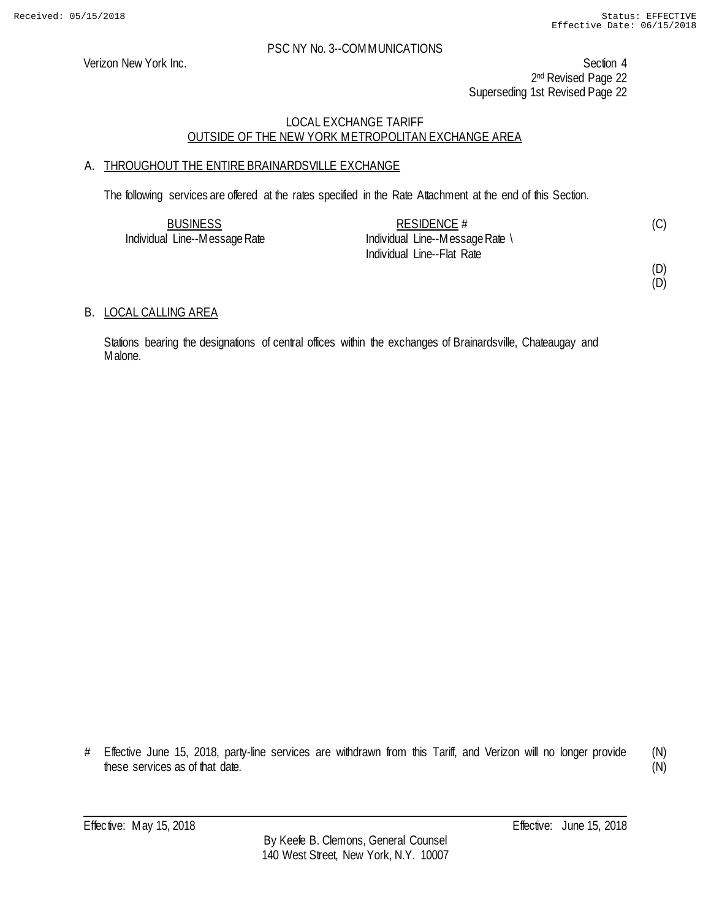PSC NY No. 3--COMMUNICATIONS

Verizon New York Inc.

Section 4
2nd Revised Page 22
Superseding 1st Revised Page 22

LOCAL EXCHANGE TARIFF
OUTSIDE OF THE NEW YORK METROPOLITAN EXCHANGE AREA

A. THROUGHOUT THE ENTIRE BRAINARDSVILLE EXCHANGE

The following services are offered at the rates specified in the Rate Attachment at the end of this Section.

| BUSINESS | RESIDENCE # | |
|---|---|---|
| Individual Line--Message Rate | Individual Line--Message Rate \ | (C) |
| | Individual Line--Flat Rate | |
| | | (D) |
| | | (D) |

B. LOCAL CALLING AREA

Stations bearing the designations of central offices within the exchanges of Brainardsville, Chateaugay and Malone.

\# Effective June 15, 2018, party-line services are withdrawn from this Tariff, and Verizon will no longer provide these services as of that date. (N) (N)

Effective: May 15, 2018 Effective: June 15, 2018

By Keefe B. Clemons, General Counsel
140 West Street, New York, N.Y. 10007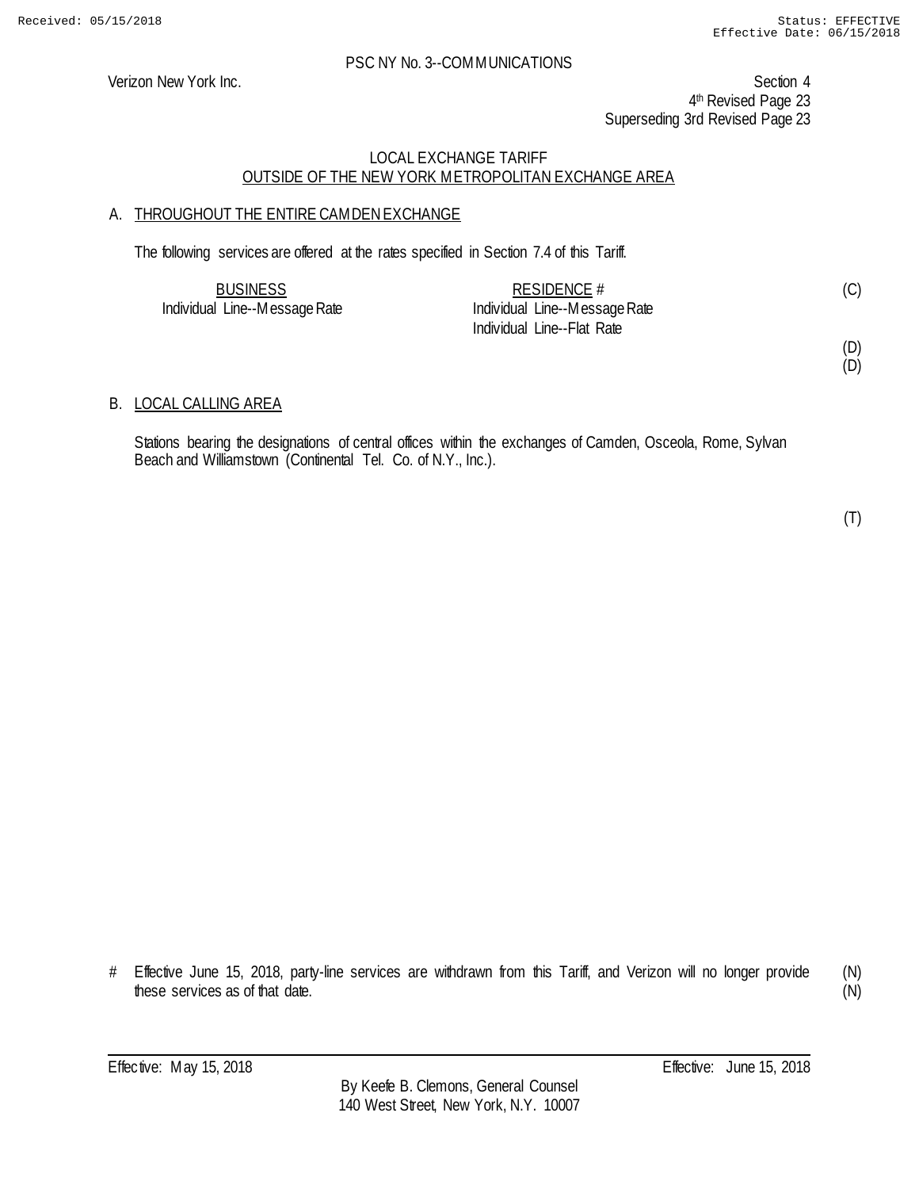PSC NY No. 3--COMMUNICATIONS

Verizon New York Inc.

Section 4
4th Revised Page 23
Superseding 3rd Revised Page 23

LOCAL EXCHANGE TARIFF
OUTSIDE OF THE NEW YORK METROPOLITAN EXCHANGE AREA

A. THROUGHOUT THE ENTIRE CAMDEN EXCHANGE

The following services are offered at the rates specified in Section 7.4 of this Tariff.

| BUSINESS | RESIDENCE # | |
|---|---|---|
| Individual Line--Message Rate | Individual Line--Message Rate | (C) |
| | Individual Line--Flat Rate | |
| | | (D) |
| | | (D) |

B. LOCAL CALLING AREA

Stations bearing the designations of central offices within the exchanges of Camden, Osceola, Rome, Sylvan Beach and Williamstown (Continental Tel. Co. of N.Y., Inc.).

(T)

# Effective June 15, 2018, party-line services are withdrawn from this Tariff, and Verizon will no longer provide these services as of that date. (N)
(N)

Effective: May 15, 2018 Effective: June 15, 2018

By Keefe B. Clemons, General Counsel
140 West Street, New York, N.Y. 10007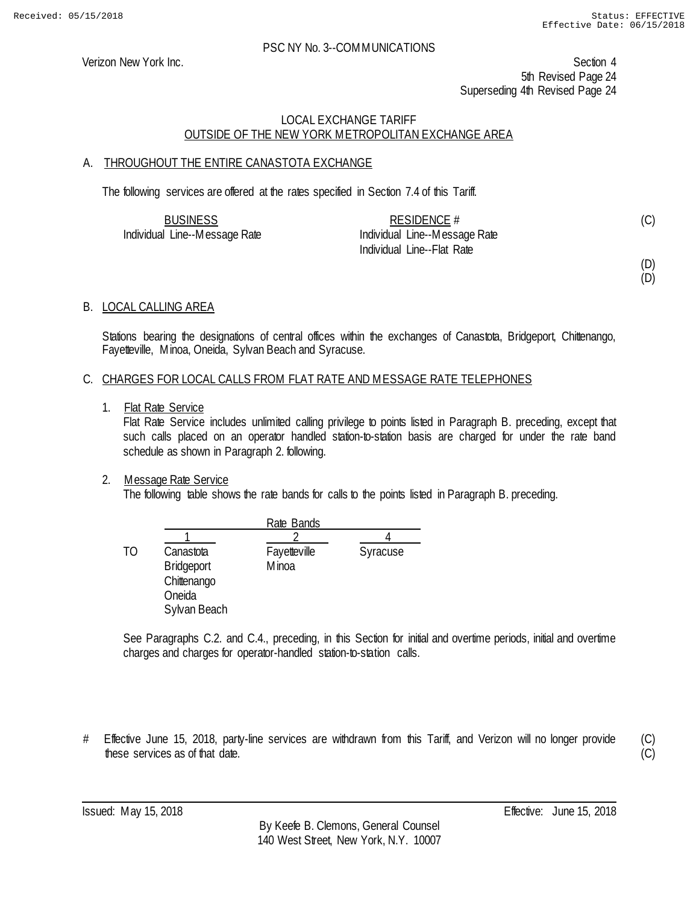Received: 05/15/2018 Status: EFFECTIVE
Effective Date: 06/15/2018

PSC NY No. 3--COMMUNICATIONS

Verizon New York Inc.

Section 4
5th Revised Page 24
Superseding 4th Revised Page 24

LOCAL EXCHANGE TARIFF
OUTSIDE OF THE NEW YORK METROPOLITAN EXCHANGE AREA

A. THROUGHOUT THE ENTIRE CANASTOTA EXCHANGE

The following services are offered at the rates specified in Section 7.4 of this Tariff.

| BUSINESS | RESIDENCE # | |
|---|---|---|
| Individual Line--Message Rate | Individual Line--Message Rate | (C) |
| | Individual Line--Flat Rate | |
| | | (D) |
| | | (D) |

B. LOCAL CALLING AREA

Stations bearing the designations of central offices within the exchanges of Canastota, Bridgeport, Chittenango, Fayetteville, Minoa, Oneida, Sylvan Beach and Syracuse.

C. CHARGES FOR LOCAL CALLS FROM FLAT RATE AND MESSAGE RATE TELEPHONES

1. Flat Rate Service

   Flat Rate Service includes unlimited calling privilege to points listed in Paragraph B. preceding, except that such calls placed on an operator handled station-to-station basis are charged for under the rate band schedule as shown in Paragraph 2. following.

2. Message Rate Service

   The following table shows the rate bands for calls to the points listed in Paragraph B. preceding.

| | Rate Bands | | |
|---|---|---|---|
| | 1 | 2 | 4 |
| TO | Canastota | Fayetteville | Syracuse |
| | Bridgeport | Minoa | |
| | Chittenango | | |
| | Oneida | | |
| | Sylvan Beach | | |

   See Paragraphs C.2. and C.4., preceding, in this Section for initial and overtime periods, initial and overtime charges and charges for operator-handled station-to-station calls.

# Effective June 15, 2018, party-line services are withdrawn from this Tariff, and Verizon will no longer provide these services as of that date. (C) (C)

Issued: May 15, 2018 Effective: June 15, 2018

By Keefe B. Clemons, General Counsel
140 West Street, New York, N.Y. 10007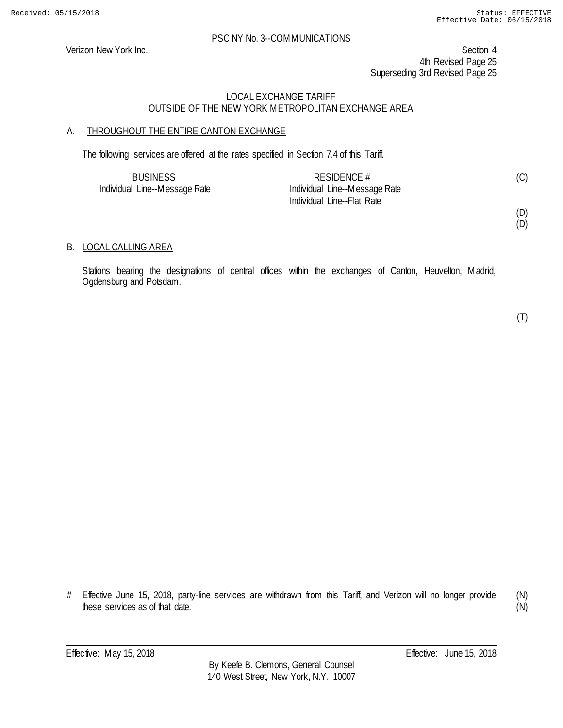PSC NY No. 3--COMMUNICATIONS

Verizon New York Inc.

Section 4
4th Revised Page 25
Superseding 3rd Revised Page 25

## LOCAL EXCHANGE TARIFF
## OUTSIDE OF THE NEW YORK METROPOLITAN EXCHANGE AREA

### A. THROUGHOUT THE ENTIRE CANTON EXCHANGE

The following services are offered at the rates specified in Section 7.4 of this Tariff.

| BUSINESS | RESIDENCE # | |
|---|---|---|
| Individual Line--Message Rate | Individual Line--Message Rate | (C) |
| | Individual Line--Flat Rate | |
| | | (D) |
| | | (D) |

### B. LOCAL CALLING AREA

Stations bearing the designations of central offices within the exchanges of Canton, Heuvelton, Madrid, Ogdensburg and Potsdam.

(T)

# Effective June 15, 2018, party-line services are withdrawn from this Tariff, and Verizon will no longer provide these services as of that date. (N) (N)

Effective: May 15, 2018

Effective: June 15, 2018

By Keefe B. Clemons, General Counsel
140 West Street, New York, N.Y. 10007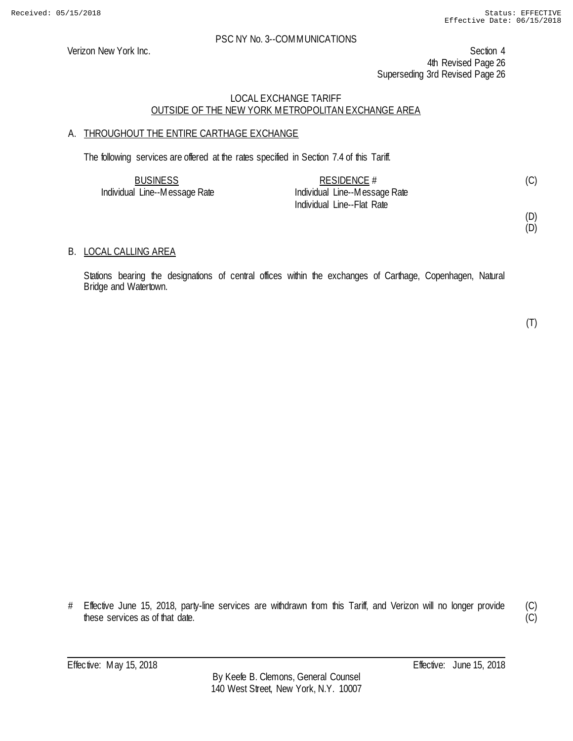PSC NY No. 3--COMMUNICATIONS

Verizon New York Inc.

Section 4
4th Revised Page 26
Superseding 3rd Revised Page 26

LOCAL EXCHANGE TARIFF
OUTSIDE OF THE NEW YORK METROPOLITAN EXCHANGE AREA

## A. THROUGHOUT THE ENTIRE CARTHAGE EXCHANGE

The following services are offered at the rates specified in Section 7.4 of this Tariff.

| BUSINESS | RESIDENCE # | |
|---|---|---|
| Individual Line--Message Rate | Individual Line--Message Rate | (C) |
| | Individual Line--Flat Rate | |
| | | (D) |
| | | (D) |

## B. LOCAL CALLING AREA

Stations bearing the designations of central offices within the exchanges of Carthage, Copenhagen, Natural Bridge and Watertown.

(T)

\# Effective June 15, 2018, party-line services are withdrawn from this Tariff, and Verizon will no longer provide these services as of that date. (C)
(C)

Effective: May 15, 2018 Effective: June 15, 2018

By Keefe B. Clemons, General Counsel
140 West Street, New York, N.Y. 10007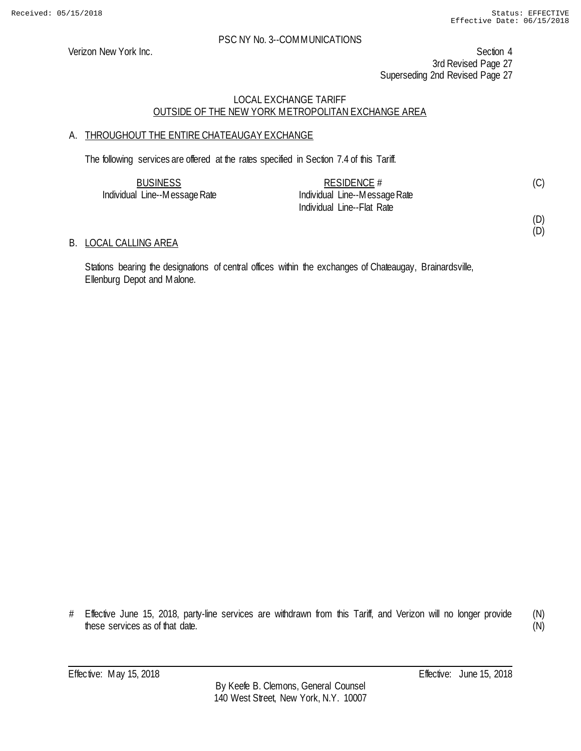PSC NY No. 3--COMMUNICATIONS

Verizon New York Inc.

Section 4
3rd Revised Page 27
Superseding 2nd Revised Page 27

## LOCAL EXCHANGE TARIFF
## OUTSIDE OF THE NEW YORK METROPOLITAN EXCHANGE AREA

### A. THROUGHOUT THE ENTIRE CHATEAUGAY EXCHANGE

The following services are offered at the rates specified in Section 7.4 of this Tariff.

| BUSINESS | RESIDENCE # | |
|---|---|---|
| Individual Line--Message Rate | Individual Line--Message Rate | (C) |
| | Individual Line--Flat Rate | |
| | | (D) |
| | | (D) |

### B. LOCAL CALLING AREA

Stations bearing the designations of central offices within the exchanges of Chateaugay, Brainardsville, Ellenburg Depot and Malone.

# Effective June 15, 2018, party-line services are withdrawn from this Tariff, and Verizon will no longer provide these services as of that date. (N) (N)

Effective: May 15, 2018

Effective: June 15, 2018

By Keefe B. Clemons, General Counsel
140 West Street, New York, N.Y. 10007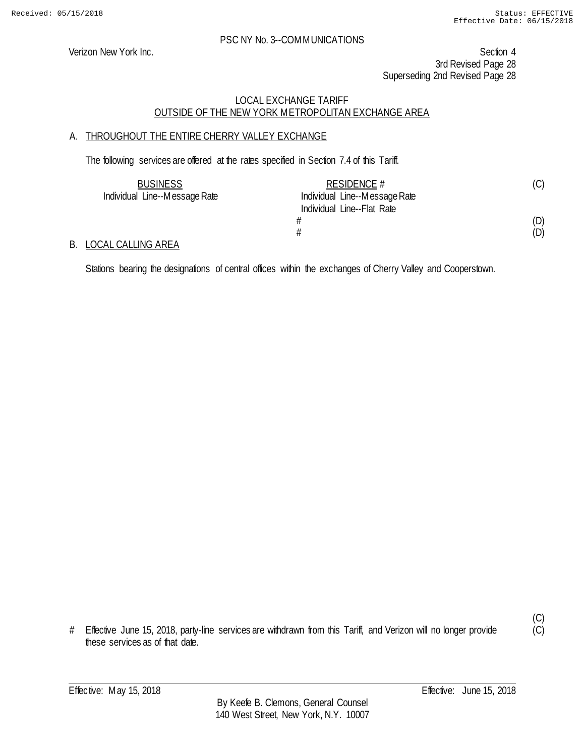PSC NY No. 3--COMMUNICATIONS

Verizon New York Inc.

Section 4
3rd Revised Page 28
Superseding 2nd Revised Page 28

## LOCAL EXCHANGE TARIFF
## OUTSIDE OF THE NEW YORK METROPOLITAN EXCHANGE AREA

### A. THROUGHOUT THE ENTIRE CHERRY VALLEY EXCHANGE

The following services are offered at the rates specified in Section 7.4 of this Tariff.

| BUSINESS | RESIDENCE # | |
|---|---|---|
| Individual Line--Message Rate | Individual Line--Message Rate | (C) |
| | Individual Line--Flat Rate | |
| | # | (D) |
| | # | (D) |

### B. LOCAL CALLING AREA

Stations bearing the designations of central offices within the exchanges of Cherry Valley and Cooperstown.

(C)
\# Effective June 15, 2018, party-line services are withdrawn from this Tariff, and Verizon will no longer provide these services as of that date. (C)

Effective: May 15, 2018 Effective: June 15, 2018

By Keefe B. Clemons, General Counsel
140 West Street, New York, N.Y. 10007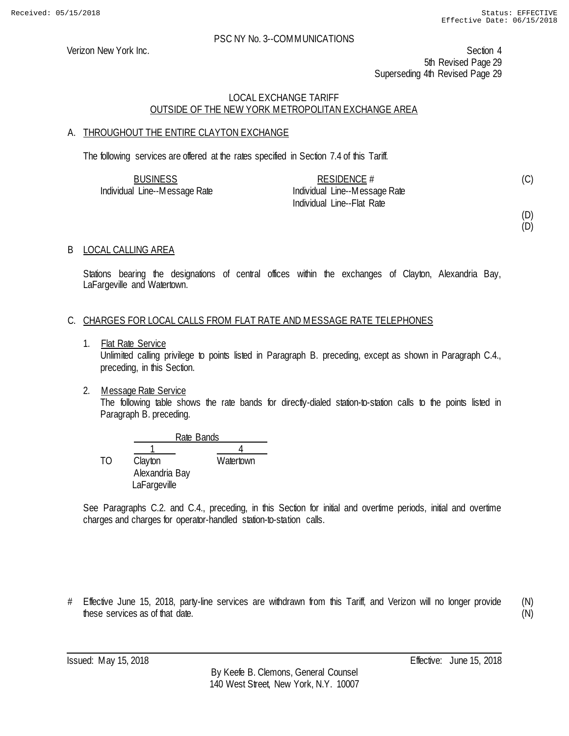PSC NY No. 3--COMMUNICATIONS

Verizon New York Inc.

Section 4
5th Revised Page 29
Superseding 4th Revised Page 29

LOCAL EXCHANGE TARIFF
OUTSIDE OF THE NEW YORK METROPOLITAN EXCHANGE AREA

## A. THROUGHOUT THE ENTIRE CLAYTON EXCHANGE

The following services are offered at the rates specified in Section 7.4 of this Tariff.

| BUSINESS | RESIDENCE # | |
|---|---|---|
| Individual Line--Message Rate | Individual Line--Message Rate | (C) |
| | Individual Line--Flat Rate | |
| | | (D) |
| | | (D) |

## B LOCAL CALLING AREA

Stations bearing the designations of central offices within the exchanges of Clayton, Alexandria Bay, LaFargeville and Watertown.

## C. CHARGES FOR LOCAL CALLS FROM FLAT RATE AND MESSAGE RATE TELEPHONES

1. Flat Rate Service
   Unlimited calling privilege to points listed in Paragraph B. preceding, except as shown in Paragraph C.4., preceding, in this Section.

2. Message Rate Service
   The following table shows the rate bands for directly-dialed station-to-station calls to the points listed in Paragraph B. preceding.

| | Rate Bands | |
|---|---|---|
| | 1 | 4 |
| TO | Clayton | Watertown |
| | Alexandria Bay | |
| | LaFargeville | |

See Paragraphs C.2. and C.4., preceding, in this Section for initial and overtime periods, initial and overtime charges and charges for operator-handled station-to-station calls.

# Effective June 15, 2018, party-line services are withdrawn from this Tariff, and Verizon will no longer provide these services as of that date. (N) (N)

Issued: May 15, 2018 Effective: June 15, 2018

By Keefe B. Clemons, General Counsel
140 West Street, New York, N.Y. 10007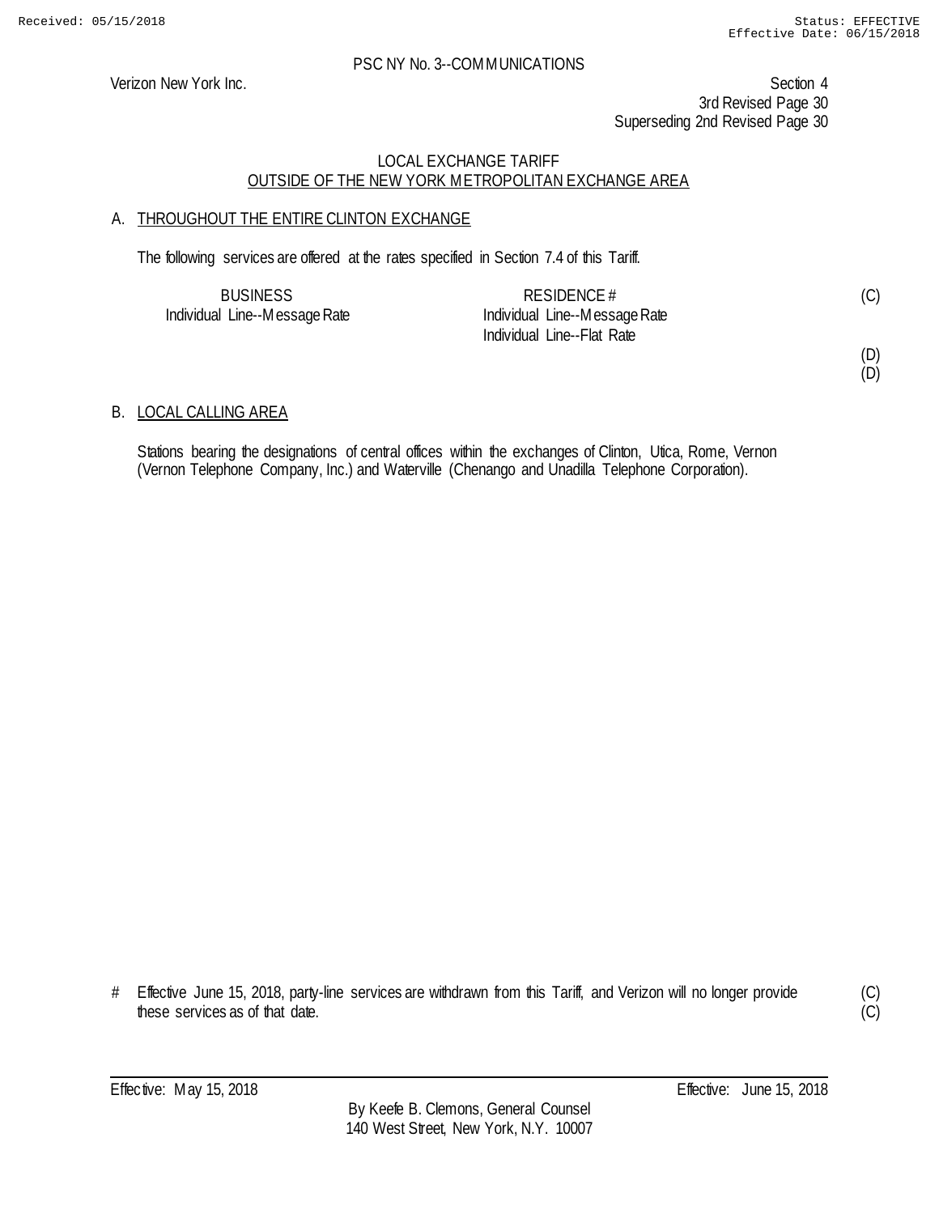PSC NY No. 3--COMMUNICATIONS

Verizon New York Inc.

Section 4
3rd Revised Page 30
Superseding 2nd Revised Page 30

LOCAL EXCHANGE TARIFF
OUTSIDE OF THE NEW YORK METROPOLITAN EXCHANGE AREA

A. THROUGHOUT THE ENTIRE CLINTON EXCHANGE

The following services are offered at the rates specified in Section 7.4 of this Tariff.

| BUSINESS | RESIDENCE # | |
|---|---|---|
| Individual Line--Message Rate | Individual Line--Message Rate | (C) |
| | Individual Line--Flat Rate | |
| | | (D) |
| | | (D) |

B. LOCAL CALLING AREA

Stations bearing the designations of central offices within the exchanges of Clinton, Utica, Rome, Vernon (Vernon Telephone Company, Inc.) and Waterville (Chenango and Unadilla Telephone Corporation).

# Effective June 15, 2018, party-line services are withdrawn from this Tariff, and Verizon will no longer provide these services as of that date. (C)(C)

Effective: May 15, 2018 Effective: June 15, 2018

By Keefe B. Clemons, General Counsel
140 West Street, New York, N.Y. 10007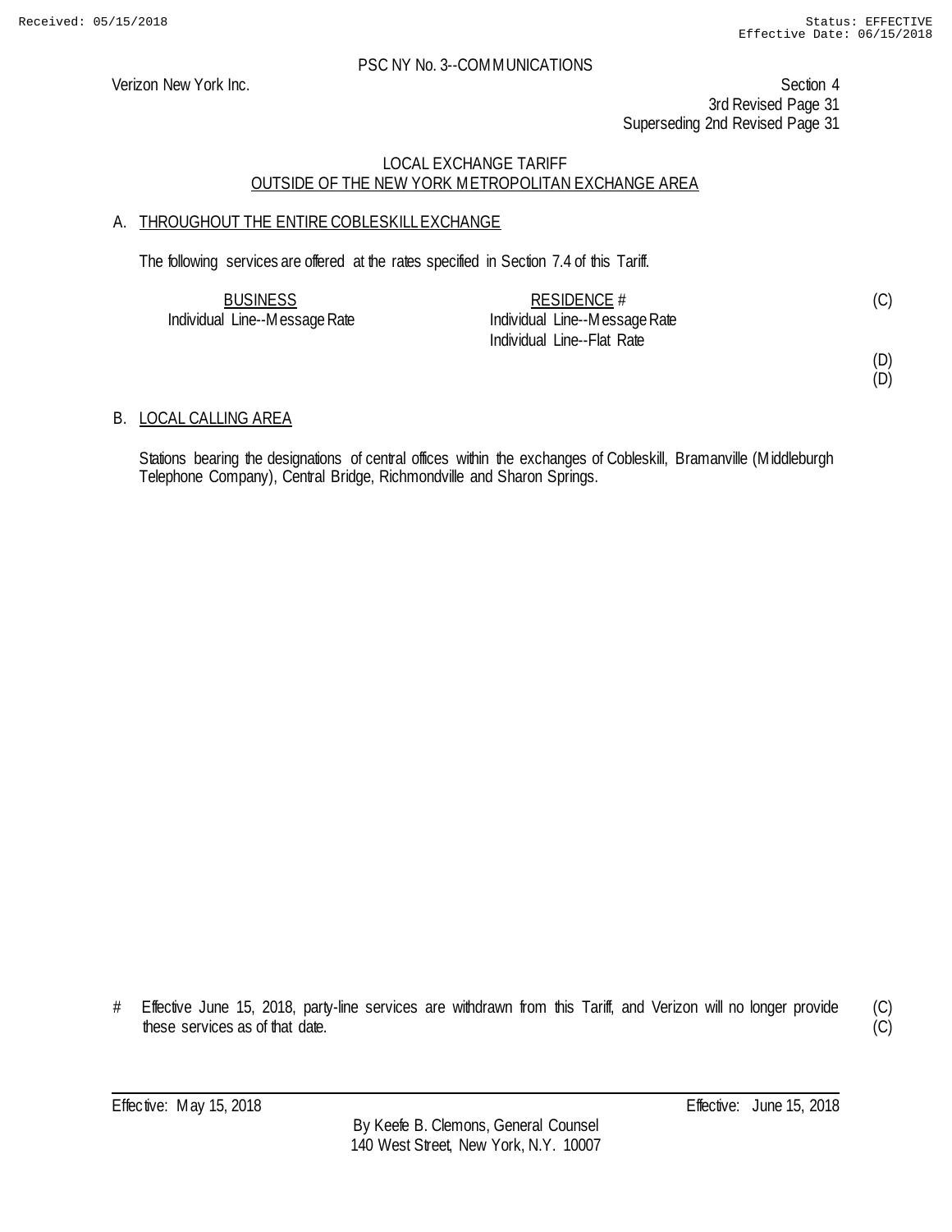PSC NY No. 3--COMMUNICATIONS

Verizon New York Inc.

Section 4
3rd Revised Page 31
Superseding 2nd Revised Page 31

LOCAL EXCHANGE TARIFF
OUTSIDE OF THE NEW YORK METROPOLITAN EXCHANGE AREA

A. THROUGHOUT THE ENTIRE COBLESKILL EXCHANGE

The following services are offered at the rates specified in Section 7.4 of this Tariff.

| BUSINESS | RESIDENCE # | |
|---|---|---|
| Individual Line--Message Rate | Individual Line--Message Rate | (C) |
| | Individual Line--Flat Rate | |
| | | (D) |
| | | (D) |

B. LOCAL CALLING AREA

Stations bearing the designations of central offices within the exchanges of Cobleskill, Bramanville (Middleburgh Telephone Company), Central Bridge, Richmondville and Sharon Springs.

# Effective June 15, 2018, party-line services are withdrawn from this Tariff, and Verizon will no longer provide these services as of that date. (C) (C)

Effective: May 15, 2018 Effective: June 15, 2018

By Keefe B. Clemons, General Counsel
140 West Street, New York, N.Y. 10007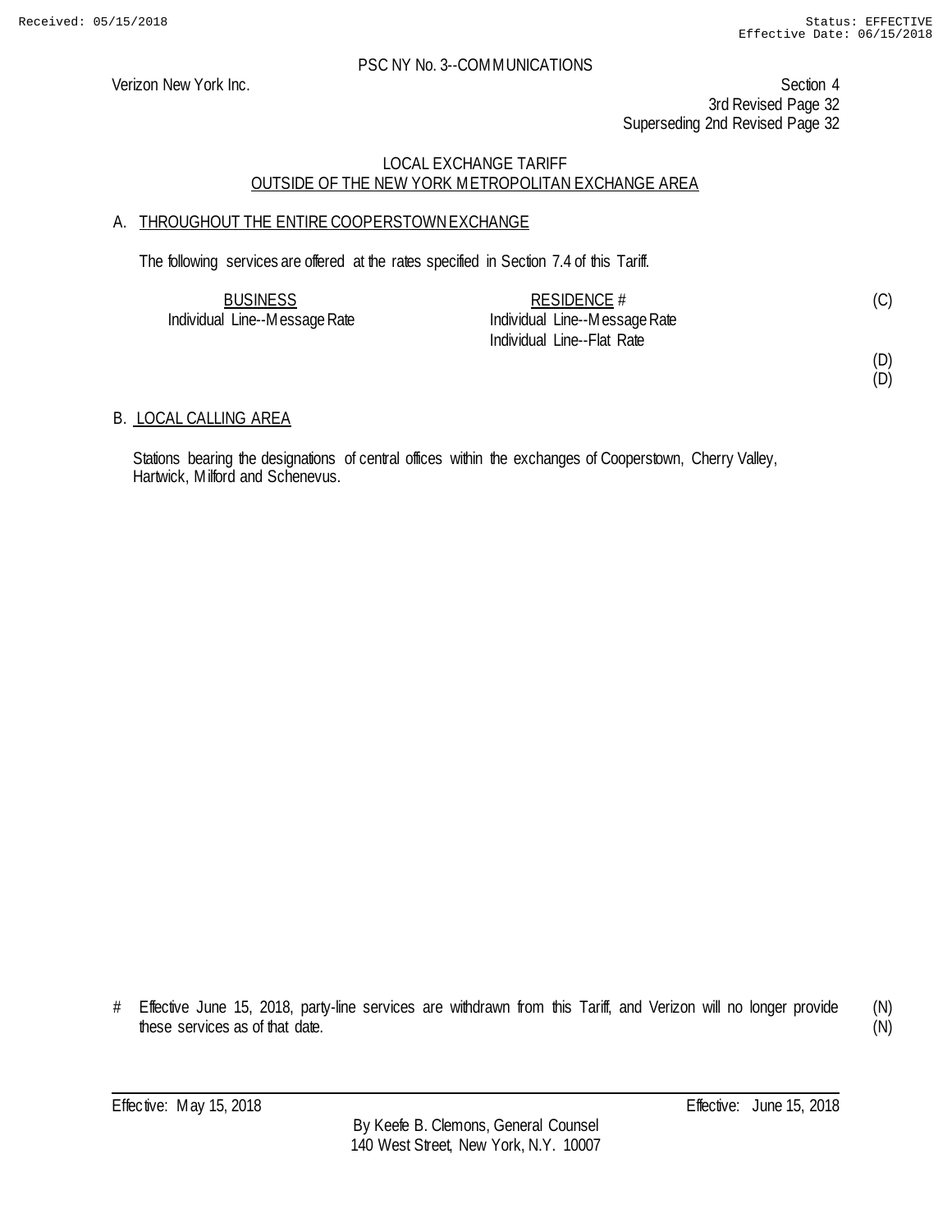PSC NY No. 3--COMMUNICATIONS

Verizon New York Inc.

Section 4
3rd Revised Page 32
Superseding 2nd Revised Page 32

## LOCAL EXCHANGE TARIFF
## OUTSIDE OF THE NEW YORK METROPOLITAN EXCHANGE AREA

### A. THROUGHOUT THE ENTIRE COOPERSTOWN EXCHANGE

The following services are offered at the rates specified in Section 7.4 of this Tariff.

| BUSINESS | RESIDENCE # | |
|---|---|---|
| Individual Line--Message Rate | Individual Line--Message Rate | (C) |
| | Individual Line--Flat Rate | |
| | | (D) |
| | | (D) |

### B. LOCAL CALLING AREA

Stations bearing the designations of central offices within the exchanges of Cooperstown, Cherry Valley, Hartwick, Milford and Schenevus.

# Effective June 15, 2018, party-line services are withdrawn from this Tariff, and Verizon will no longer provide these services as of that date. (N)
(N)

Effective: May 15, 2018 Effective: June 15, 2018

By Keefe B. Clemons, General Counsel
140 West Street, New York, N.Y. 10007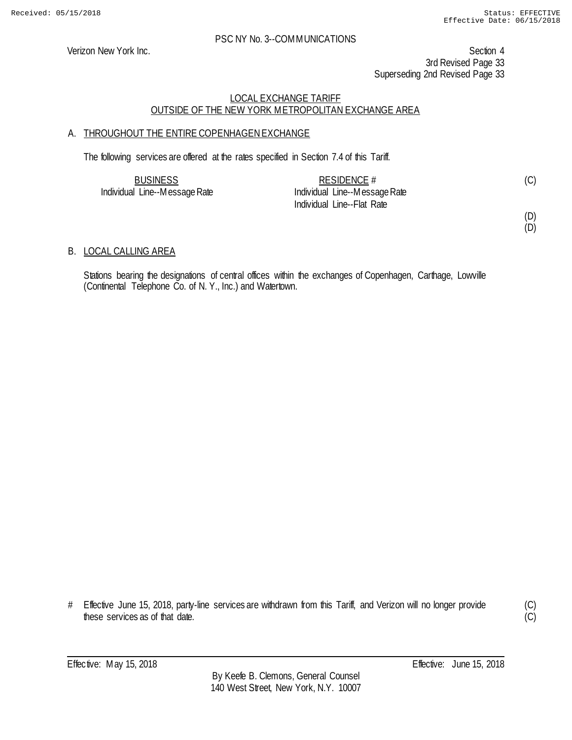PSC NY No. 3--COMMUNICATIONS

Verizon New York Inc.

Section 4
3rd Revised Page 33
Superseding 2nd Revised Page 33

LOCAL EXCHANGE TARIFF
OUTSIDE OF THE NEW YORK METROPOLITAN EXCHANGE AREA

A. THROUGHOUT THE ENTIRE COPENHAGEN EXCHANGE

The following services are offered at the rates specified in Section 7.4 of this Tariff.

| BUSINESS | RESIDENCE # | |
|---|---|---|
| Individual Line--Message Rate | Individual Line--Message Rate | (C) |
| | Individual Line--Flat Rate | |
| | | (D) |
| | | (D) |

B. LOCAL CALLING AREA

Stations bearing the designations of central offices within the exchanges of Copenhagen, Carthage, Lowville (Continental Telephone Co. of N. Y., Inc.) and Watertown.

# Effective June 15, 2018, party-line services are withdrawn from this Tariff, and Verizon will no longer provide these services as of that date. (C)
(C)

Effective: May 15, 2018 Effective: June 15, 2018

By Keefe B. Clemons, General Counsel
140 West Street, New York, N.Y. 10007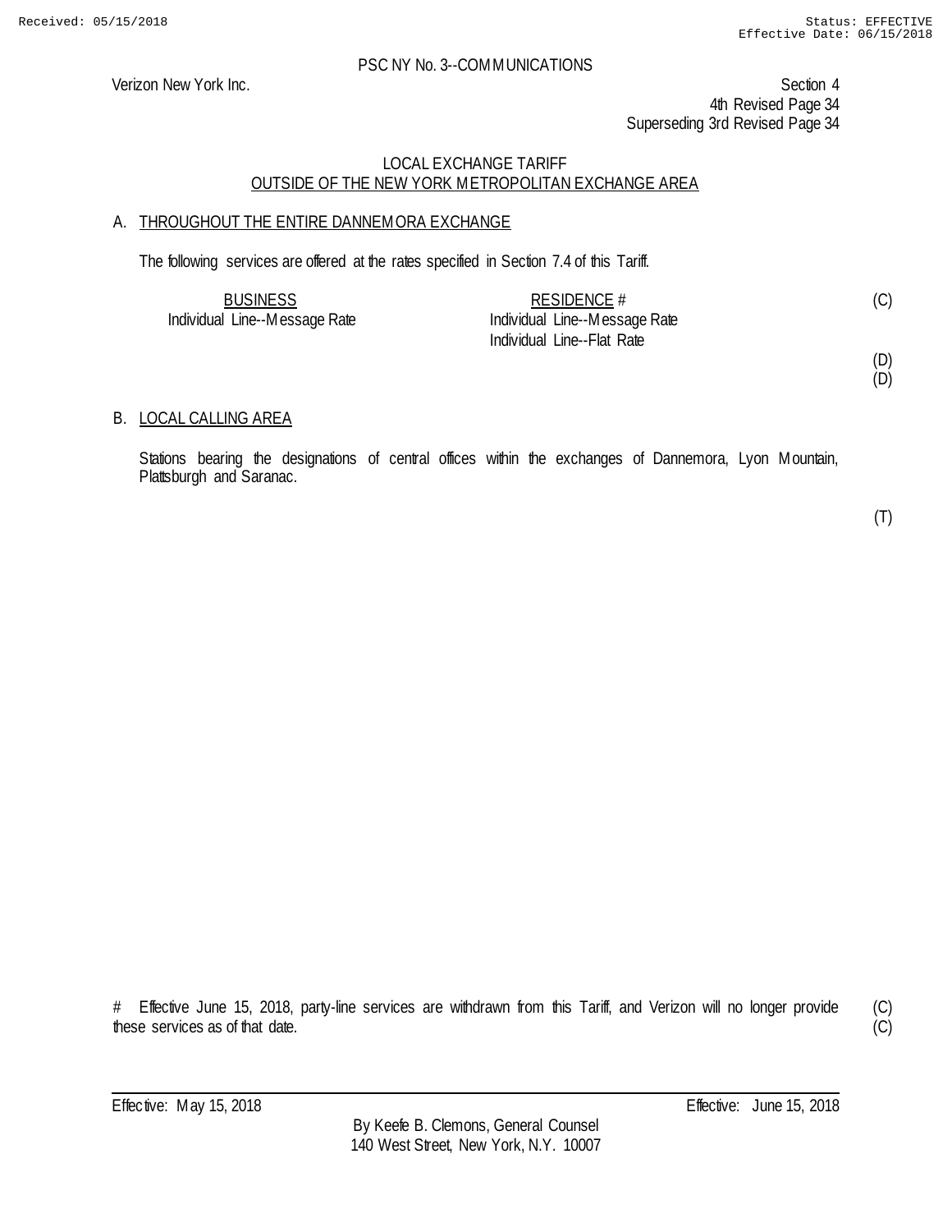PSC NY No. 3--COMMUNICATIONS

Verizon New York Inc.

Section 4
4th Revised Page 34
Superseding 3rd Revised Page 34

LOCAL EXCHANGE TARIFF
OUTSIDE OF THE NEW YORK METROPOLITAN EXCHANGE AREA

A. THROUGHOUT THE ENTIRE DANNEMORA EXCHANGE

The following services are offered at the rates specified in Section 7.4 of this Tariff.

| BUSINESS | RESIDENCE # | |
|---|---|---|
| Individual Line--Message Rate | Individual Line--Message Rate | (C) |
| | Individual Line--Flat Rate | |
| | | (D) |
| | | (D) |

B. LOCAL CALLING AREA

Stations bearing the designations of central offices within the exchanges of Dannemora, Lyon Mountain, Plattsburgh and Saranac.

(T)

# Effective June 15, 2018, party-line services are withdrawn from this Tariff, and Verizon will no longer provide these services as of that date. (C) (C)

Effective: May 15, 2018 Effective: June 15, 2018

By Keefe B. Clemons, General Counsel
140 West Street, New York, N.Y. 10007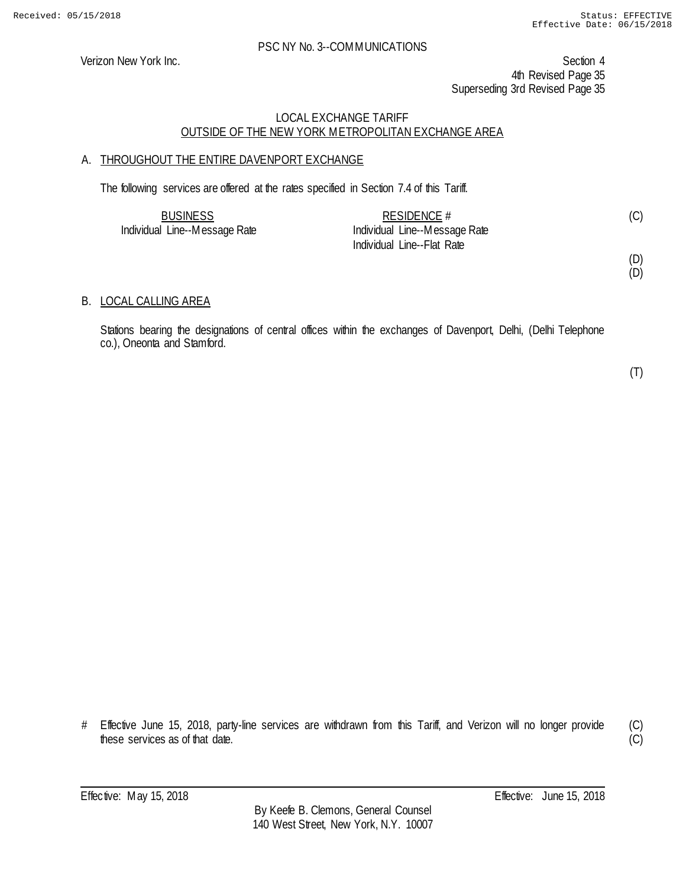PSC NY No. 3--COMMUNICATIONS

Verizon New York Inc.

Section 4
4th Revised Page 35
Superseding 3rd Revised Page 35

## LOCAL EXCHANGE TARIFF
## OUTSIDE OF THE NEW YORK METROPOLITAN EXCHANGE AREA

### A. THROUGHOUT THE ENTIRE DAVENPORT EXCHANGE

The following services are offered at the rates specified in Section 7.4 of this Tariff.

| BUSINESS | RESIDENCE # | |
|---|---|---|
| Individual Line--Message Rate | Individual Line--Message Rate | (C) |
| | Individual Line--Flat Rate | |
| | | (D) |
| | | (D) |

### B. LOCAL CALLING AREA

Stations bearing the designations of central offices within the exchanges of Davenport, Delhi, (Delhi Telephone co.), Oneonta and Stamford.

(T)

\# Effective June 15, 2018, party-line services are withdrawn from this Tariff, and Verizon will no longer provide these services as of that date. (C) (C)

Effective: May 15, 2018 Effective: June 15, 2018

By Keefe B. Clemons, General Counsel
140 West Street, New York, N.Y. 10007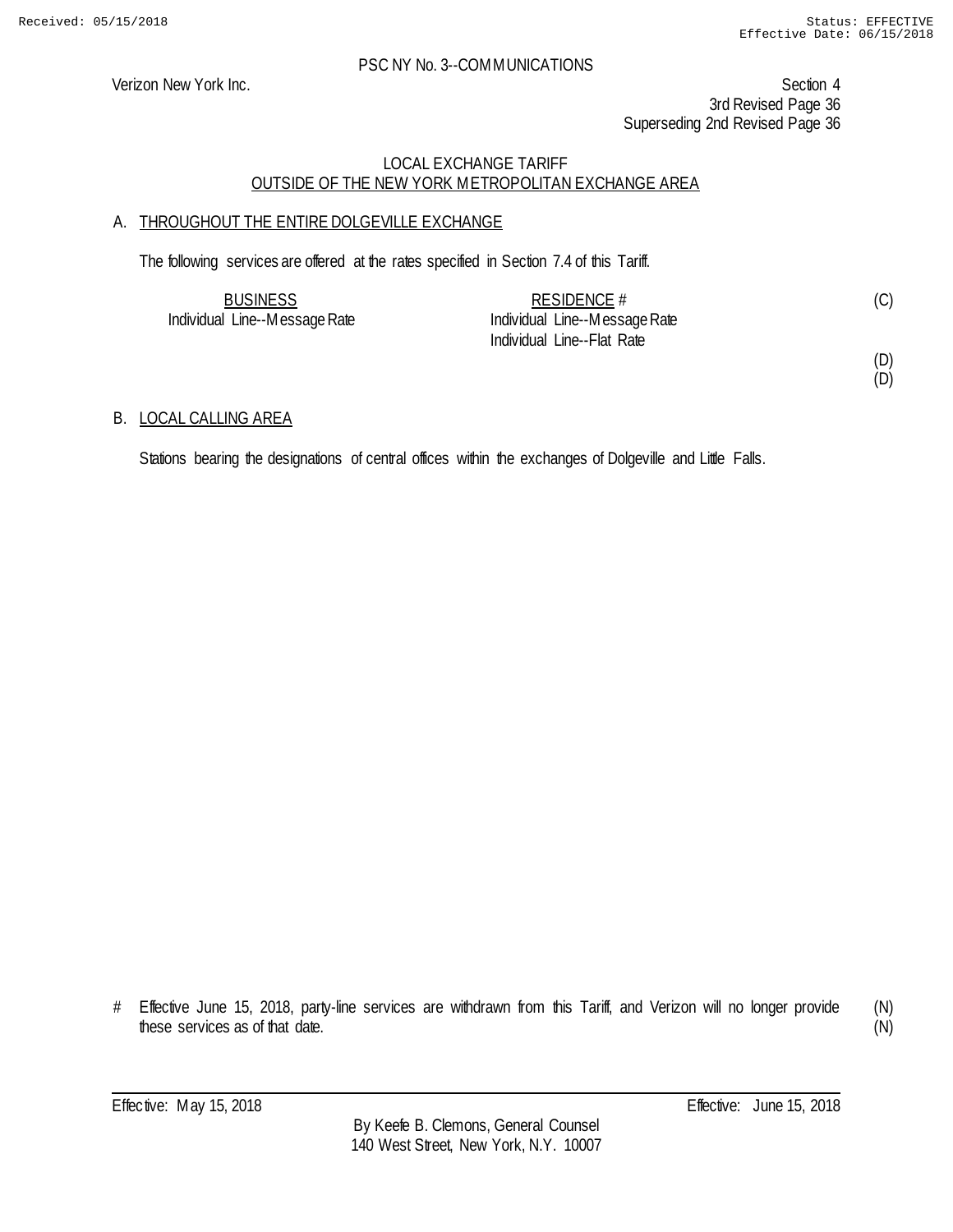PSC NY No. 3--COMMUNICATIONS

Verizon New York Inc.

Section 4
3rd Revised Page 36
Superseding 2nd Revised Page 36

LOCAL EXCHANGE TARIFF
OUTSIDE OF THE NEW YORK METROPOLITAN EXCHANGE AREA

## A. THROUGHOUT THE ENTIRE DOLGEVILLE EXCHANGE

The following services are offered at the rates specified in Section 7.4 of this Tariff.

| BUSINESS | RESIDENCE # | |
|---|---|---|
| Individual Line--Message Rate | Individual Line--Message Rate | (C) |
| | Individual Line--Flat Rate | |
| | | (D) |
| | | (D) |

## B. LOCAL CALLING AREA

Stations bearing the designations of central offices within the exchanges of Dolgeville and Little Falls.

# Effective June 15, 2018, party-line services are withdrawn from this Tariff, and Verizon will no longer provide these services as of that date. (N) (N)

Effective: May 15, 2018 Effective: June 15, 2018

By Keefe B. Clemons, General Counsel
140 West Street, New York, N.Y. 10007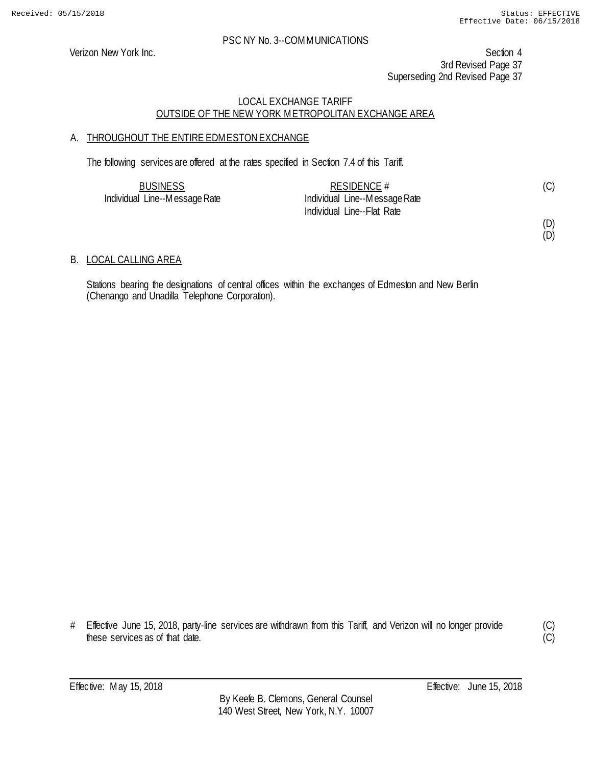PSC NY No. 3--COMMUNICATIONS

Verizon New York Inc.

Section 4
3rd Revised Page 37
Superseding 2nd Revised Page 37

LOCAL EXCHANGE TARIFF
OUTSIDE OF THE NEW YORK METROPOLITAN EXCHANGE AREA

## A. THROUGHOUT THE ENTIRE EDMESTON EXCHANGE

The following services are offered at the rates specified in Section 7.4 of this Tariff.

| BUSINESS | RESIDENCE # | |
|---|---|---|
| Individual Line--Message Rate | Individual Line--Message Rate | (C) |
| | Individual Line--Flat Rate | |
| | | (D) |
| | | (D) |

## B. LOCAL CALLING AREA

Stations bearing the designations of central offices within the exchanges of Edmeston and New Berlin (Chenango and Unadilla Telephone Corporation).

# Effective June 15, 2018, party-line services are withdrawn from this Tariff, and Verizon will no longer provide these services as of that date. (C) (C)

Effective: May 15, 2018

Effective: June 15, 2018

By Keefe B. Clemons, General Counsel
140 West Street, New York, N.Y. 10007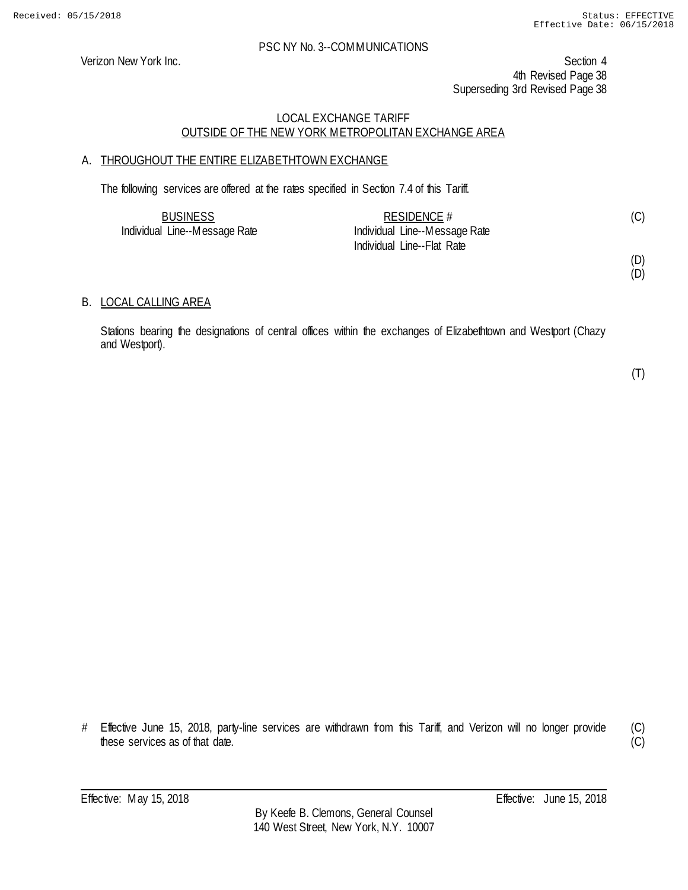PSC NY No. 3--COMMUNICATIONS

Verizon New York Inc.

Section 4
4th Revised Page 38
Superseding 3rd Revised Page 38

## LOCAL EXCHANGE TARIFF
## OUTSIDE OF THE NEW YORK METROPOLITAN EXCHANGE AREA

### A. THROUGHOUT THE ENTIRE ELIZABETHTOWN EXCHANGE

The following services are offered at the rates specified in Section 7.4 of this Tariff.

| BUSINESS | RESIDENCE # | |
|---|---|---|
| Individual Line--Message Rate | Individual Line--Message Rate | (C) |
| | Individual Line--Flat Rate | |
| | | (D) |
| | | (D) |

### B. LOCAL CALLING AREA

Stations bearing the designations of central offices within the exchanges of Elizabethtown and Westport (Chazy and Westport).

(T)

\# Effective June 15, 2018, party-line services are withdrawn from this Tariff, and Verizon will no longer provide these services as of that date. (C) (C)

Effective: May 15, 2018 Effective: June 15, 2018

By Keefe B. Clemons, General Counsel
140 West Street, New York, N.Y. 10007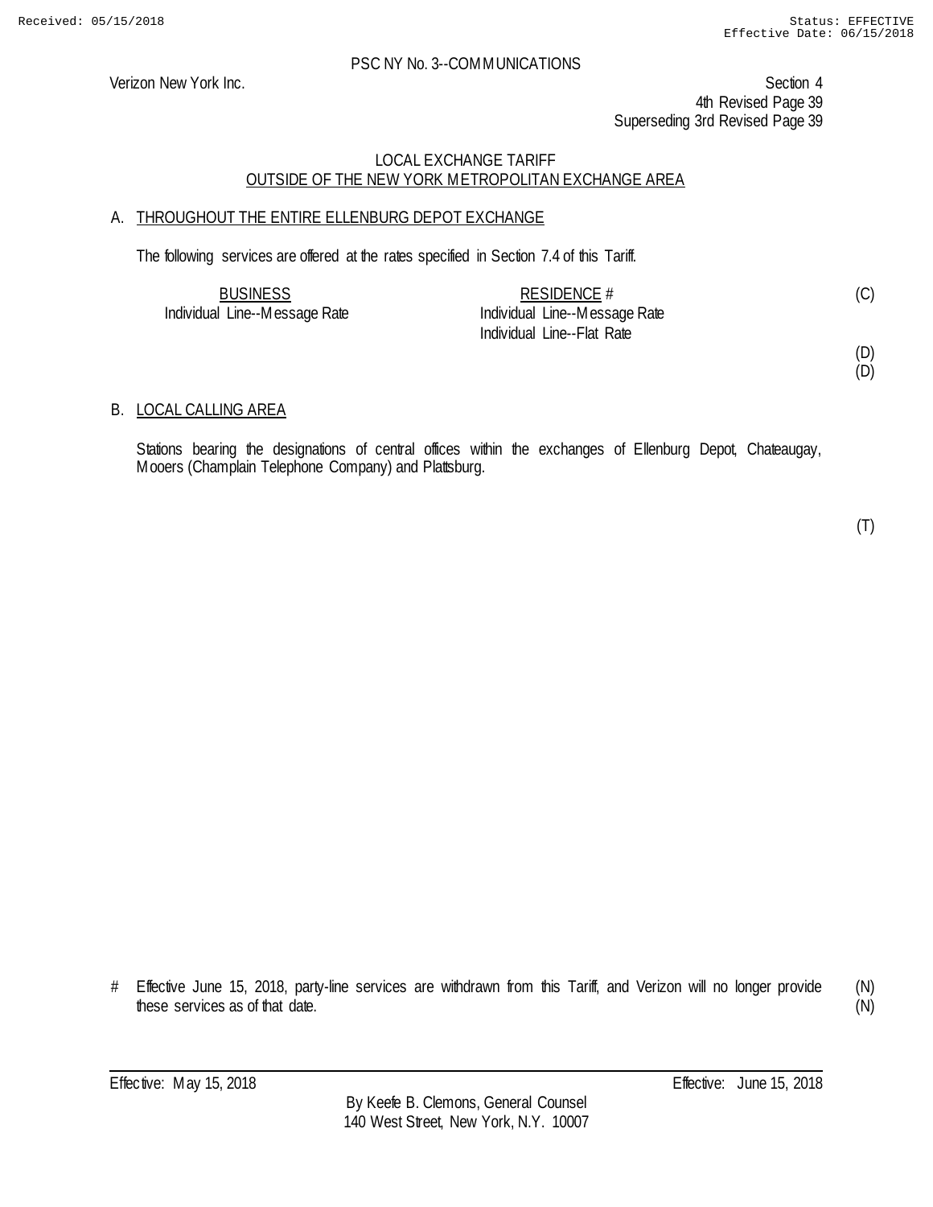Received: 05/15/2018 Status: EFFECTIVE Effective Date: 06/15/2018

PSC NY No. 3--COMMUNICATIONS

Verizon New York Inc.

Section 4
4th Revised Page 39
Superseding 3rd Revised Page 39

LOCAL EXCHANGE TARIFF
OUTSIDE OF THE NEW YORK METROPOLITAN EXCHANGE AREA

A. THROUGHOUT THE ENTIRE ELLENBURG DEPOT EXCHANGE

The following services are offered at the rates specified in Section 7.4 of this Tariff.

| BUSINESS | RESIDENCE # | |
|---|---|---|
| Individual Line--Message Rate | Individual Line--Message Rate | (C) |
| | Individual Line--Flat Rate | |
| | | (D) |
| | | (D) |

B. LOCAL CALLING AREA

Stations bearing the designations of central offices within the exchanges of Ellenburg Depot, Chateaugay, Mooers (Champlain Telephone Company) and Plattsburg.

(T)

# Effective June 15, 2018, party-line services are withdrawn from this Tariff, and Verizon will no longer provide these services as of that date. (N) (N)

Effective: May 15, 2018 Effective: June 15, 2018

By Keefe B. Clemons, General Counsel
140 West Street, New York, N.Y. 10007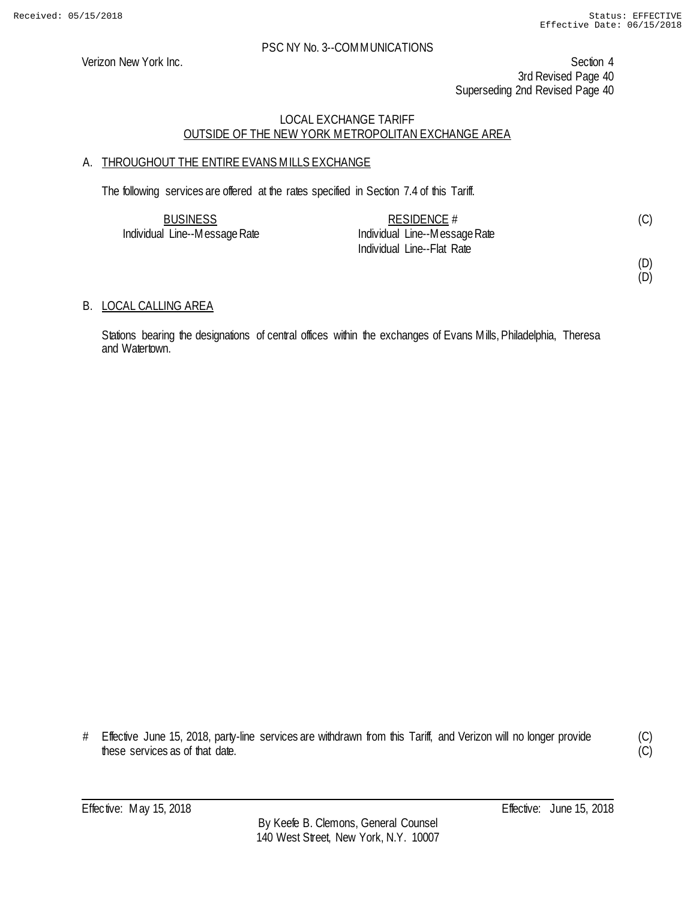PSC NY No. 3--COMMUNICATIONS

Verizon New York Inc.

Section 4
3rd Revised Page 40
Superseding 2nd Revised Page 40

## LOCAL EXCHANGE TARIFF
## OUTSIDE OF THE NEW YORK METROPOLITAN EXCHANGE AREA

### A. THROUGHOUT THE ENTIRE EVANS MILLS EXCHANGE

The following services are offered at the rates specified in Section 7.4 of this Tariff.

| BUSINESS | RESIDENCE # | |
|---|---|---|
| Individual Line--Message Rate | Individual Line--Message Rate | (C) |
| | Individual Line--Flat Rate | |
| | | (D) |
| | | (D) |

### B. LOCAL CALLING AREA

Stations bearing the designations of central offices within the exchanges of Evans Mills, Philadelphia, Theresa and Watertown.

\# Effective June 15, 2018, party-line services are withdrawn from this Tariff, and Verizon will no longer provide these services as of that date. (C) (C)

Effective: May 15, 2018 Effective: June 15, 2018

By Keefe B. Clemons, General Counsel
140 West Street, New York, N.Y. 10007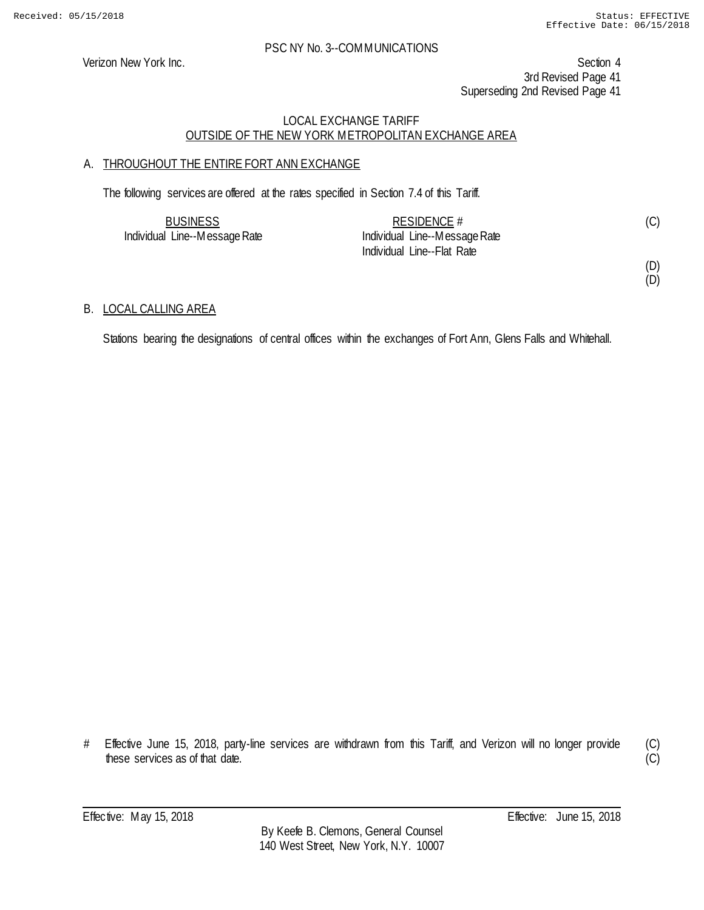PSC NY No. 3--COMMUNICATIONS

Verizon New York Inc.

Section 4
3rd Revised Page 41
Superseding 2nd Revised Page 41

## LOCAL EXCHANGE TARIFF
## OUTSIDE OF THE NEW YORK METROPOLITAN EXCHANGE AREA

### A. THROUGHOUT THE ENTIRE FORT ANN EXCHANGE

The following services are offered at the rates specified in Section 7.4 of this Tariff.

| BUSINESS | RESIDENCE # | |
|---|---|---|
| Individual Line--Message Rate | Individual Line--Message Rate | (C) |
| | Individual Line--Flat Rate | |
| | | (D) |
| | | (D) |

### B. LOCAL CALLING AREA

Stations bearing the designations of central offices within the exchanges of Fort Ann, Glens Falls and Whitehall.

# Effective June 15, 2018, party-line services are withdrawn from this Tariff, and Verizon will no longer provide these services as of that date. (C)
(C)

Effective: May 15, 2018 Effective: June 15, 2018

By Keefe B. Clemons, General Counsel
140 West Street, New York, N.Y. 10007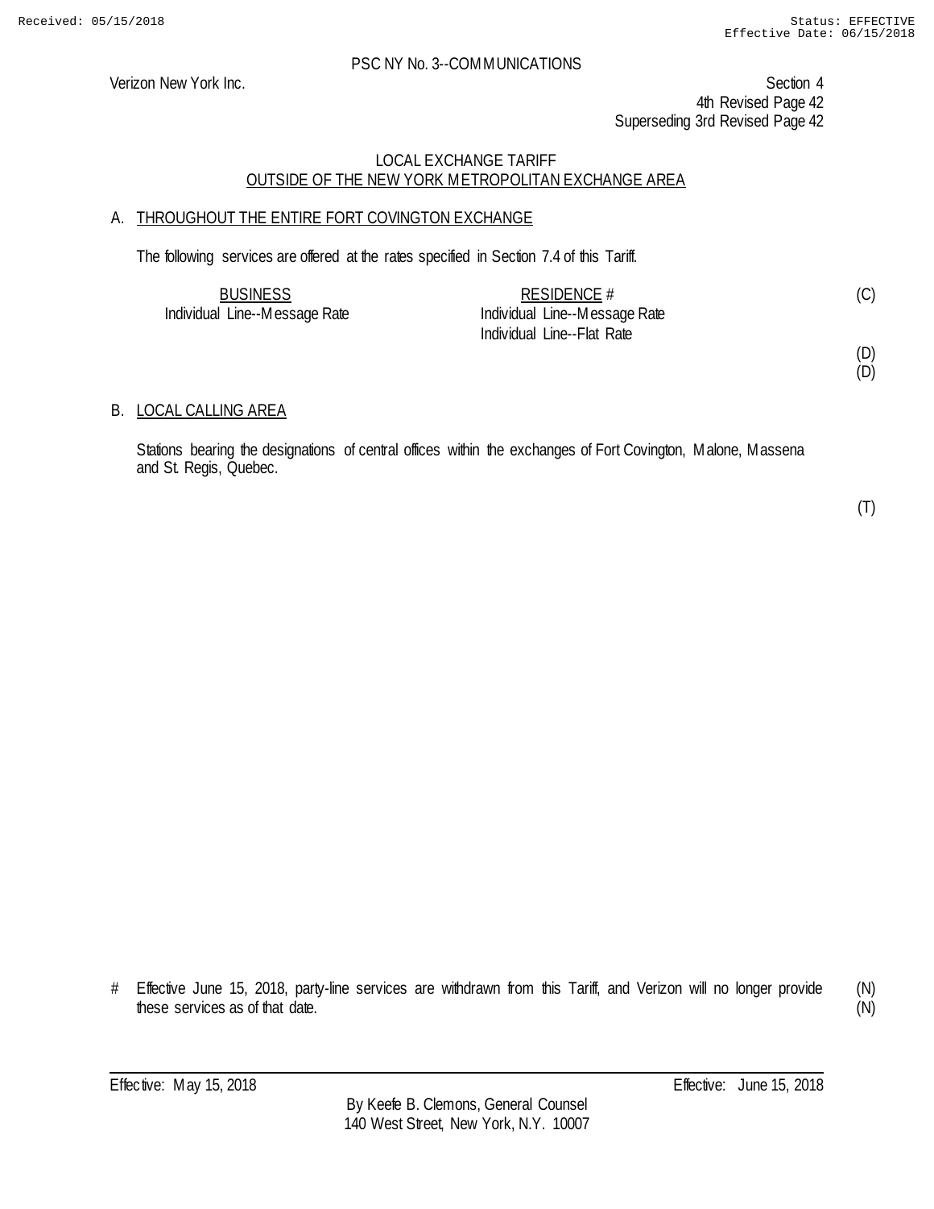PSC NY No. 3--COMMUNICATIONS

Verizon New York Inc.

Section 4
4th Revised Page 42
Superseding 3rd Revised Page 42

## LOCAL EXCHANGE TARIFF
## OUTSIDE OF THE NEW YORK METROPOLITAN EXCHANGE AREA

### A. THROUGHOUT THE ENTIRE FORT COVINGTON EXCHANGE

The following services are offered at the rates specified in Section 7.4 of this Tariff.

| BUSINESS | RESIDENCE # | |
|---|---|---|
| Individual Line--Message Rate | Individual Line--Message Rate | (C) |
| | Individual Line--Flat Rate | |
| | | (D) |
| | | (D) |

### B. LOCAL CALLING AREA

Stations bearing the designations of central offices within the exchanges of Fort Covington, Malone, Massena and St. Regis, Quebec.

(T)

# Effective June 15, 2018, party-line services are withdrawn from this Tariff, and Verizon will no longer provide these services as of that date. (N) (N)

Effective: May 15, 2018 Effective: June 15, 2018

By Keefe B. Clemons, General Counsel
140 West Street, New York, N.Y. 10007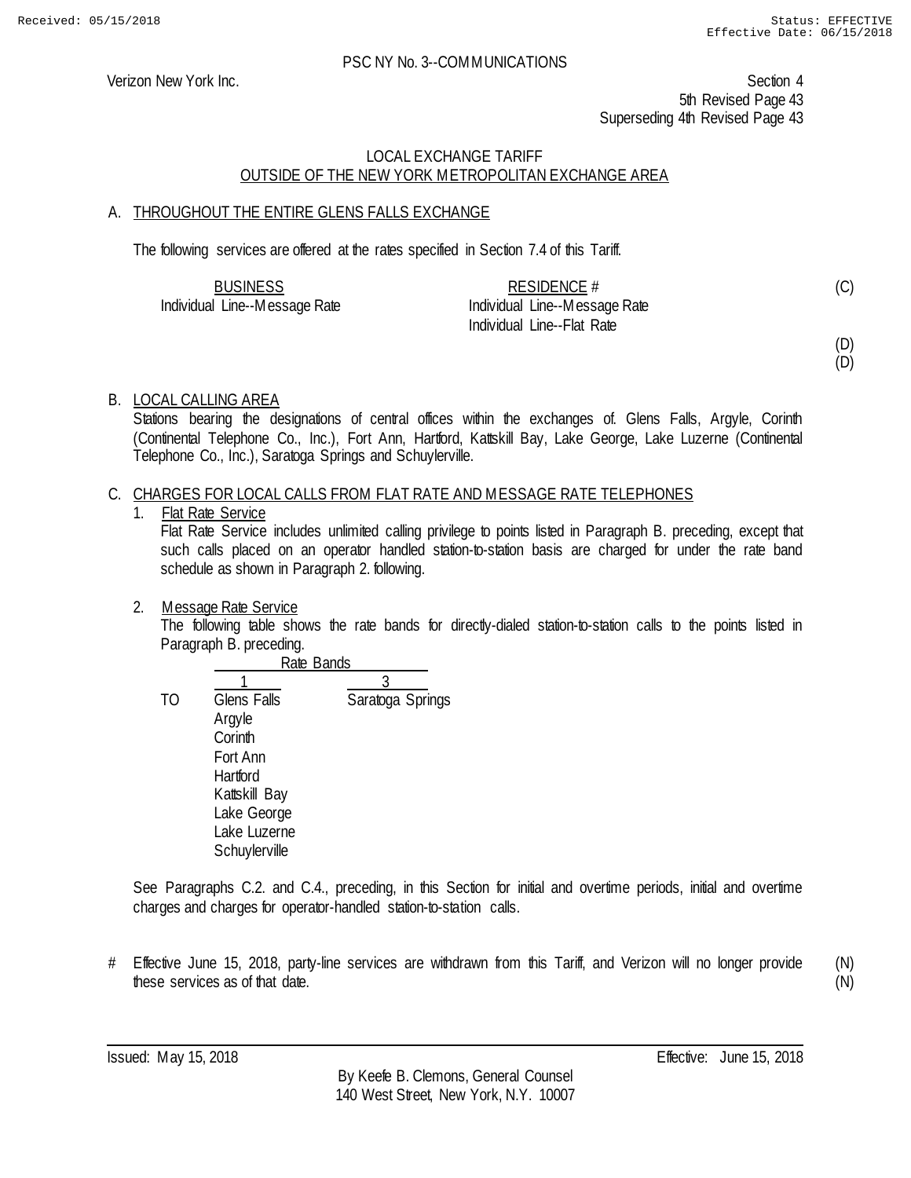PSC NY No. 3--COMMUNICATIONS

Verizon New York Inc.

Section 4
5th Revised Page 43
Superseding 4th Revised Page 43

## LOCAL EXCHANGE TARIFF
## OUTSIDE OF THE NEW YORK METROPOLITAN EXCHANGE AREA

### A. THROUGHOUT THE ENTIRE GLENS FALLS EXCHANGE

The following services are offered at the rates specified in Section 7.4 of this Tariff.

| BUSINESS | RESIDENCE # | |
|---|---|---|
| Individual Line--Message Rate | Individual Line--Message Rate | (C) |
| | Individual Line--Flat Rate | |
| | | (D) |
| | | (D) |

### B. LOCAL CALLING AREA

Stations bearing the designations of central offices within the exchanges of. Glens Falls, Argyle, Corinth (Continental Telephone Co., Inc.), Fort Ann, Hartford, Kattskill Bay, Lake George, Lake Luzerne (Continental Telephone Co., Inc.), Saratoga Springs and Schuylerville.

### C. CHARGES FOR LOCAL CALLS FROM FLAT RATE AND MESSAGE RATE TELEPHONES

1. Flat Rate Service

   Flat Rate Service includes unlimited calling privilege to points listed in Paragraph B. preceding, except that such calls placed on an operator handled station-to-station basis are charged for under the rate band schedule as shown in Paragraph 2. following.

2. Message Rate Service

   The following table shows the rate bands for directly-dialed station-to-station calls to the points listed in Paragraph B. preceding.

| | Rate Bands | |
|---|---|---|
| | 1 | 3 |
| TO | Glens Falls | Saratoga Springs |
| | Argyle | |
| | Corinth | |
| | Fort Ann | |
| | Hartford | |
| | Kattskill Bay | |
| | Lake George | |
| | Lake Luzerne | |
| | Schuylerville | |

See Paragraphs C.2. and C.4., preceding, in this Section for initial and overtime periods, initial and overtime charges and charges for operator-handled station-to-station calls.

\# Effective June 15, 2018, party-line services are withdrawn from this Tariff, and Verizon will no longer provide these services as of that date. (N)

Issued: May 15, 2018

Effective: June 15, 2018

By Keefe B. Clemons, General Counsel
140 West Street, New York, N.Y. 10007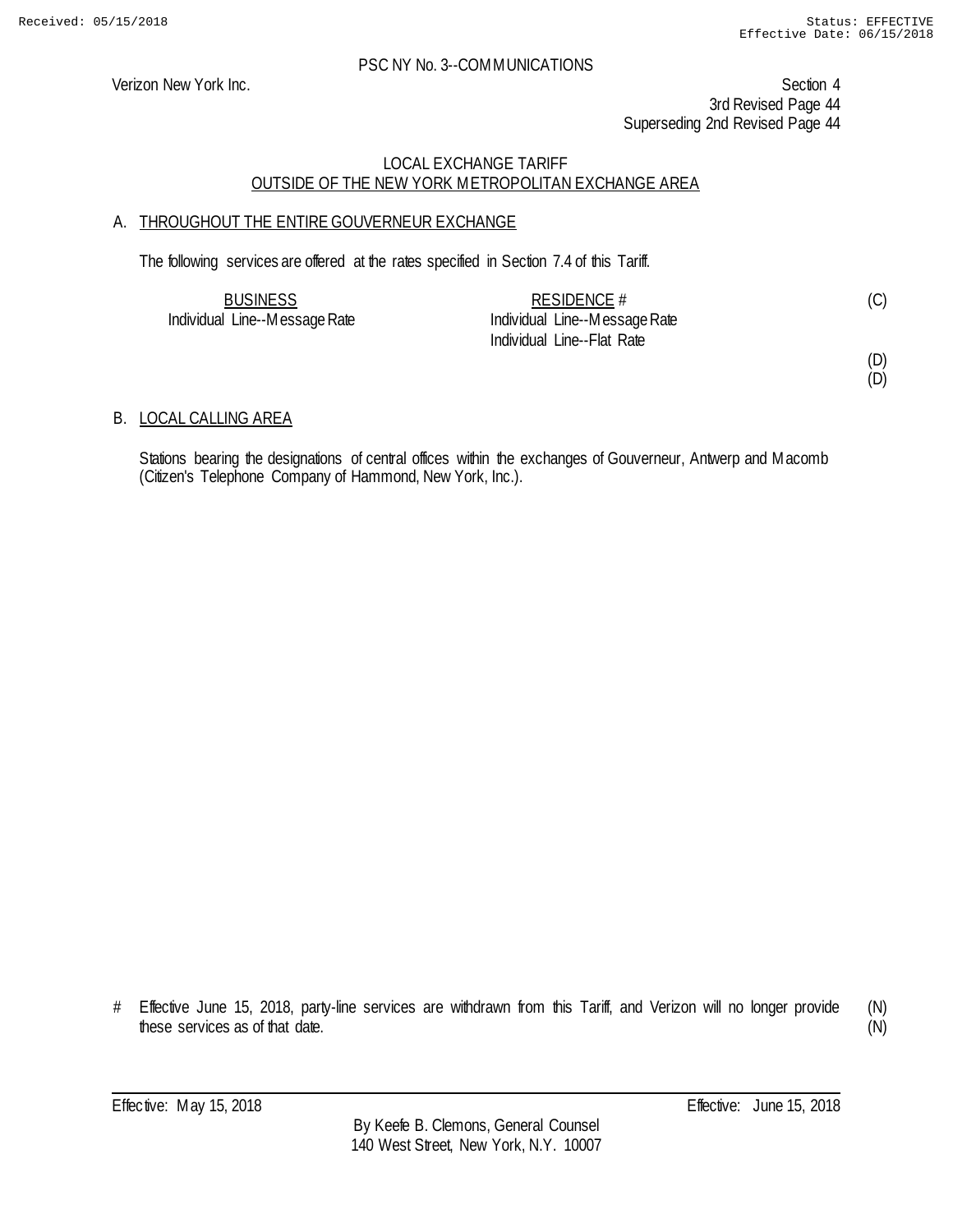PSC NY No. 3--COMMUNICATIONS

Verizon New York Inc.

Section 4
3rd Revised Page 44
Superseding 2nd Revised Page 44

LOCAL EXCHANGE TARIFF
OUTSIDE OF THE NEW YORK METROPOLITAN EXCHANGE AREA

## A. THROUGHOUT THE ENTIRE GOUVERNEUR EXCHANGE

The following services are offered at the rates specified in Section 7.4 of this Tariff.

| BUSINESS | RESIDENCE # | |
|---|---|---|
| Individual Line--Message Rate | Individual Line--Message Rate | (C) |
| | Individual Line--Flat Rate | |
| | | (D) |
| | | (D) |

## B. LOCAL CALLING AREA

Stations bearing the designations of central offices within the exchanges of Gouverneur, Antwerp and Macomb (Citizen's Telephone Company of Hammond, New York, Inc.).

\# Effective June 15, 2018, party-line services are withdrawn from this Tariff, and Verizon will no longer provide these services as of that date. (N)
(N)

Effective: May 15, 2018 Effective: June 15, 2018

By Keefe B. Clemons, General Counsel
140 West Street, New York, N.Y. 10007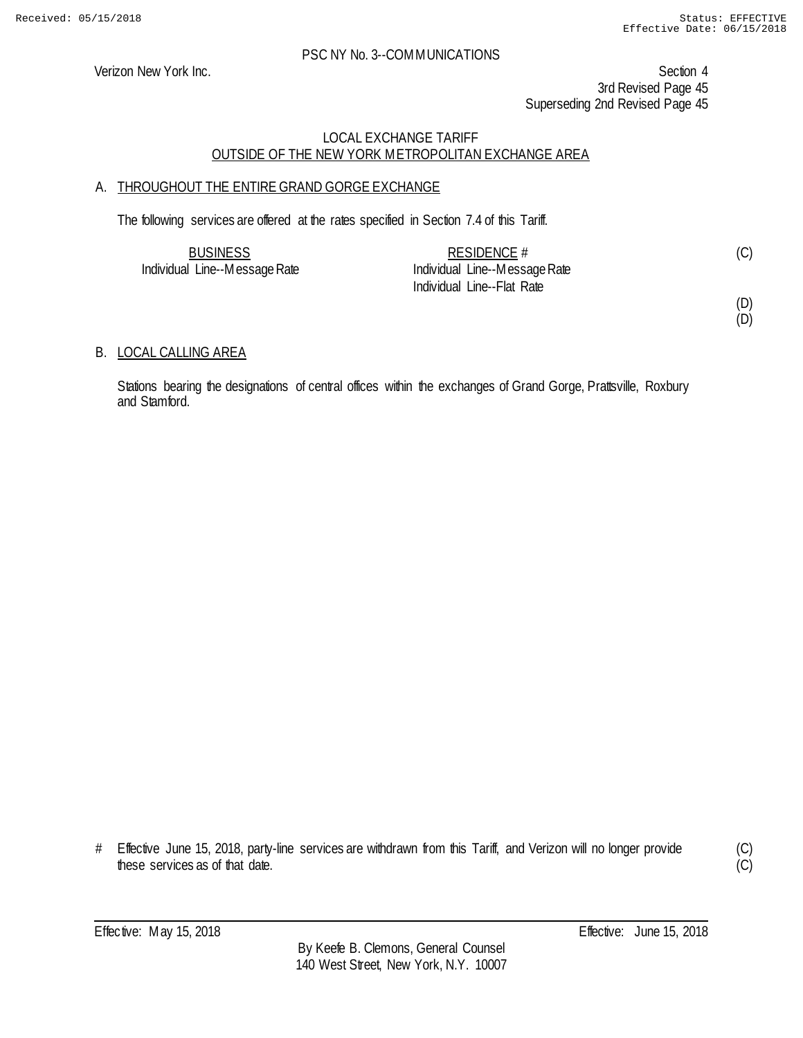PSC NY No. 3--COMMUNICATIONS

Verizon New York Inc.

Section 4
3rd Revised Page 45
Superseding 2nd Revised Page 45

LOCAL EXCHANGE TARIFF
OUTSIDE OF THE NEW YORK METROPOLITAN EXCHANGE AREA

A. THROUGHOUT THE ENTIRE GRAND GORGE EXCHANGE

The following services are offered at the rates specified in Section 7.4 of this Tariff.

| BUSINESS | RESIDENCE # | |
|---|---|---|
| Individual Line--Message Rate | Individual Line--Message Rate | (C) |
| | Individual Line--Flat Rate | |
| | | (D) |
| | | (D) |

B. LOCAL CALLING AREA

Stations bearing the designations of central offices within the exchanges of Grand Gorge, Prattsville, Roxbury and Stamford.

# Effective June 15, 2018, party-line services are withdrawn from this Tariff, and Verizon will no longer provide these services as of that date. (C) (C)

Effective: May 15, 2018 Effective: June 15, 2018

By Keefe B. Clemons, General Counsel
140 West Street, New York, N.Y. 10007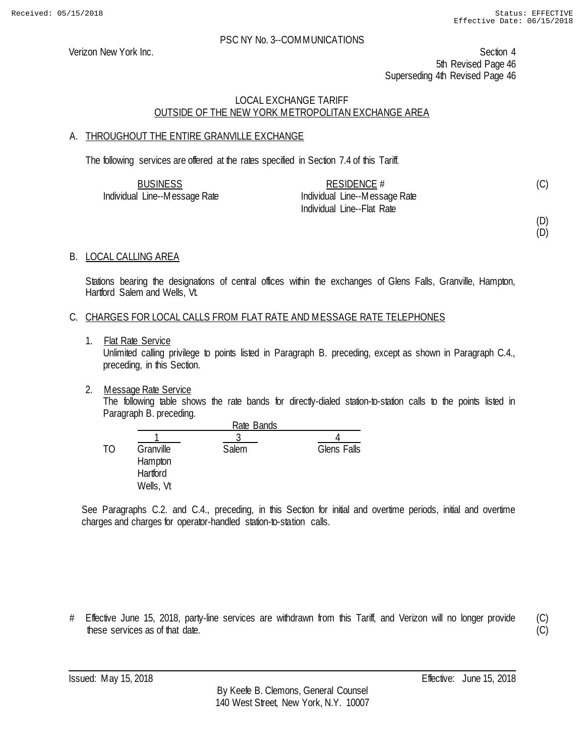PSC NY No. 3--COMMUNICATIONS

Verizon New York Inc.

Section 4
5th Revised Page 46
Superseding 4th Revised Page 46

LOCAL EXCHANGE TARIFF
OUTSIDE OF THE NEW YORK METROPOLITAN EXCHANGE AREA

## A. THROUGHOUT THE ENTIRE GRANVILLE EXCHANGE

The following services are offered at the rates specified in Section 7.4 of this Tariff.

| BUSINESS | RESIDENCE # | |
|---|---|---|
| Individual Line--Message Rate | Individual Line--Message Rate | (C) |
| | Individual Line--Flat Rate | |
| | | (D) |
| | | (D) |

## B. LOCAL CALLING AREA

Stations bearing the designations of central offices within the exchanges of Glens Falls, Granville, Hampton, Hartford Salem and Wells, Vt.

## C. CHARGES FOR LOCAL CALLS FROM FLAT RATE AND MESSAGE RATE TELEPHONES

1. Flat Rate Service
   Unlimited calling privilege to points listed in Paragraph B. preceding, except as shown in Paragraph C.4., preceding, in this Section.

2. Message Rate Service
   The following table shows the rate bands for directly-dialed station-to-station calls to the points listed in Paragraph B. preceding.

| | Rate Bands | | |
|---|---|---|---|
| | 1 | 3 | 4 |
| TO | Granville | Salem | Glens Falls |
| | Hampton | | |
| | Hartford | | |
| | Wells, Vt | | |

See Paragraphs C.2. and C.4., preceding, in this Section for initial and overtime periods, initial and overtime charges and charges for operator-handled station-to-station calls.

# Effective June 15, 2018, party-line services are withdrawn from this Tariff, and Verizon will no longer provide these services as of that date. (C)(C)

Issued: May 15, 2018 Effective: June 15, 2018

By Keefe B. Clemons, General Counsel
140 West Street, New York, N.Y. 10007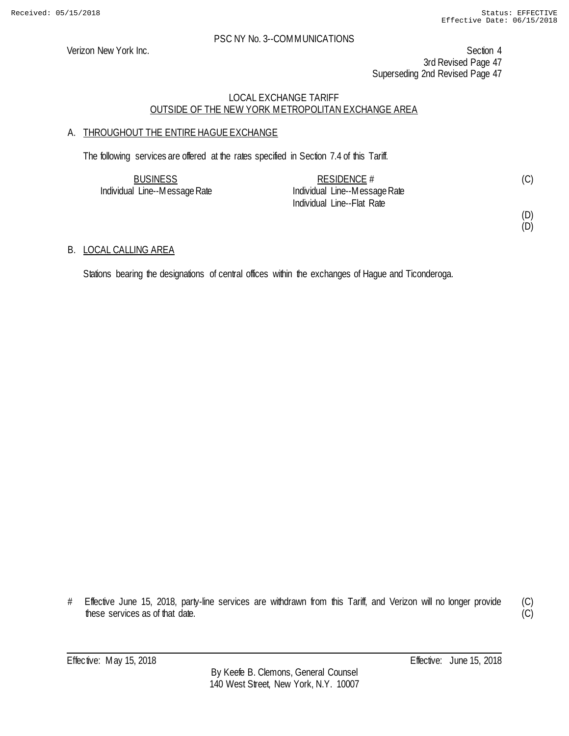PSC NY No. 3--COMMUNICATIONS

Verizon New York Inc.

Section 4
3rd Revised Page 47
Superseding 2nd Revised Page 47

## LOCAL EXCHANGE TARIFF
## OUTSIDE OF THE NEW YORK METROPOLITAN EXCHANGE AREA

### A. THROUGHOUT THE ENTIRE HAGUE EXCHANGE

The following services are offered at the rates specified in Section 7.4 of this Tariff.

| BUSINESS | RESIDENCE # | |
|---|---|---|
| Individual Line--Message Rate | Individual Line--Message Rate | (C) |
| | Individual Line--Flat Rate | |
| | | (D) |
| | | (D) |

### B. LOCAL CALLING AREA

Stations bearing the designations of central offices within the exchanges of Hague and Ticonderoga.

# Effective June 15, 2018, party-line services are withdrawn from this Tariff, and Verizon will no longer provide these services as of that date. (C) (C)

Effective: May 15, 2018 Effective: June 15, 2018

By Keefe B. Clemons, General Counsel
140 West Street, New York, N.Y. 10007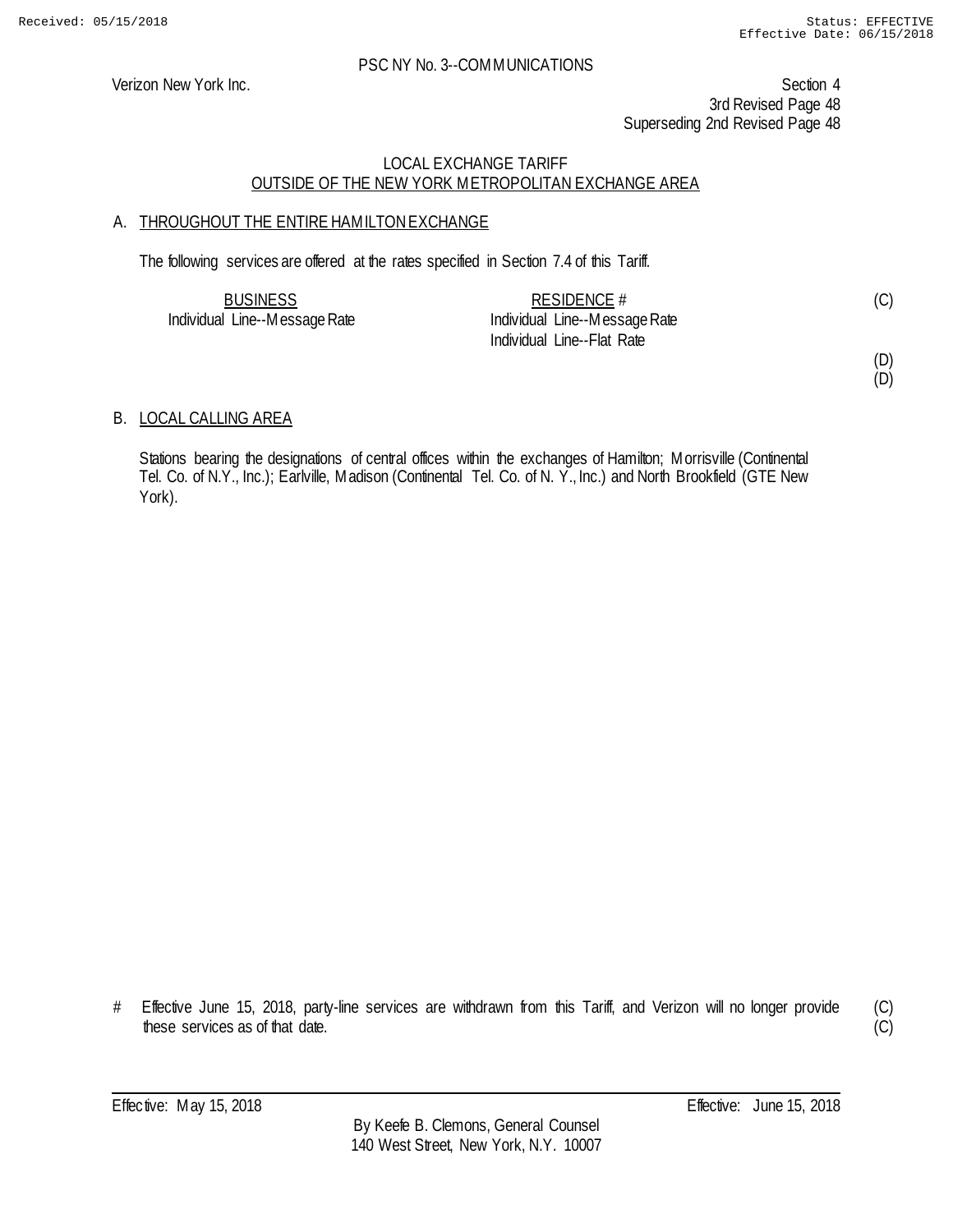PSC NY No. 3--COMMUNICATIONS

Verizon New York Inc.

Section 4
3rd Revised Page 48
Superseding 2nd Revised Page 48

LOCAL EXCHANGE TARIFF
OUTSIDE OF THE NEW YORK METROPOLITAN EXCHANGE AREA

A. THROUGHOUT THE ENTIRE HAMILTON EXCHANGE

The following services are offered at the rates specified in Section 7.4 of this Tariff.

| BUSINESS | RESIDENCE # | |
|---|---|---|
| Individual Line--Message Rate | Individual Line--Message Rate | (C) |
| | Individual Line--Flat Rate | |
| | | (D) |
| | | (D) |

B. LOCAL CALLING AREA

Stations bearing the designations of central offices within the exchanges of Hamilton; Morrisville (Continental Tel. Co. of N.Y., Inc.); Earlville, Madison (Continental Tel. Co. of N. Y., Inc.) and North Brookfield (GTE New York).

# Effective June 15, 2018, party-line services are withdrawn from this Tariff, and Verizon will no longer provide these services as of that date. (C)

Effective: May 15, 2018 Effective: June 15, 2018

By Keefe B. Clemons, General Counsel
140 West Street, New York, N.Y. 10007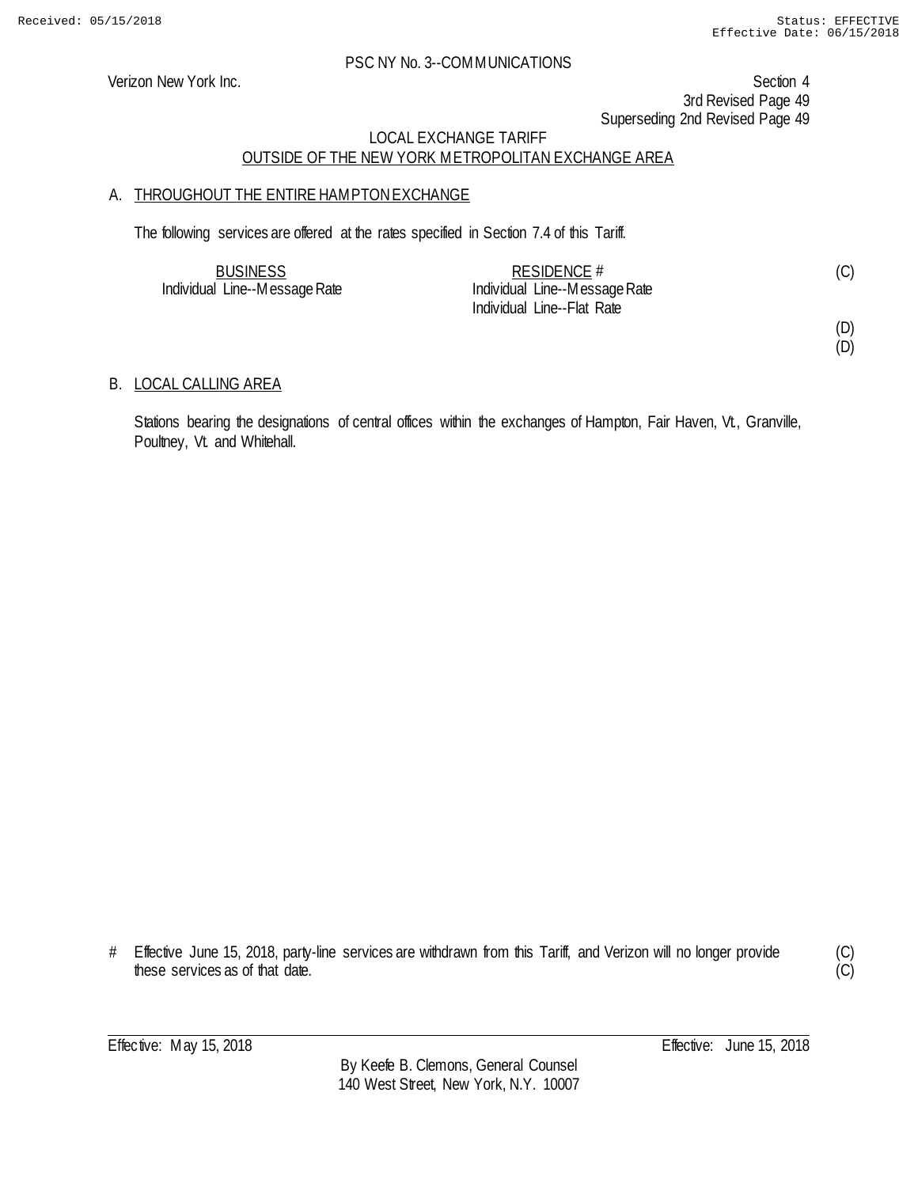PSC NY No. 3--COMMUNICATIONS

Verizon New York Inc.

Section 4
3rd Revised Page 49
Superseding 2nd Revised Page 49

LOCAL EXCHANGE TARIFF
OUTSIDE OF THE NEW YORK METROPOLITAN EXCHANGE AREA

A. THROUGHOUT THE ENTIRE HAMPTON EXCHANGE

The following services are offered at the rates specified in Section 7.4 of this Tariff.

| BUSINESS | RESIDENCE # | |
|---|---|---|
| Individual Line--Message Rate | Individual Line--Message Rate | (C) |
| | Individual Line--Flat Rate | |
| | | (D) |
| | | (D) |

B. LOCAL CALLING AREA

Stations bearing the designations of central offices within the exchanges of Hampton, Fair Haven, Vt., Granville, Poultney, Vt. and Whitehall.

# Effective June 15, 2018, party-line services are withdrawn from this Tariff, and Verizon will no longer provide these services as of that date. (C)
(C)

Effective: May 15, 2018 Effective: June 15, 2018

By Keefe B. Clemons, General Counsel
140 West Street, New York, N.Y. 10007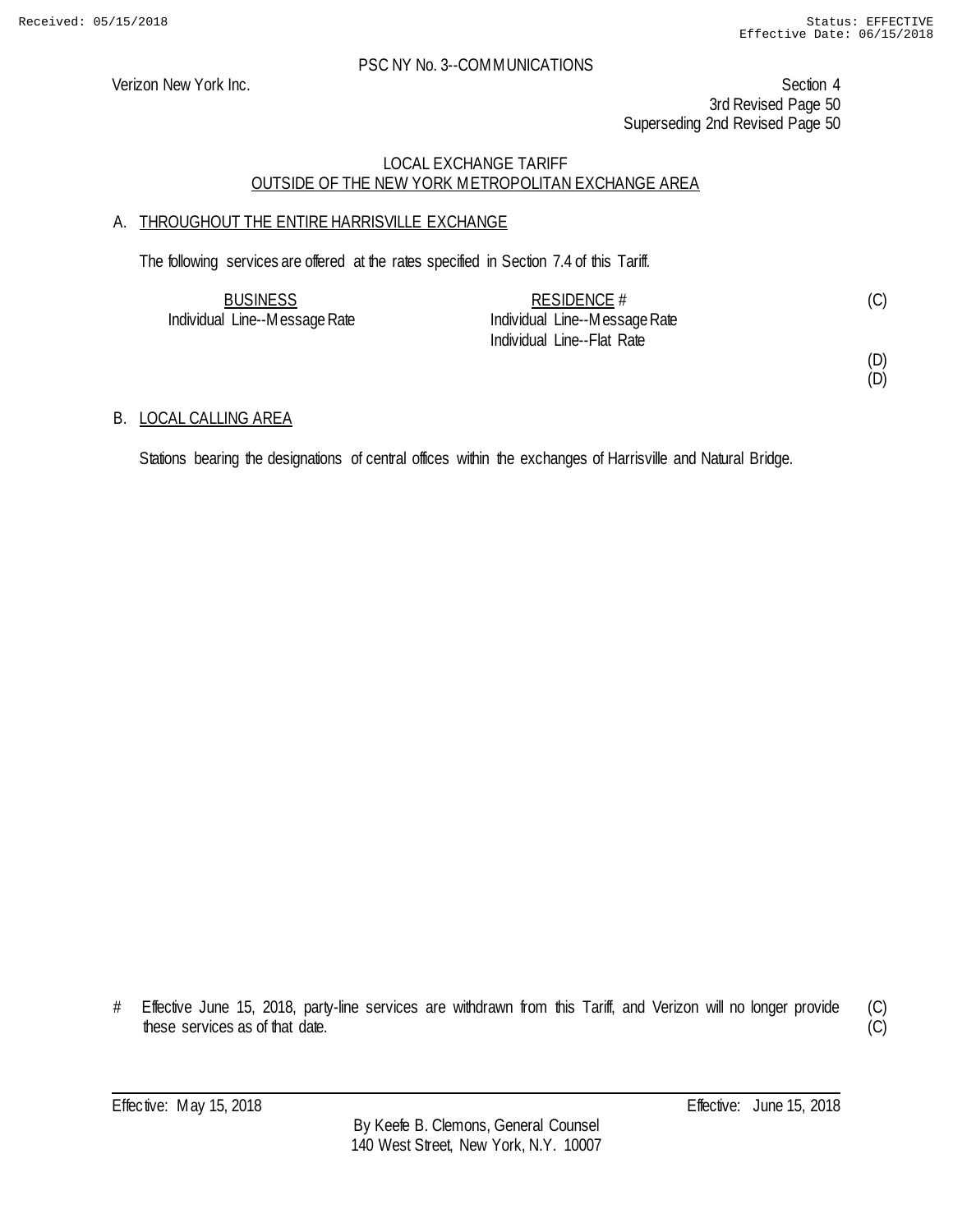PSC NY No. 3--COMMUNICATIONS

Verizon New York Inc.

Section 4
3rd Revised Page 50
Superseding 2nd Revised Page 50

## LOCAL EXCHANGE TARIFF
## OUTSIDE OF THE NEW YORK METROPOLITAN EXCHANGE AREA

### A. THROUGHOUT THE ENTIRE HARRISVILLE EXCHANGE

The following services are offered at the rates specified in Section 7.4 of this Tariff.

| BUSINESS | RESIDENCE # | |
|---|---|---|
| Individual Line--Message Rate | Individual Line--Message Rate | (C) |
| | Individual Line--Flat Rate | |
| | | (D) |
| | | (D) |

### B. LOCAL CALLING AREA

Stations bearing the designations of central offices within the exchanges of Harrisville and Natural Bridge.

\# Effective June 15, 2018, party-line services are withdrawn from this Tariff, and Verizon will no longer provide these services as of that date. (C) (C)

Effective: May 15, 2018 Effective: June 15, 2018

By Keefe B. Clemons, General Counsel
140 West Street, New York, N.Y. 10007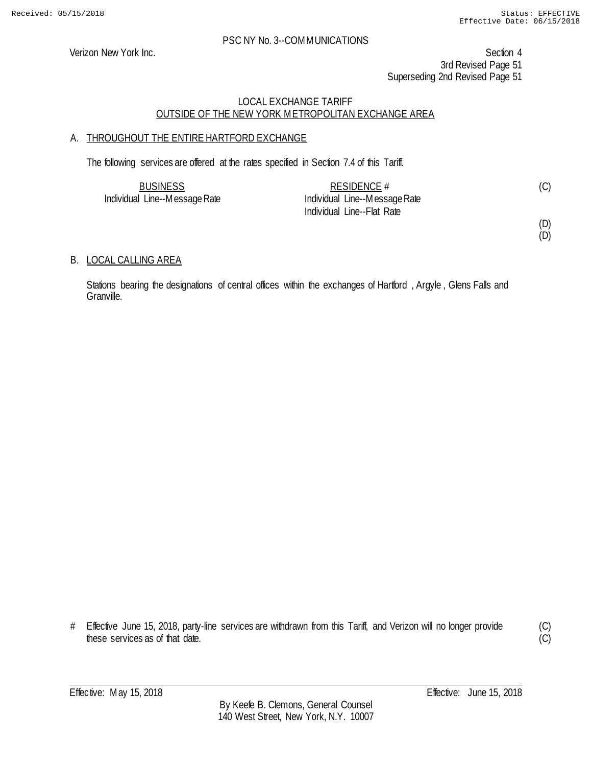PSC NY No. 3--COMMUNICATIONS

Verizon New York Inc.

Section 4
3rd Revised Page 51
Superseding 2nd Revised Page 51

## LOCAL EXCHANGE TARIFF
## OUTSIDE OF THE NEW YORK METROPOLITAN EXCHANGE AREA

### A. THROUGHOUT THE ENTIRE HARTFORD EXCHANGE

The following services are offered at the rates specified in Section 7.4 of this Tariff.

| BUSINESS | RESIDENCE # | |
|---|---|---|
| Individual Line--Message Rate | Individual Line--Message Rate | (C) |
| | Individual Line--Flat Rate | |
| | | (D) |
| | | (D) |

### B. LOCAL CALLING AREA

Stations bearing the designations of central offices within the exchanges of Hartford , Argyle , Glens Falls and Granville.

\# Effective June 15, 2018, party-line services are withdrawn from this Tariff, and Verizon will no longer provide these services as of that date. (C) (C)

Effective: May 15, 2018 Effective: June 15, 2018

By Keefe B. Clemons, General Counsel
140 West Street, New York, N.Y. 10007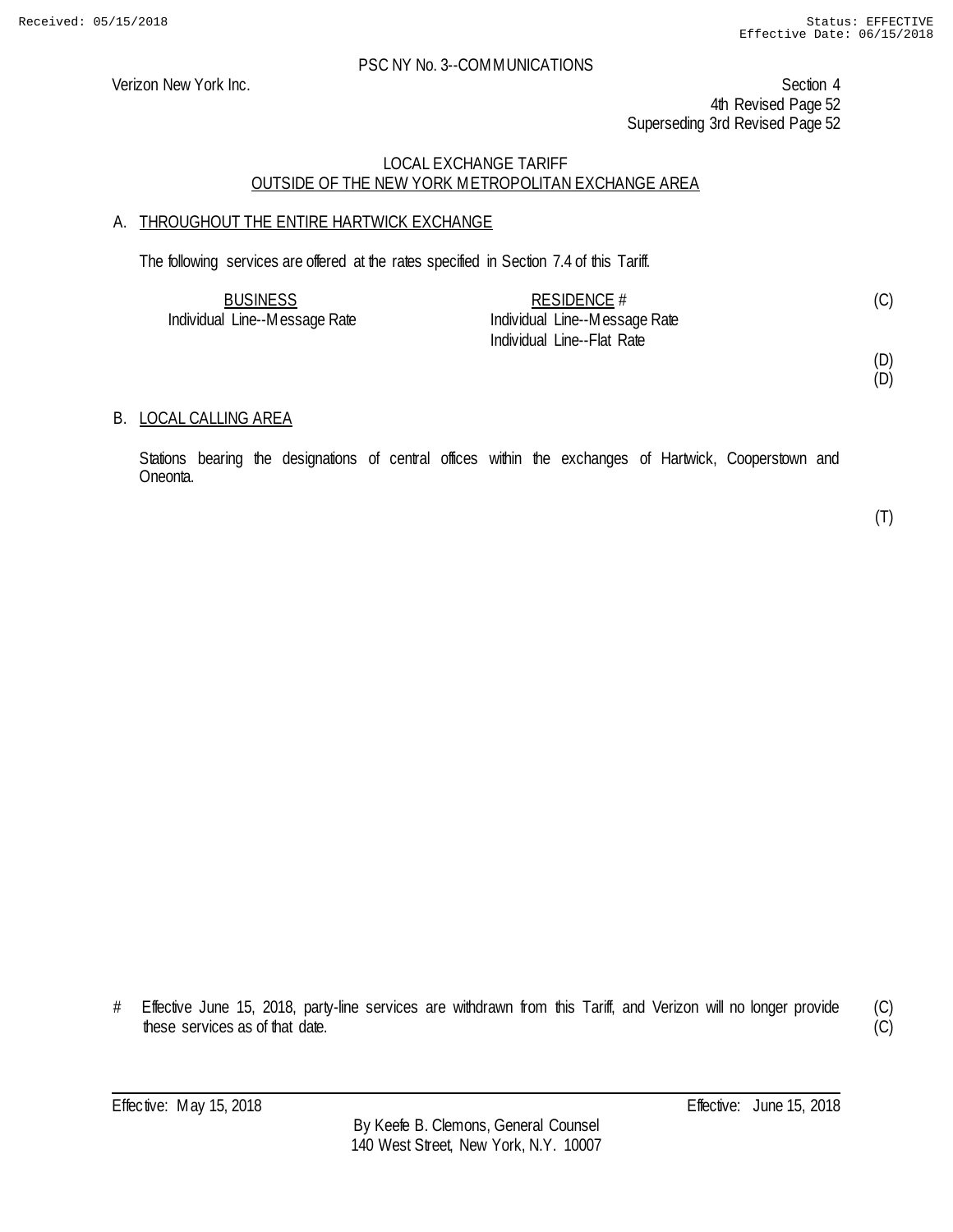PSC NY No. 3--COMMUNICATIONS

Verizon New York Inc.

Section 4
4th Revised Page 52
Superseding 3rd Revised Page 52

LOCAL EXCHANGE TARIFF
OUTSIDE OF THE NEW YORK METROPOLITAN EXCHANGE AREA

## A. THROUGHOUT THE ENTIRE HARTWICK EXCHANGE

The following services are offered at the rates specified in Section 7.4 of this Tariff.

| BUSINESS | RESIDENCE # | |
|---|---|---|
| Individual Line--Message Rate | Individual Line--Message Rate | (C) |
| | Individual Line--Flat Rate | |
| | | (D) |
| | | (D) |

## B. LOCAL CALLING AREA

Stations bearing the designations of central offices within the exchanges of Hartwick, Cooperstown and Oneonta.

(T)

# Effective June 15, 2018, party-line services are withdrawn from this Tariff, and Verizon will no longer provide these services as of that date. (C) (C)

Effective: May 15, 2018 Effective: June 15, 2018

By Keefe B. Clemons, General Counsel
140 West Street, New York, N.Y. 10007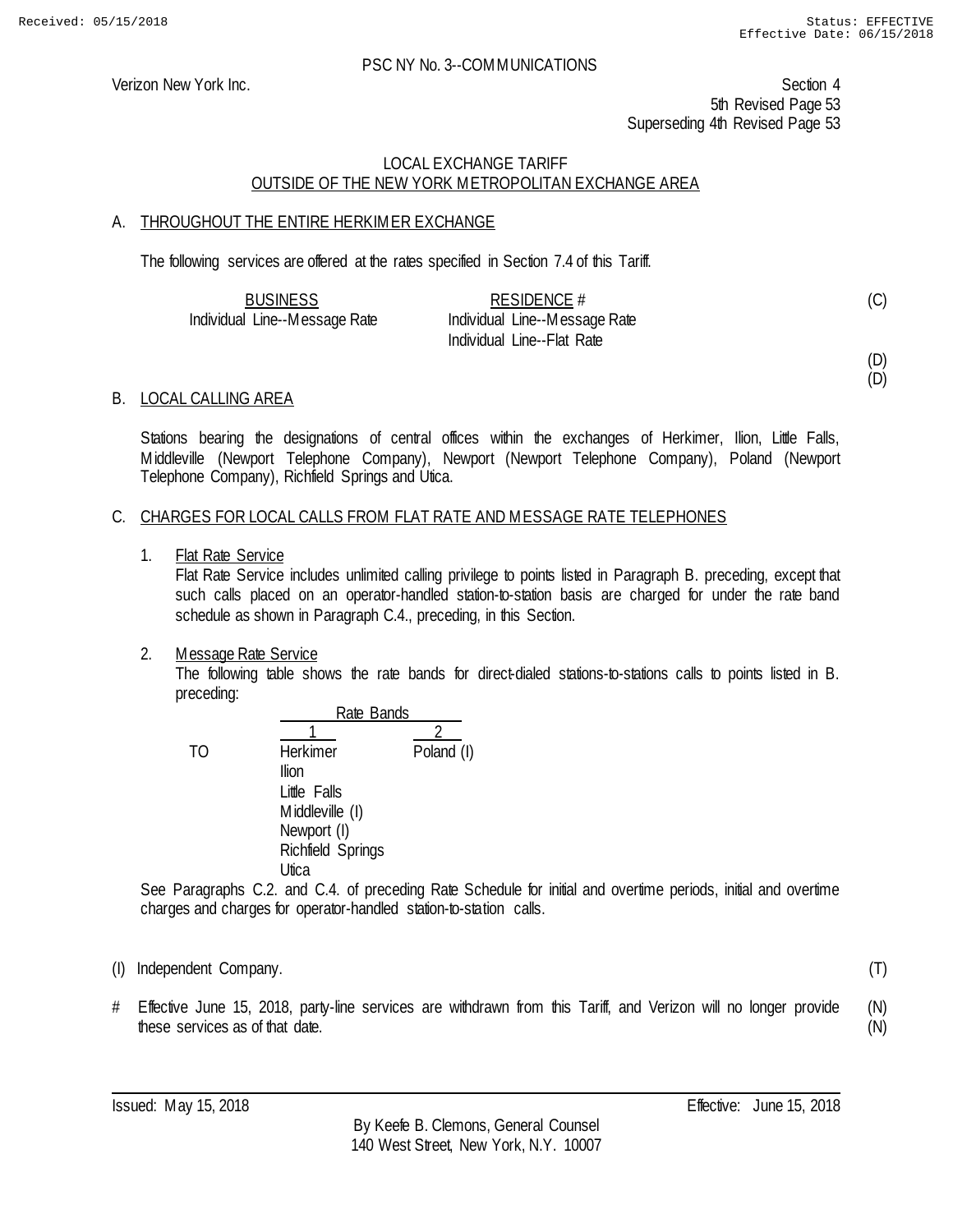PSC NY No. 3--COMMUNICATIONS

Verizon New York Inc.

Section 4
5th Revised Page 53
Superseding 4th Revised Page 53

LOCAL EXCHANGE TARIFF
OUTSIDE OF THE NEW YORK METROPOLITAN EXCHANGE AREA

## A. THROUGHOUT THE ENTIRE HERKIMER EXCHANGE

The following services are offered at the rates specified in Section 7.4 of this Tariff.

| BUSINESS | RESIDENCE # | |
|---|---|---|
| Individual Line--Message Rate | Individual Line--Message Rate | (C) |
| | Individual Line--Flat Rate | |
| | | (D) |
| | | (D) |

## B. LOCAL CALLING AREA

Stations bearing the designations of central offices within the exchanges of Herkimer, Ilion, Little Falls, Middleville (Newport Telephone Company), Newport (Newport Telephone Company), Poland (Newport Telephone Company), Richfield Springs and Utica.

## C. CHARGES FOR LOCAL CALLS FROM FLAT RATE AND MESSAGE RATE TELEPHONES

1. Flat Rate Service

   Flat Rate Service includes unlimited calling privilege to points listed in Paragraph B. preceding, except that such calls placed on an operator-handled station-to-station basis are charged for under the rate band schedule as shown in Paragraph C.4., preceding, in this Section.

2. Message Rate Service

   The following table shows the rate bands for direct-dialed stations-to-stations calls to points listed in B. preceding:

| | Rate Bands | |
|---|---|---|
| | 1 | 2 |
| TO | Herkimer | Poland (I) |
| | Ilion | |
| | Little Falls | |
| | Middleville (I) | |
| | Newport (I) | |
| | Richfield Springs | |
| | Utica | |

   See Paragraphs C.2. and C.4. of preceding Rate Schedule for initial and overtime periods, initial and overtime charges and charges for operator-handled station-to-station calls.

(I) Independent Company. (T)

# Effective June 15, 2018, party-line services are withdrawn from this Tariff, and Verizon will no longer provide these services as of that date. (N)(N)

Issued: May 15, 2018

Effective: June 15, 2018

By Keefe B. Clemons, General Counsel
140 West Street, New York, N.Y. 10007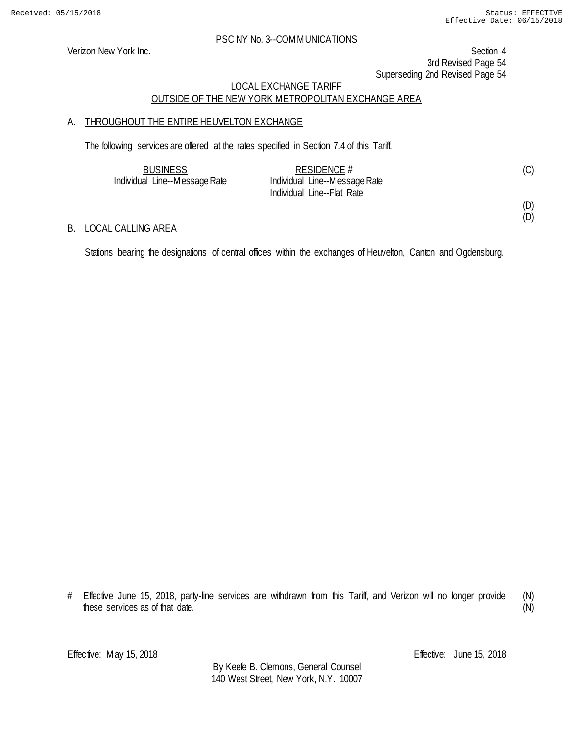PSC NY No. 3--COMMUNICATIONS

Verizon New York Inc.

Section 4
3rd Revised Page 54
Superseding 2nd Revised Page 54

LOCAL EXCHANGE TARIFF
OUTSIDE OF THE NEW YORK METROPOLITAN EXCHANGE AREA

A. THROUGHOUT THE ENTIRE HEUVELTON EXCHANGE

The following services are offered at the rates specified in Section 7.4 of this Tariff.

| BUSINESS | RESIDENCE # | |
|---|---|---|
| Individual Line--Message Rate | Individual Line--Message Rate | (C) |
| | Individual Line--Flat Rate | |
| | | (D) |
| | | (D) |

B. LOCAL CALLING AREA

Stations bearing the designations of central offices within the exchanges of Heuvelton, Canton and Ogdensburg.

# Effective June 15, 2018, party-line services are withdrawn from this Tariff, and Verizon will no longer provide these services as of that date. (N) (N)

Effective: May 15, 2018 Effective: June 15, 2018

By Keefe B. Clemons, General Counsel
140 West Street, New York, N.Y. 10007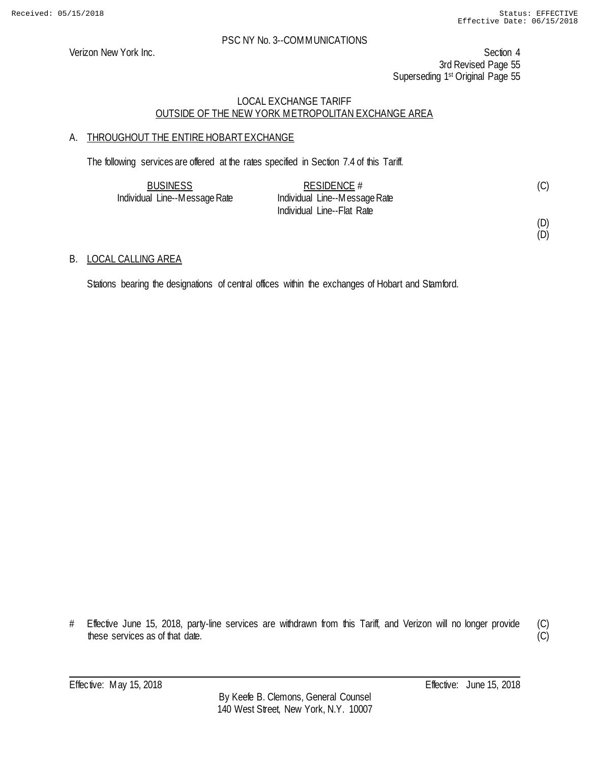Received: 05/15/2018 Status: EFFECTIVE
Effective Date: 06/15/2018

PSC NY No. 3--COMMUNICATIONS

Verizon New York Inc.

Section 4
3rd Revised Page 55
Superseding 1st Original Page 55

LOCAL EXCHANGE TARIFF
OUTSIDE OF THE NEW YORK METROPOLITAN EXCHANGE AREA

A. THROUGHOUT THE ENTIRE HOBART EXCHANGE

The following services are offered at the rates specified in Section 7.4 of this Tariff.

| BUSINESS | RESIDENCE # | |
|---|---|---|
| Individual Line--Message Rate | Individual Line--Message Rate | (C) |
| | Individual Line--Flat Rate | |
| | | (D) |
| | | (D) |

B. LOCAL CALLING AREA

Stations bearing the designations of central offices within the exchanges of Hobart and Stamford.

# Effective June 15, 2018, party-line services are withdrawn from this Tariff, and Verizon will no longer provide these services as of that date. (C) (C)

Effective: May 15, 2018 Effective: June 15, 2018

By Keefe B. Clemons, General Counsel
140 West Street, New York, N.Y. 10007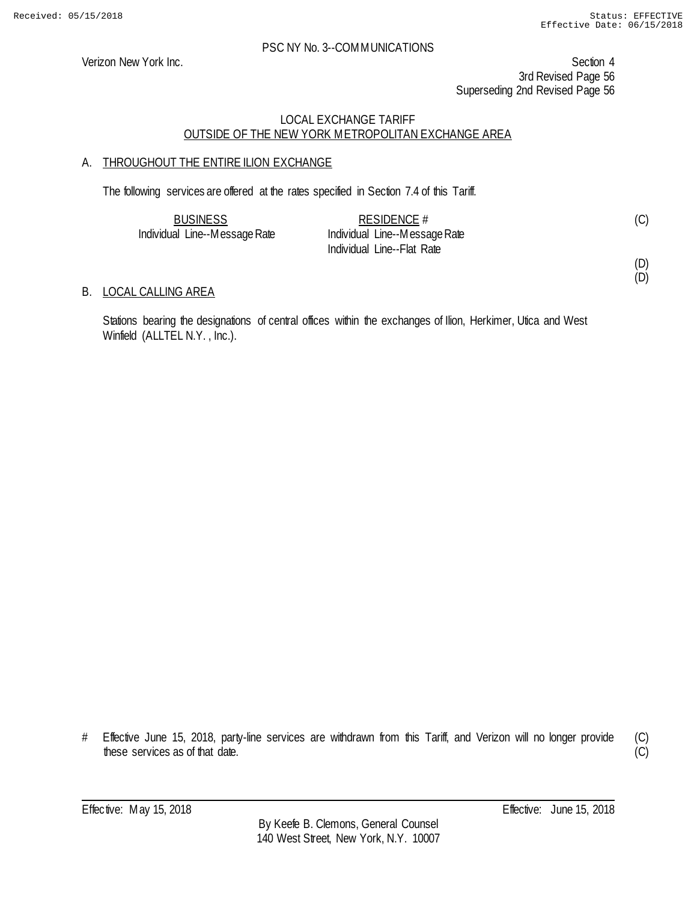PSC NY No. 3--COMMUNICATIONS

Verizon New York Inc.

Section 4
3rd Revised Page 56
Superseding 2nd Revised Page 56

## LOCAL EXCHANGE TARIFF
## OUTSIDE OF THE NEW YORK METROPOLITAN EXCHANGE AREA

### A. THROUGHOUT THE ENTIRE ILION EXCHANGE

The following services are offered at the rates specified in Section 7.4 of this Tariff.

| BUSINESS | RESIDENCE # | |
|---|---|---|
| Individual Line--Message Rate | Individual Line--Message Rate | (C) |
| | Individual Line--Flat Rate | |
| | | (D) |
| | | (D) |

### B. LOCAL CALLING AREA

Stations bearing the designations of central offices within the exchanges of Ilion, Herkimer, Utica and West Winfield (ALLTEL N.Y. , Inc.).

# Effective June 15, 2018, party-line services are withdrawn from this Tariff, and Verizon will no longer provide these services as of that date. (C) (C)

Effective: May 15, 2018 Effective: June 15, 2018

By Keefe B. Clemons, General Counsel
140 West Street, New York, N.Y. 10007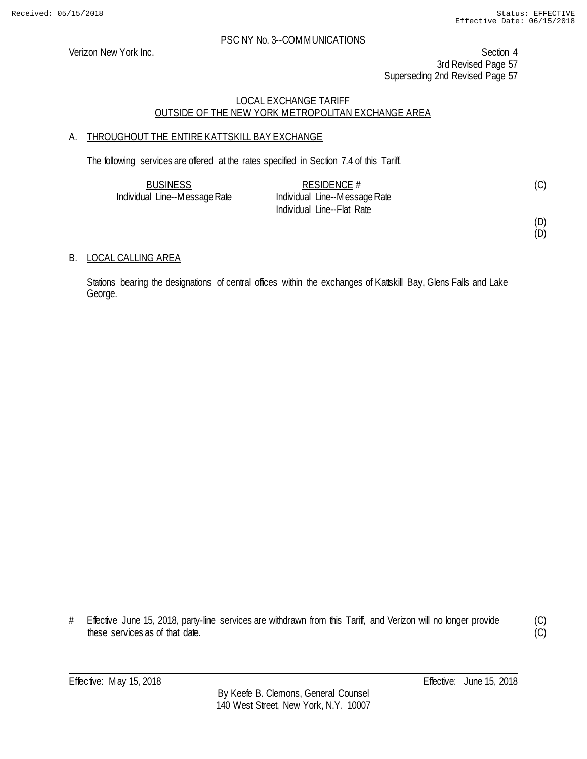PSC NY No. 3--COMMUNICATIONS

Verizon New York Inc.

Section 4
3rd Revised Page 57
Superseding 2nd Revised Page 57

## LOCAL EXCHANGE TARIFF
## OUTSIDE OF THE NEW YORK METROPOLITAN EXCHANGE AREA

### A. THROUGHOUT THE ENTIRE KATTSKILL BAY EXCHANGE

The following services are offered at the rates specified in Section 7.4 of this Tariff.

| BUSINESS | RESIDENCE # | |
|---|---|---|
| Individual Line--Message Rate | Individual Line--Message Rate | (C) |
| | Individual Line--Flat Rate | |
| | | (D) |
| | | (D) |

### B. LOCAL CALLING AREA

Stations bearing the designations of central offices within the exchanges of Kattskill Bay, Glens Falls and Lake George.

\# Effective June 15, 2018, party-line services are withdrawn from this Tariff, and Verizon will no longer provide these services as of that date. (C) (C)

Effective: May 15, 2018 Effective: June 15, 2018

By Keefe B. Clemons, General Counsel
140 West Street, New York, N.Y. 10007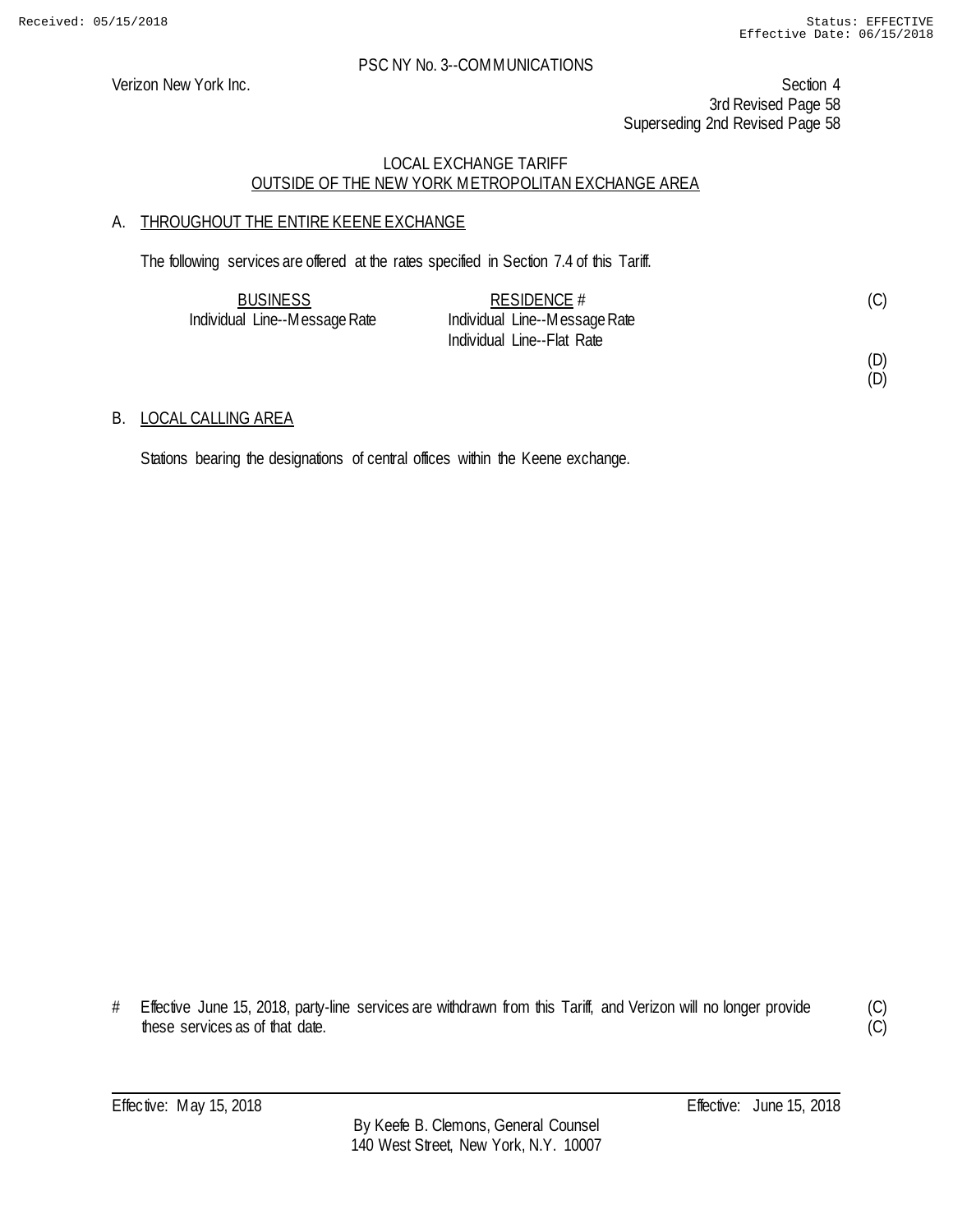PSC NY No. 3--COMMUNICATIONS

Verizon New York Inc.

Section 4
3rd Revised Page 58
Superseding 2nd Revised Page 58

LOCAL EXCHANGE TARIFF
OUTSIDE OF THE NEW YORK METROPOLITAN EXCHANGE AREA

A. THROUGHOUT THE ENTIRE KEENE EXCHANGE

The following services are offered at the rates specified in Section 7.4 of this Tariff.

| BUSINESS | RESIDENCE # | |
|---|---|---|
| Individual Line--Message Rate | Individual Line--Message Rate | (C) |
| | Individual Line--Flat Rate | |
| | | (D) |
| | | (D) |

B. LOCAL CALLING AREA

Stations bearing the designations of central offices within the Keene exchange.

# Effective June 15, 2018, party-line services are withdrawn from this Tariff, and Verizon will no longer provide these services as of that date. (C) (C)

Effective: May 15, 2018 Effective: June 15, 2018

By Keefe B. Clemons, General Counsel
140 West Street, New York, N.Y. 10007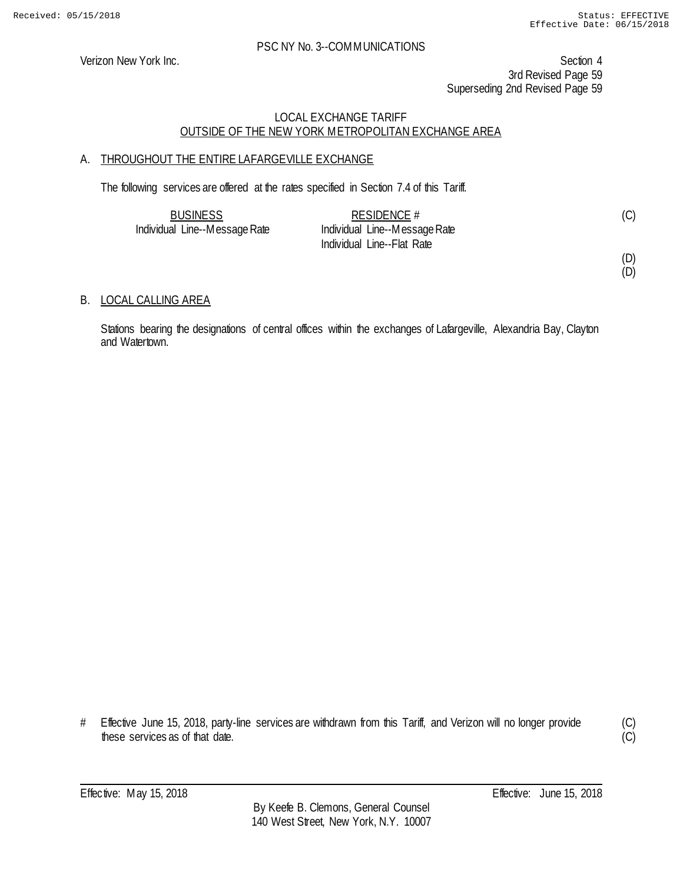PSC NY No. 3--COMMUNICATIONS

Verizon New York Inc.

Section 4
3rd Revised Page 59
Superseding 2nd Revised Page 59

## LOCAL EXCHANGE TARIFF
## OUTSIDE OF THE NEW YORK METROPOLITAN EXCHANGE AREA

### A. THROUGHOUT THE ENTIRE LAFARGEVILLE EXCHANGE

The following services are offered at the rates specified in Section 7.4 of this Tariff.

| BUSINESS | RESIDENCE # | |
|---|---|---|
| Individual Line--Message Rate | Individual Line--Message Rate | (C) |
| | Individual Line--Flat Rate | |
| | | (D) |
| | | (D) |

### B. LOCAL CALLING AREA

Stations bearing the designations of central offices within the exchanges of Lafargeville, Alexandria Bay, Clayton and Watertown.

# Effective June 15, 2018, party-line services are withdrawn from this Tariff, and Verizon will no longer provide these services as of that date. (C)
(C)

Effective: May 15, 2018 Effective: June 15, 2018

By Keefe B. Clemons, General Counsel
140 West Street, New York, N.Y. 10007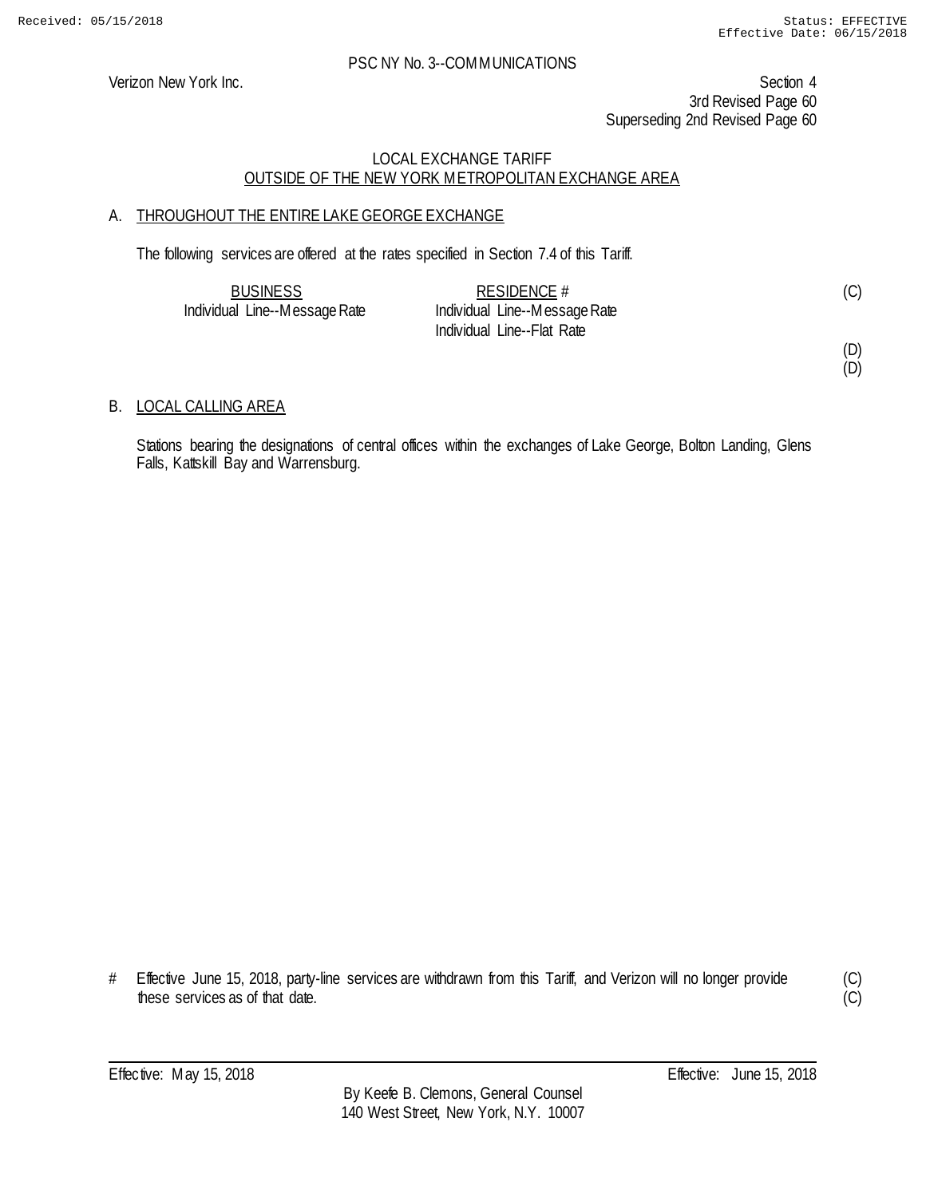PSC NY No. 3--COMMUNICATIONS

Verizon New York Inc.

Section 4
3rd Revised Page 60
Superseding 2nd Revised Page 60

## LOCAL EXCHANGE TARIFF
## OUTSIDE OF THE NEW YORK METROPOLITAN EXCHANGE AREA

### A. THROUGHOUT THE ENTIRE LAKE GEORGE EXCHANGE

The following services are offered at the rates specified in Section 7.4 of this Tariff.

| BUSINESS | RESIDENCE # | |
|---|---|---|
| Individual Line--Message Rate | Individual Line--Message Rate | (C) |
| | Individual Line--Flat Rate | |
| | | (D) |
| | | (D) |

### B. LOCAL CALLING AREA

Stations bearing the designations of central offices within the exchanges of Lake George, Bolton Landing, Glens Falls, Kattskill Bay and Warrensburg.

# Effective June 15, 2018, party-line services are withdrawn from this Tariff, and Verizon will no longer provide these services as of that date. (C) (C)

Effective: May 15, 2018 Effective: June 15, 2018

By Keefe B. Clemons, General Counsel
140 West Street, New York, N.Y. 10007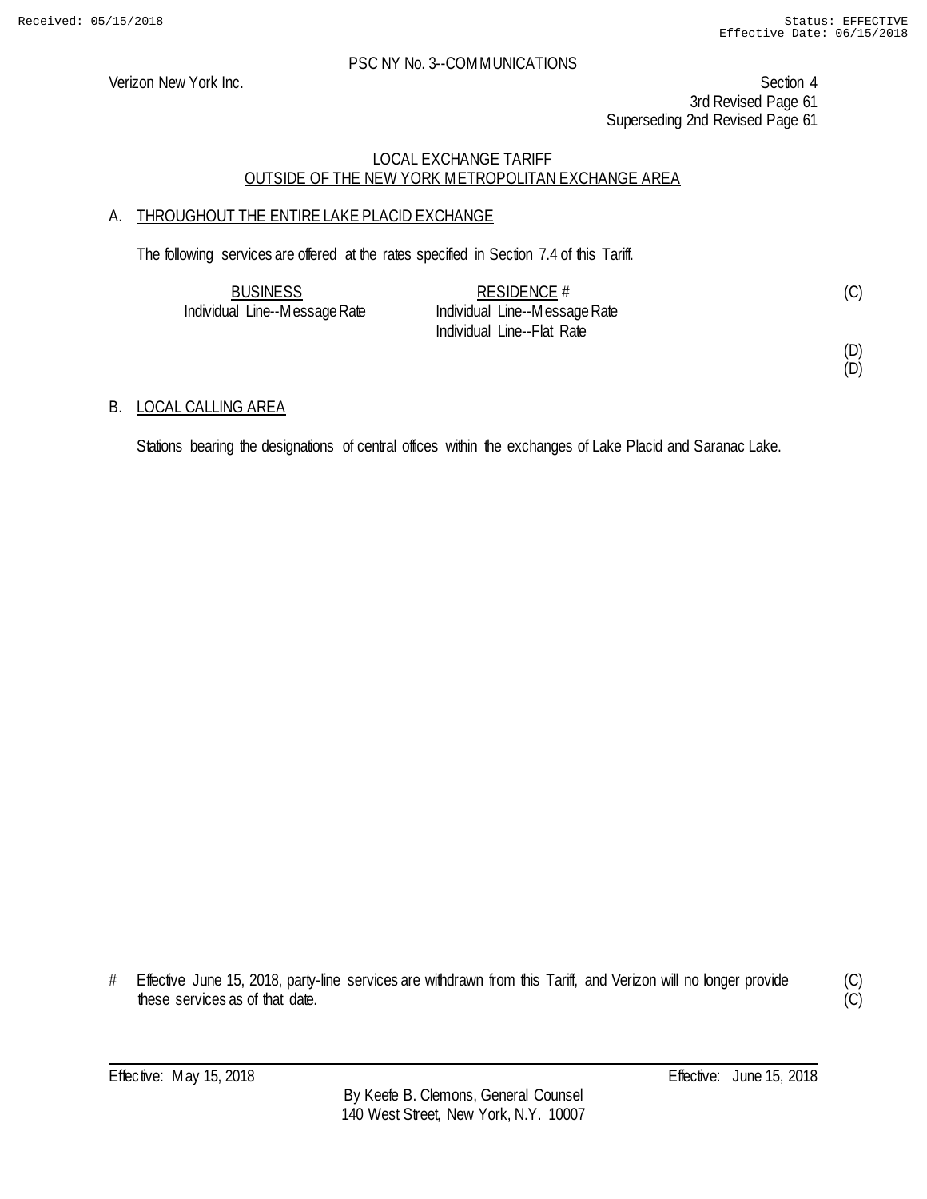PSC NY No. 3--COMMUNICATIONS

Verizon New York Inc.

Section 4
3rd Revised Page 61
Superseding 2nd Revised Page 61

LOCAL EXCHANGE TARIFF
OUTSIDE OF THE NEW YORK METROPOLITAN EXCHANGE AREA

## A. THROUGHOUT THE ENTIRE LAKE PLACID EXCHANGE

The following services are offered at the rates specified in Section 7.4 of this Tariff.

| BUSINESS | RESIDENCE # | |
|---|---|---|
| Individual Line--Message Rate | Individual Line--Message Rate | (C) |
| | Individual Line--Flat Rate | |
| | | (D) |
| | | (D) |

## B. LOCAL CALLING AREA

Stations bearing the designations of central offices within the exchanges of Lake Placid and Saranac Lake.

# Effective June 15, 2018, party-line services are withdrawn from this Tariff, and Verizon will no longer provide these services as of that date. (C) (C)

Effective: May 15, 2018 Effective: June 15, 2018

By Keefe B. Clemons, General Counsel
140 West Street, New York, N.Y. 10007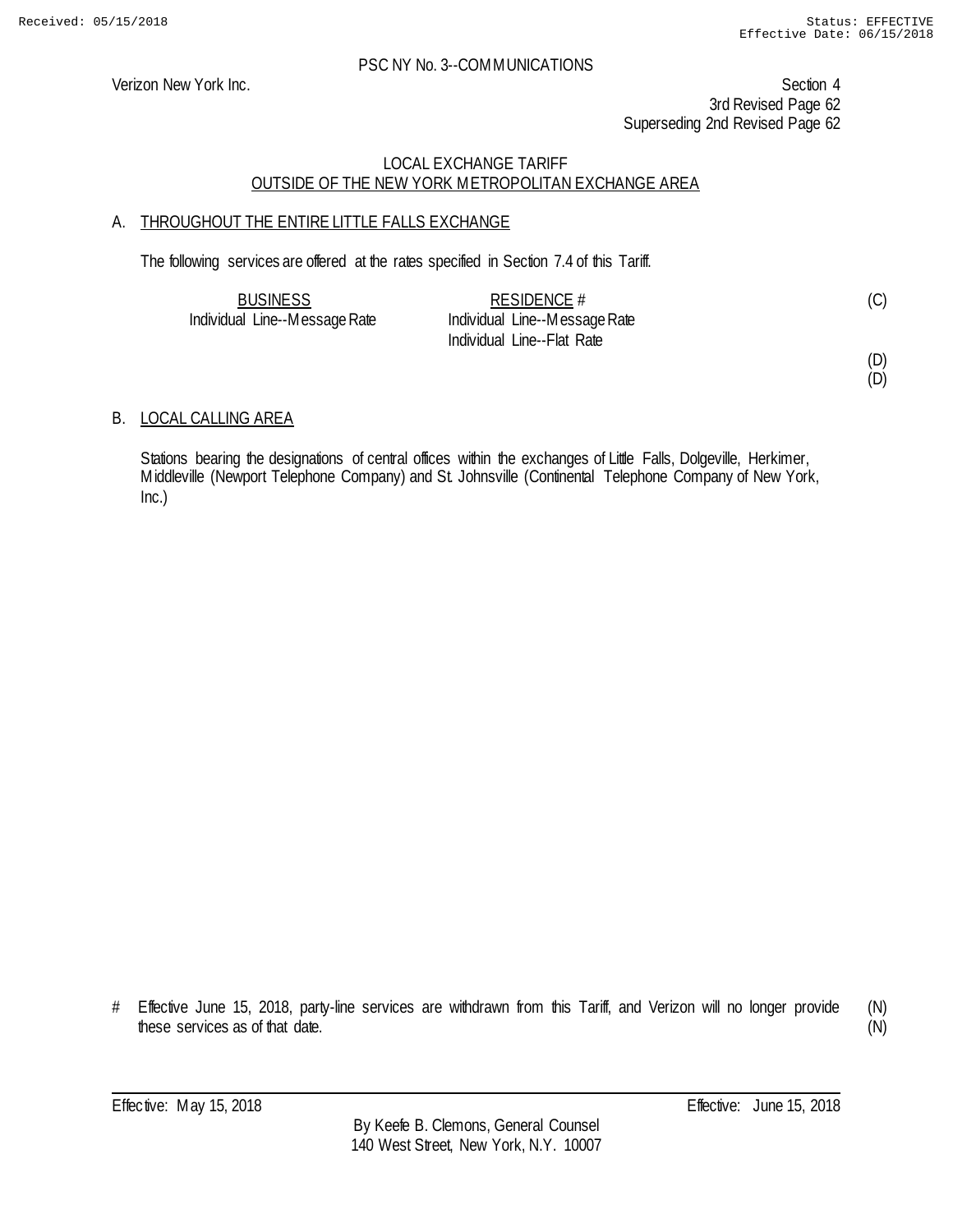PSC NY No. 3--COMMUNICATIONS

Verizon New York Inc.

Section 4
3rd Revised Page 62
Superseding 2nd Revised Page 62

## LOCAL EXCHANGE TARIFF
## OUTSIDE OF THE NEW YORK METROPOLITAN EXCHANGE AREA

### A. THROUGHOUT THE ENTIRE LITTLE FALLS EXCHANGE

The following services are offered at the rates specified in Section 7.4 of this Tariff.

| BUSINESS | RESIDENCE # | |
|---|---|---|
| Individual Line--Message Rate | Individual Line--Message Rate | (C) |
| | Individual Line--Flat Rate | |
| | | (D) |
| | | (D) |

### B. LOCAL CALLING AREA

Stations bearing the designations of central offices within the exchanges of Little Falls, Dolgeville, Herkimer, Middleville (Newport Telephone Company) and St. Johnsville (Continental Telephone Company of New York, Inc.)

# Effective June 15, 2018, party-line services are withdrawn from this Tariff, and Verizon will no longer provide these services as of that date. (N)
(N)

Effective: May 15, 2018 Effective: June 15, 2018

By Keefe B. Clemons, General Counsel
140 West Street, New York, N.Y. 10007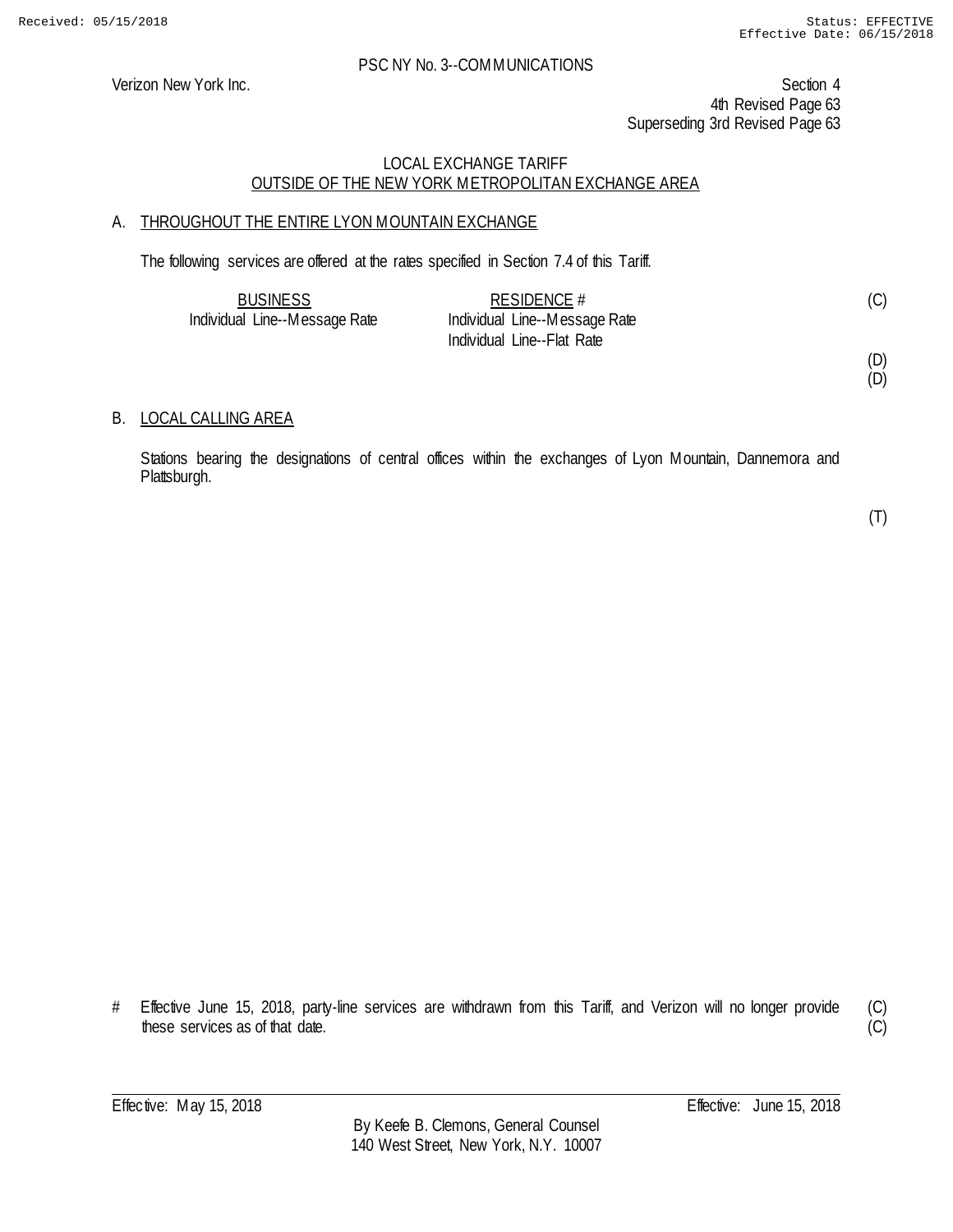Verizon New York Inc.

PSC NY No. 3--COMMUNICATIONS

Section 4
4th Revised Page 63
Superseding 3rd Revised Page 63

LOCAL EXCHANGE TARIFF
OUTSIDE OF THE NEW YORK METROPOLITAN EXCHANGE AREA

A. THROUGHOUT THE ENTIRE LYON MOUNTAIN EXCHANGE

The following services are offered at the rates specified in Section 7.4 of this Tariff.

| BUSINESS | RESIDENCE # | |
|---|---|---|
| Individual Line--Message Rate | Individual Line--Message Rate | (C) |
| | Individual Line--Flat Rate | |
| | | (D) |
| | | (D) |

B. LOCAL CALLING AREA

Stations bearing the designations of central offices within the exchanges of Lyon Mountain, Dannemora and Plattsburgh.

(T)

# Effective June 15, 2018, party-line services are withdrawn from this Tariff, and Verizon will no longer provide these services as of that date. (C) (C)

Effective: May 15, 2018 Effective: June 15, 2018

By Keefe B. Clemons, General Counsel
140 West Street, New York, N.Y. 10007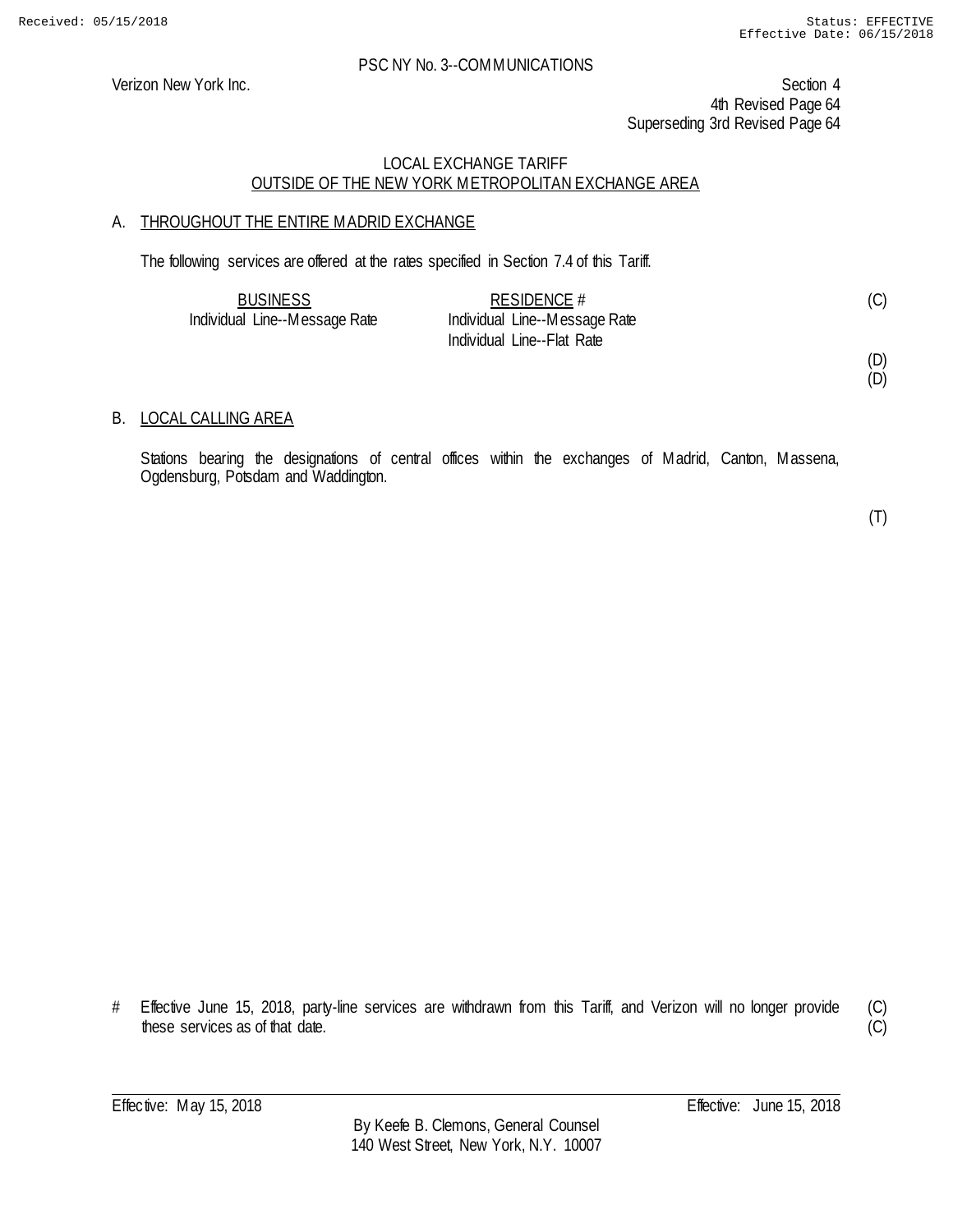PSC NY No. 3--COMMUNICATIONS

Verizon New York Inc.

Section 4
4th Revised Page 64
Superseding 3rd Revised Page 64

LOCAL EXCHANGE TARIFF
OUTSIDE OF THE NEW YORK METROPOLITAN EXCHANGE AREA

## A. THROUGHOUT THE ENTIRE MADRID EXCHANGE

The following services are offered at the rates specified in Section 7.4 of this Tariff.

| BUSINESS | RESIDENCE # | |
|---|---|---|
| Individual Line--Message Rate | Individual Line--Message Rate | (C) |
| | Individual Line--Flat Rate | |
| | | (D) |
| | | (D) |

## B. LOCAL CALLING AREA

Stations bearing the designations of central offices within the exchanges of Madrid, Canton, Massena, Ogdensburg, Potsdam and Waddington.

(T)

# Effective June 15, 2018, party-line services are withdrawn from this Tariff, and Verizon will no longer provide these services as of that date. (C) (C)

Effective: May 15, 2018

Effective: June 15, 2018

By Keefe B. Clemons, General Counsel
140 West Street, New York, N.Y. 10007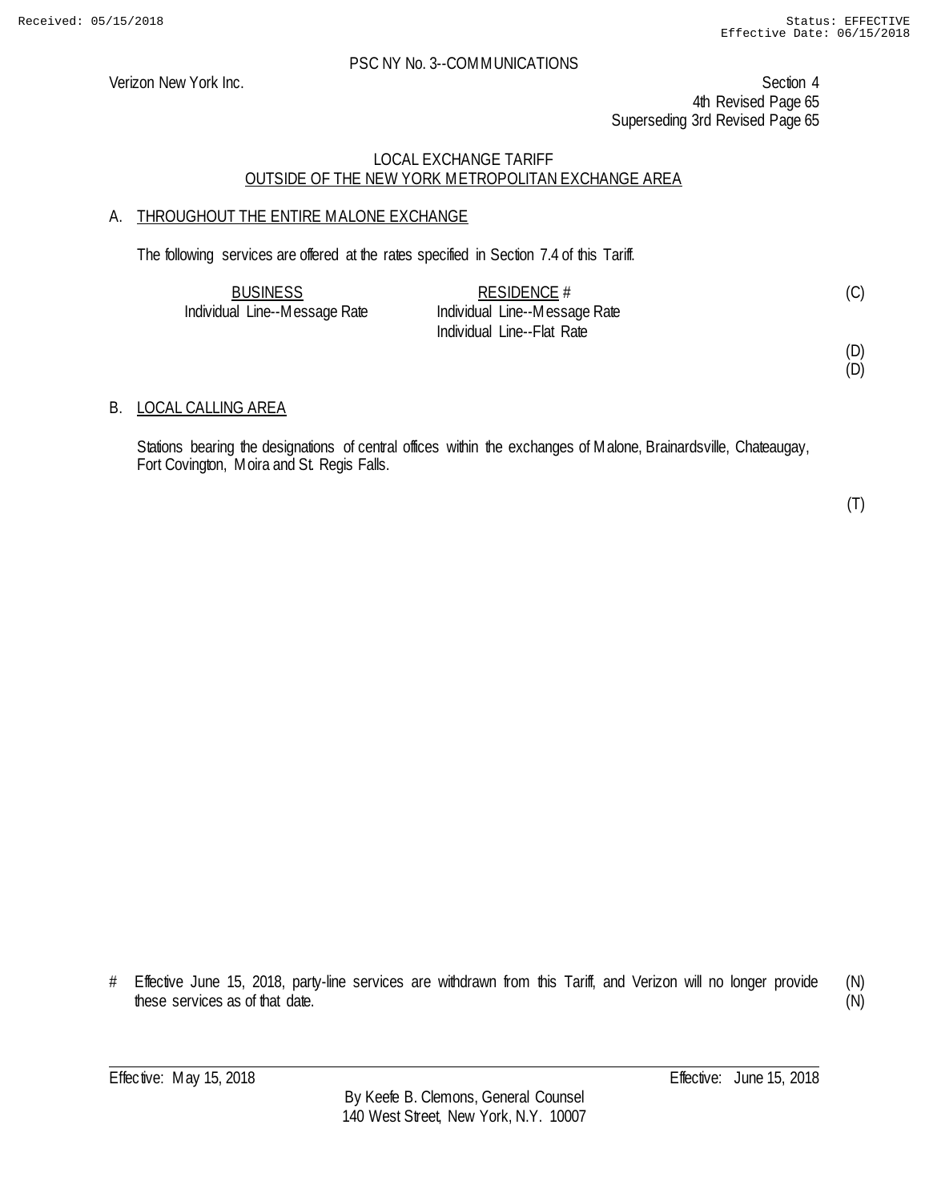PSC NY No. 3--COMMUNICATIONS

Verizon New York Inc.

Section 4
4th Revised Page 65
Superseding 3rd Revised Page 65

LOCAL EXCHANGE TARIFF
OUTSIDE OF THE NEW YORK METROPOLITAN EXCHANGE AREA

A. THROUGHOUT THE ENTIRE MALONE EXCHANGE

The following services are offered at the rates specified in Section 7.4 of this Tariff.

| BUSINESS | RESIDENCE # | |
|---|---|---|
| Individual Line--Message Rate | Individual Line--Message Rate | (C) |
| | Individual Line--Flat Rate | |
| | | (D) |
| | | (D) |

B. LOCAL CALLING AREA

Stations bearing the designations of central offices within the exchanges of Malone, Brainardsville, Chateaugay, Fort Covington, Moira and St. Regis Falls.

(T)

# Effective June 15, 2018, party-line services are withdrawn from this Tariff, and Verizon will no longer provide these services as of that date. (N)
(N)

Effective: May 15, 2018 Effective: June 15, 2018

By Keefe B. Clemons, General Counsel
140 West Street, New York, N.Y. 10007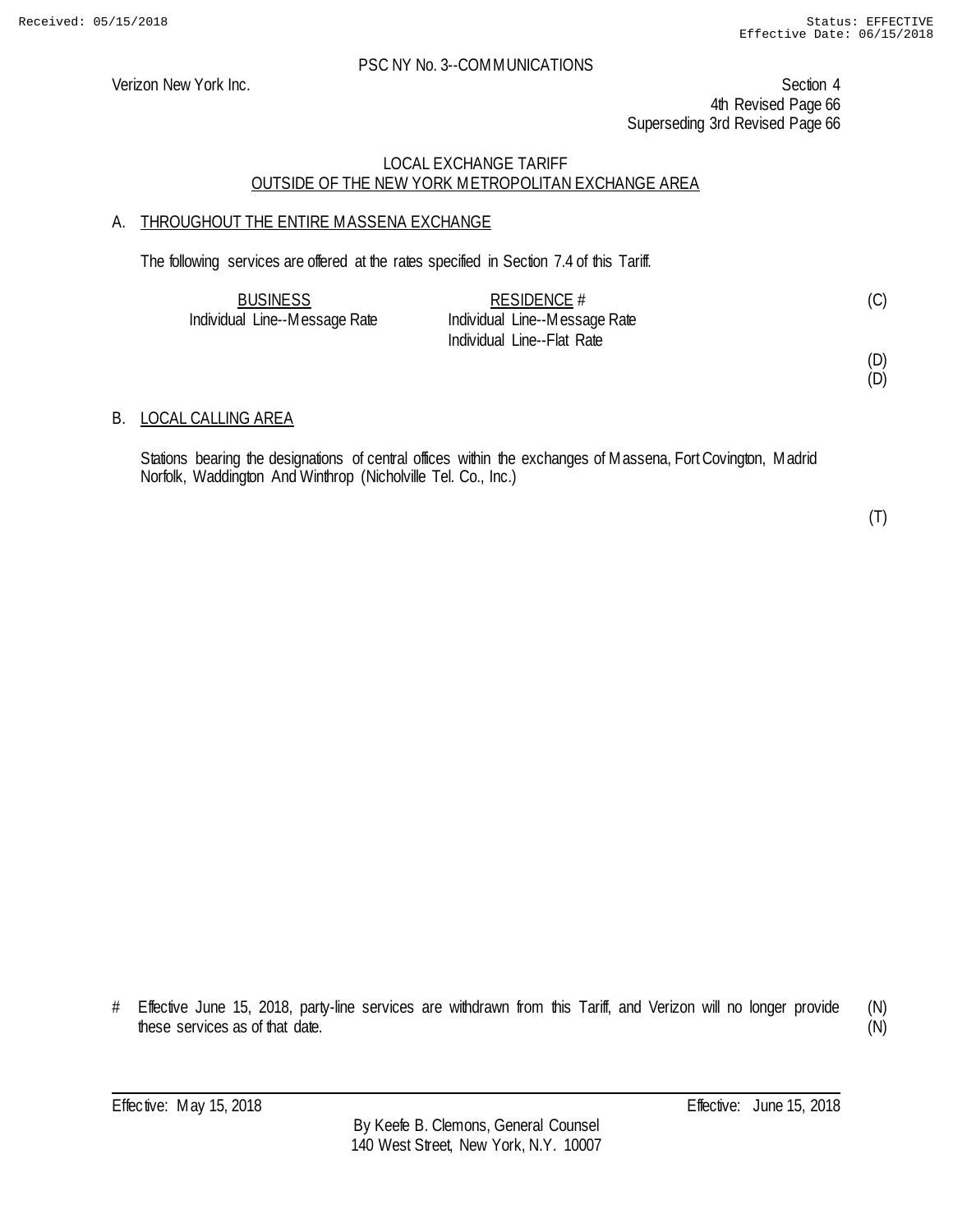PSC NY No. 3--COMMUNICATIONS

Verizon New York Inc.

Section 4
4th Revised Page 66
Superseding 3rd Revised Page 66

## LOCAL EXCHANGE TARIFF
## OUTSIDE OF THE NEW YORK METROPOLITAN EXCHANGE AREA

### A. THROUGHOUT THE ENTIRE MASSENA EXCHANGE

The following services are offered at the rates specified in Section 7.4 of this Tariff.

| BUSINESS | RESIDENCE # | |
|---|---|---|
| Individual Line--Message Rate | Individual Line--Message Rate | (C) |
| | Individual Line--Flat Rate | |
| | | (D) |
| | | (D) |

### B. LOCAL CALLING AREA

Stations bearing the designations of central offices within the exchanges of Massena, Fort Covington, Madrid Norfolk, Waddington And Winthrop (Nicholville Tel. Co., Inc.)

(T)

# Effective June 15, 2018, party-line services are withdrawn from this Tariff, and Verizon will no longer provide these services as of that date. (N)
(N)

Effective: May 15, 2018 Effective: June 15, 2018

By Keefe B. Clemons, General Counsel
140 West Street, New York, N.Y. 10007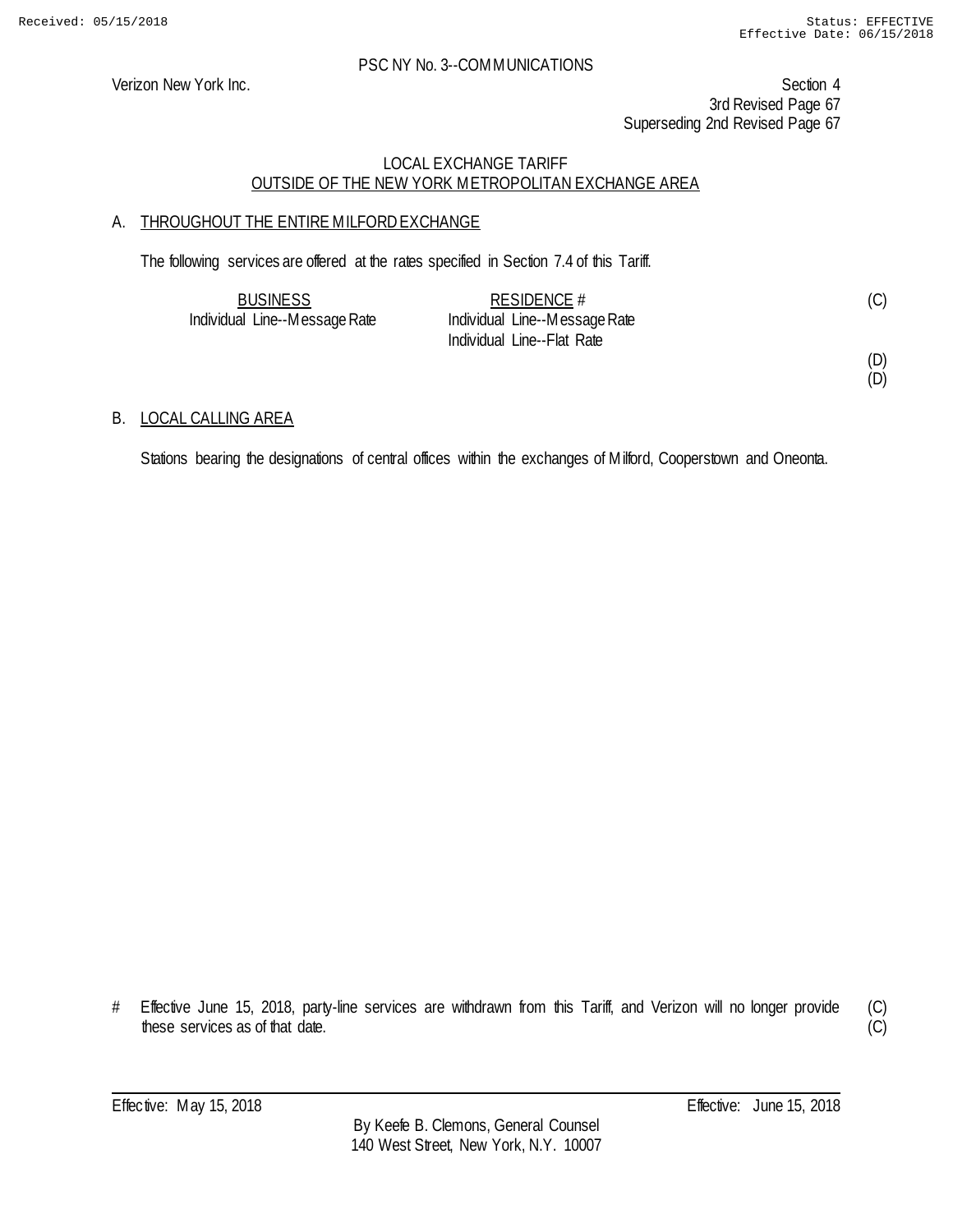Received: 05/15/2018 Status: EFFECTIVE
Effective Date: 06/15/2018

PSC NY No. 3--COMMUNICATIONS

Verizon New York Inc.

Section 4
3rd Revised Page 67
Superseding 2nd Revised Page 67

LOCAL EXCHANGE TARIFF
OUTSIDE OF THE NEW YORK METROPOLITAN EXCHANGE AREA

A. THROUGHOUT THE ENTIRE MILFORD EXCHANGE

The following services are offered at the rates specified in Section 7.4 of this Tariff.

| BUSINESS | RESIDENCE # | |
|---|---|---|
| Individual Line--Message Rate | Individual Line--Message Rate | (C) |
| | Individual Line--Flat Rate | |
| | | (D) |
| | | (D) |

B. LOCAL CALLING AREA

Stations bearing the designations of central offices within the exchanges of Milford, Cooperstown and Oneonta.

\# Effective June 15, 2018, party-line services are withdrawn from this Tariff, and Verizon will no longer provide these services as of that date. (C)
(C)

Effective: May 15, 2018 Effective: June 15, 2018

By Keefe B. Clemons, General Counsel
140 West Street, New York, N.Y. 10007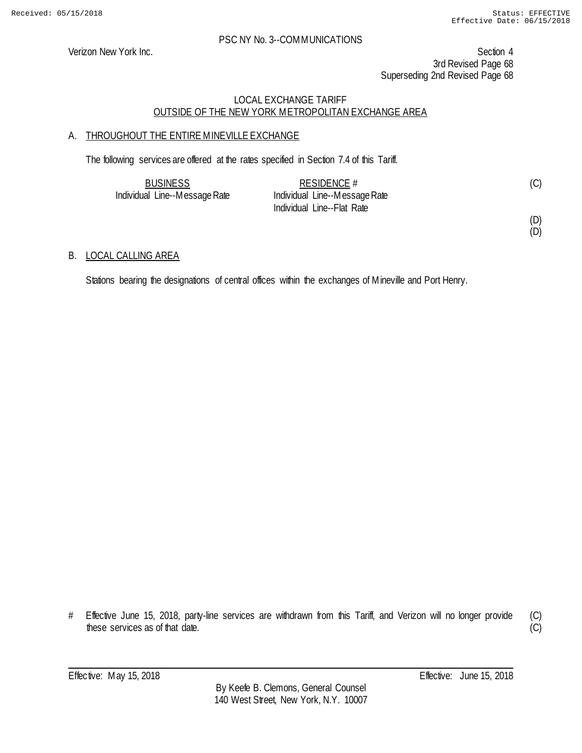PSC NY No. 3--COMMUNICATIONS

Verizon New York Inc.

Section 4
3rd Revised Page 68
Superseding 2nd Revised Page 68

## LOCAL EXCHANGE TARIFF
## OUTSIDE OF THE NEW YORK METROPOLITAN EXCHANGE AREA

### A. THROUGHOUT THE ENTIRE MINEVILLE EXCHANGE

The following services are offered at the rates specified in Section 7.4 of this Tariff.

| BUSINESS | RESIDENCE # | |
|---|---|---|
| Individual Line--Message Rate | Individual Line--Message Rate | (C) |
| | Individual Line--Flat Rate | |
| | | (D) |
| | | (D) |

### B. LOCAL CALLING AREA

Stations bearing the designations of central offices within the exchanges of Mineville and Port Henry.

# Effective June 15, 2018, party-line services are withdrawn from this Tariff, and Verizon will no longer provide these services as of that date. (C) (C)

Effective: May 15, 2018 Effective: June 15, 2018

By Keefe B. Clemons, General Counsel
140 West Street, New York, N.Y. 10007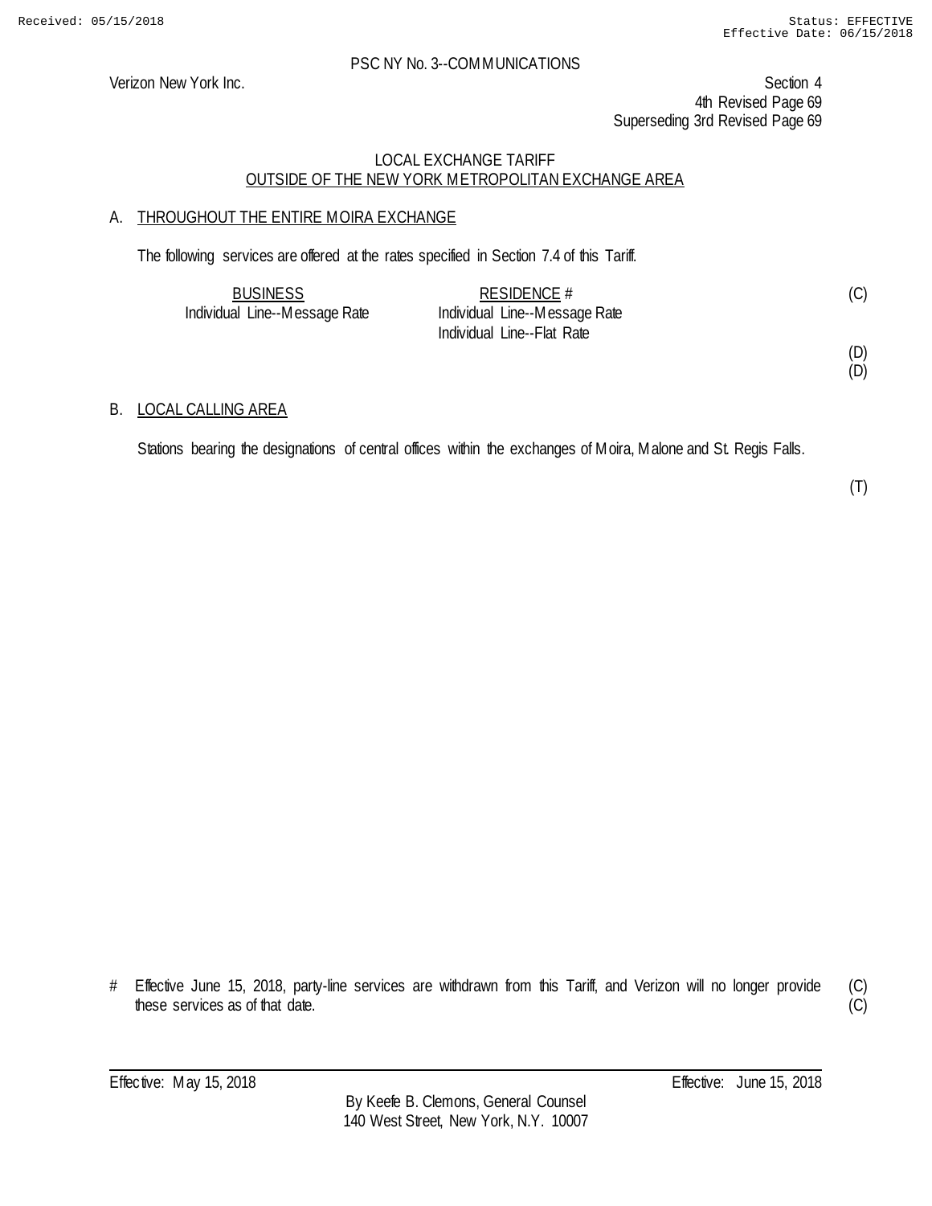PSC NY No. 3--COMMUNICATIONS

Verizon New York Inc.

Section 4
4th Revised Page 69
Superseding 3rd Revised Page 69

LOCAL EXCHANGE TARIFF
OUTSIDE OF THE NEW YORK METROPOLITAN EXCHANGE AREA

## A. THROUGHOUT THE ENTIRE MOIRA EXCHANGE

The following services are offered at the rates specified in Section 7.4 of this Tariff.

| BUSINESS | RESIDENCE # | |
|---|---|---|
| Individual Line--Message Rate | Individual Line--Message Rate | (C) |
| | Individual Line--Flat Rate | |
| | | (D) |
| | | (D) |

## B. LOCAL CALLING AREA

Stations bearing the designations of central offices within the exchanges of Moira, Malone and St. Regis Falls.

(T)

\# Effective June 15, 2018, party-line services are withdrawn from this Tariff, and Verizon will no longer provide these services as of that date. (C) (C)

Effective: May 15, 2018 Effective: June 15, 2018

By Keefe B. Clemons, General Counsel
140 West Street, New York, N.Y. 10007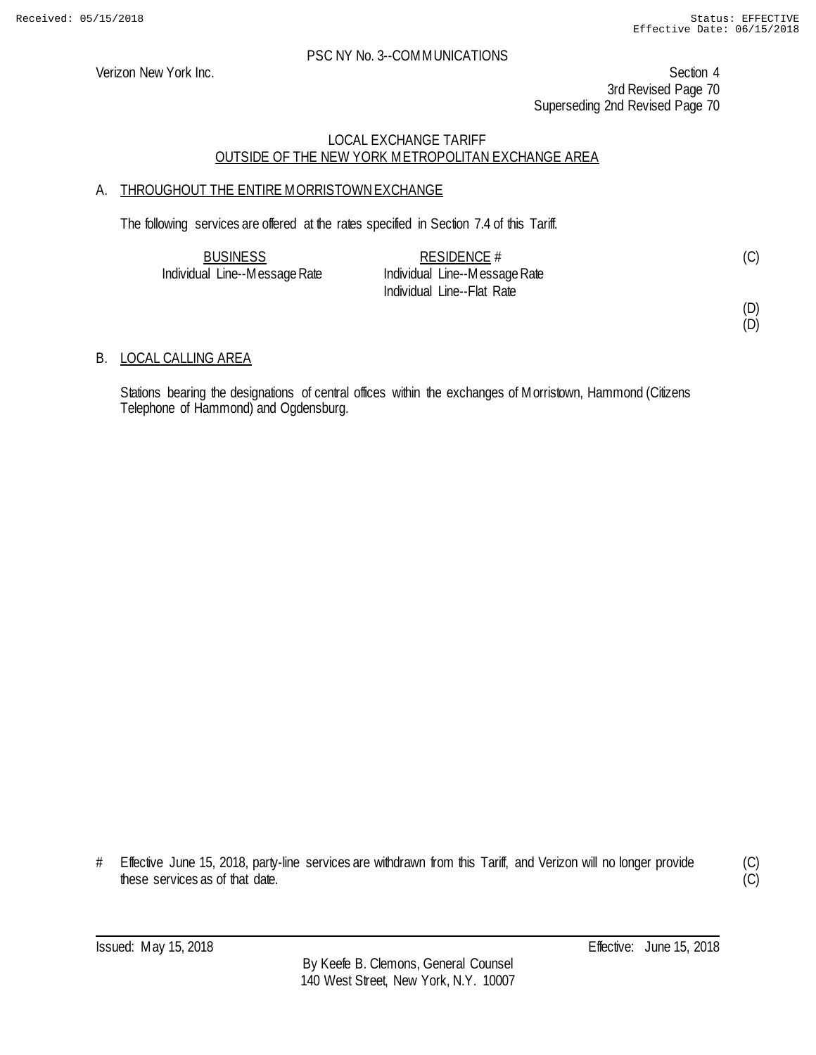Verizon New York Inc.

PSC NY No. 3--COMMUNICATIONS

Section 4
3rd Revised Page 70
Superseding 2nd Revised Page 70

LOCAL EXCHANGE TARIFF
OUTSIDE OF THE NEW YORK METROPOLITAN EXCHANGE AREA

A. THROUGHOUT THE ENTIRE MORRISTOWN EXCHANGE

The following services are offered at the rates specified in Section 7.4 of this Tariff.

| BUSINESS | RESIDENCE # | |
|---|---|---|
| Individual Line--Message Rate | Individual Line--Message Rate | (C) |
| | Individual Line--Flat Rate | |
| | | (D) |
| | | (D) |

B. LOCAL CALLING AREA

Stations bearing the designations of central offices within the exchanges of Morristown, Hammond (Citizens Telephone of Hammond) and Ogdensburg.

# Effective June 15, 2018, party-line services are withdrawn from this Tariff, and Verizon will no longer provide these services as of that date. (C)
(C)

Issued: May 15, 2018
Effective: June 15, 2018

By Keefe B. Clemons, General Counsel
140 West Street, New York, N.Y. 10007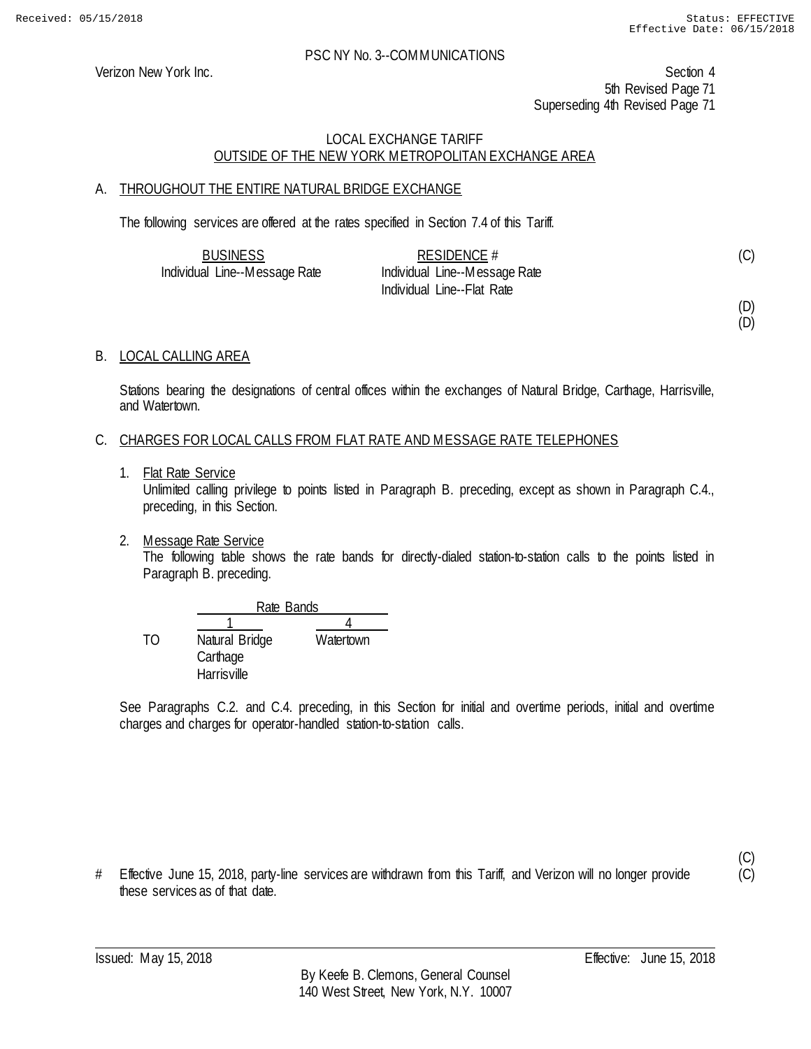PSC NY No. 3--COMMUNICATIONS

Verizon New York Inc.

Section 4
5th Revised Page 71
Superseding 4th Revised Page 71

## LOCAL EXCHANGE TARIFF
## OUTSIDE OF THE NEW YORK METROPOLITAN EXCHANGE AREA

### A. THROUGHOUT THE ENTIRE NATURAL BRIDGE EXCHANGE

The following services are offered at the rates specified in Section 7.4 of this Tariff.

| BUSINESS | RESIDENCE # |
|---|---|
| Individual Line--Message Rate | Individual Line--Message Rate |
| | Individual Line--Flat Rate |

(C)

(D)
(D)

### B. LOCAL CALLING AREA

Stations bearing the designations of central offices within the exchanges of Natural Bridge, Carthage, Harrisville, and Watertown.

### C. CHARGES FOR LOCAL CALLS FROM FLAT RATE AND MESSAGE RATE TELEPHONES

1. Flat Rate Service
   Unlimited calling privilege to points listed in Paragraph B. preceding, except as shown in Paragraph C.4., preceding, in this Section.

2. Message Rate Service
   The following table shows the rate bands for directly-dialed station-to-station calls to the points listed in Paragraph B. preceding.

| | Rate Bands | |
|---|---|---|
| | 1 | 4 |
| TO | Natural Bridge | Watertown |
| | Carthage | |
| | Harrisville | |

See Paragraphs C.2. and C.4. preceding, in this Section for initial and overtime periods, initial and overtime charges and charges for operator-handled station-to-station calls.

(C)
(C)

# Effective June 15, 2018, party-line services are withdrawn from this Tariff, and Verizon will no longer provide these services as of that date.

Issued: May 15, 2018

Effective: June 15, 2018

By Keefe B. Clemons, General Counsel
140 West Street, New York, N.Y. 10007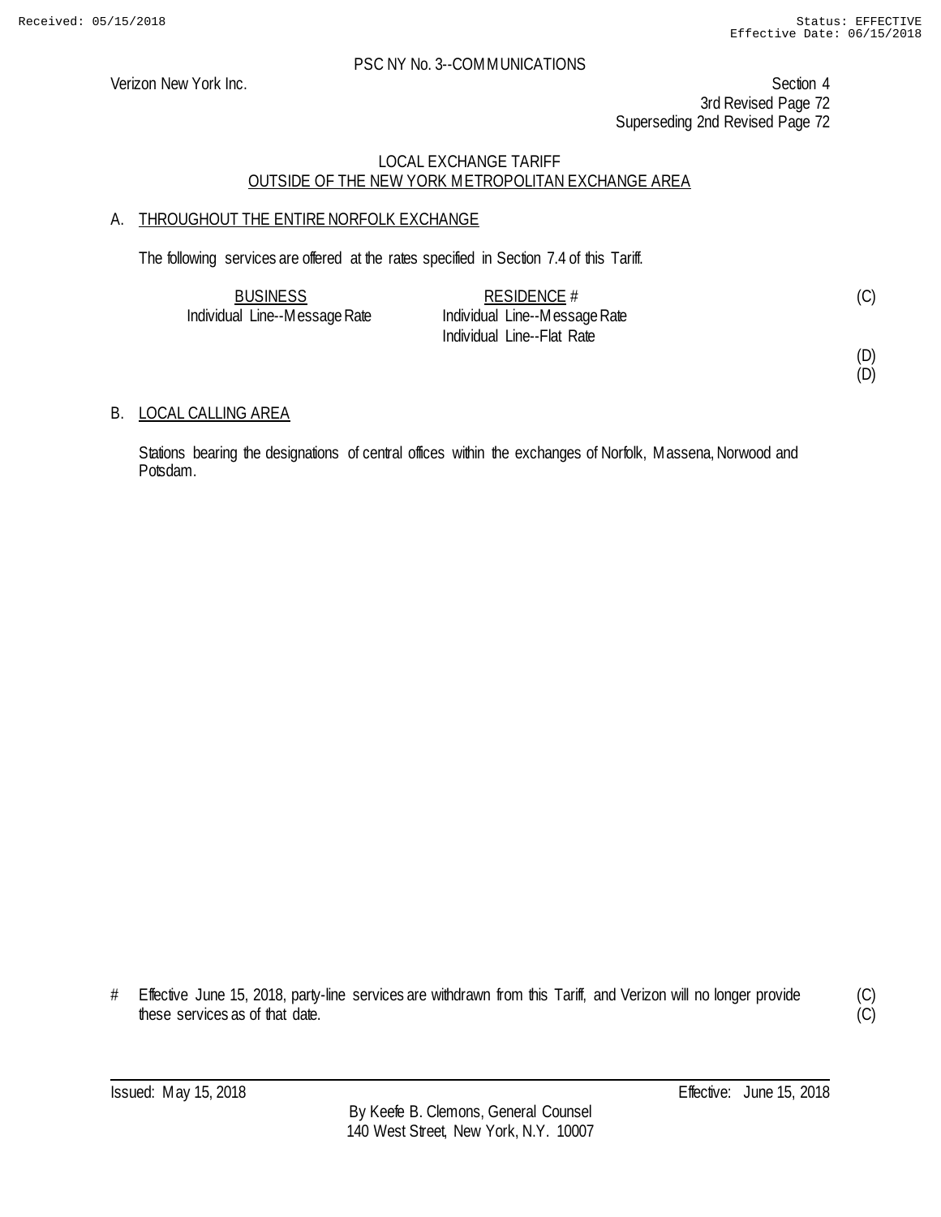PSC NY No. 3--COMMUNICATIONS

Verizon New York Inc.

Section 4
3rd Revised Page 72
Superseding 2nd Revised Page 72

## LOCAL EXCHANGE TARIFF
## OUTSIDE OF THE NEW YORK METROPOLITAN EXCHANGE AREA

### A. THROUGHOUT THE ENTIRE NORFOLK EXCHANGE

The following services are offered at the rates specified in Section 7.4 of this Tariff.

| BUSINESS | RESIDENCE # | |
|---|---|---|
| Individual Line--Message Rate | Individual Line--Message Rate | (C) |
| | Individual Line--Flat Rate | |
| | | (D) |
| | | (D) |

### B. LOCAL CALLING AREA

Stations bearing the designations of central offices within the exchanges of Norfolk, Massena, Norwood and Potsdam.

# Effective June 15, 2018, party-line services are withdrawn from this Tariff, and Verizon will no longer provide these services as of that date. (C) (C)

Issued: May 15, 2018

Effective: June 15, 2018

By Keefe B. Clemons, General Counsel
140 West Street, New York, N.Y. 10007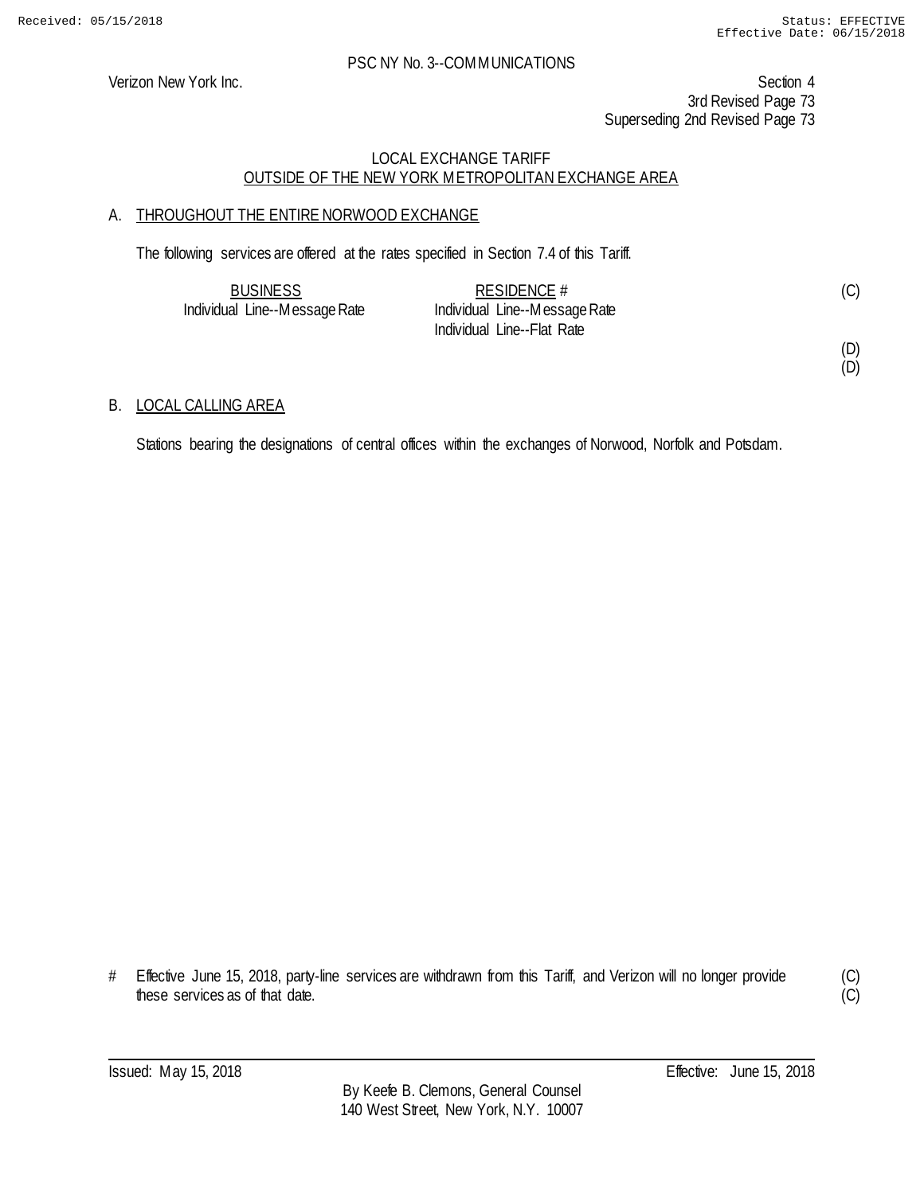PSC NY No. 3--COMMUNICATIONS

Verizon New York Inc.

Section 4
3rd Revised Page 73
Superseding 2nd Revised Page 73

## LOCAL EXCHANGE TARIFF
## OUTSIDE OF THE NEW YORK METROPOLITAN EXCHANGE AREA

### A. THROUGHOUT THE ENTIRE NORWOOD EXCHANGE

The following services are offered at the rates specified in Section 7.4 of this Tariff.

| BUSINESS | RESIDENCE # | |
|---|---|---|
| Individual Line--Message Rate | Individual Line--Message Rate | (C) |
| | Individual Line--Flat Rate | |
| | | (D) |
| | | (D) |

### B. LOCAL CALLING AREA

Stations bearing the designations of central offices within the exchanges of Norwood, Norfolk and Potsdam.

# Effective June 15, 2018, party-line services are withdrawn from this Tariff, and Verizon will no longer provide these services as of that date. (C) (C)

Issued: May 15, 2018 Effective: June 15, 2018

By Keefe B. Clemons, General Counsel
140 West Street, New York, N.Y. 10007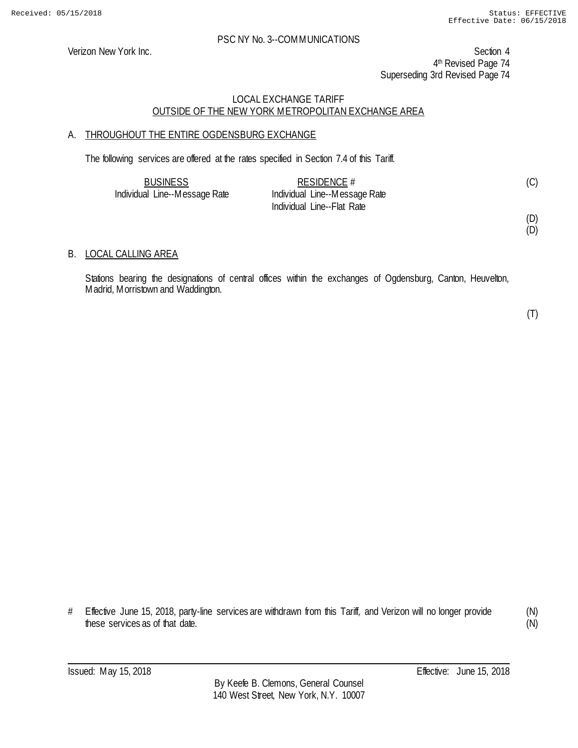PSC NY No. 3--COMMUNICATIONS

Verizon New York Inc.

Section 4
4th Revised Page 74
Superseding 3rd Revised Page 74

LOCAL EXCHANGE TARIFF
OUTSIDE OF THE NEW YORK METROPOLITAN EXCHANGE AREA

A. THROUGHOUT THE ENTIRE OGDENSBURG EXCHANGE

The following services are offered at the rates specified in Section 7.4 of this Tariff.

| BUSINESS | RESIDENCE # | |
|---|---|---|
| Individual Line--Message Rate | Individual Line--Message Rate | (C) |
| | Individual Line--Flat Rate | |
| | | (D) |
| | | (D) |

B. LOCAL CALLING AREA

Stations bearing the designations of central offices within the exchanges of Ogdensburg, Canton, Heuvelton, Madrid, Morristown and Waddington.

(T)

\# Effective June 15, 2018, party-line services are withdrawn from this Tariff, and Verizon will no longer provide these services as of that date. (N)
(N)

Issued: May 15, 2018 Effective: June 15, 2018

By Keefe B. Clemons, General Counsel
140 West Street, New York, N.Y. 10007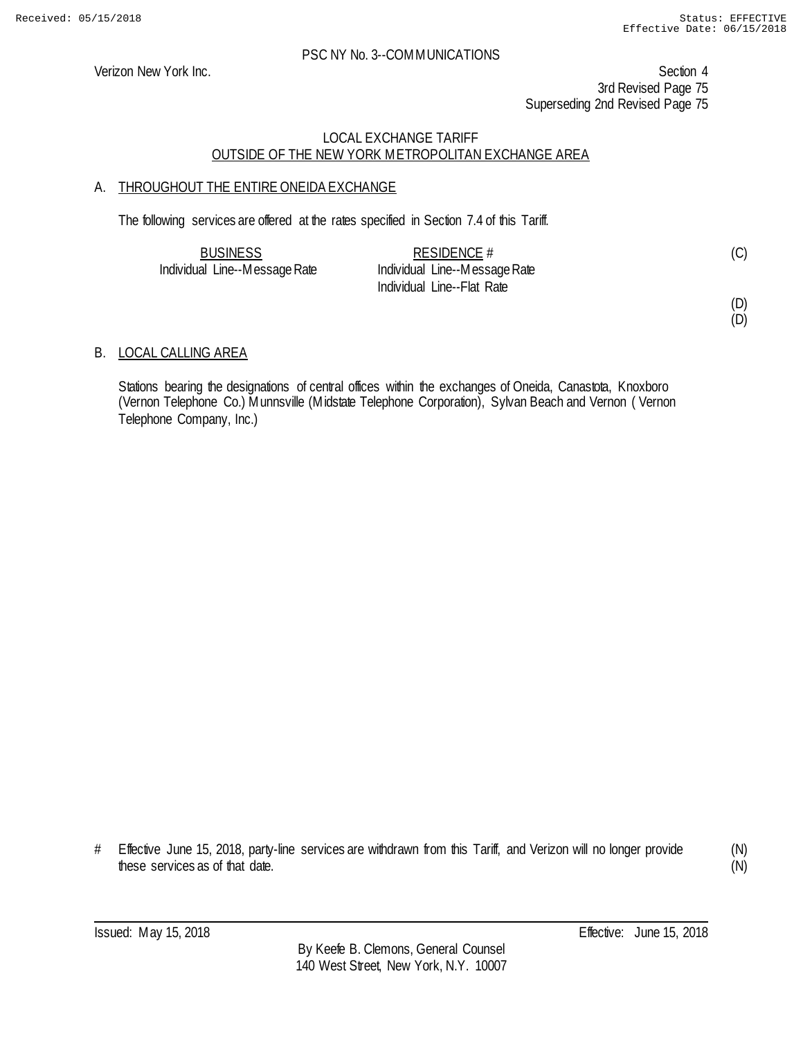PSC NY No. 3--COMMUNICATIONS

Verizon New York Inc.

Section 4
3rd Revised Page 75
Superseding 2nd Revised Page 75

LOCAL EXCHANGE TARIFF
OUTSIDE OF THE NEW YORK METROPOLITAN EXCHANGE AREA

## A. THROUGHOUT THE ENTIRE ONEIDA EXCHANGE

The following services are offered at the rates specified in Section 7.4 of this Tariff.

| BUSINESS | RESIDENCE # | |
|---|---|---|
| Individual Line--Message Rate | Individual Line--Message Rate | (C) |
| | Individual Line--Flat Rate | |
| | | (D) |
| | | (D) |

## B. LOCAL CALLING AREA

Stations bearing the designations of central offices within the exchanges of Oneida, Canastota, Knoxboro (Vernon Telephone Co.) Munnsville (Midstate Telephone Corporation), Sylvan Beach and Vernon ( Vernon Telephone Company, Inc.)

# Effective June 15, 2018, party-line services are withdrawn from this Tariff, and Verizon will no longer provide these services as of that date. (N)
(N)

Issued: May 15, 2018    Effective: June 15, 2018

By Keefe B. Clemons, General Counsel
140 West Street, New York, N.Y. 10007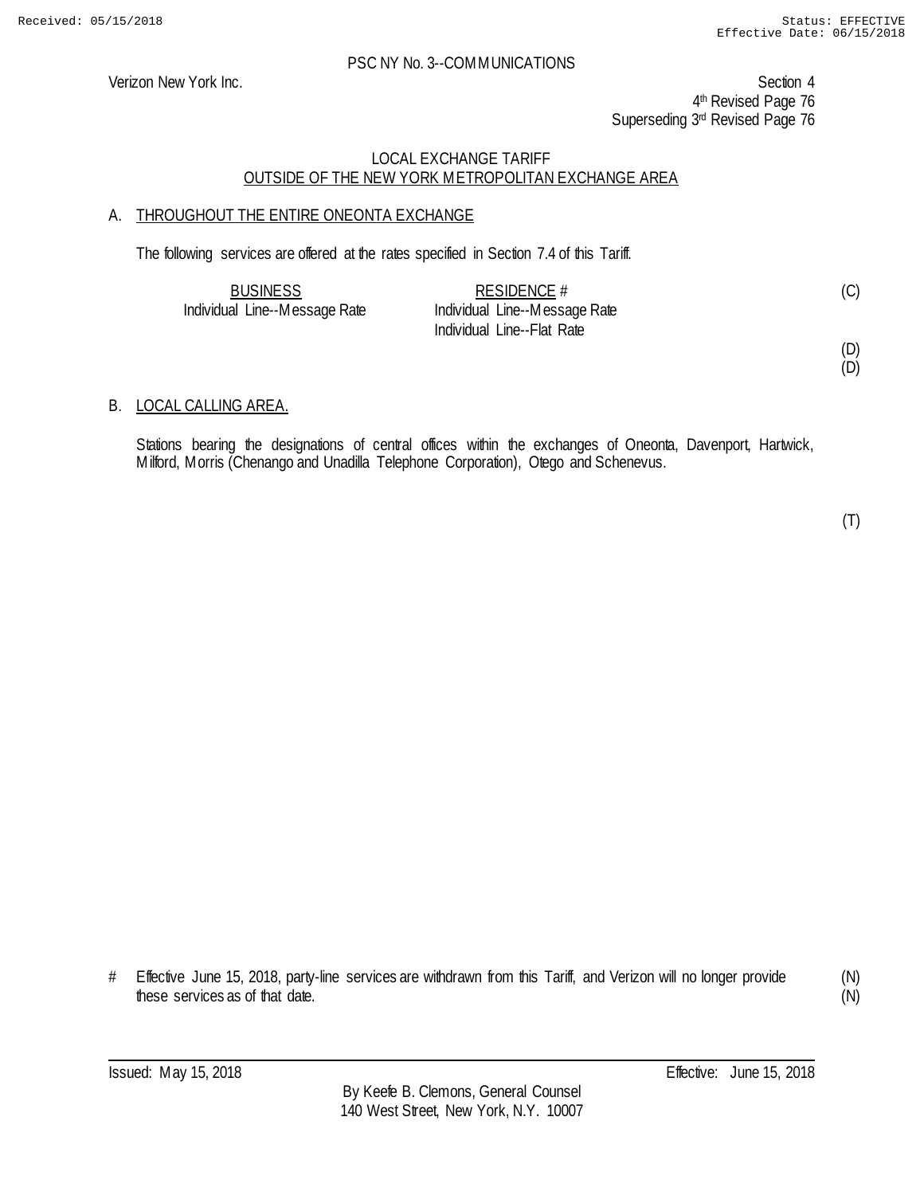PSC NY No. 3--COMMUNICATIONS

Verizon New York Inc.

Section 4
4th Revised Page 76
Superseding 3rd Revised Page 76

LOCAL EXCHANGE TARIFF
OUTSIDE OF THE NEW YORK METROPOLITAN EXCHANGE AREA

A. THROUGHOUT THE ENTIRE ONEONTA EXCHANGE

The following services are offered at the rates specified in Section 7.4 of this Tariff.

| BUSINESS | RESIDENCE # | |
|---|---|---|
| Individual Line--Message Rate | Individual Line--Message Rate | (C) |
| | Individual Line--Flat Rate | |
| | | (D) |
| | | (D) |

B. LOCAL CALLING AREA.

Stations bearing the designations of central offices within the exchanges of Oneonta, Davenport, Hartwick, Milford, Morris (Chenango and Unadilla Telephone Corporation), Otego and Schenevus.

(T)

# Effective June 15, 2018, party-line services are withdrawn from this Tariff, and Verizon will no longer provide these services as of that date. (N)

Issued: May 15, 2018 Effective: June 15, 2018

By Keefe B. Clemons, General Counsel
140 West Street, New York, N.Y. 10007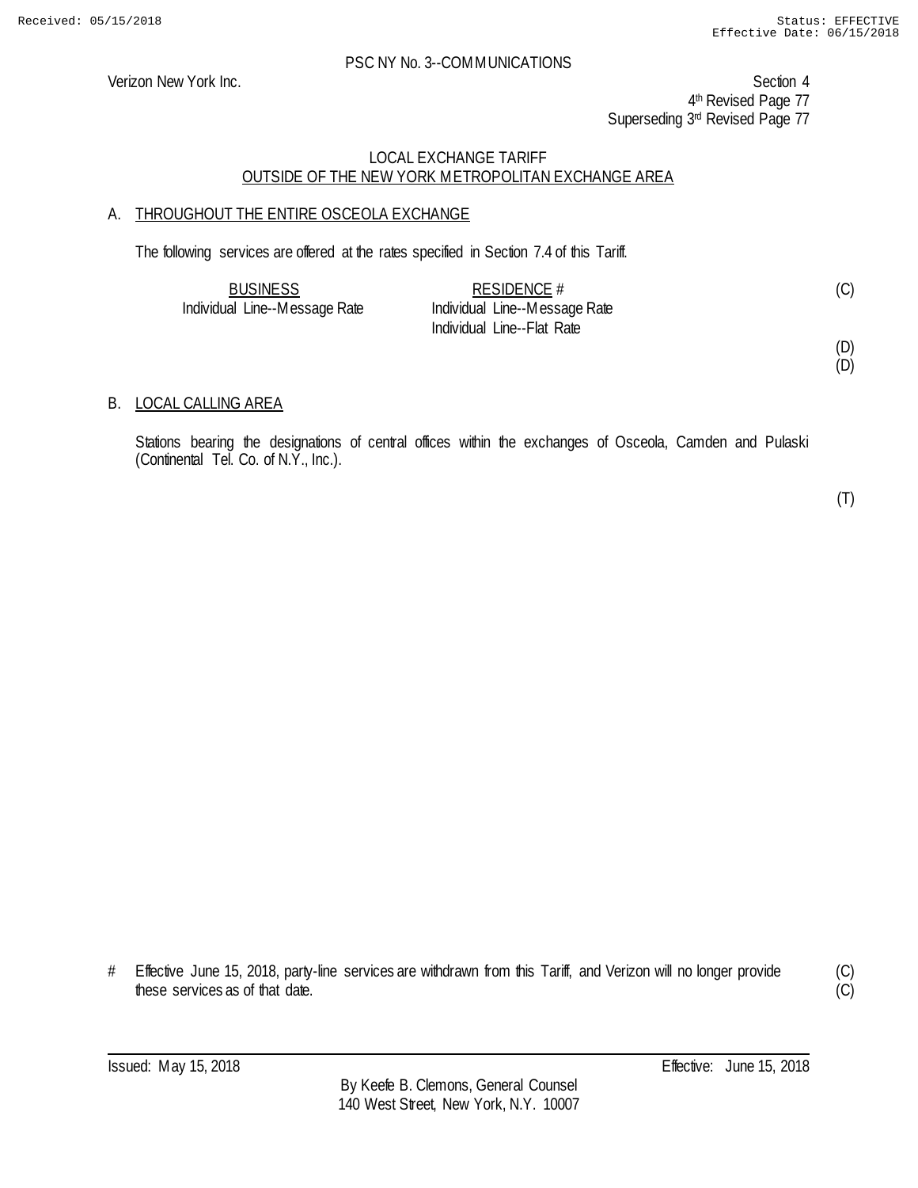PSC NY No. 3--COMMUNICATIONS

Verizon New York Inc.

Section 4
4th Revised Page 77
Superseding 3rd Revised Page 77

LOCAL EXCHANGE TARIFF
OUTSIDE OF THE NEW YORK METROPOLITAN EXCHANGE AREA

## A. THROUGHOUT THE ENTIRE OSCEOLA EXCHANGE

The following services are offered at the rates specified in Section 7.4 of this Tariff.

| BUSINESS | RESIDENCE # | |
|---|---|---|
| Individual Line--Message Rate | Individual Line--Message Rate | (C) |
| | Individual Line--Flat Rate | |
| | | (D) |
| | | (D) |

## B. LOCAL CALLING AREA

Stations bearing the designations of central offices within the exchanges of Osceola, Camden and Pulaski (Continental Tel. Co. of N.Y., Inc.).

(T)

# Effective June 15, 2018, party-line services are withdrawn from this Tariff, and Verizon will no longer provide these services as of that date. (C) (C)

Issued: May 15, 2018 Effective: June 15, 2018

By Keefe B. Clemons, General Counsel
140 West Street, New York, N.Y. 10007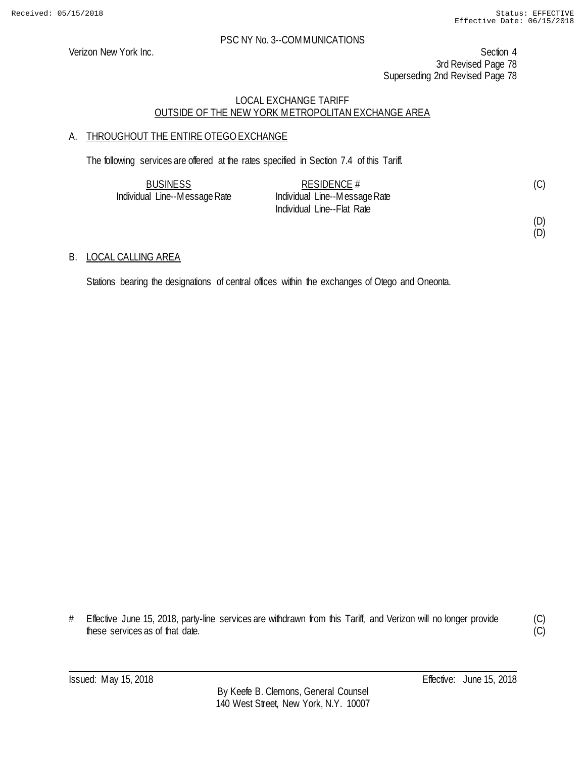PSC NY No. 3--COMMUNICATIONS

Verizon New York Inc.

Section 4
3rd Revised Page 78
Superseding 2nd Revised Page 78

## LOCAL EXCHANGE TARIFF
## OUTSIDE OF THE NEW YORK METROPOLITAN EXCHANGE AREA

### A. THROUGHOUT THE ENTIRE OTEGO EXCHANGE

The following services are offered at the rates specified in Section 7.4 of this Tariff.

| BUSINESS | RESIDENCE # | |
|---|---|---|
| Individual Line--Message Rate | Individual Line--Message Rate | (C) |
| | Individual Line--Flat Rate | |
| | | (D) |
| | | (D) |

### B. LOCAL CALLING AREA

Stations bearing the designations of central offices within the exchanges of Otego and Oneonta.

# Effective June 15, 2018, party-line services are withdrawn from this Tariff, and Verizon will no longer provide these services as of that date. (C) (C)

Issued: May 15, 2018

Effective: June 15, 2018

By Keefe B. Clemons, General Counsel
140 West Street, New York, N.Y. 10007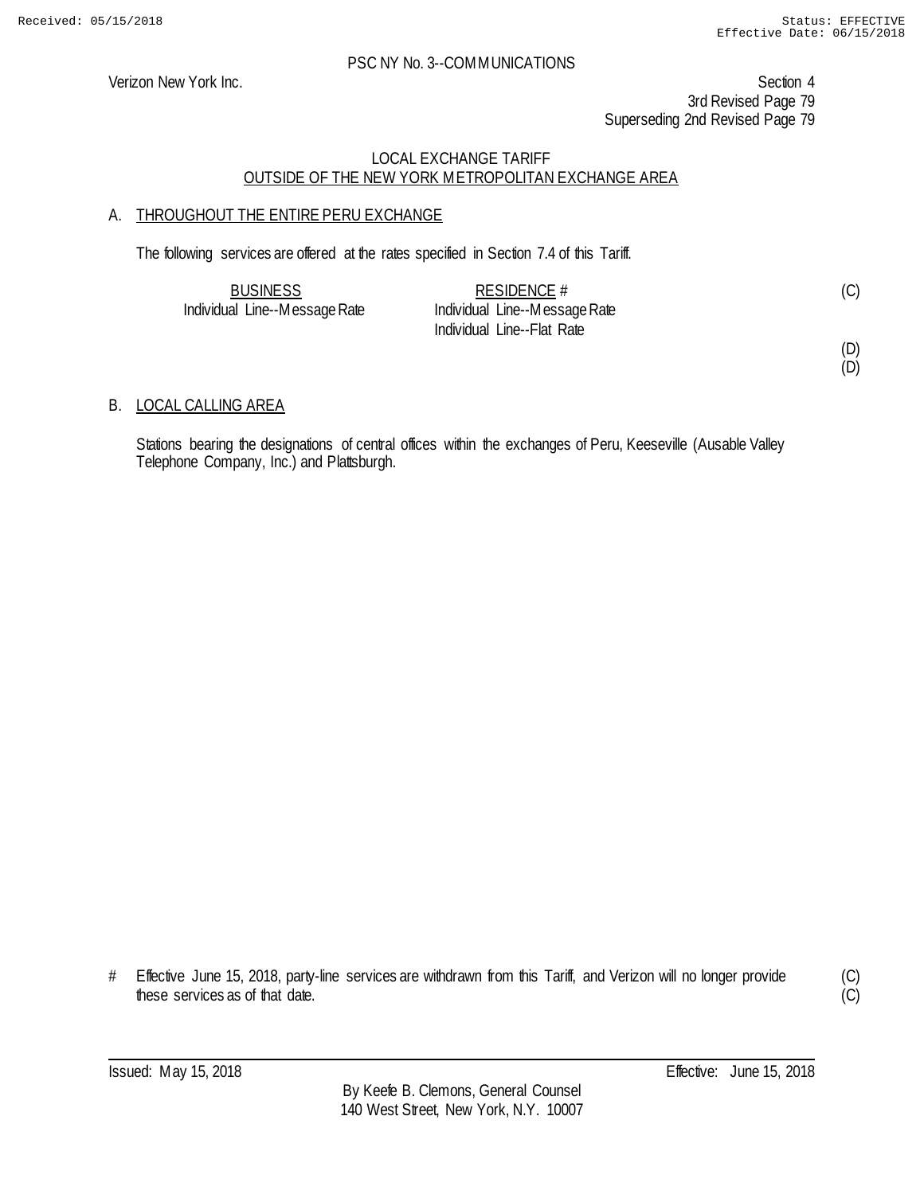PSC NY No. 3--COMMUNICATIONS

Verizon New York Inc.

Section 4
3rd Revised Page 79
Superseding 2nd Revised Page 79

LOCAL EXCHANGE TARIFF
OUTSIDE OF THE NEW YORK METROPOLITAN EXCHANGE AREA

A. THROUGHOUT THE ENTIRE PERU EXCHANGE

The following services are offered at the rates specified in Section 7.4 of this Tariff.

| BUSINESS | RESIDENCE # | |
|---|---|---|
| Individual Line--Message Rate | Individual Line--Message Rate | (C) |
| | Individual Line--Flat Rate | |
| | | (D) |
| | | (D) |

B. LOCAL CALLING AREA

Stations bearing the designations of central offices within the exchanges of Peru, Keeseville (Ausable Valley Telephone Company, Inc.) and Plattsburgh.

# Effective June 15, 2018, party-line services are withdrawn from this Tariff, and Verizon will no longer provide these services as of that date. (C) (C)

Issued: May 15, 2018 Effective: June 15, 2018

By Keefe B. Clemons, General Counsel
140 West Street, New York, N.Y. 10007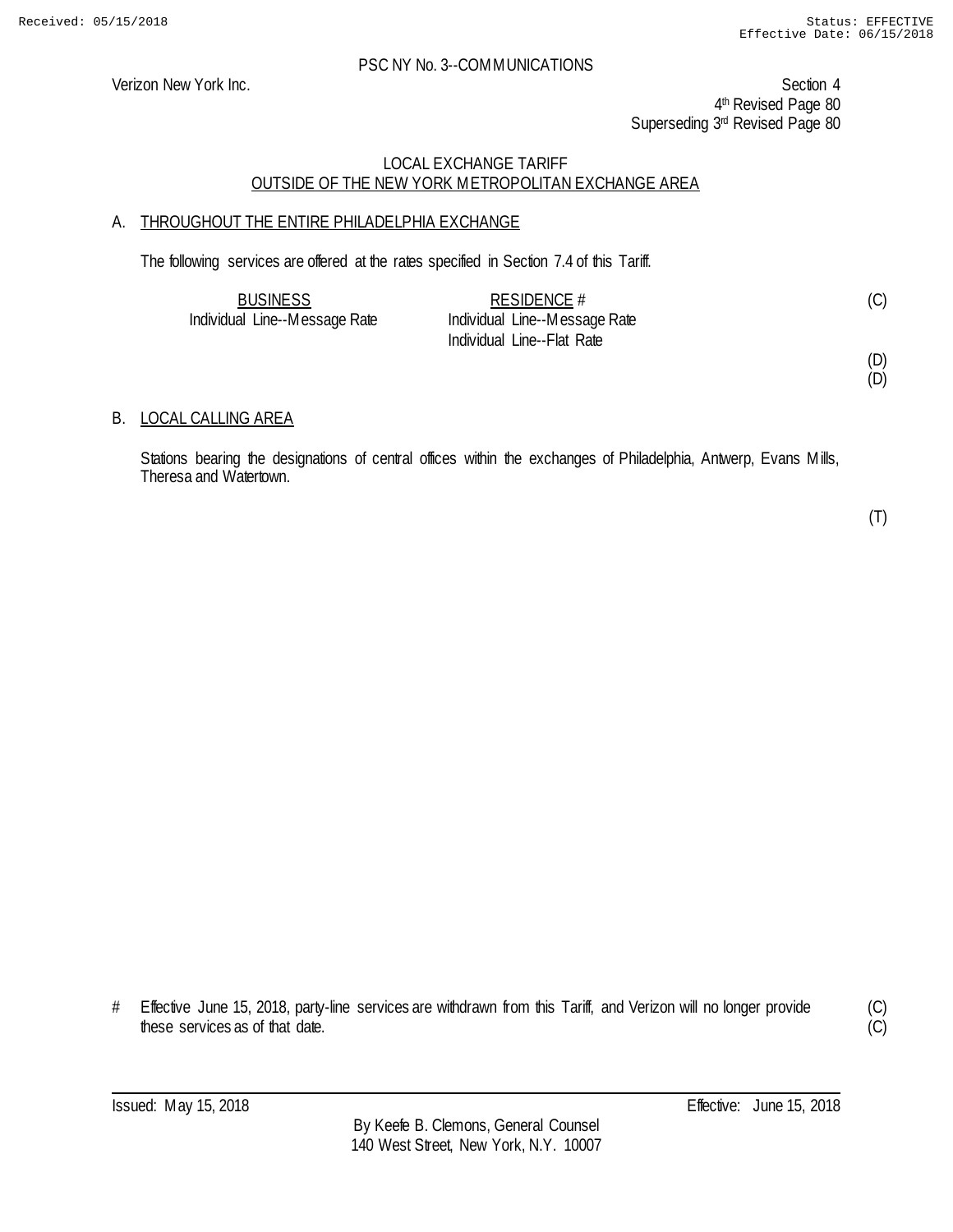PSC NY No. 3--COMMUNICATIONS

Verizon New York Inc.

Section 4
4th Revised Page 80
Superseding 3rd Revised Page 80

LOCAL EXCHANGE TARIFF
OUTSIDE OF THE NEW YORK METROPOLITAN EXCHANGE AREA

## A. THROUGHOUT THE ENTIRE PHILADELPHIA EXCHANGE

The following services are offered at the rates specified in Section 7.4 of this Tariff.

| BUSINESS | RESIDENCE # | |
|---|---|---|
| Individual Line--Message Rate | Individual Line--Message Rate | (C) |
| | Individual Line--Flat Rate | |
| | | (D) |
| | | (D) |

## B. LOCAL CALLING AREA

Stations bearing the designations of central offices within the exchanges of Philadelphia, Antwerp, Evans Mills, Theresa and Watertown.

(T)

# Effective June 15, 2018, party-line services are withdrawn from this Tariff, and Verizon will no longer provide these services as of that date. (C) (C)

Issued: May 15, 2018 Effective: June 15, 2018

By Keefe B. Clemons, General Counsel
140 West Street, New York, N.Y. 10007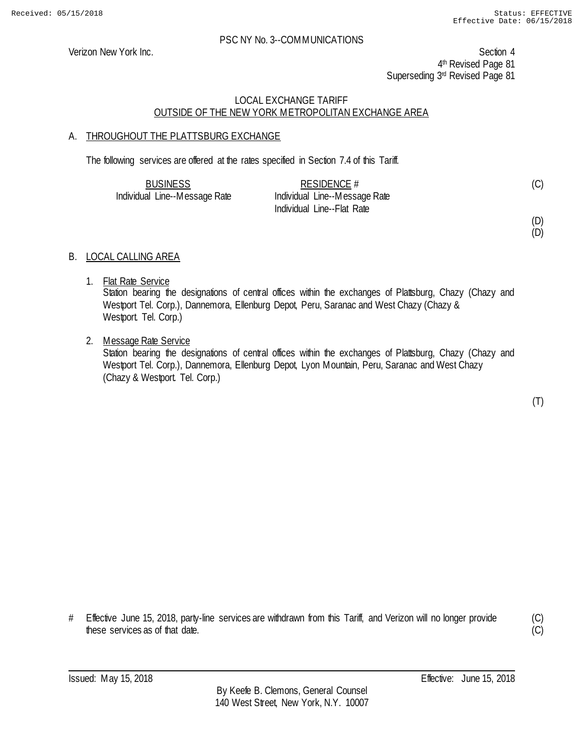PSC NY No. 3--COMMUNICATIONS

Verizon New York Inc.

Section 4
4th Revised Page 81
Superseding 3rd Revised Page 81

LOCAL EXCHANGE TARIFF
OUTSIDE OF THE NEW YORK METROPOLITAN EXCHANGE AREA

A. THROUGHOUT THE PLATTSBURG EXCHANGE

The following services are offered at the rates specified in Section 7.4 of this Tariff.

| BUSINESS | RESIDENCE # | |
|---|---|---|
| Individual Line--Message Rate | Individual Line--Message Rate | (C) |
| | Individual Line--Flat Rate | |
| | | (D) |
| | | (D) |

B. LOCAL CALLING AREA

1. Flat Rate Service
   Station bearing the designations of central offices within the exchanges of Plattsburg, Chazy (Chazy and Westport Tel. Corp.), Dannemora, Ellenburg Depot, Peru, Saranac and West Chazy (Chazy & Westport. Tel. Corp.)

2. Message Rate Service
   Station bearing the designations of central offices within the exchanges of Plattsburg, Chazy (Chazy and Westport Tel. Corp.), Dannemora, Ellenburg Depot, Lyon Mountain, Peru, Saranac and West Chazy (Chazy & Westport. Tel. Corp.)

(T)

# Effective June 15, 2018, party-line services are withdrawn from this Tariff, and Verizon will no longer provide these services as of that date. (C)(C)

Issued: May 15, 2018

Effective: June 15, 2018

By Keefe B. Clemons, General Counsel
140 West Street, New York, N.Y. 10007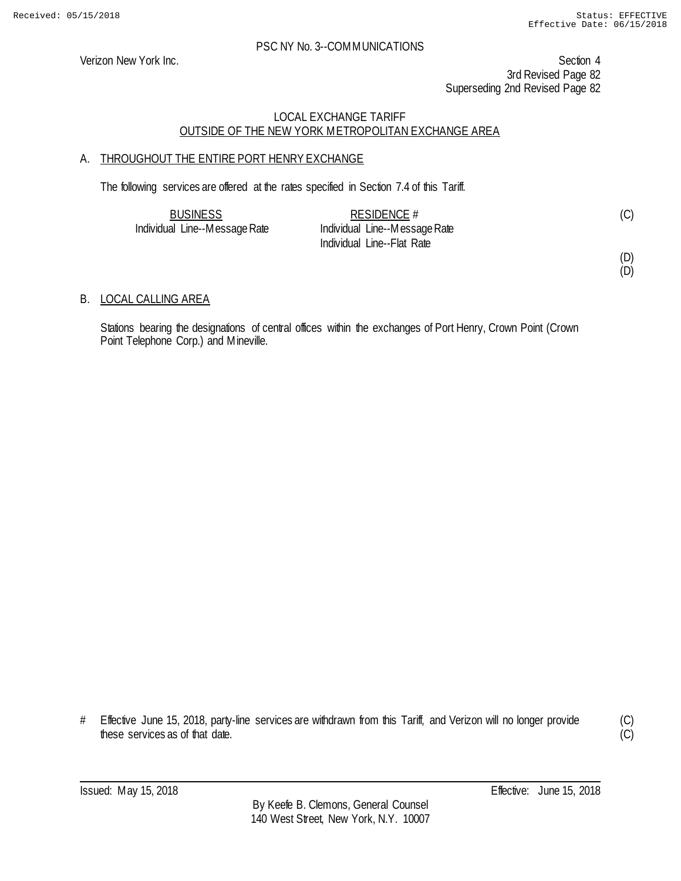PSC NY No. 3--COMMUNICATIONS

Verizon New York Inc.

Section 4
3rd Revised Page 82
Superseding 2nd Revised Page 82

## LOCAL EXCHANGE TARIFF
## OUTSIDE OF THE NEW YORK METROPOLITAN EXCHANGE AREA

### A. THROUGHOUT THE ENTIRE PORT HENRY EXCHANGE

The following services are offered at the rates specified in Section 7.4 of this Tariff.

| BUSINESS | RESIDENCE # | |
|---|---|---|
| Individual Line--Message Rate | Individual Line--Message Rate | (C) |
| | Individual Line--Flat Rate | |
| | | (D) |
| | | (D) |

### B. LOCAL CALLING AREA

Stations bearing the designations of central offices within the exchanges of Port Henry, Crown Point (Crown Point Telephone Corp.) and Mineville.

# Effective June 15, 2018, party-line services are withdrawn from this Tariff, and Verizon will no longer provide these services as of that date. (C) (C)

Issued: May 15, 2018 Effective: June 15, 2018

By Keefe B. Clemons, General Counsel
140 West Street, New York, N.Y. 10007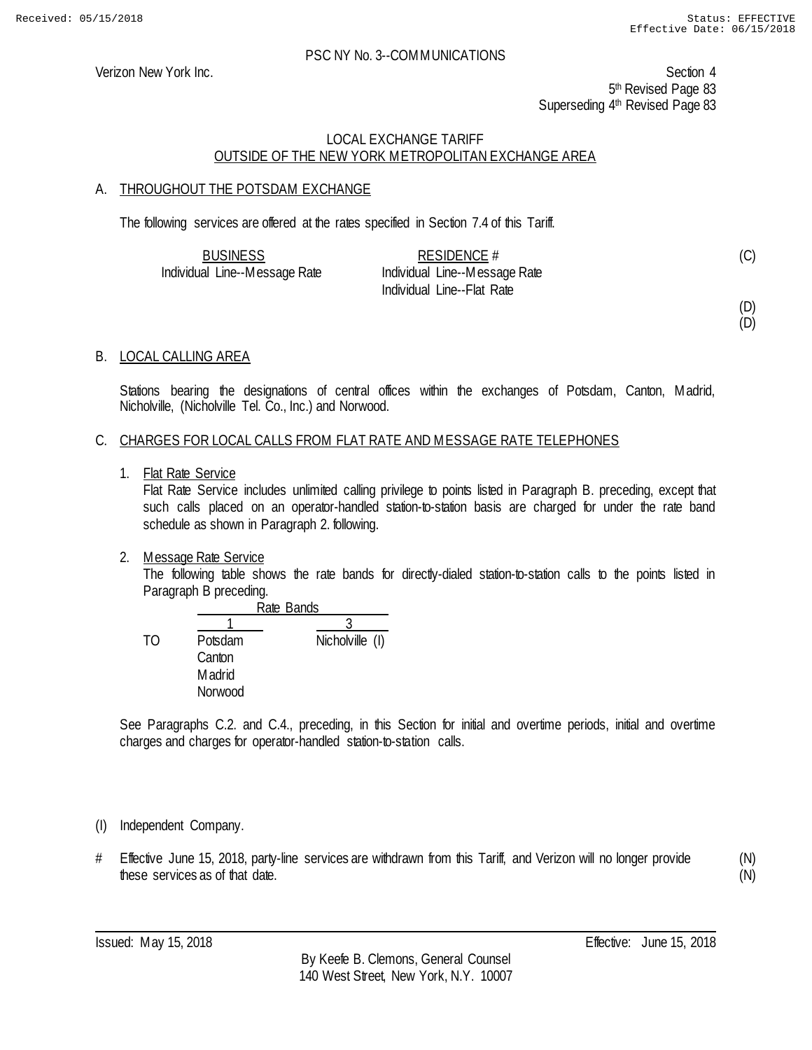PSC NY No. 3--COMMUNICATIONS

Verizon New York Inc.

Section 4
5th Revised Page 83
Superseding 4th Revised Page 83

## LOCAL EXCHANGE TARIFF
## OUTSIDE OF THE NEW YORK METROPOLITAN EXCHANGE AREA

### A. THROUGHOUT THE POTSDAM EXCHANGE

The following services are offered at the rates specified in Section 7.4 of this Tariff.

| BUSINESS | RESIDENCE # |
|---|---|
| Individual Line--Message Rate | Individual Line--Message Rate |
| | Individual Line--Flat Rate |

(C)

(D)
(D)

### B. LOCAL CALLING AREA

Stations bearing the designations of central offices within the exchanges of Potsdam, Canton, Madrid, Nicholville, (Nicholville Tel. Co., Inc.) and Norwood.

### C. CHARGES FOR LOCAL CALLS FROM FLAT RATE AND MESSAGE RATE TELEPHONES

1. Flat Rate Service
   Flat Rate Service includes unlimited calling privilege to points listed in Paragraph B. preceding, except that such calls placed on an operator-handled station-to-station basis are charged for under the rate band schedule as shown in Paragraph 2. following.

2. Message Rate Service
   The following table shows the rate bands for directly-dialed station-to-station calls to the points listed in Paragraph B preceding.

| | Rate Bands | |
|---|---|---|
| | 1 | 3 |
| TO | Potsdam | Nicholville (I) |
| | Canton | |
| | Madrid | |
| | Norwood | |

See Paragraphs C.2. and C.4., preceding, in this Section for initial and overtime periods, initial and overtime charges and charges for operator-handled station-to-station calls.

(I) Independent Company.

# Effective June 15, 2018, party-line services are withdrawn from this Tariff, and Verizon will no longer provide these services as of that date. (N)

Issued: May 15, 2018

Effective: June 15, 2018

By Keefe B. Clemons, General Counsel
140 West Street, New York, N.Y. 10007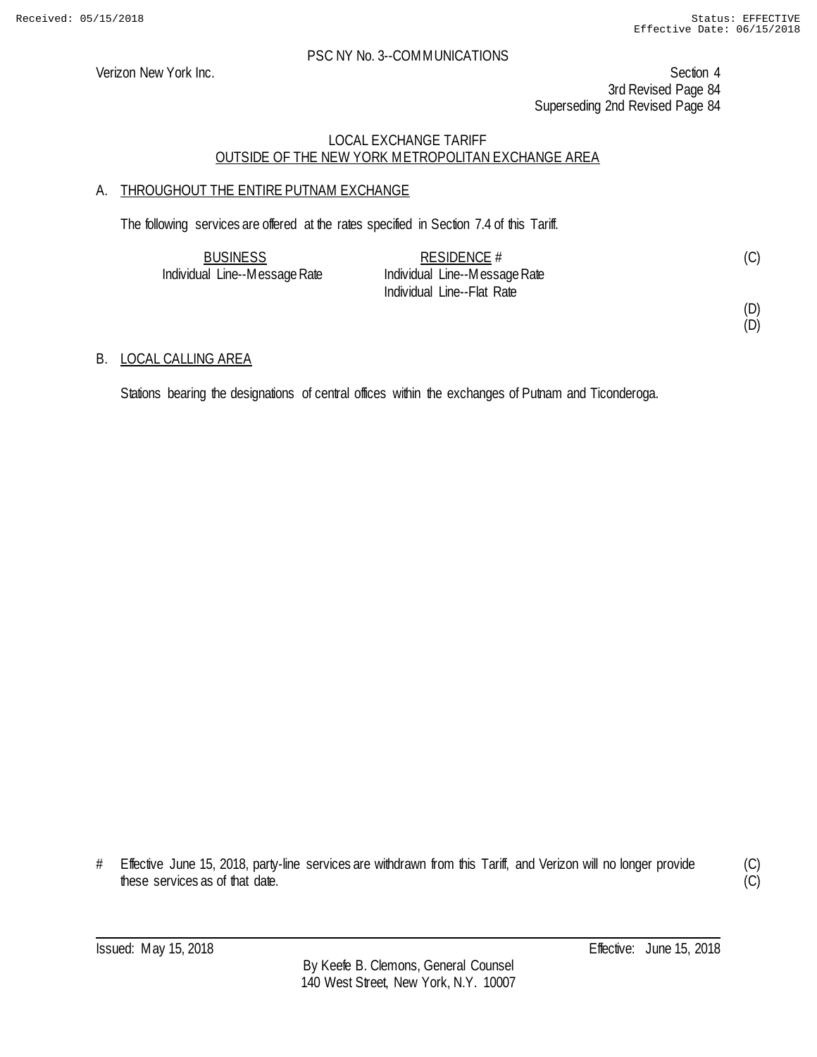PSC NY No. 3--COMMUNICATIONS

Verizon New York Inc.

Section 4
3rd Revised Page 84
Superseding 2nd Revised Page 84

## LOCAL EXCHANGE TARIFF
## OUTSIDE OF THE NEW YORK METROPOLITAN EXCHANGE AREA

### A. THROUGHOUT THE ENTIRE PUTNAM EXCHANGE

The following services are offered at the rates specified in Section 7.4 of this Tariff.

| BUSINESS | RESIDENCE # | |
|---|---|---|
| Individual Line--Message Rate | Individual Line--Message Rate | (C) |
| | Individual Line--Flat Rate | |
| | | (D) |
| | | (D) |

### B. LOCAL CALLING AREA

Stations bearing the designations of central offices within the exchanges of Putnam and Ticonderoga.

# Effective June 15, 2018, party-line services are withdrawn from this Tariff, and Verizon will no longer provide these services as of that date. (C)
(C)

Issued: May 15, 2018 Effective: June 15, 2018

By Keefe B. Clemons, General Counsel
140 West Street, New York, N.Y. 10007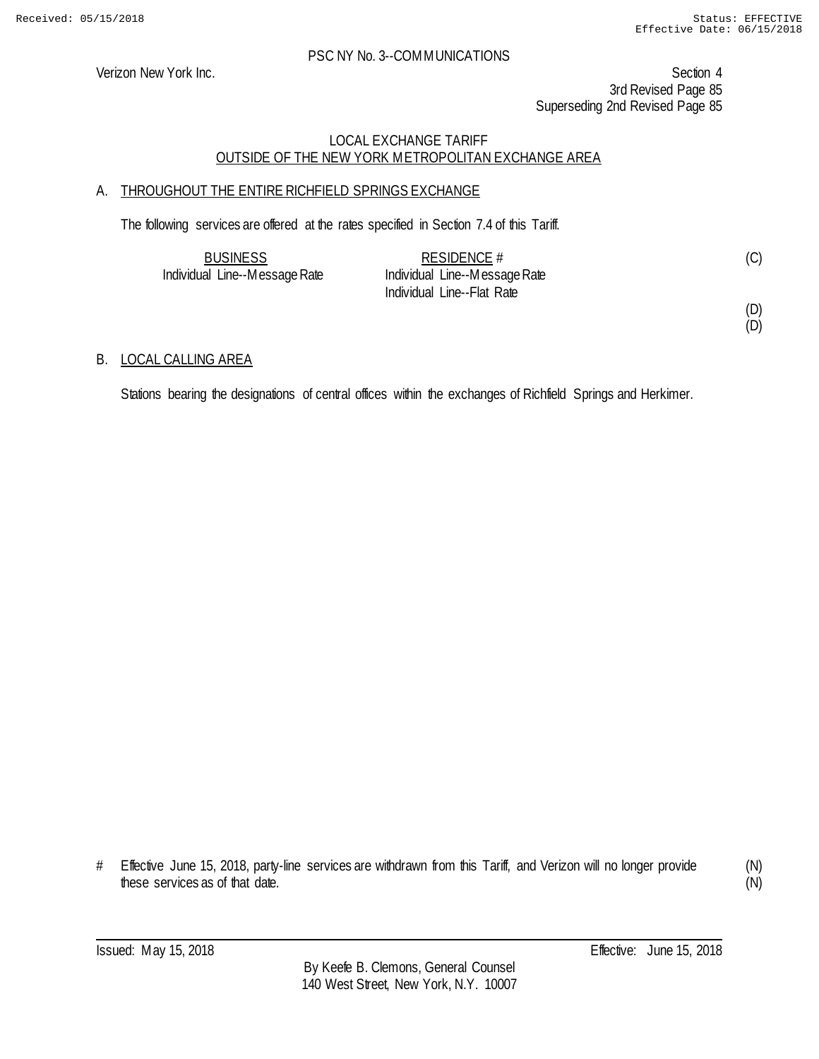PSC NY No. 3--COMMUNICATIONS

Verizon New York Inc.

Section 4
3rd Revised Page 85
Superseding 2nd Revised Page 85

LOCAL EXCHANGE TARIFF
OUTSIDE OF THE NEW YORK METROPOLITAN EXCHANGE AREA

A. THROUGHOUT THE ENTIRE RICHFIELD SPRINGS EXCHANGE

The following services are offered at the rates specified in Section 7.4 of this Tariff.

| BUSINESS | RESIDENCE # | |
|---|---|---|
| Individual Line--Message Rate | Individual Line--Message Rate | (C) |
| | Individual Line--Flat Rate | |
| | | (D) |
| | | (D) |

B. LOCAL CALLING AREA

Stations bearing the designations of central offices within the exchanges of Richfield Springs and Herkimer.

# Effective June 15, 2018, party-line services are withdrawn from this Tariff, and Verizon will no longer provide these services as of that date. (N) (N)

Issued: May 15, 2018 Effective: June 15, 2018

By Keefe B. Clemons, General Counsel
140 West Street, New York, N.Y. 10007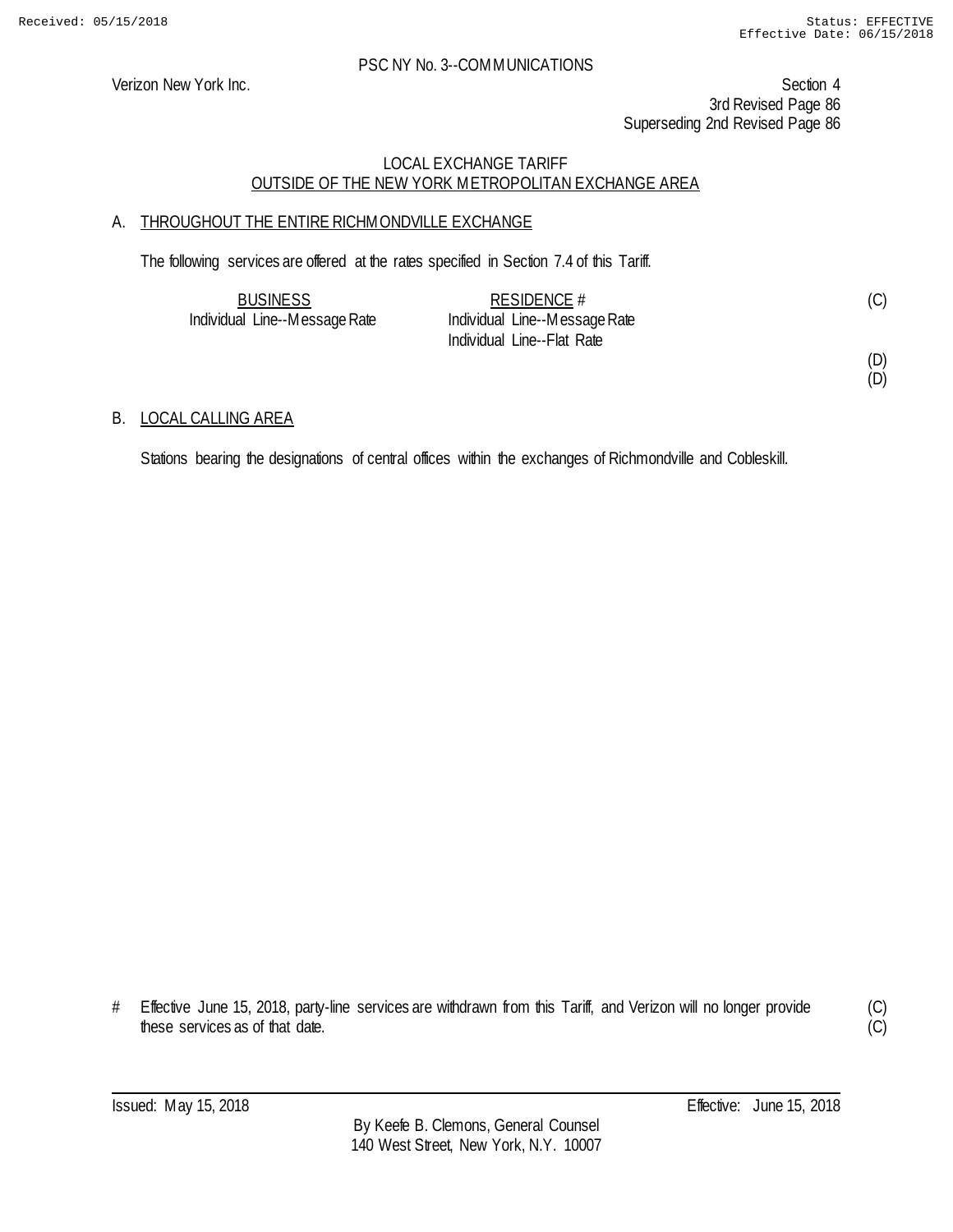PSC NY No. 3--COMMUNICATIONS

Verizon New York Inc.

Section 4
3rd Revised Page 86
Superseding 2nd Revised Page 86

## LOCAL EXCHANGE TARIFF
## OUTSIDE OF THE NEW YORK METROPOLITAN EXCHANGE AREA

### A. THROUGHOUT THE ENTIRE RICHMONDVILLE EXCHANGE

The following services are offered at the rates specified in Section 7.4 of this Tariff.

| BUSINESS | RESIDENCE # | |
|---|---|---|
| Individual Line--Message Rate | Individual Line--Message Rate | (C) |
| | Individual Line--Flat Rate | |
| | | (D) |
| | | (D) |

### B. LOCAL CALLING AREA

Stations bearing the designations of central offices within the exchanges of Richmondville and Cobleskill.

# Effective June 15, 2018, party-line services are withdrawn from this Tariff, and Verizon will no longer provide these services as of that date. (C) (C)

Issued: May 15, 2018

Effective: June 15, 2018

By Keefe B. Clemons, General Counsel
140 West Street, New York, N.Y. 10007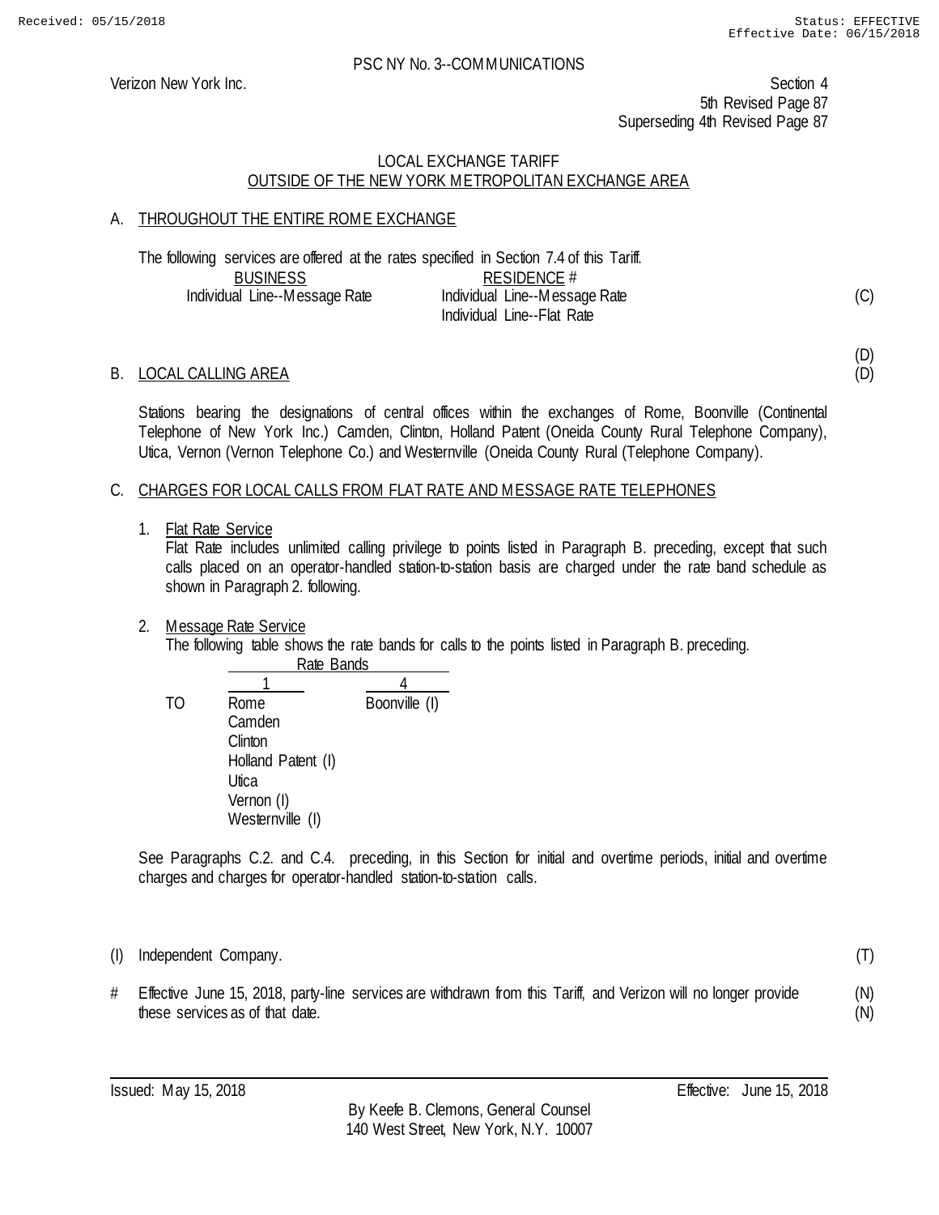PSC NY No. 3--COMMUNICATIONS

Verizon New York Inc.

Section 4
5th Revised Page 87
Superseding 4th Revised Page 87

## LOCAL EXCHANGE TARIFF
## OUTSIDE OF THE NEW YORK METROPOLITAN EXCHANGE AREA

### A. THROUGHOUT THE ENTIRE ROME EXCHANGE

The following services are offered at the rates specified in Section 7.4 of this Tariff.

| BUSINESS | RESIDENCE # | |
|---|---|---|
| Individual Line--Message Rate | Individual Line--Message Rate | (C) |
| | Individual Line--Flat Rate | |

(D)
(D)

### B. LOCAL CALLING AREA

Stations bearing the designations of central offices within the exchanges of Rome, Boonville (Continental Telephone of New York Inc.) Camden, Clinton, Holland Patent (Oneida County Rural Telephone Company), Utica, Vernon (Vernon Telephone Co.) and Westernville (Oneida County Rural (Telephone Company).

### C. CHARGES FOR LOCAL CALLS FROM FLAT RATE AND MESSAGE RATE TELEPHONES

1. Flat Rate Service
   Flat Rate includes unlimited calling privilege to points listed in Paragraph B. preceding, except that such calls placed on an operator-handled station-to-station basis are charged under the rate band schedule as shown in Paragraph 2. following.

2. Message Rate Service
   The following table shows the rate bands for calls to the points listed in Paragraph B. preceding.

| | Rate Bands | |
|---|---|---|
| | 1 | 4 |
| TO | Rome | Boonville (I) |
| | Camden | |
| | Clinton | |
| | Holland Patent (I) | |
| | Utica | |
| | Vernon (I) | |
| | Westernville (I) | |

See Paragraphs C.2. and C.4. preceding, in this Section for initial and overtime periods, initial and overtime charges and charges for operator-handled station-to-station calls.

(I) Independent Company. (T)

\# Effective June 15, 2018, party-line services are withdrawn from this Tariff, and Verizon will no longer provide these services as of that date. (N)

Issued: May 15, 2018 Effective: June 15, 2018

By Keefe B. Clemons, General Counsel
140 West Street, New York, N.Y. 10007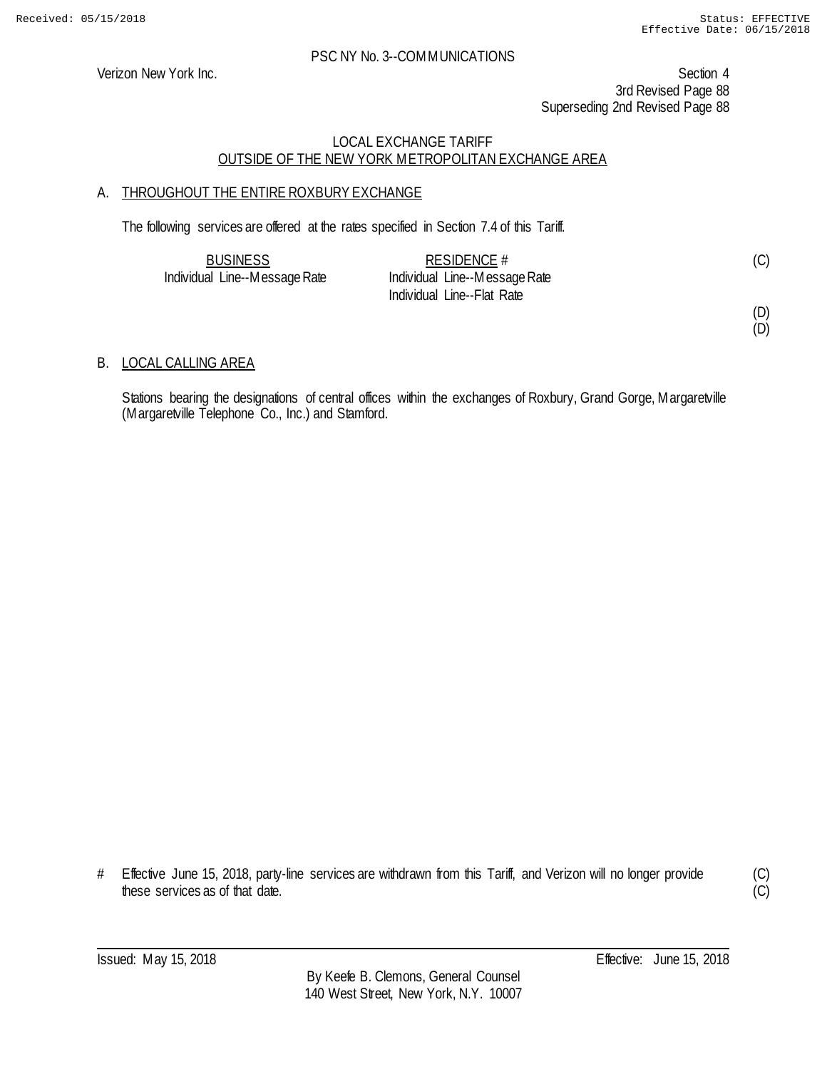PSC NY No. 3--COMMUNICATIONS

Verizon New York Inc.

Section 4
3rd Revised Page 88
Superseding 2nd Revised Page 88

LOCAL EXCHANGE TARIFF
OUTSIDE OF THE NEW YORK METROPOLITAN EXCHANGE AREA

A. THROUGHOUT THE ENTIRE ROXBURY EXCHANGE

The following services are offered at the rates specified in Section 7.4 of this Tariff.

| BUSINESS | RESIDENCE # | |
|---|---|---|
| Individual Line--Message Rate | Individual Line--Message Rate | (C) |
| | Individual Line--Flat Rate | |
| | | (D) |
| | | (D) |

B. LOCAL CALLING AREA

Stations bearing the designations of central offices within the exchanges of Roxbury, Grand Gorge, Margaretville (Margaretville Telephone Co., Inc.) and Stamford.

# Effective June 15, 2018, party-line services are withdrawn from this Tariff, and Verizon will no longer provide these services as of that date. (C) (C)

Issued: May 15, 2018 Effective: June 15, 2018

By Keefe B. Clemons, General Counsel
140 West Street, New York, N.Y. 10007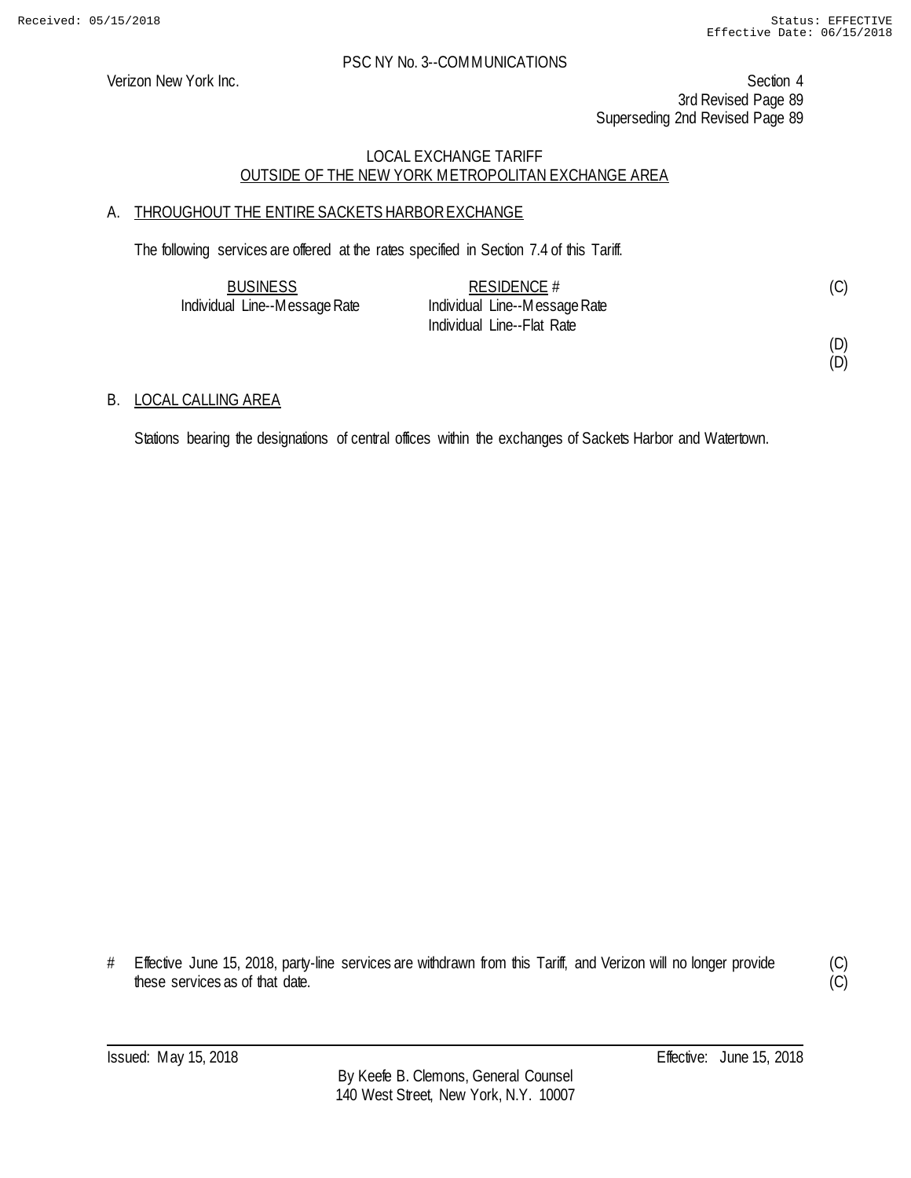Received: 05/15/2018 Status: EFFECTIVE Effective Date: 06/15/2018

PSC NY No. 3--COMMUNICATIONS

Verizon New York Inc.

Section 4
3rd Revised Page 89
Superseding 2nd Revised Page 89

LOCAL EXCHANGE TARIFF
OUTSIDE OF THE NEW YORK METROPOLITAN EXCHANGE AREA

A. THROUGHOUT THE ENTIRE SACKETS HARBOR EXCHANGE

The following services are offered at the rates specified in Section 7.4 of this Tariff.

| BUSINESS | RESIDENCE # | |
|---|---|---|
| Individual Line--Message Rate | Individual Line--Message Rate | (C) |
| | Individual Line--Flat Rate | |
| | | (D) |
| | | (D) |

B. LOCAL CALLING AREA

Stations bearing the designations of central offices within the exchanges of Sackets Harbor and Watertown.

# Effective June 15, 2018, party-line services are withdrawn from this Tariff, and Verizon will no longer provide these services as of that date. (C)
(C)

Issued: May 15, 2018 Effective: June 15, 2018

By Keefe B. Clemons, General Counsel
140 West Street, New York, N.Y. 10007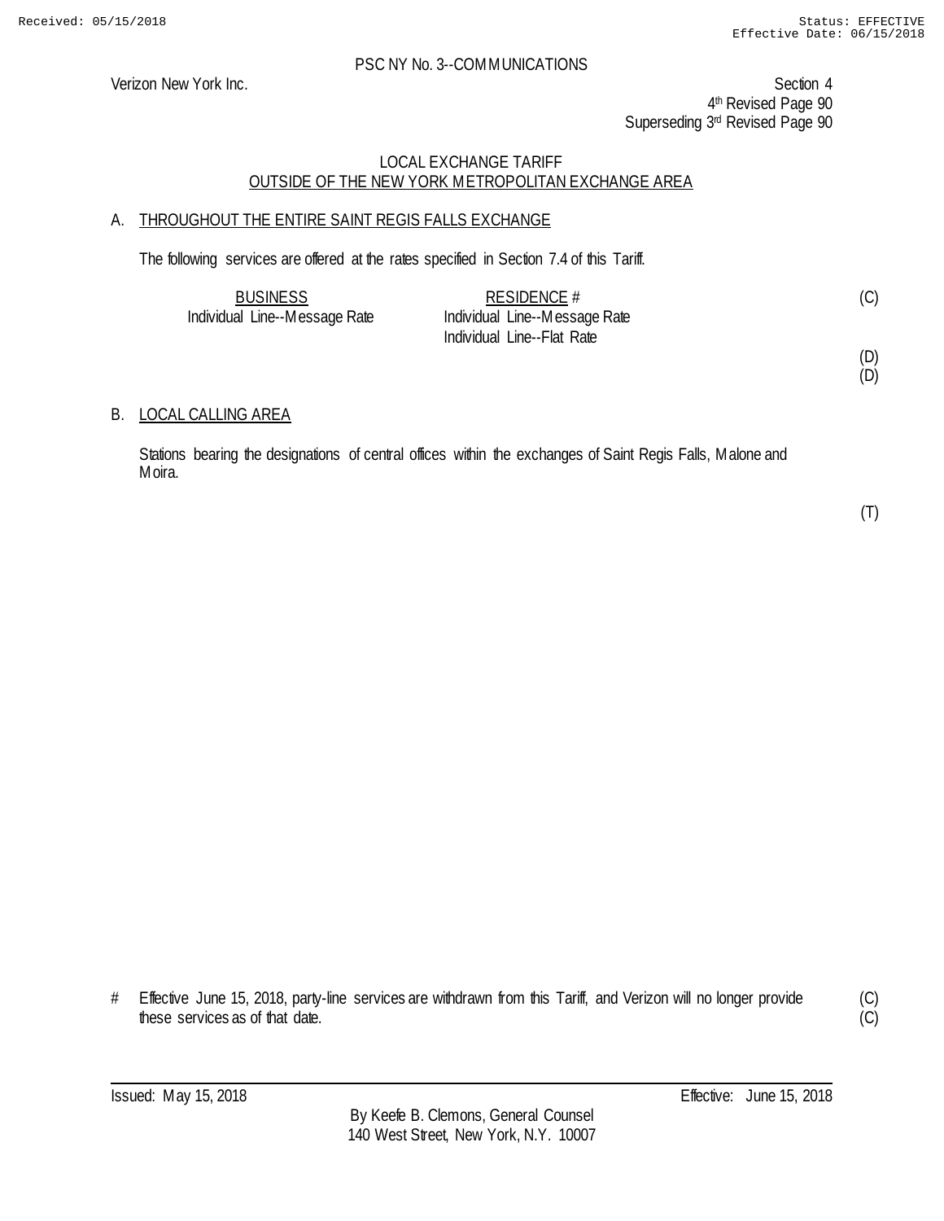PSC NY No. 3--COMMUNICATIONS

Verizon New York Inc.

Section 4
4th Revised Page 90
Superseding 3rd Revised Page 90

LOCAL EXCHANGE TARIFF
OUTSIDE OF THE NEW YORK METROPOLITAN EXCHANGE AREA

A. THROUGHOUT THE ENTIRE SAINT REGIS FALLS EXCHANGE

The following services are offered at the rates specified in Section 7.4 of this Tariff.

| BUSINESS | RESIDENCE # | |
|---|---|---|
| Individual Line--Message Rate | Individual Line--Message Rate | (C) |
| | Individual Line--Flat Rate | |
| | | (D) |
| | | (D) |

B. LOCAL CALLING AREA

Stations bearing the designations of central offices within the exchanges of Saint Regis Falls, Malone and Moira.

(T)

# Effective June 15, 2018, party-line services are withdrawn from this Tariff, and Verizon will no longer provide these services as of that date. (C) (C)

Issued: May 15, 2018

Effective: June 15, 2018

By Keefe B. Clemons, General Counsel
140 West Street, New York, N.Y. 10007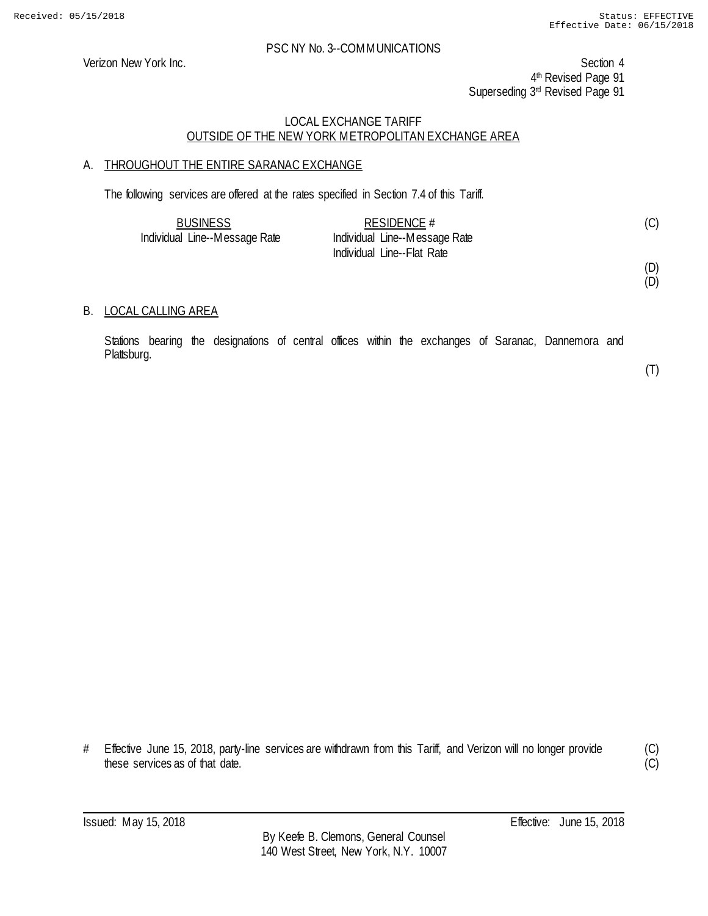PSC NY No. 3--COMMUNICATIONS

Verizon New York Inc.

Section 4
4th Revised Page 91
Superseding 3rd Revised Page 91

LOCAL EXCHANGE TARIFF
OUTSIDE OF THE NEW YORK METROPOLITAN EXCHANGE AREA

## A. THROUGHOUT THE ENTIRE SARANAC EXCHANGE

The following services are offered at the rates specified in Section 7.4 of this Tariff.

| BUSINESS | RESIDENCE # | |
|---|---|---|
| Individual Line--Message Rate | Individual Line--Message Rate | (C) |
| | Individual Line--Flat Rate | |
| | | (D) |
| | | (D) |

## B. LOCAL CALLING AREA

Stations bearing the designations of central offices within the exchanges of Saranac, Dannemora and Plattsburg.

(T)

\# Effective June 15, 2018, party-line services are withdrawn from this Tariff, and Verizon will no longer provide these services as of that date. (C)

Issued: May 15, 2018

Effective: June 15, 2018

By Keefe B. Clemons, General Counsel
140 West Street, New York, N.Y. 10007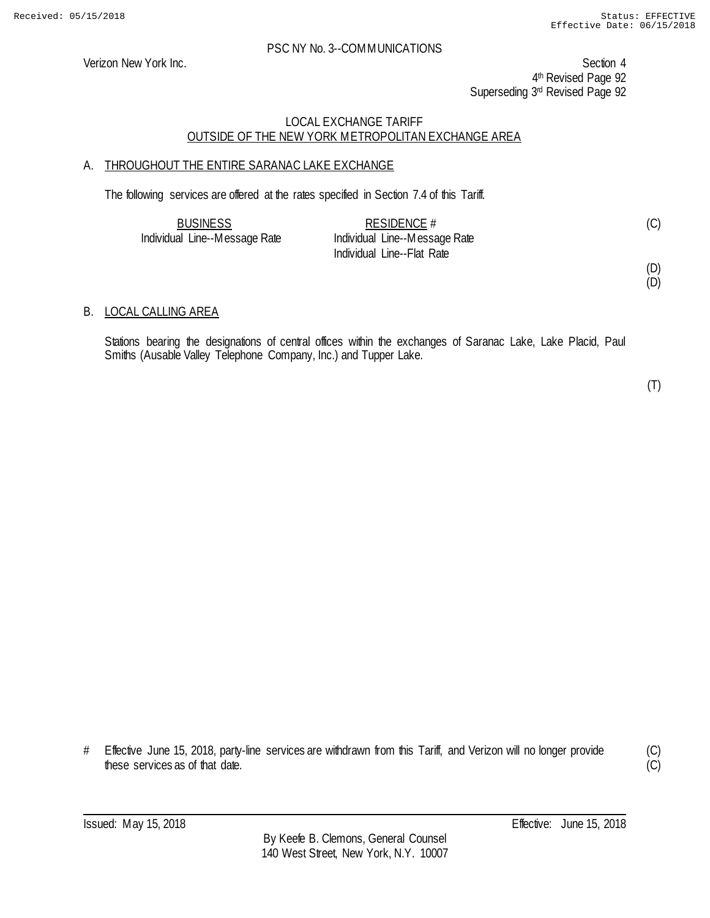PSC NY No. 3--COMMUNICATIONS

Verizon New York Inc.

Section 4
4th Revised Page 92
Superseding 3rd Revised Page 92

LOCAL EXCHANGE TARIFF
OUTSIDE OF THE NEW YORK METROPOLITAN EXCHANGE AREA

## A. THROUGHOUT THE ENTIRE SARANAC LAKE EXCHANGE

The following services are offered at the rates specified in Section 7.4 of this Tariff.

| BUSINESS | RESIDENCE # | |
|---|---|---|
| Individual Line--Message Rate | Individual Line--Message Rate | (C) |
| | Individual Line--Flat Rate | |
| | | (D) |
| | | (D) |

## B. LOCAL CALLING AREA

Stations bearing the designations of central offices within the exchanges of Saranac Lake, Lake Placid, Paul Smiths (Ausable Valley Telephone Company, Inc.) and Tupper Lake.

(T)

# Effective June 15, 2018, party-line services are withdrawn from this Tariff, and Verizon will no longer provide these services as of that date. (C)
(C)

Issued: May 15, 2018 Effective: June 15, 2018

By Keefe B. Clemons, General Counsel
140 West Street, New York, N.Y. 10007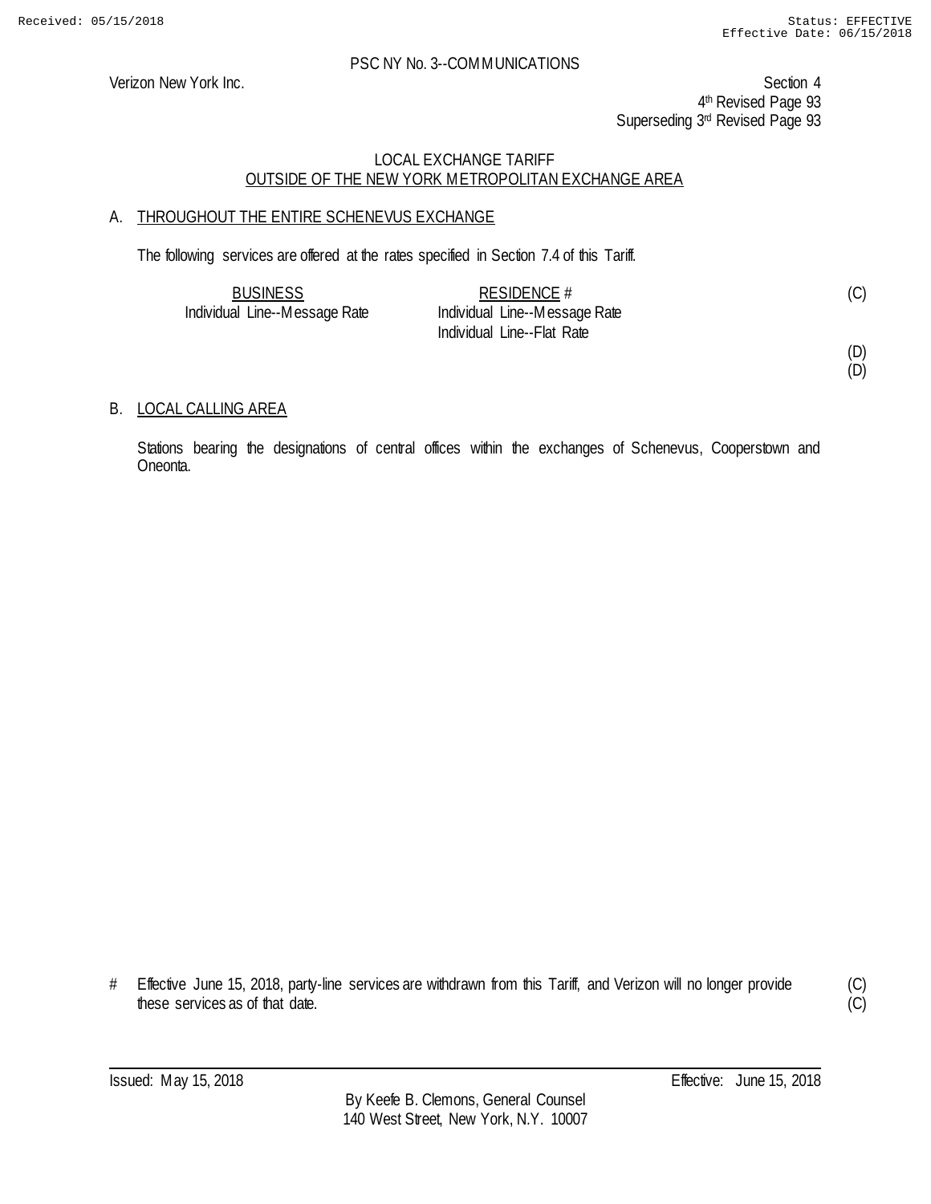Verizon New York Inc.

PSC NY No. 3--COMMUNICATIONS

Section 4
4th Revised Page 93
Superseding 3rd Revised Page 93

LOCAL EXCHANGE TARIFF
OUTSIDE OF THE NEW YORK METROPOLITAN EXCHANGE AREA

A. THROUGHOUT THE ENTIRE SCHENEVUS EXCHANGE

The following services are offered at the rates specified in Section 7.4 of this Tariff.

| BUSINESS | RESIDENCE # | |
|---|---|---|
| Individual Line--Message Rate | Individual Line--Message Rate | (C) |
| | Individual Line--Flat Rate | |
| | | (D) |
| | | (D) |

B. LOCAL CALLING AREA

Stations bearing the designations of central offices within the exchanges of Schenevus, Cooperstown and Oneonta.

# Effective June 15, 2018, party-line services are withdrawn from this Tariff, and Verizon will no longer provide these services as of that date. (C) (C)

Issued: May 15, 2018 Effective: June 15, 2018

By Keefe B. Clemons, General Counsel
140 West Street, New York, N.Y. 10007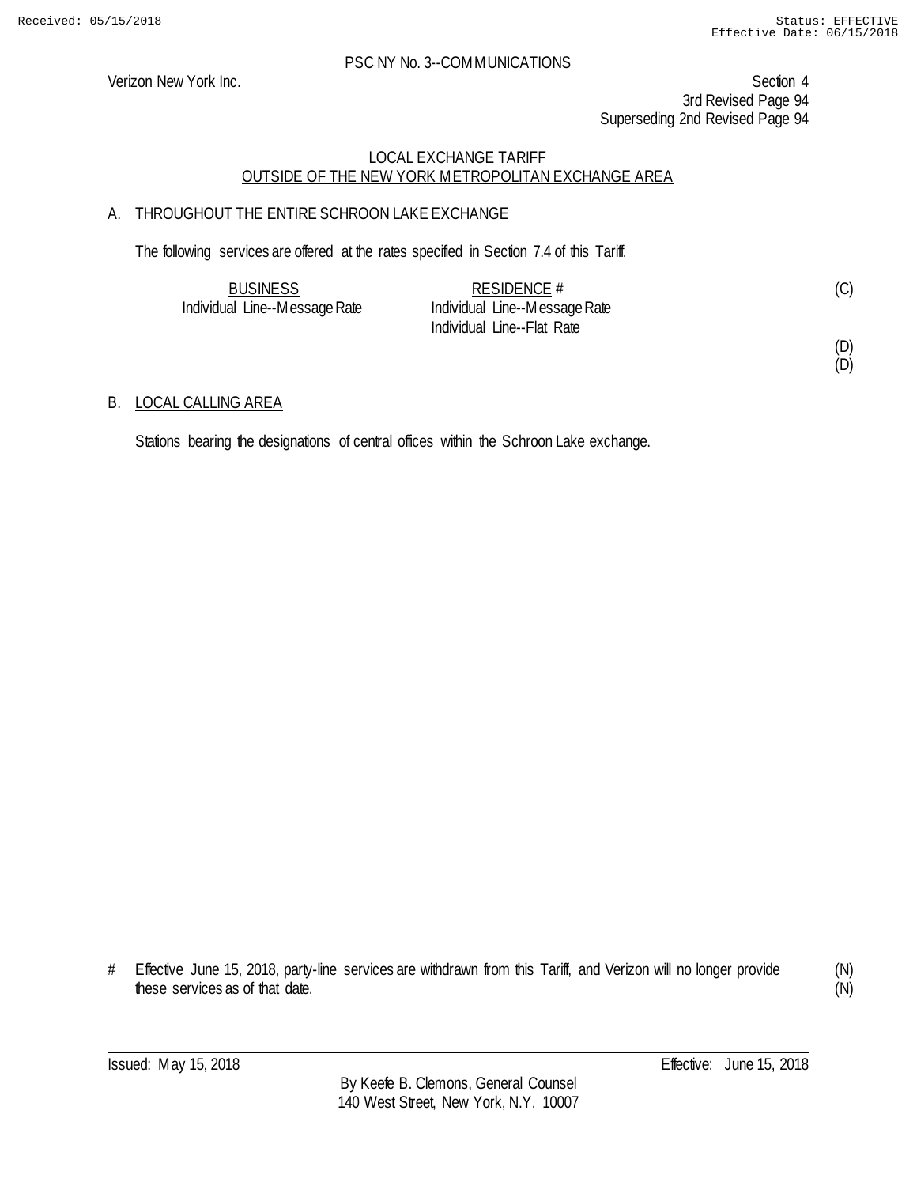PSC NY No. 3--COMMUNICATIONS

Verizon New York Inc.

Section 4
3rd Revised Page 94
Superseding 2nd Revised Page 94

LOCAL EXCHANGE TARIFF
OUTSIDE OF THE NEW YORK METROPOLITAN EXCHANGE AREA

A. THROUGHOUT THE ENTIRE SCHROON LAKE EXCHANGE

The following services are offered at the rates specified in Section 7.4 of this Tariff.

| BUSINESS | RESIDENCE # | |
|---|---|---|
| Individual Line--Message Rate | Individual Line--Message Rate | (C) |
| | Individual Line--Flat Rate | |
| | | (D) |
| | | (D) |

B. LOCAL CALLING AREA

Stations bearing the designations of central offices within the Schroon Lake exchange.

# Effective June 15, 2018, party-line services are withdrawn from this Tariff, and Verizon will no longer provide these services as of that date. (N) (N)

Issued: May 15, 2018 Effective: June 15, 2018

By Keefe B. Clemons, General Counsel
140 West Street, New York, N.Y. 10007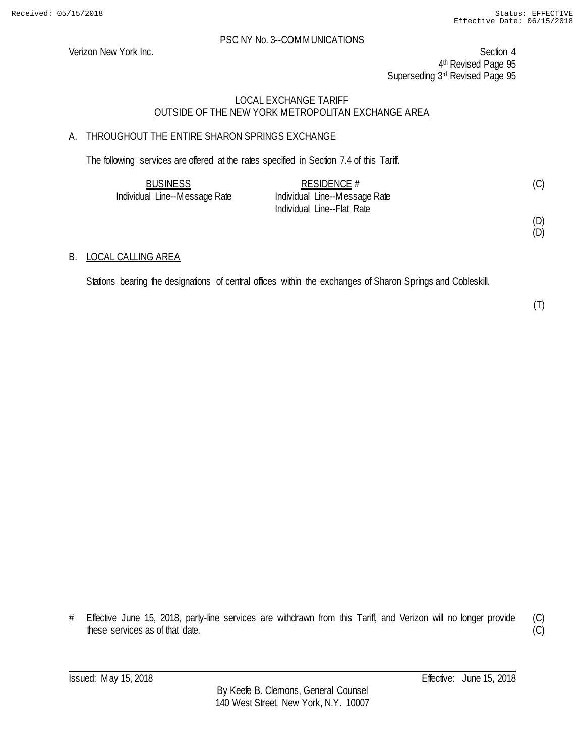Verizon New York Inc.

Section 4
4th Revised Page 95
Superseding 3rd Revised Page 95

LOCAL EXCHANGE TARIFF
OUTSIDE OF THE NEW YORK METROPOLITAN EXCHANGE AREA

## A. THROUGHOUT THE ENTIRE SHARON SPRINGS EXCHANGE

The following services are offered at the rates specified in Section 7.4 of this Tariff.

| BUSINESS | RESIDENCE # | |
|---|---|---|
| Individual Line--Message Rate | Individual Line--Message Rate | (C) |
| | Individual Line--Flat Rate | |
| | | (D) |
| | | (D) |

## B. LOCAL CALLING AREA

Stations bearing the designations of central offices within the exchanges of Sharon Springs and Cobleskill.

(T)

# Effective June 15, 2018, party-line services are withdrawn from this Tariff, and Verizon will no longer provide these services as of that date. (C)
(C)

Issued: May 15, 2018    Effective: June 15, 2018

By Keefe B. Clemons, General Counsel
140 West Street, New York, N.Y. 10007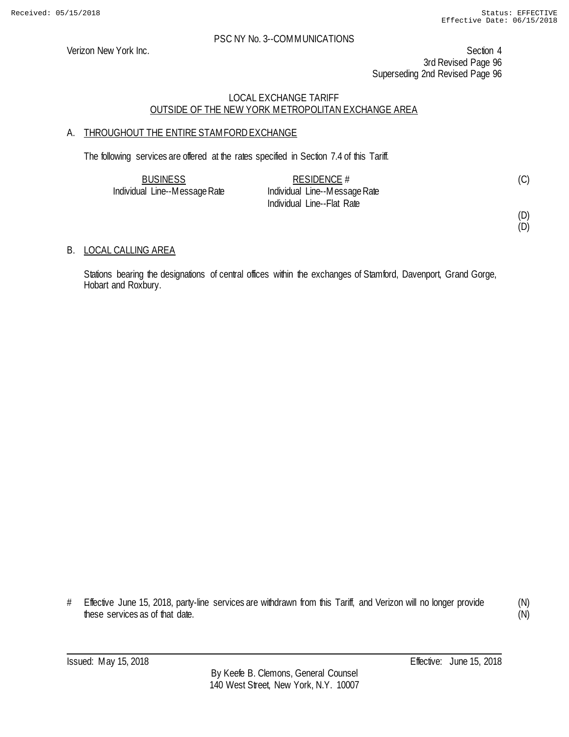PSC NY No. 3--COMMUNICATIONS

Verizon New York Inc.

Section 4
3rd Revised Page 96
Superseding 2nd Revised Page 96

## LOCAL EXCHANGE TARIFF
## OUTSIDE OF THE NEW YORK METROPOLITAN EXCHANGE AREA

### A. THROUGHOUT THE ENTIRE STAMFORD EXCHANGE

The following services are offered at the rates specified in Section 7.4 of this Tariff.

| BUSINESS | RESIDENCE # | |
|---|---|---|
| Individual Line--Message Rate | Individual Line--Message Rate | (C) |
| | Individual Line--Flat Rate | |
| | | (D) |
| | | (D) |

### B. LOCAL CALLING AREA

Stations bearing the designations of central offices within the exchanges of Stamford, Davenport, Grand Gorge, Hobart and Roxbury.

# Effective June 15, 2018, party-line services are withdrawn from this Tariff, and Verizon will no longer provide these services as of that date. (N)
(N)

Issued: May 15, 2018

Effective: June 15, 2018

By Keefe B. Clemons, General Counsel
140 West Street, New York, N.Y. 10007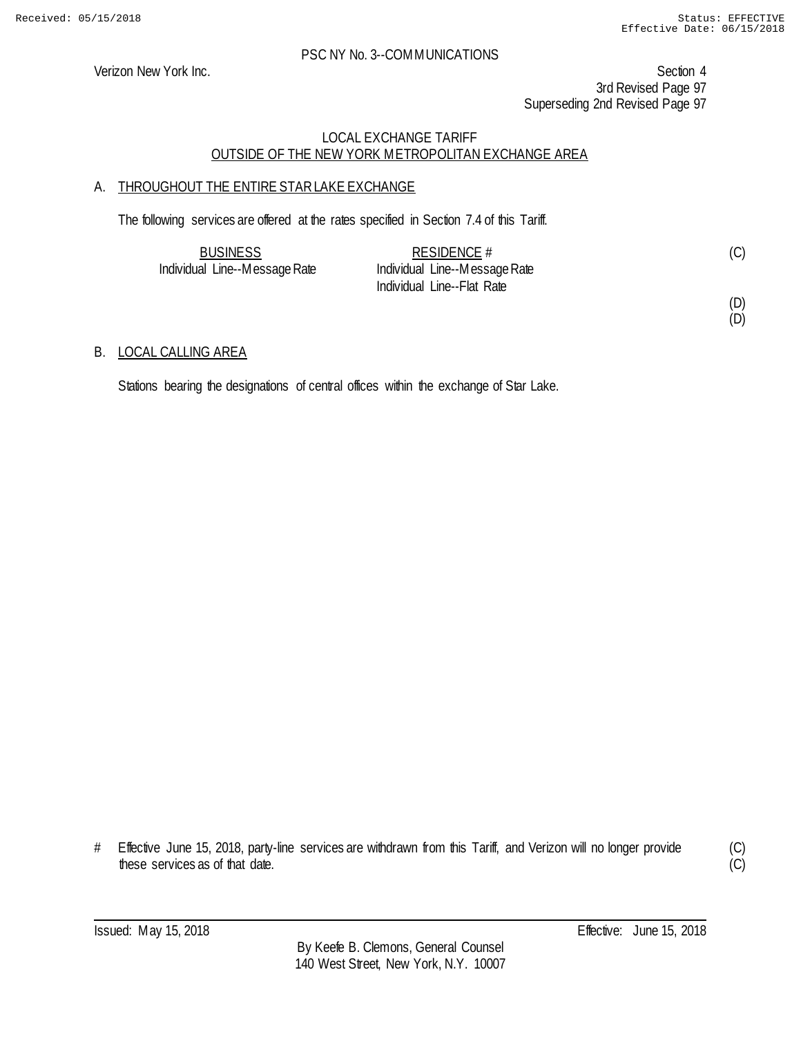PSC NY No. 3--COMMUNICATIONS

Verizon New York Inc.

Section 4
3rd Revised Page 97
Superseding 2nd Revised Page 97

## LOCAL EXCHANGE TARIFF
## OUTSIDE OF THE NEW YORK METROPOLITAN EXCHANGE AREA

### A. THROUGHOUT THE ENTIRE STAR LAKE EXCHANGE

The following services are offered at the rates specified in Section 7.4 of this Tariff.

| BUSINESS | RESIDENCE # | |
|---|---|---|
| Individual Line--Message Rate | Individual Line--Message Rate | (C) |
| | Individual Line--Flat Rate | |
| | | (D) |
| | | (D) |

### B. LOCAL CALLING AREA

Stations bearing the designations of central offices within the exchange of Star Lake.

# Effective June 15, 2018, party-line services are withdrawn from this Tariff, and Verizon will no longer provide these services as of that date. (C) (C)

Issued: May 15, 2018 Effective: June 15, 2018

By Keefe B. Clemons, General Counsel
140 West Street, New York, N.Y. 10007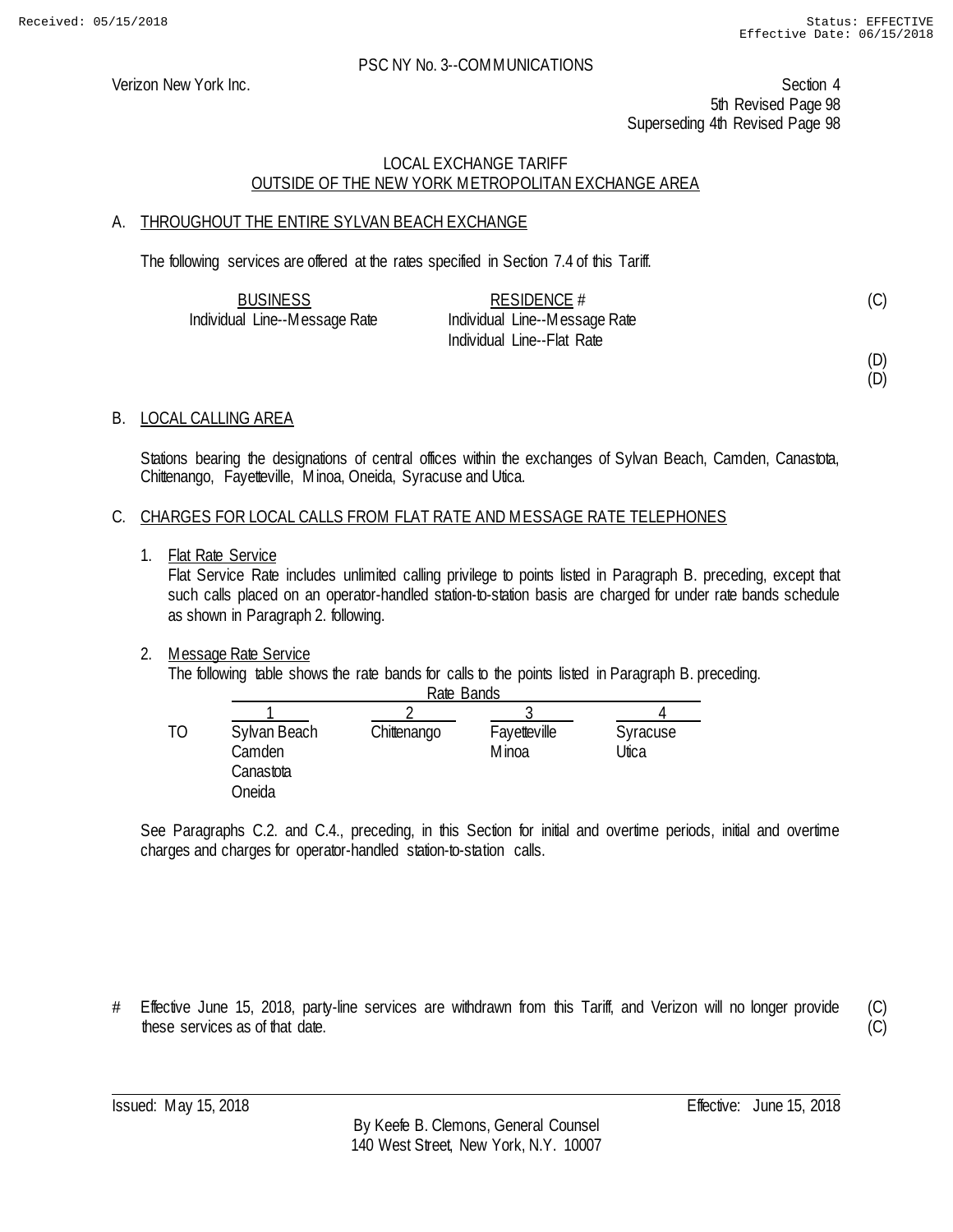PSC NY No. 3--COMMUNICATIONS

Verizon New York Inc.

Section 4
5th Revised Page 98
Superseding 4th Revised Page 98

LOCAL EXCHANGE TARIFF
OUTSIDE OF THE NEW YORK METROPOLITAN EXCHANGE AREA

A. THROUGHOUT THE ENTIRE SYLVAN BEACH EXCHANGE

The following services are offered at the rates specified in Section 7.4 of this Tariff.

| BUSINESS | RESIDENCE # |
|---|---|
| Individual Line--Message Rate | Individual Line--Message Rate |
| | Individual Line--Flat Rate |

(C)

(D)
(D)

B. LOCAL CALLING AREA

Stations bearing the designations of central offices within the exchanges of Sylvan Beach, Camden, Canastota, Chittenango, Fayetteville, Minoa, Oneida, Syracuse and Utica.

C. CHARGES FOR LOCAL CALLS FROM FLAT RATE AND MESSAGE RATE TELEPHONES

1. Flat Rate Service
   Flat Service Rate includes unlimited calling privilege to points listed in Paragraph B. preceding, except that such calls placed on an operator-handled station-to-station basis are charged for under rate bands schedule as shown in Paragraph 2. following.

2. Message Rate Service
   The following table shows the rate bands for calls to the points listed in Paragraph B. preceding.

| | Rate Bands | | | |
|---|---|---|---|---|
| | 1 | 2 | 3 | 4 |
| TO | Sylvan Beach | Chittenango | Fayetteville | Syracuse |
| | Camden | | Minoa | Utica |
| | Canastota | | | |
| | Oneida | | | |

See Paragraphs C.2. and C.4., preceding, in this Section for initial and overtime periods, initial and overtime charges and charges for operator-handled station-to-station calls.

# Effective June 15, 2018, party-line services are withdrawn from this Tariff, and Verizon will no longer provide these services as of that date. (C)(C)

Issued: May 15, 2018 Effective: June 15, 2018

By Keefe B. Clemons, General Counsel
140 West Street, New York, N.Y. 10007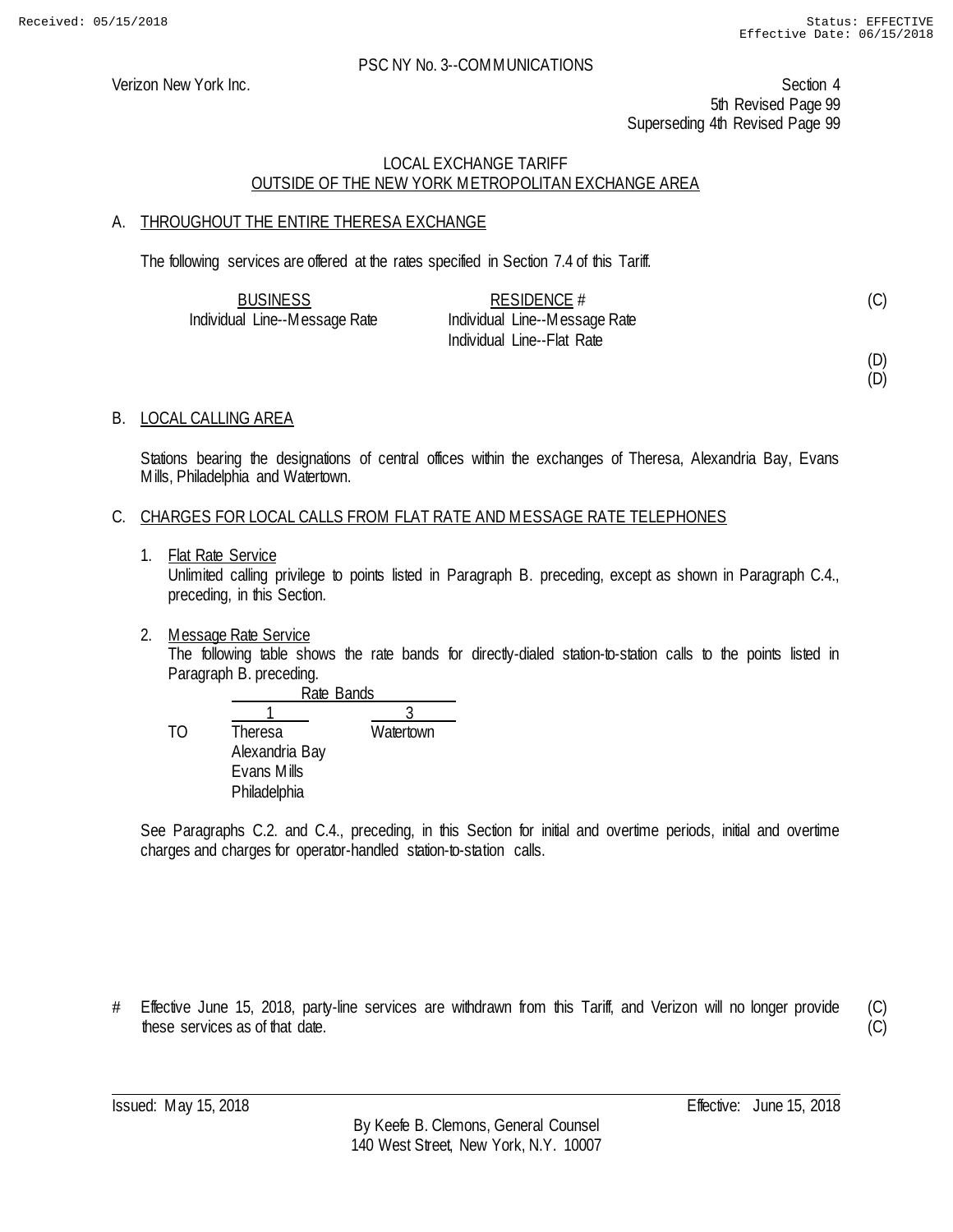PSC NY No. 3--COMMUNICATIONS

Verizon New York Inc.

Section 4
5th Revised Page 99
Superseding 4th Revised Page 99

LOCAL EXCHANGE TARIFF
OUTSIDE OF THE NEW YORK METROPOLITAN EXCHANGE AREA

## A. THROUGHOUT THE ENTIRE THERESA EXCHANGE

The following services are offered at the rates specified in Section 7.4 of this Tariff.

| BUSINESS | RESIDENCE # | |
|---|---|---|
| Individual Line--Message Rate | Individual Line--Message Rate | (C) |
| | Individual Line--Flat Rate | |
| | | (D) |
| | | (D) |

## B. LOCAL CALLING AREA

Stations bearing the designations of central offices within the exchanges of Theresa, Alexandria Bay, Evans Mills, Philadelphia and Watertown.

## C. CHARGES FOR LOCAL CALLS FROM FLAT RATE AND MESSAGE RATE TELEPHONES

1. Flat Rate Service
   Unlimited calling privilege to points listed in Paragraph B. preceding, except as shown in Paragraph C.4., preceding, in this Section.

2. Message Rate Service
   The following table shows the rate bands for directly-dialed station-to-station calls to the points listed in Paragraph B. preceding.

| | Rate Bands | |
|---|---|---|
| | 1 | 3 |
| TO | Theresa | Watertown |
| | Alexandria Bay | |
| | Evans Mills | |
| | Philadelphia | |

See Paragraphs C.2. and C.4., preceding, in this Section for initial and overtime periods, initial and overtime charges and charges for operator-handled station-to-station calls.

# Effective June 15, 2018, party-line services are withdrawn from this Tariff, and Verizon will no longer provide these services as of that date. (C)(C)

Issued: May 15, 2018

Effective: June 15, 2018

By Keefe B. Clemons, General Counsel
140 West Street, New York, N.Y. 10007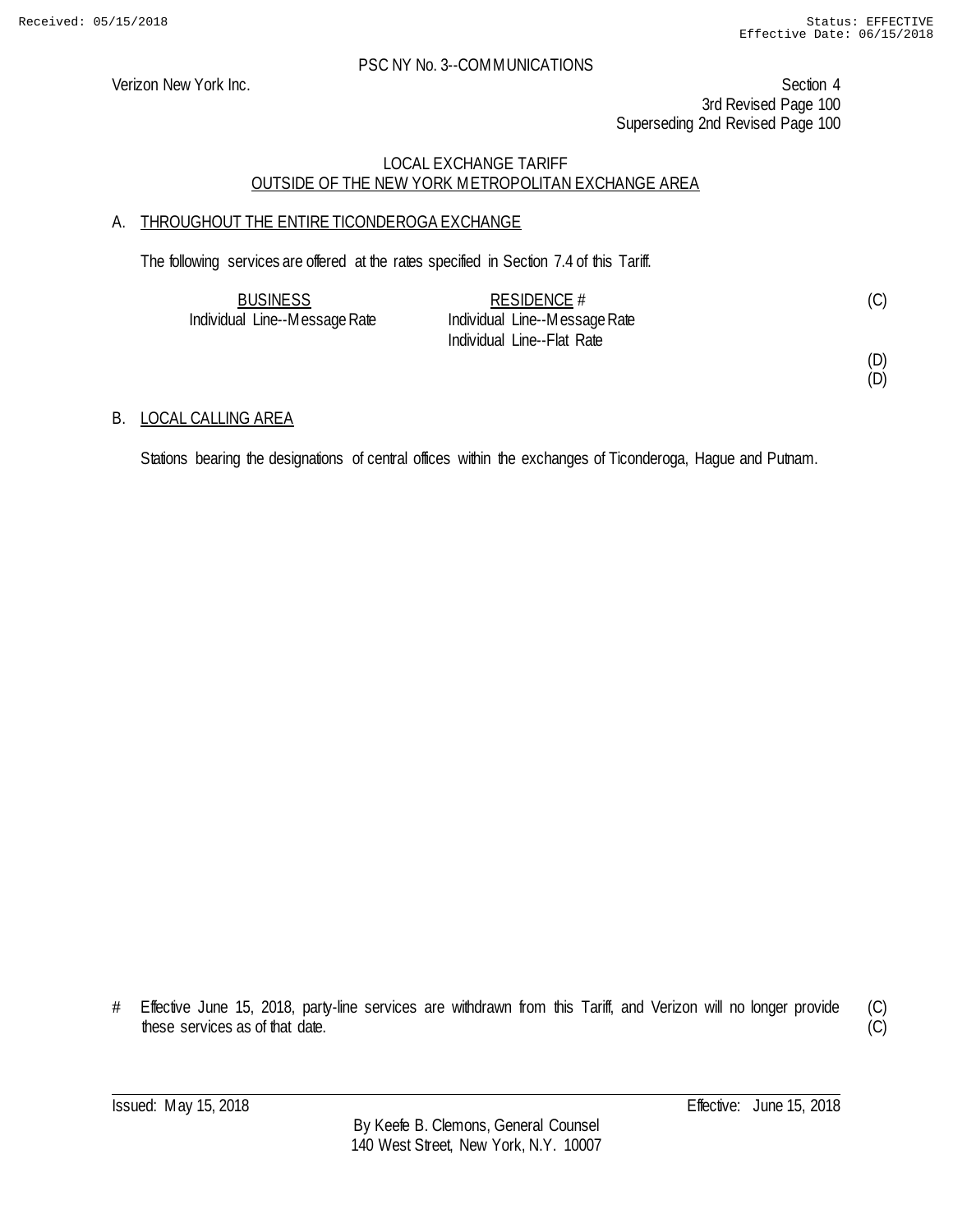PSC NY No. 3--COMMUNICATIONS

Verizon New York Inc.

Section 4
3rd Revised Page 100
Superseding 2nd Revised Page 100

LOCAL EXCHANGE TARIFF
OUTSIDE OF THE NEW YORK METROPOLITAN EXCHANGE AREA

A. THROUGHOUT THE ENTIRE TICONDEROGA EXCHANGE

The following services are offered at the rates specified in Section 7.4 of this Tariff.

| BUSINESS | RESIDENCE # | |
|---|---|---|
| Individual Line--Message Rate | Individual Line--Message Rate | (C) |
| | Individual Line--Flat Rate | |
| | | (D) |
| | | (D) |

B. LOCAL CALLING AREA

Stations bearing the designations of central offices within the exchanges of Ticonderoga, Hague and Putnam.

# Effective June 15, 2018, party-line services are withdrawn from this Tariff, and Verizon will no longer provide these services as of that date. (C)
(C)

Issued: May 15, 2018 Effective: June 15, 2018

By Keefe B. Clemons, General Counsel
140 West Street, New York, N.Y. 10007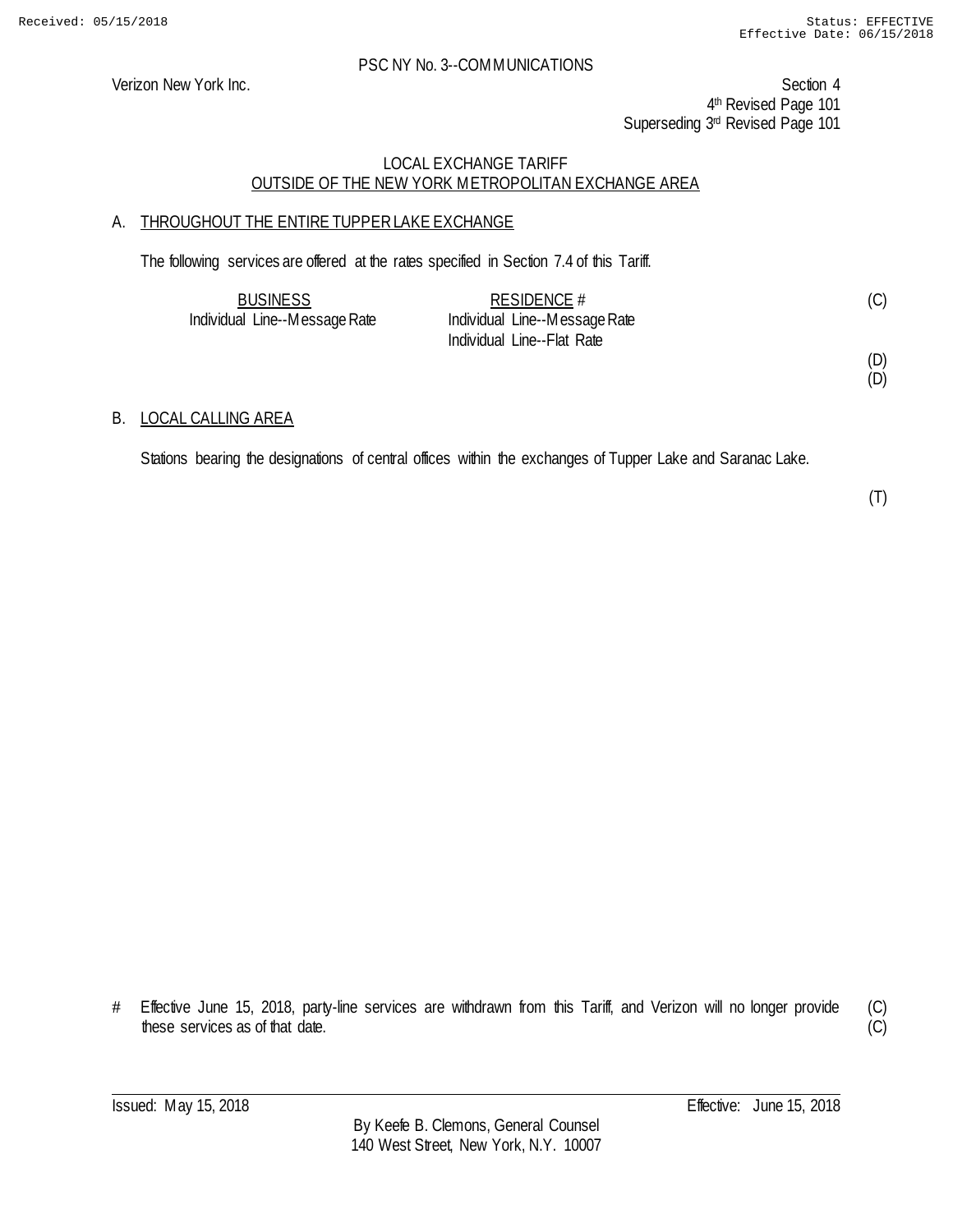Received: 05/15/2018 Status: EFFECTIVE
Effective Date: 06/15/2018

PSC NY No. 3--COMMUNICATIONS

Verizon New York Inc.

Section 4
4th Revised Page 101
Superseding 3rd Revised Page 101

LOCAL EXCHANGE TARIFF
OUTSIDE OF THE NEW YORK METROPOLITAN EXCHANGE AREA

A. THROUGHOUT THE ENTIRE TUPPER LAKE EXCHANGE

The following services are offered at the rates specified in Section 7.4 of this Tariff.

| BUSINESS | RESIDENCE # | |
|---|---|---|
| Individual Line--Message Rate | Individual Line--Message Rate | (C) |
| | Individual Line--Flat Rate | |
| | | (D) |
| | | (D) |

B. LOCAL CALLING AREA

Stations bearing the designations of central offices within the exchanges of Tupper Lake and Saranac Lake.

(T)

\# Effective June 15, 2018, party-line services are withdrawn from this Tariff, and Verizon will no longer provide these services as of that date. (C) (C)

Issued: May 15, 2018 Effective: June 15, 2018

By Keefe B. Clemons, General Counsel
140 West Street, New York, N.Y. 10007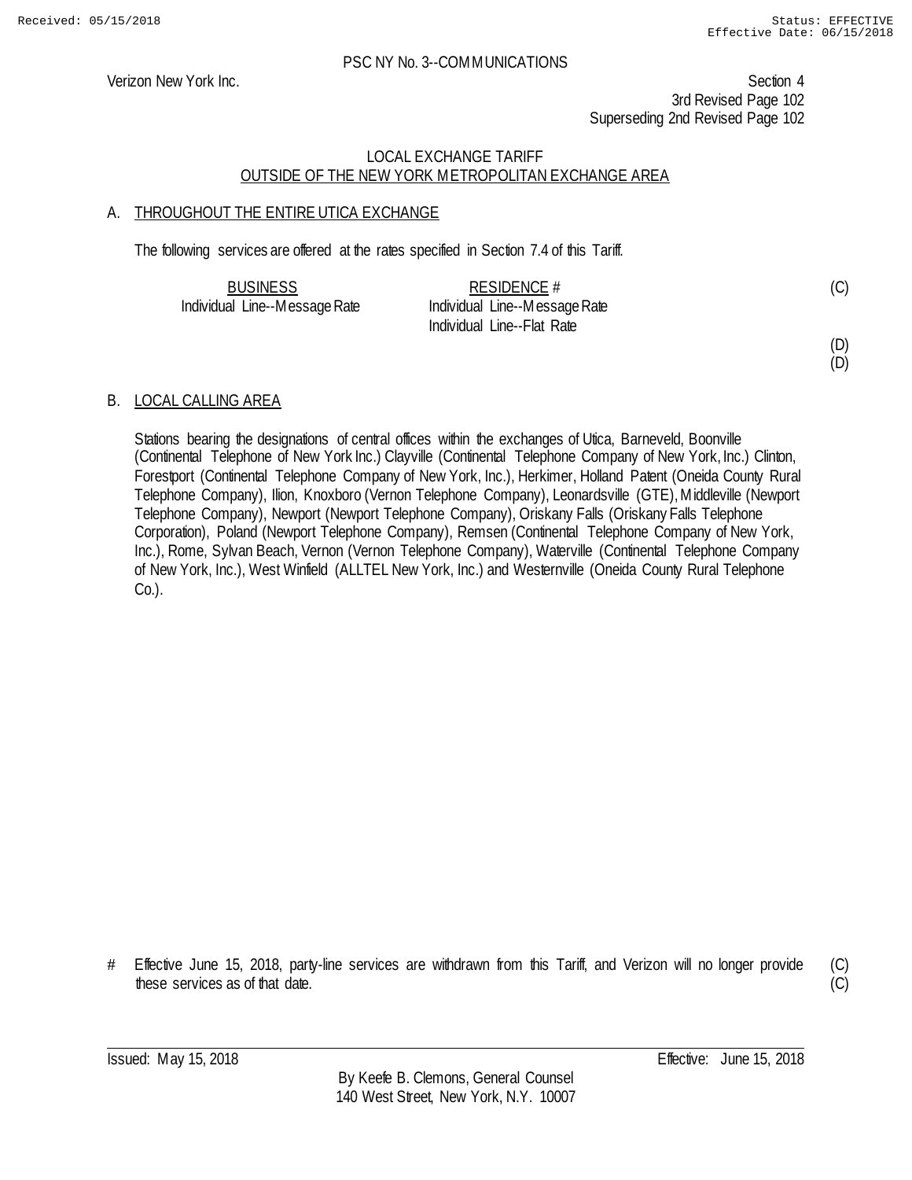PSC NY No. 3--COMMUNICATIONS

Verizon New York Inc.

Section 4
3rd Revised Page 102
Superseding 2nd Revised Page 102

LOCAL EXCHANGE TARIFF
OUTSIDE OF THE NEW YORK METROPOLITAN EXCHANGE AREA

A. THROUGHOUT THE ENTIRE UTICA EXCHANGE

The following services are offered at the rates specified in Section 7.4 of this Tariff.

| BUSINESS | RESIDENCE # | |
|---|---|---|
| Individual Line--Message Rate | Individual Line--Message Rate | (C) |
| | Individual Line--Flat Rate | |
| | | (D) |
| | | (D) |

B. LOCAL CALLING AREA

Stations bearing the designations of central offices within the exchanges of Utica, Barneveld, Boonville (Continental Telephone of New York Inc.) Clayville (Continental Telephone Company of New York, Inc.) Clinton, Forestport (Continental Telephone Company of New York, Inc.), Herkimer, Holland Patent (Oneida County Rural Telephone Company), Ilion, Knoxboro (Vernon Telephone Company), Leonardsville (GTE), Middleville (Newport Telephone Company), Newport (Newport Telephone Company), Oriskany Falls (Oriskany Falls Telephone Corporation), Poland (Newport Telephone Company), Remsen (Continental Telephone Company of New York, Inc.), Rome, Sylvan Beach, Vernon (Vernon Telephone Company), Waterville (Continental Telephone Company of New York, Inc.), West Winfield (ALLTEL New York, Inc.) and Westernville (Oneida County Rural Telephone Co.).

# Effective June 15, 2018, party-line services are withdrawn from this Tariff, and Verizon will no longer provide these services as of that date. (C)

Issued: May 15, 2018 Effective: June 15, 2018

By Keefe B. Clemons, General Counsel
140 West Street, New York, N.Y. 10007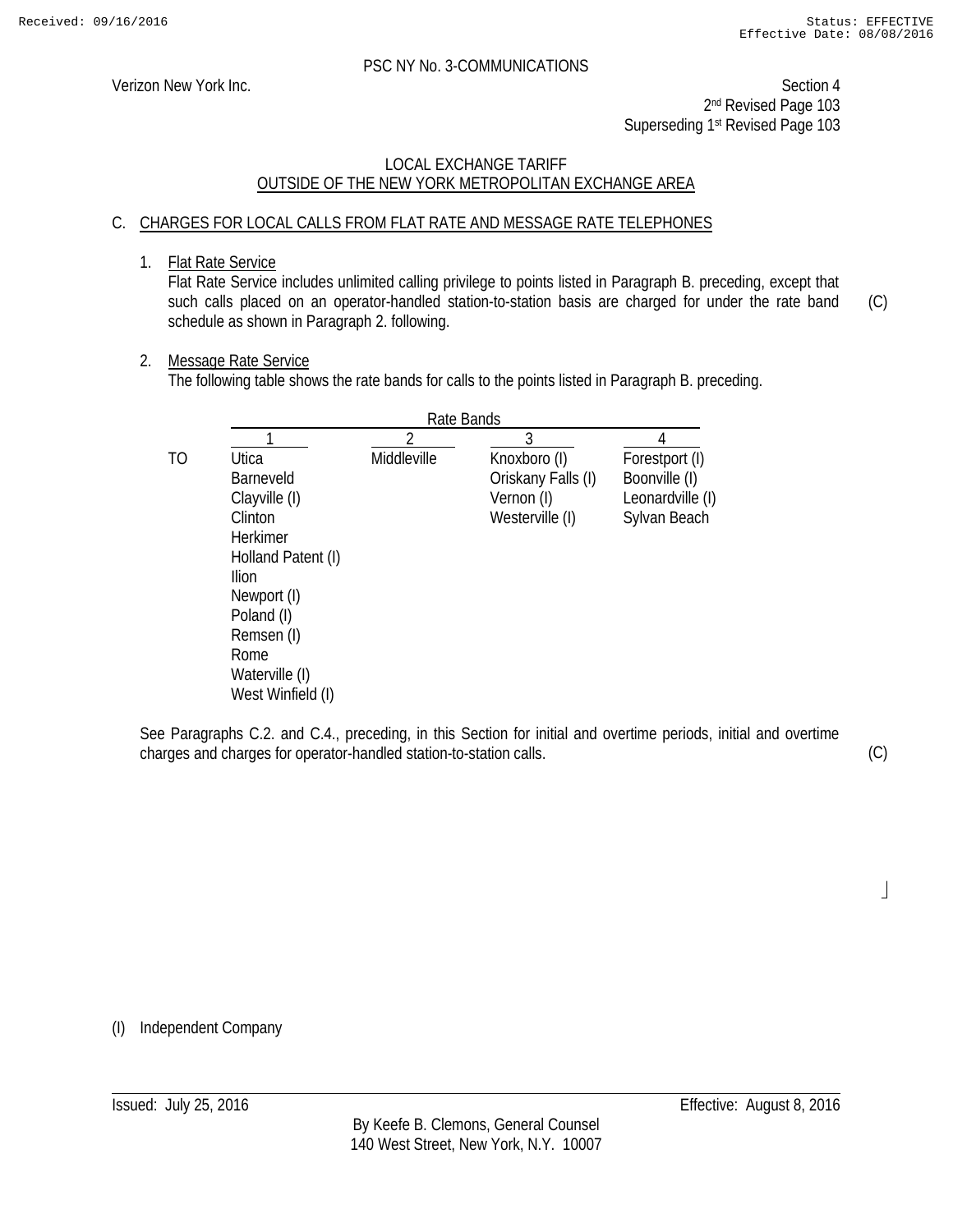PSC NY No. 3-COMMUNICATIONS

Verizon New York Inc.

Section 4
2nd Revised Page 103
Superseding 1st Revised Page 103

LOCAL EXCHANGE TARIFF
OUTSIDE OF THE NEW YORK METROPOLITAN EXCHANGE AREA

C. CHARGES FOR LOCAL CALLS FROM FLAT RATE AND MESSAGE RATE TELEPHONES

1. Flat Rate Service
   Flat Rate Service includes unlimited calling privilege to points listed in Paragraph B. preceding, except that such calls placed on an operator-handled station-to-station basis are charged for under the rate band schedule as shown in Paragraph 2. following. (C)

2. Message Rate Service
   The following table shows the rate bands for calls to the points listed in Paragraph B. preceding.

| | Rate Bands | | | |
|---|---|---|---|---|
| | 1 | 2 | 3 | 4 |
| TO | Utica | Middleville | Knoxboro (I) | Forestport (I) |
| | Barneveld | | Oriskany Falls (I) | Boonville (I) |
| | Clayville (I) | | Vernon (I) | Leonardville (I) |
| | Clinton | | Westerville (I) | Sylvan Beach |
| | Herkimer | | | |
| | Holland Patent (I) | | | |
| | Ilion | | | |
| | Newport (I) | | | |
| | Poland (I) | | | |
| | Remsen (I) | | | |
| | Rome | | | |
| | Waterville (I) | | | |
| | West Winfield (I) | | | |

See Paragraphs C.2. and C.4., preceding, in this Section for initial and overtime periods, initial and overtime charges and charges for operator-handled station-to-station calls. (C)

(I) Independent Company

Issued: July 25, 2016 Effective: August 8, 2016

By Keefe B. Clemons, General Counsel
140 West Street, New York, N.Y. 10007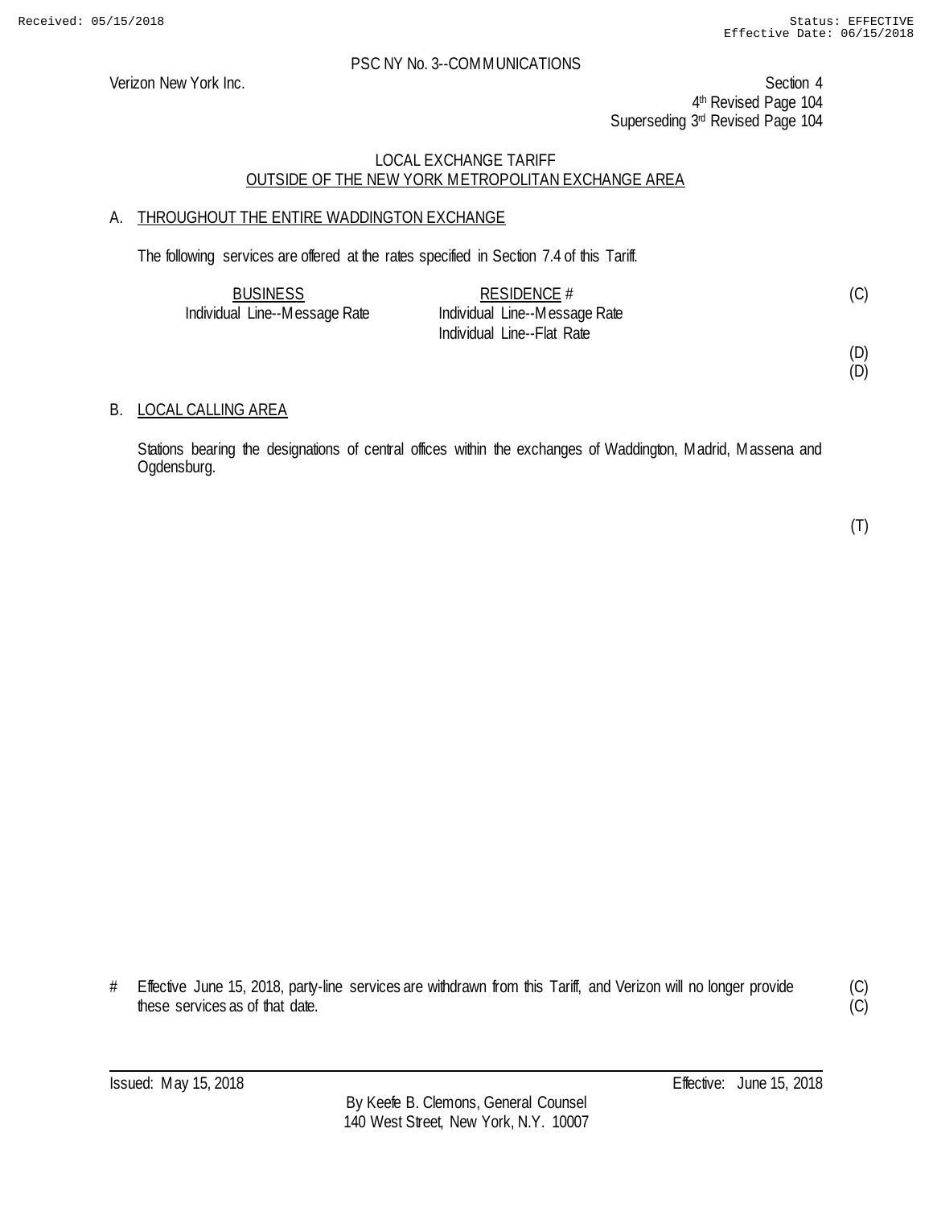Verizon New York Inc.

Section 4
4th Revised Page 104
Superseding 3rd Revised Page 104

PSC NY No. 3--COMMUNICATIONS

LOCAL EXCHANGE TARIFF
OUTSIDE OF THE NEW YORK METROPOLITAN EXCHANGE AREA

A. THROUGHOUT THE ENTIRE WADDINGTON EXCHANGE

The following services are offered at the rates specified in Section 7.4 of this Tariff.

| BUSINESS | RESIDENCE # | |
|---|---|---|
| Individual Line--Message Rate | Individual Line--Message Rate | (C) |
| | Individual Line--Flat Rate | |
| | | (D) |
| | | (D) |

B. LOCAL CALLING AREA

Stations bearing the designations of central offices within the exchanges of Waddington, Madrid, Massena and Ogdensburg.

(T)

# Effective June 15, 2018, party-line services are withdrawn from this Tariff, and Verizon will no longer provide these services as of that date. (C)
(C)

Issued: May 15, 2018
Effective: June 15, 2018

By Keefe B. Clemons, General Counsel
140 West Street, New York, N.Y. 10007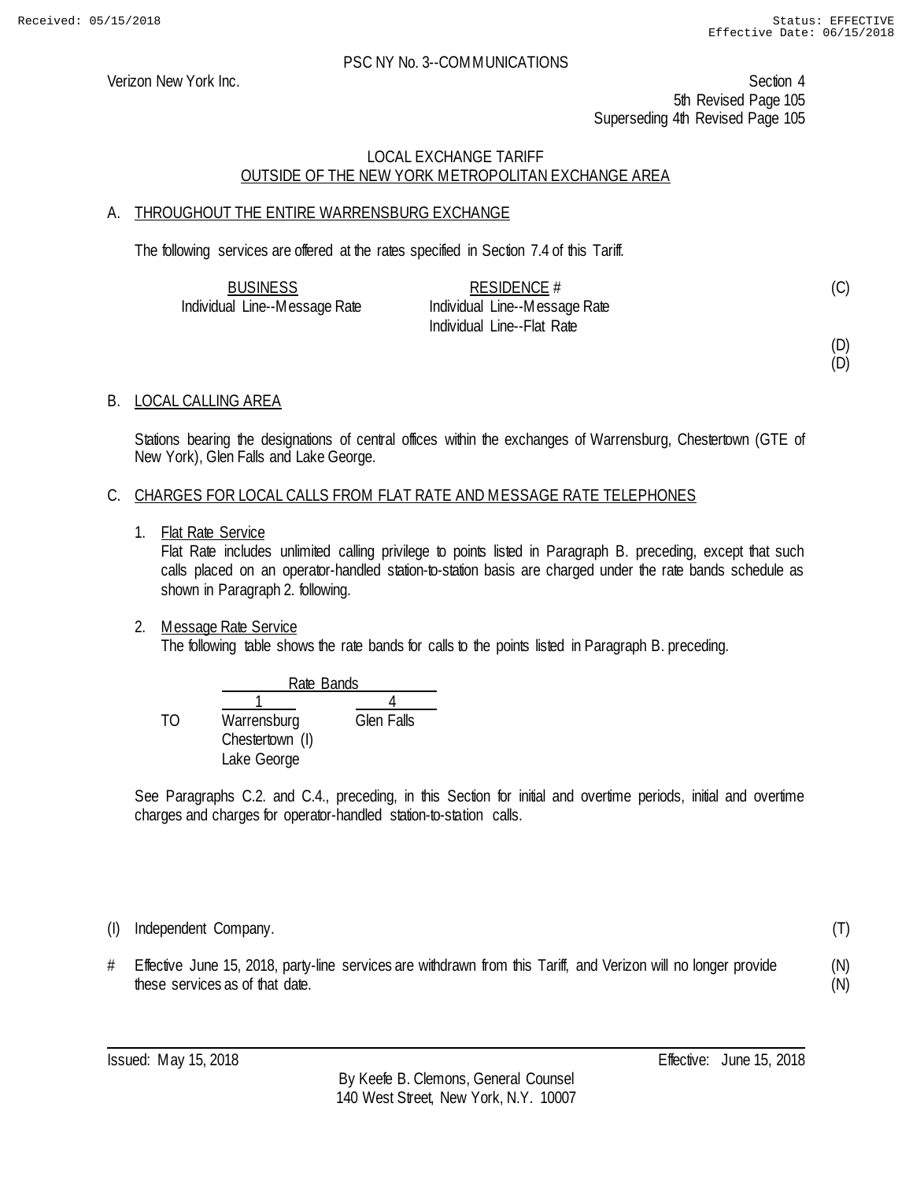Received: 05/15/2018 Status: EFFECTIVE
Effective Date: 06/15/2018

PSC NY No. 3--COMMUNICATIONS

Verizon New York Inc.

Section 4
5th Revised Page 105
Superseding 4th Revised Page 105

LOCAL EXCHANGE TARIFF
OUTSIDE OF THE NEW YORK METROPOLITAN EXCHANGE AREA

## A. THROUGHOUT THE ENTIRE WARRENSBURG EXCHANGE

The following services are offered at the rates specified in Section 7.4 of this Tariff.

| BUSINESS | RESIDENCE # | |
|---|---|---|
| Individual Line--Message Rate | Individual Line--Message Rate | (C) |
| | Individual Line--Flat Rate | |
| | | (D) |
| | | (D) |

## B. LOCAL CALLING AREA

Stations bearing the designations of central offices within the exchanges of Warrensburg, Chestertown (GTE of New York), Glen Falls and Lake George.

## C. CHARGES FOR LOCAL CALLS FROM FLAT RATE AND MESSAGE RATE TELEPHONES

1. Flat Rate Service
   Flat Rate includes unlimited calling privilege to points listed in Paragraph B. preceding, except that such calls placed on an operator-handled station-to-station basis are charged under the rate bands schedule as shown in Paragraph 2. following.

2. Message Rate Service
   The following table shows the rate bands for calls to the points listed in Paragraph B. preceding.

| | Rate Bands | |
|---|---|---|
| | 1 | 4 |
| TO | Warrensburg | Glen Falls |
| | Chestertown (I) | |
| | Lake George | |

See Paragraphs C.2. and C.4., preceding, in this Section for initial and overtime periods, initial and overtime charges and charges for operator-handled station-to-station calls.

(I) Independent Company. (T)

# Effective June 15, 2018, party-line services are withdrawn from this Tariff, and Verizon will no longer provide these services as of that date. (N)

Issued: May 15, 2018 Effective: June 15, 2018

By Keefe B. Clemons, General Counsel
140 West Street, New York, N.Y. 10007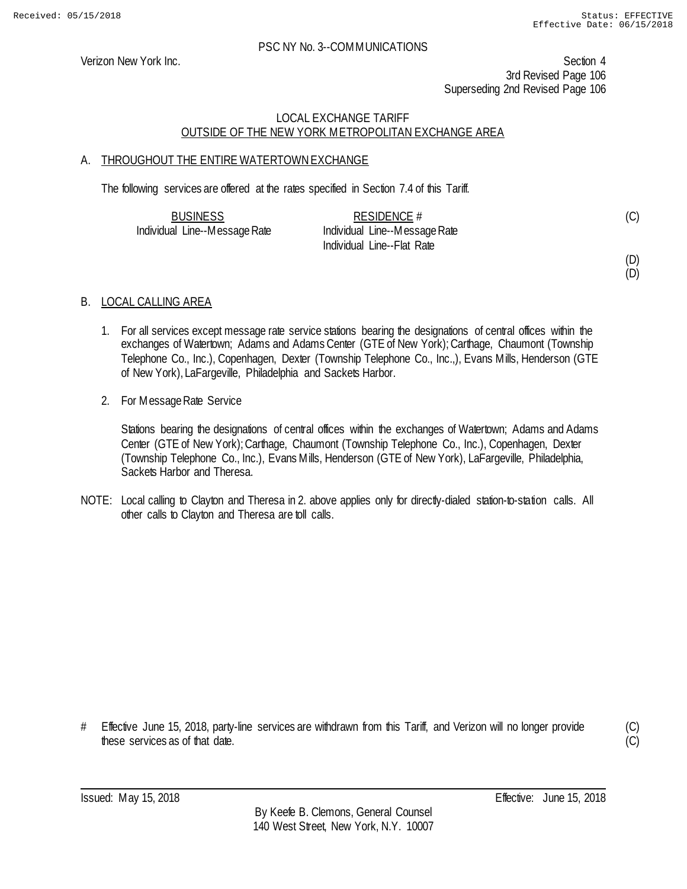PSC NY No. 3--COMMUNICATIONS

Verizon New York Inc.

Section 4
3rd Revised Page 106
Superseding 2nd Revised Page 106

## LOCAL EXCHANGE TARIFF
## OUTSIDE OF THE NEW YORK METROPOLITAN EXCHANGE AREA

### A. THROUGHOUT THE ENTIRE WATERTOWN EXCHANGE

The following services are offered at the rates specified in Section 7.4 of this Tariff.

| BUSINESS | RESIDENCE # | |
|---|---|---|
| Individual Line--Message Rate | Individual Line--Message Rate | (C) |
| | Individual Line--Flat Rate | |
| | | (D) |
| | | (D) |

### B. LOCAL CALLING AREA

1. For all services except message rate service stations bearing the designations of central offices within the exchanges of Watertown; Adams and Adams Center (GTE of New York); Carthage, Chaumont (Township Telephone Co., Inc.), Copenhagen, Dexter (Township Telephone Co., Inc.,), Evans Mills, Henderson (GTE of New York), LaFargeville, Philadelphia and Sackets Harbor.

2. For Message Rate Service

   Stations bearing the designations of central offices within the exchanges of Watertown; Adams and Adams Center (GTE of New York); Carthage, Chaumont (Township Telephone Co., Inc.), Copenhagen, Dexter (Township Telephone Co., Inc.), Evans Mills, Henderson (GTE of New York), LaFargeville, Philadelphia, Sackets Harbor and Theresa.

NOTE: Local calling to Clayton and Theresa in 2. above applies only for directly-dialed station-to-station calls. All other calls to Clayton and Theresa are toll calls.

\# Effective June 15, 2018, party-line services are withdrawn from this Tariff, and Verizon will no longer provide these services as of that date. (C)

Issued: May 15, 2018

Effective: June 15, 2018

By Keefe B. Clemons, General Counsel
140 West Street, New York, N.Y. 10007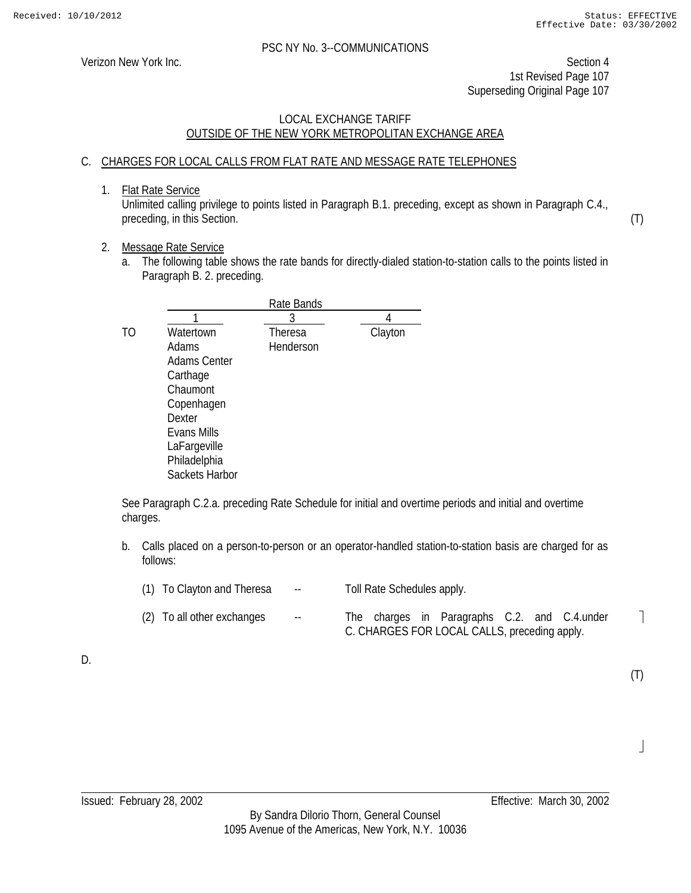PSC NY No. 3--COMMUNICATIONS

Verizon New York Inc.

Section 4
1st Revised Page 107
Superseding Original Page 107

LOCAL EXCHANGE TARIFF
OUTSIDE OF THE NEW YORK METROPOLITAN EXCHANGE AREA

C. CHARGES FOR LOCAL CALLS FROM FLAT RATE AND MESSAGE RATE TELEPHONES

1. Flat Rate Service
   Unlimited calling privilege to points listed in Paragraph B.1. preceding, except as shown in Paragraph C.4., preceding, in this Section. (T)

2. Message Rate Service
   a. The following table shows the rate bands for directly-dialed station-to-station calls to the points listed in Paragraph B. 2. preceding.

| | Rate Bands | | |
|---|---|---|---|
| | 1 | 3 | 4 |
| TO | Watertown | Theresa | Clayton |
| | Adams | Henderson | |
| | Adams Center | | |
| | Carthage | | |
| | Chaumont | | |
| | Copenhagen | | |
| | Dexter | | |
| | Evans Mills | | |
| | LaFargeville | | |
| | Philadelphia | | |
| | Sackets Harbor | | |

   See Paragraph C.2.a. preceding Rate Schedule for initial and overtime periods and initial and overtime charges.

   b. Calls placed on a person-to-person or an operator-handled station-to-station basis are charged for as follows:

      (1) To Clayton and Theresa -- Toll Rate Schedules apply.

      (2) To all other exchanges -- The charges in Paragraphs C.2. and C.4.under C. CHARGES FOR LOCAL CALLS, preceding apply.

D.

(T)

Issued: February 28, 2002

Effective: March 30, 2002

By Sandra Dilorio Thorn, General Counsel
1095 Avenue of the Americas, New York, N.Y. 10036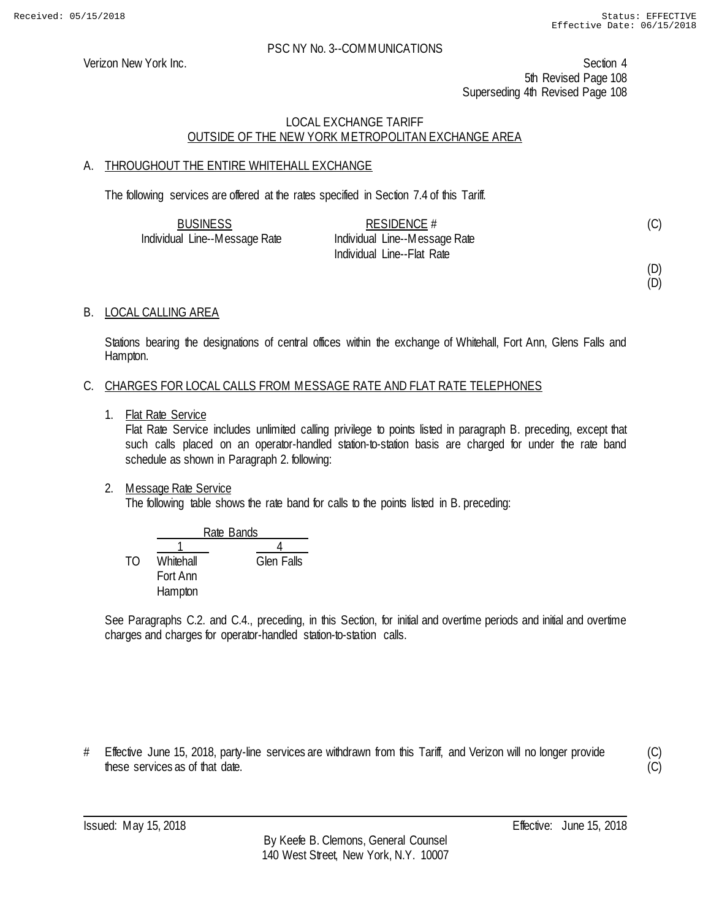PSC NY No. 3--COMMUNICATIONS

Verizon New York Inc.

Section 4
5th Revised Page 108
Superseding 4th Revised Page 108

LOCAL EXCHANGE TARIFF
OUTSIDE OF THE NEW YORK METROPOLITAN EXCHANGE AREA

## A. THROUGHOUT THE ENTIRE WHITEHALL EXCHANGE

The following services are offered at the rates specified in Section 7.4 of this Tariff.

| BUSINESS | RESIDENCE # | |
|---|---|---|
| Individual Line--Message Rate | Individual Line--Message Rate | (C) |
| | Individual Line--Flat Rate | |
| | | (D) |
| | | (D) |

## B. LOCAL CALLING AREA

Stations bearing the designations of central offices within the exchange of Whitehall, Fort Ann, Glens Falls and Hampton.

## C. CHARGES FOR LOCAL CALLS FROM MESSAGE RATE AND FLAT RATE TELEPHONES

1. Flat Rate Service
   Flat Rate Service includes unlimited calling privilege to points listed in paragraph B. preceding, except that such calls placed on an operator-handled station-to-station basis are charged for under the rate band schedule as shown in Paragraph 2. following:

2. Message Rate Service
   The following table shows the rate band for calls to the points listed in B. preceding:

| | Rate Bands | |
|---|---|---|
| | 1 | 4 |
| TO | Whitehall | Glen Falls |
| | Fort Ann | |
| | Hampton | |

See Paragraphs C.2. and C.4., preceding, in this Section, for initial and overtime periods and initial and overtime charges and charges for operator-handled station-to-station calls.

\# Effective June 15, 2018, party-line services are withdrawn from this Tariff, and Verizon will no longer provide these services as of that date. (C)(C)

Issued: May 15, 2018 Effective: June 15, 2018

By Keefe B. Clemons, General Counsel
140 West Street, New York, N.Y. 10007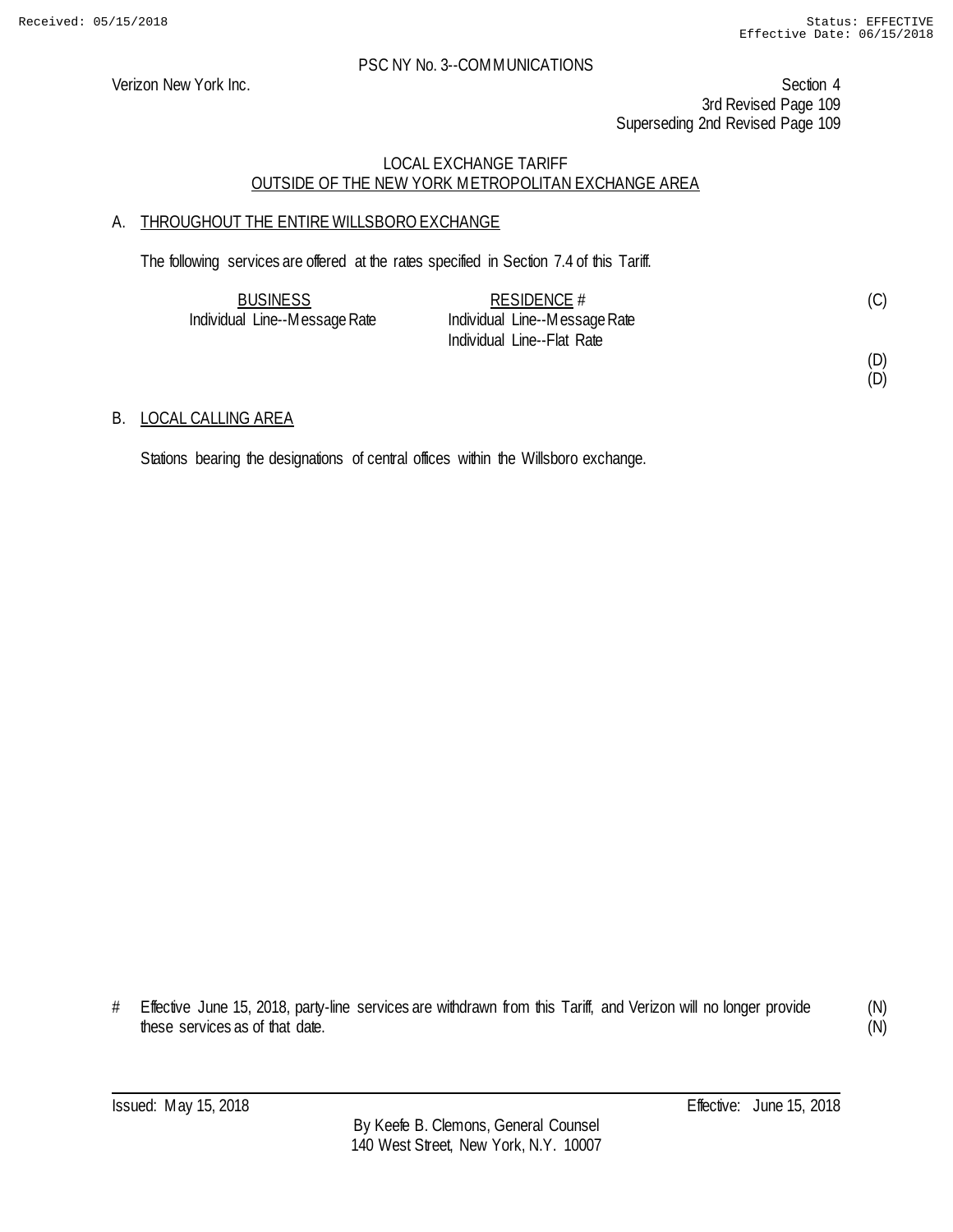PSC NY No. 3--COMMUNICATIONS

Verizon New York Inc.

Section 4
3rd Revised Page 109
Superseding 2nd Revised Page 109

## LOCAL EXCHANGE TARIFF
## OUTSIDE OF THE NEW YORK METROPOLITAN EXCHANGE AREA

### A. THROUGHOUT THE ENTIRE WILLSBORO EXCHANGE

The following services are offered at the rates specified in Section 7.4 of this Tariff.

| BUSINESS | RESIDENCE # | |
|---|---|---|
| Individual Line--Message Rate | Individual Line--Message Rate | (C) |
| | Individual Line--Flat Rate | |
| | | (D) |
| | | (D) |

### B. LOCAL CALLING AREA

Stations bearing the designations of central offices within the Willsboro exchange.

# Effective June 15, 2018, party-line services are withdrawn from this Tariff, and Verizon will no longer provide these services as of that date. (N) (N)

Issued: May 15, 2018 Effective: June 15, 2018

By Keefe B. Clemons, General Counsel
140 West Street, New York, N.Y. 10007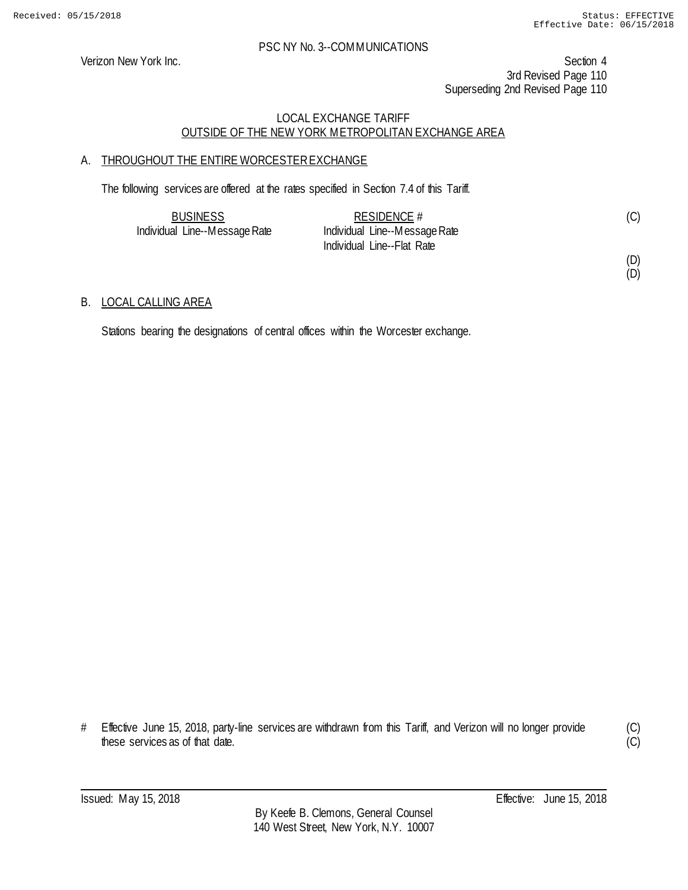PSC NY No. 3--COMMUNICATIONS

Verizon New York Inc.

Section 4
3rd Revised Page 110
Superseding 2nd Revised Page 110

LOCAL EXCHANGE TARIFF
OUTSIDE OF THE NEW YORK METROPOLITAN EXCHANGE AREA

## A. THROUGHOUT THE ENTIRE WORCESTER EXCHANGE

The following services are offered at the rates specified in Section 7.4 of this Tariff.

| BUSINESS | RESIDENCE # | |
|---|---|---|
| Individual Line--Message Rate | Individual Line--Message Rate | (C) |
| | Individual Line--Flat Rate | |
| | | (D) |
| | | (D) |

## B. LOCAL CALLING AREA

Stations bearing the designations of central offices within the Worcester exchange.

\# Effective June 15, 2018, party-line services are withdrawn from this Tariff, and Verizon will no longer provide these services as of that date. (C)
(C)

Issued: May 15, 2018
Effective: June 15, 2018

By Keefe B. Clemons, General Counsel
140 West Street, New York, N.Y. 10007